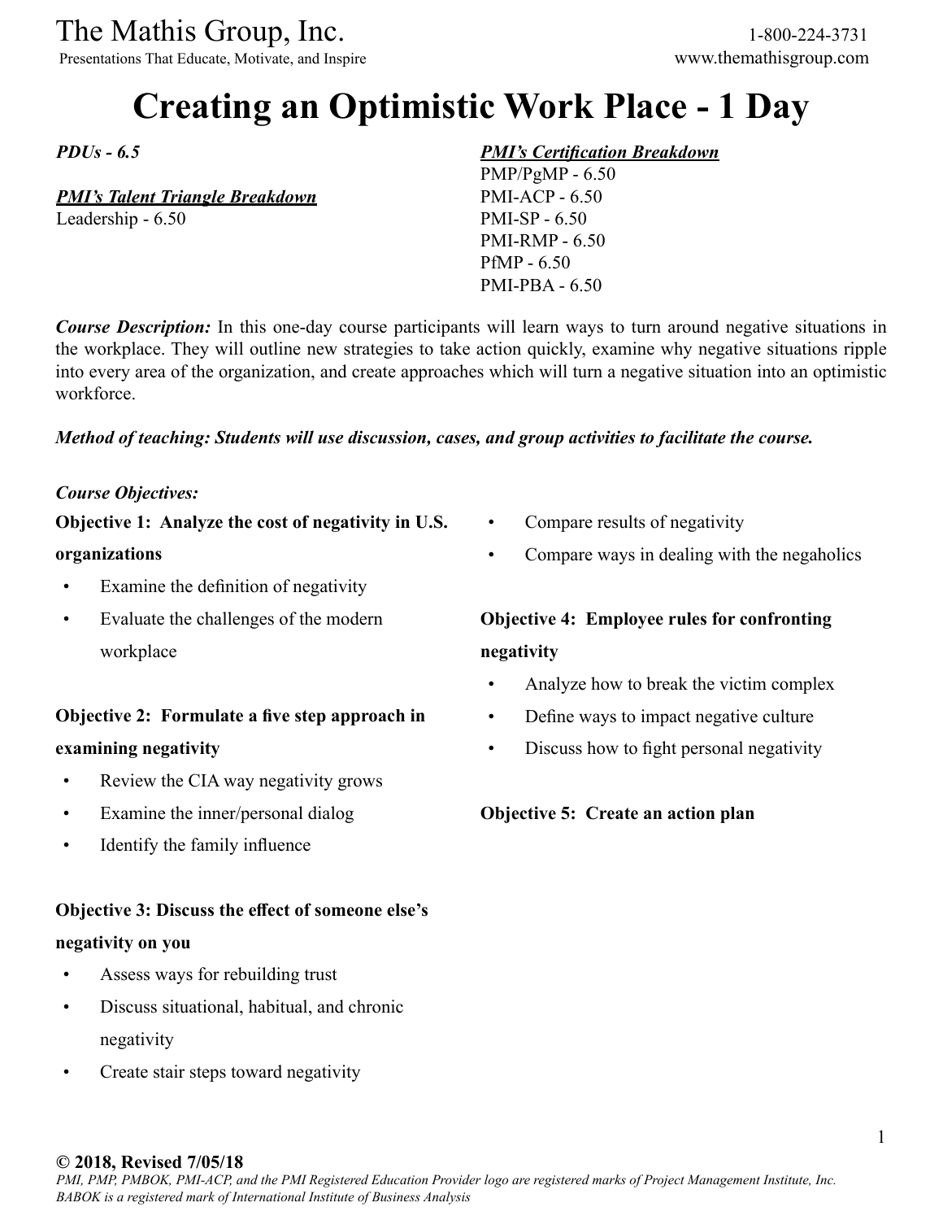The Mathis Group, Inc.
Presentations That Educate, Motivate, and Inspire

1-800-224-3731
www.themathisgroup.com

# Creating an Optimistic Work Place - 1 Day

***PDUs - 6.5***

***PMI's Talent Triangle Breakdown***
Leadership - 6.50

***PMI's Certification Breakdown***
PMP/PgMP - 6.50
PMI-ACP - 6.50
PMI-SP - 6.50
PMI-RMP - 6.50
PfMP - 6.50
PMI-PBA - 6.50

***Course Description:*** In this one-day course participants will learn ways to turn around negative situations in the workplace. They will outline new strategies to take action quickly, examine why negative situations ripple into every area of the organization, and create approaches which will turn a negative situation into an optimistic workforce.

***Method of teaching: Students will use discussion, cases, and group activities to facilitate the course.***

***Course Objectives:***

**Objective 1: Analyze the cost of negativity in U.S. organizations**

- Examine the definition of negativity
- Evaluate the challenges of the modern workplace

**Objective 2: Formulate a five step approach in examining negativity**

- Review the CIA way negativity grows
- Examine the inner/personal dialog
- Identify the family influence

**Objective 3: Discuss the effect of someone else's negativity on you**

- Assess ways for rebuilding trust
- Discuss situational, habitual, and chronic negativity
- Create stair steps toward negativity
- Compare results of negativity
- Compare ways in dealing with the negaholics

**Objective 4: Employee rules for confronting negativity**

- Analyze how to break the victim complex
- Define ways to impact negative culture
- Discuss how to fight personal negativity

**Objective 5: Create an action plan**

**© 2018, Revised 7/05/18**
*PMI, PMP, PMBOK, PMI-ACP, and the PMI Registered Education Provider logo are registered marks of Project Management Institute, Inc. BABOK is a registered mark of International Institute of Business Analysis*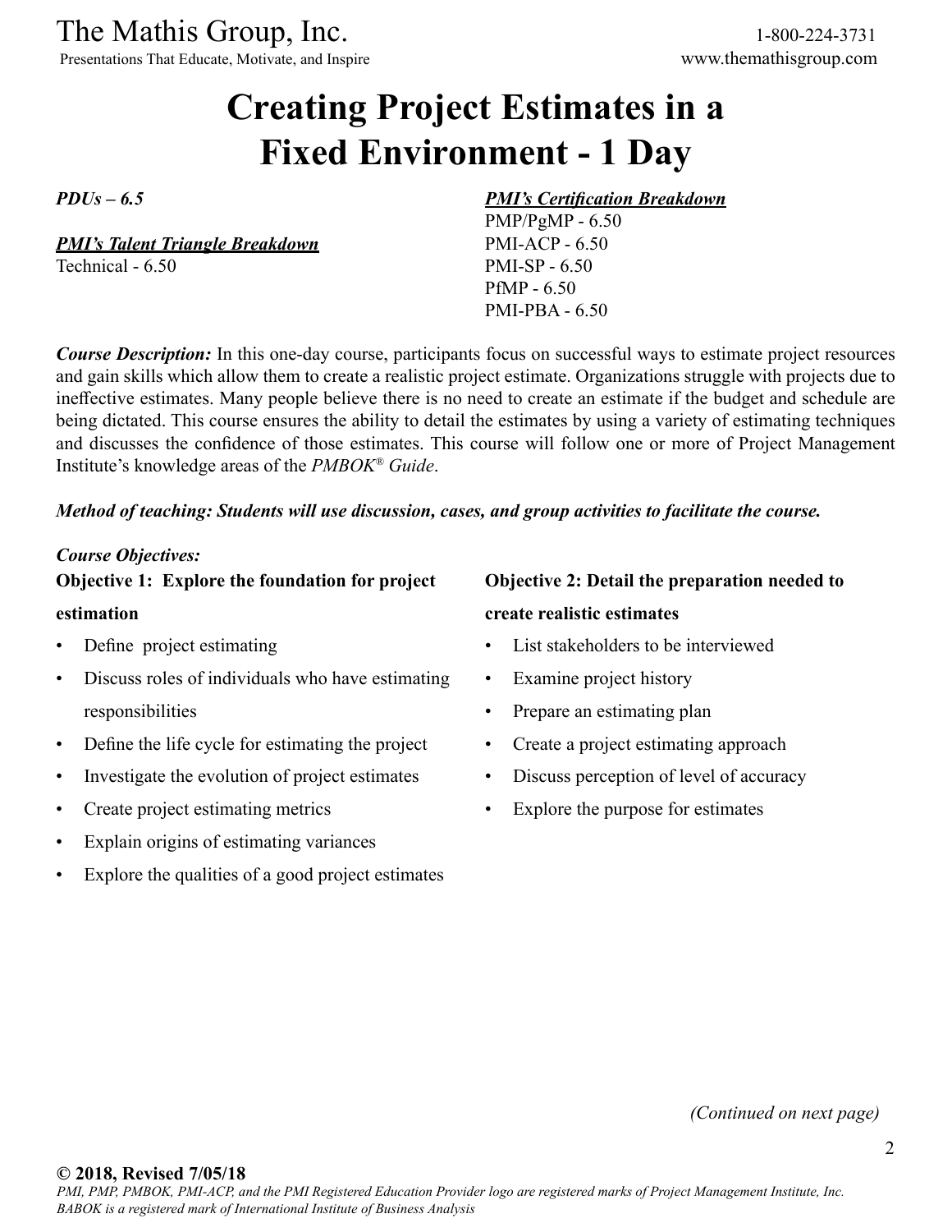# Creating Project Estimates in a Fixed Environment - 1 Day

***PDUs – 6.5***

***PMI's Talent Triangle Breakdown***
Technical - 6.50

***PMI's Certification Breakdown***
PMP/PgMP - 6.50
PMI-ACP - 6.50
PMI-SP - 6.50
PfMP - 6.50
PMI-PBA - 6.50

***Course Description:*** In this one-day course, participants focus on successful ways to estimate project resources and gain skills which allow them to create a realistic project estimate. Organizations struggle with projects due to ineffective estimates. Many people believe there is no need to create an estimate if the budget and schedule are being dictated. This course ensures the ability to detail the estimates by using a variety of estimating techniques and discusses the confidence of those estimates. This course will follow one or more of Project Management Institute's knowledge areas of the *PMBOK® Guide*.

***Method of teaching: Students will use discussion, cases, and group activities to facilitate the course.***

***Course Objectives:***

**Objective 1: Explore the foundation for project estimation**

- Define project estimating
- Discuss roles of individuals who have estimating responsibilities
- Define the life cycle for estimating the project
- Investigate the evolution of project estimates
- Create project estimating metrics
- Explain origins of estimating variances
- Explore the qualities of a good project estimates

**Objective 2: Detail the preparation needed to create realistic estimates**

- List stakeholders to be interviewed
- Examine project history
- Prepare an estimating plan
- Create a project estimating approach
- Discuss perception of level of accuracy
- Explore the purpose for estimates

*(Continued on next page)*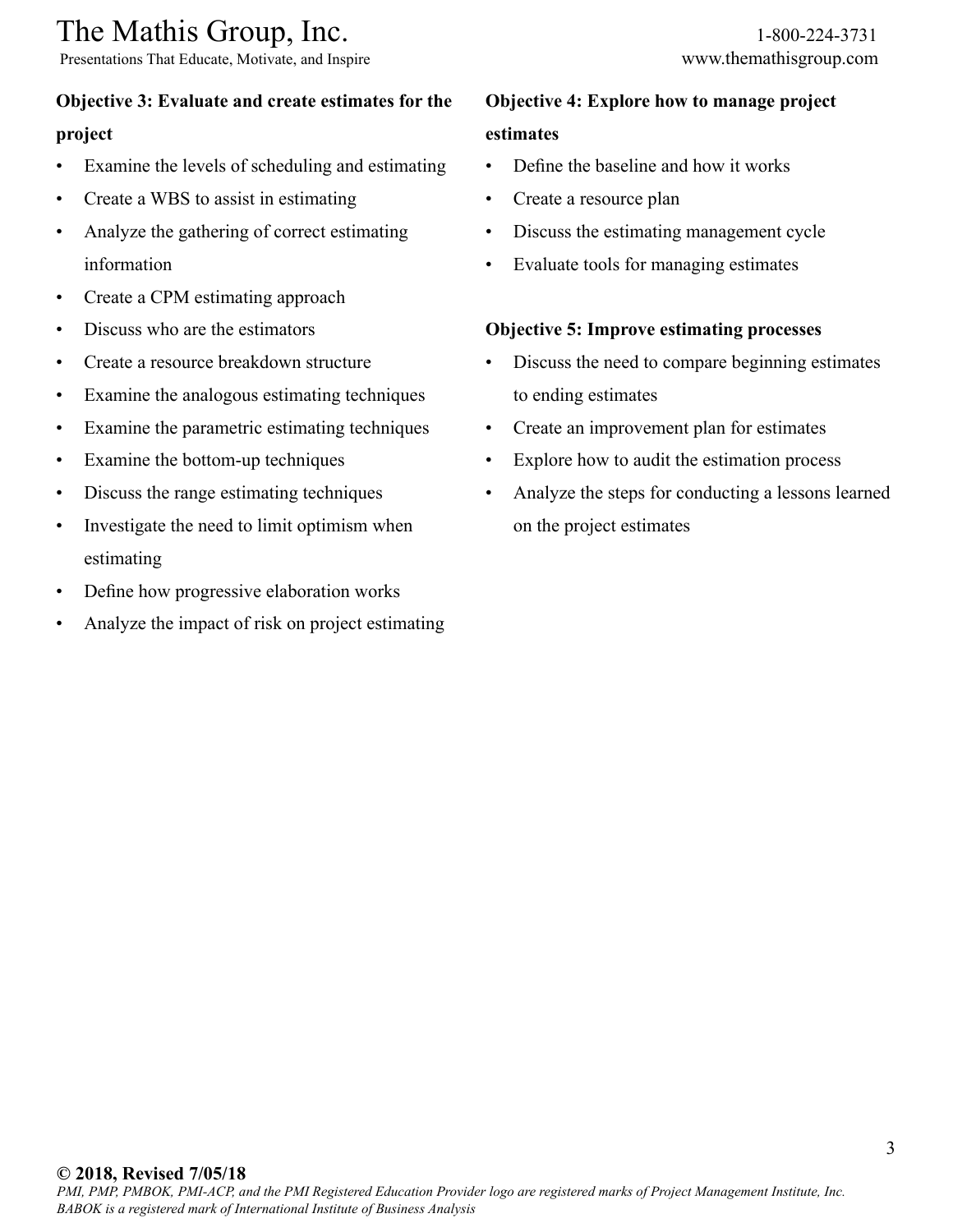**Objective 3: Evaluate and create estimates for the project**

- Examine the levels of scheduling and estimating
- Create a WBS to assist in estimating
- Analyze the gathering of correct estimating information
- Create a CPM estimating approach
- Discuss who are the estimators
- Create a resource breakdown structure
- Examine the analogous estimating techniques
- Examine the parametric estimating techniques
- Examine the bottom-up techniques
- Discuss the range estimating techniques
- Investigate the need to limit optimism when estimating
- Define how progressive elaboration works
- Analyze the impact of risk on project estimating

**Objective 4: Explore how to manage project estimates**

- Define the baseline and how it works
- Create a resource plan
- Discuss the estimating management cycle
- Evaluate tools for managing estimates

**Objective 5: Improve estimating processes**

- Discuss the need to compare beginning estimates to ending estimates
- Create an improvement plan for estimates
- Explore how to audit the estimation process
- Analyze the steps for conducting a lessons learned on the project estimates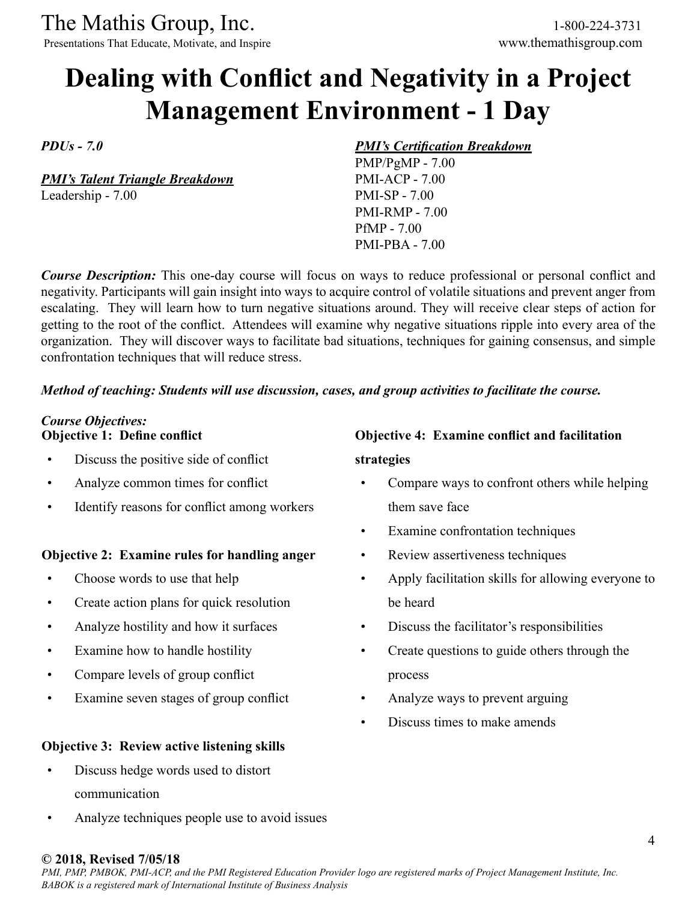# Dealing with Conflict and Negativity in a Project Management Environment - 1 Day

***PDUs - 7.0***

***PMI's Talent Triangle Breakdown***
Leadership - 7.00

***PMI's Certification Breakdown***
PMP/PgMP - 7.00
PMI-ACP - 7.00
PMI-SP - 7.00
PMI-RMP - 7.00
PfMP - 7.00
PMI-PBA - 7.00

***Course Description:*** This one-day course will focus on ways to reduce professional or personal conflict and negativity. Participants will gain insight into ways to acquire control of volatile situations and prevent anger from escalating. They will learn how to turn negative situations around. They will receive clear steps of action for getting to the root of the conflict. Attendees will examine why negative situations ripple into every area of the organization. They will discover ways to facilitate bad situations, techniques for gaining consensus, and simple confrontation techniques that will reduce stress.

***Method of teaching: Students will use discussion, cases, and group activities to facilitate the course.***

***Course Objectives:***

**Objective 1: Define conflict**

- Discuss the positive side of conflict
- Analyze common times for conflict
- Identify reasons for conflict among workers

**Objective 2: Examine rules for handling anger**

- Choose words to use that help
- Create action plans for quick resolution
- Analyze hostility and how it surfaces
- Examine how to handle hostility
- Compare levels of group conflict
- Examine seven stages of group conflict

**Objective 3: Review active listening skills**

- Discuss hedge words used to distort communication
- Analyze techniques people use to avoid issues

**Objective 4: Examine conflict and facilitation strategies**

- Compare ways to confront others while helping them save face
- Examine confrontation techniques
- Review assertiveness techniques
- Apply facilitation skills for allowing everyone to be heard
- Discuss the facilitator's responsibilities
- Create questions to guide others through the process
- Analyze ways to prevent arguing
- Discuss times to make amends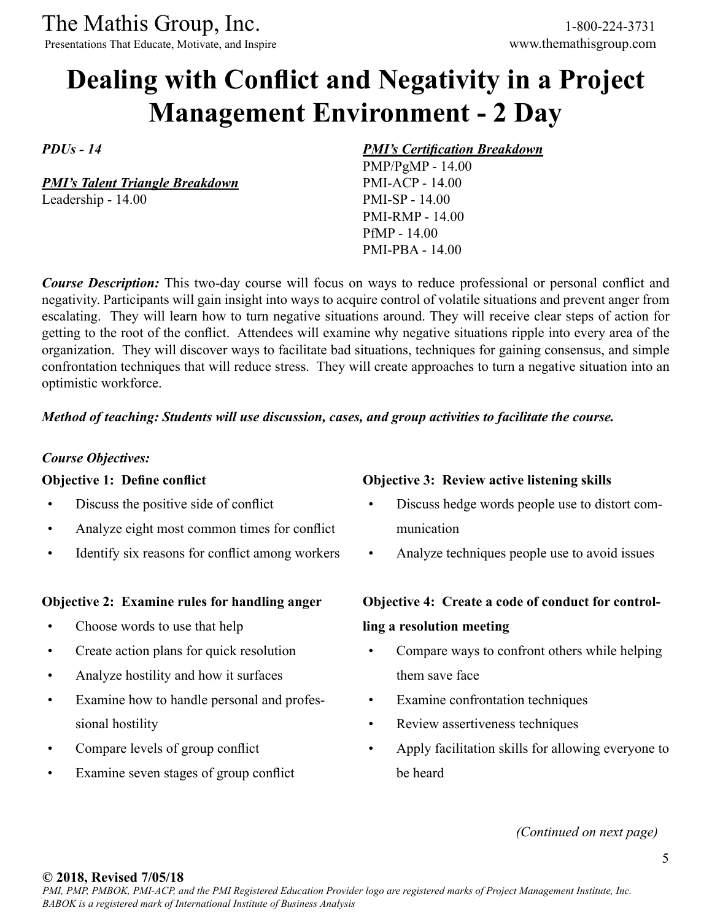# Dealing with Conflict and Negativity in a Project Management Environment - 2 Day

*PDUs - 14*

***PMI's Talent Triangle Breakdown***
Leadership - 14.00

***PMI's Certification Breakdown***
PMP/PgMP - 14.00
PMI-ACP - 14.00
PMI-SP - 14.00
PMI-RMP - 14.00
PfMP - 14.00
PMI-PBA - 14.00

***Course Description:*** This two-day course will focus on ways to reduce professional or personal conflict and negativity. Participants will gain insight into ways to acquire control of volatile situations and prevent anger from escalating. They will learn how to turn negative situations around. They will receive clear steps of action for getting to the root of the conflict. Attendees will examine why negative situations ripple into every area of the organization. They will discover ways to facilitate bad situations, techniques for gaining consensus, and simple confrontation techniques that will reduce stress. They will create approaches to turn a negative situation into an optimistic workforce.

***Method of teaching: Students will use discussion, cases, and group activities to facilitate the course.***

***Course Objectives:***

**Objective 1: Define conflict**

- Discuss the positive side of conflict
- Analyze eight most common times for conflict
- Identify six reasons for conflict among workers

**Objective 2: Examine rules for handling anger**

- Choose words to use that help
- Create action plans for quick resolution
- Analyze hostility and how it surfaces
- Examine how to handle personal and professional hostility
- Compare levels of group conflict
- Examine seven stages of group conflict

**Objective 3: Review active listening skills**

- Discuss hedge words people use to distort communication
- Analyze techniques people use to avoid issues

**Objective 4: Create a code of conduct for controlling a resolution meeting**

- Compare ways to confront others while helping them save face
- Examine confrontation techniques
- Review assertiveness techniques
- Apply facilitation skills for allowing everyone to be heard

*(Continued on next page)*

**© 2018, Revised 7/05/18**
*PMI, PMP, PMBOK, PMI-ACP, and the PMI Registered Education Provider logo are registered marks of Project Management Institute, Inc.*
*BABOK is a registered mark of International Institute of Business Analysis*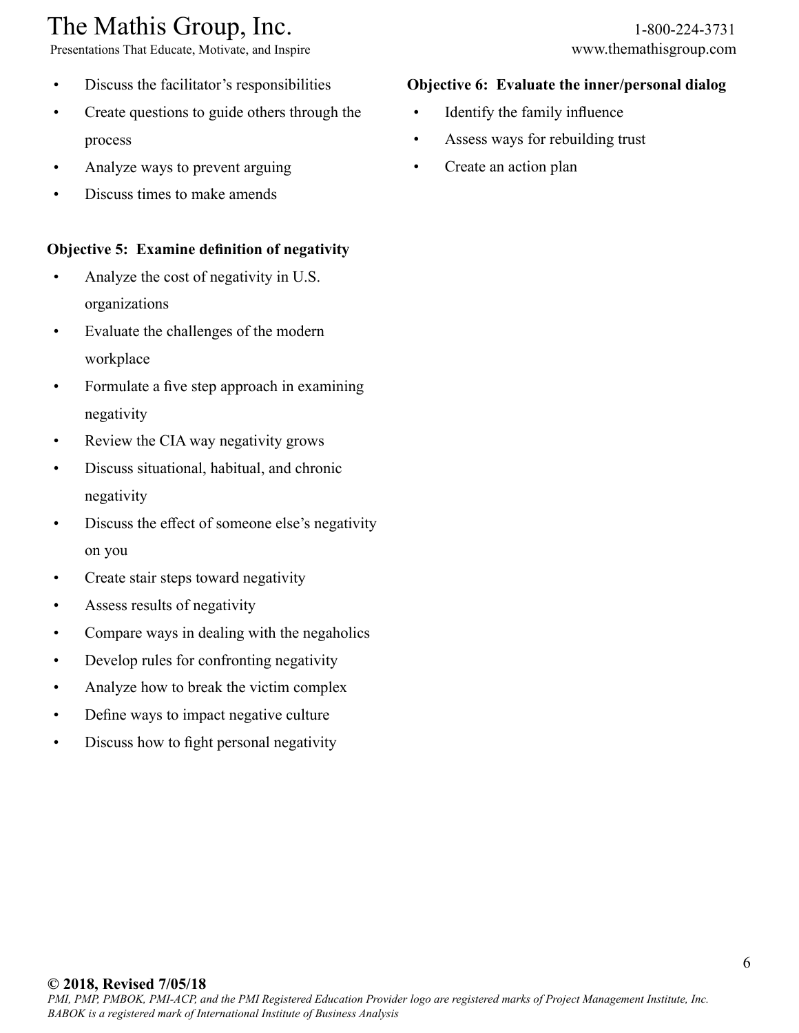- Discuss the facilitator's responsibilities
- Create questions to guide others through the process
- Analyze ways to prevent arguing
- Discuss times to make amends

**Objective 5: Examine definition of negativity**

- Analyze the cost of negativity in U.S. organizations
- Evaluate the challenges of the modern workplace
- Formulate a five step approach in examining negativity
- Review the CIA way negativity grows
- Discuss situational, habitual, and chronic negativity
- Discuss the effect of someone else's negativity on you
- Create stair steps toward negativity
- Assess results of negativity
- Compare ways in dealing with the negaholics
- Develop rules for confronting negativity
- Analyze how to break the victim complex
- Define ways to impact negative culture
- Discuss how to fight personal negativity

**Objective 6: Evaluate the inner/personal dialog**

- Identify the family influence
- Assess ways for rebuilding trust
- Create an action plan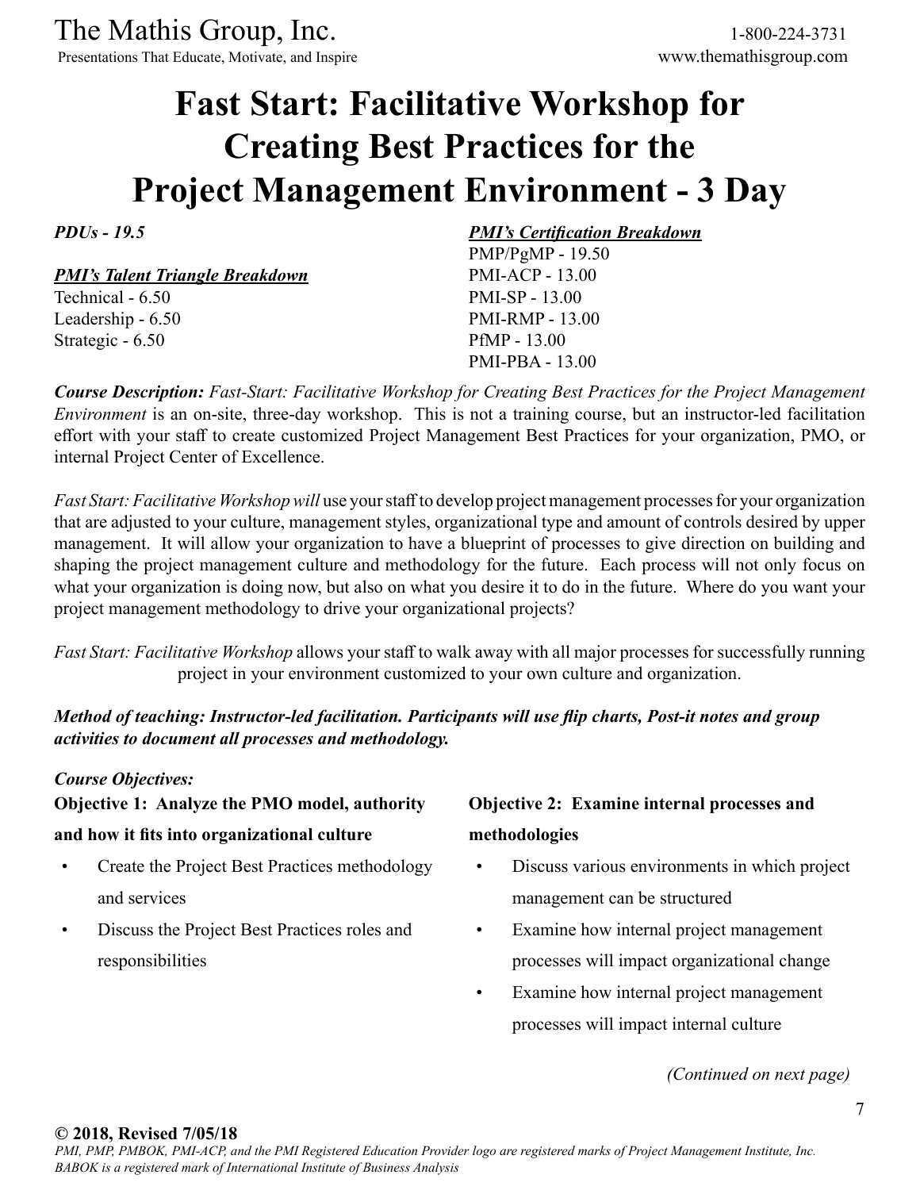# Fast Start: Facilitative Workshop for Creating Best Practices for the Project Management Environment - 3 Day

***PDUs - 19.5***

***PMI's Talent Triangle Breakdown***

Technical - 6.50
Leadership - 6.50
Strategic - 6.50

***PMI's Certification Breakdown***

PMP/PgMP - 19.50
PMI-ACP - 13.00
PMI-SP - 13.00
PMI-RMP - 13.00
PfMP - 13.00
PMI-PBA - 13.00

***Course Description:*** *Fast-Start: Facilitative Workshop for Creating Best Practices for the Project Management Environment* is an on-site, three-day workshop. This is not a training course, but an instructor-led facilitation effort with your staff to create customized Project Management Best Practices for your organization, PMO, or internal Project Center of Excellence.

*Fast Start: Facilitative Workshop will* use your staff to develop project management processes for your organization that are adjusted to your culture, management styles, organizational type and amount of controls desired by upper management. It will allow your organization to have a blueprint of processes to give direction on building and shaping the project management culture and methodology for the future. Each process will not only focus on what your organization is doing now, but also on what you desire it to do in the future. Where do you want your project management methodology to drive your organizational projects?

*Fast Start: Facilitative Workshop* allows your staff to walk away with all major processes for successfully running project in your environment customized to your own culture and organization.

***Method of teaching: Instructor-led facilitation. Participants will use flip charts, Post-it notes and group activities to document all processes and methodology.***

***Course Objectives:***

**Objective 1: Analyze the PMO model, authority and how it fits into organizational culture**

- Create the Project Best Practices methodology and services
- Discuss the Project Best Practices roles and responsibilities

**Objective 2: Examine internal processes and methodologies**

- Discuss various environments in which project management can be structured
- Examine how internal project management processes will impact organizational change
- Examine how internal project management processes will impact internal culture

*(Continued on next page)*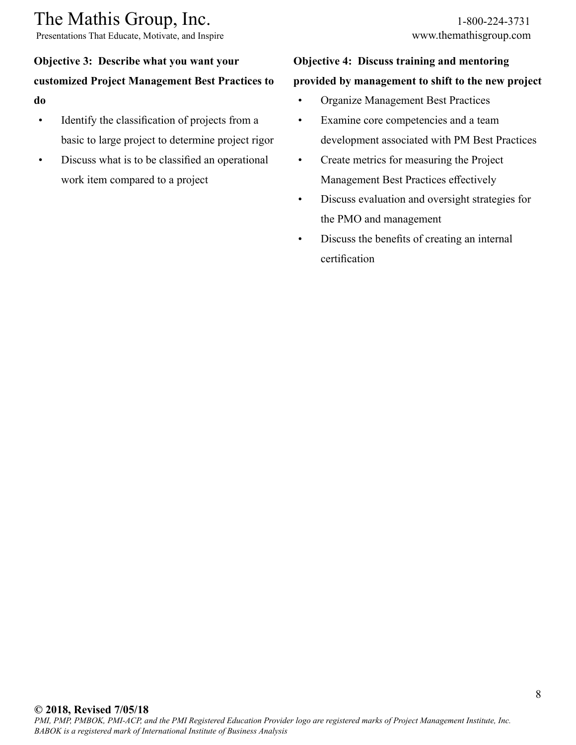**Objective 3: Describe what you want your customized Project Management Best Practices to do**

- Identify the classification of projects from a basic to large project to determine project rigor
- Discuss what is to be classified an operational work item compared to a project

**Objective 4: Discuss training and mentoring provided by management to shift to the new project**

- Organize Management Best Practices
- Examine core competencies and a team development associated with PM Best Practices
- Create metrics for measuring the Project Management Best Practices effectively
- Discuss evaluation and oversight strategies for the PMO and management
- Discuss the benefits of creating an internal certification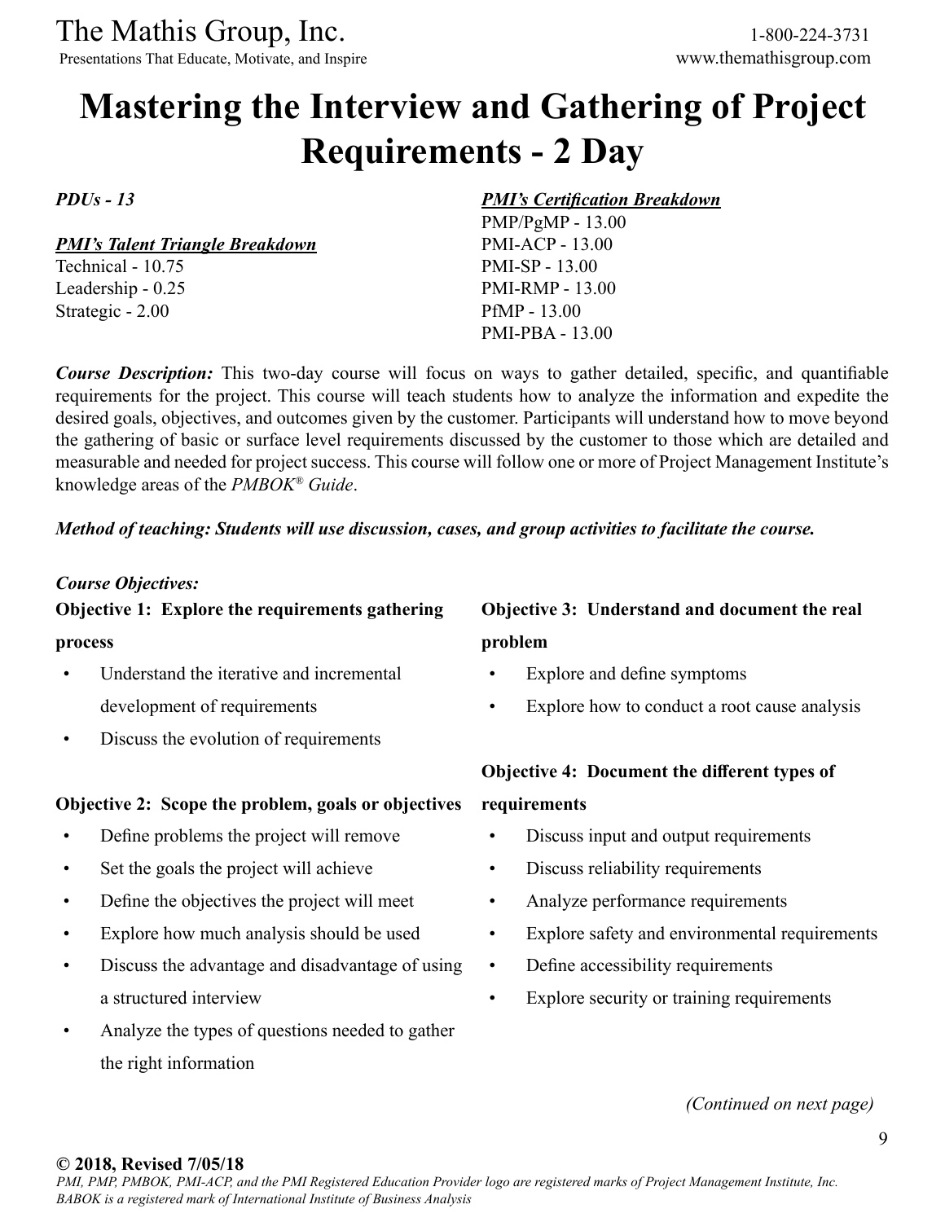# Mastering the Interview and Gathering of Project Requirements - 2 Day

***PDUs - 13***

***PMI's Talent Triangle Breakdown***
Technical - 10.75
Leadership - 0.25
Strategic - 2.00

***PMI's Certification Breakdown***
PMP/PgMP - 13.00
PMI-ACP - 13.00
PMI-SP - 13.00
PMI-RMP - 13.00
PfMP - 13.00
PMI-PBA - 13.00

***Course Description:*** This two-day course will focus on ways to gather detailed, specific, and quantifiable requirements for the project. This course will teach students how to analyze the information and expedite the desired goals, objectives, and outcomes given by the customer. Participants will understand how to move beyond the gathering of basic or surface level requirements discussed by the customer to those which are detailed and measurable and needed for project success. This course will follow one or more of Project Management Institute's knowledge areas of the *PMBOK® Guide*.

***Method of teaching: Students will use discussion, cases, and group activities to facilitate the course.***

***Course Objectives:***

**Objective 1: Explore the requirements gathering process**

- Understand the iterative and incremental development of requirements
- Discuss the evolution of requirements

**Objective 2: Scope the problem, goals or objectives**

- Define problems the project will remove
- Set the goals the project will achieve
- Define the objectives the project will meet
- Explore how much analysis should be used
- Discuss the advantage and disadvantage of using a structured interview
- Analyze the types of questions needed to gather the right information

**Objective 3: Understand and document the real problem**

- Explore and define symptoms
- Explore how to conduct a root cause analysis

**Objective 4: Document the different types of requirements**

- Discuss input and output requirements
- Discuss reliability requirements
- Analyze performance requirements
- Explore safety and environmental requirements
- Define accessibility requirements
- Explore security or training requirements

*(Continued on next page)*

**© 2018, Revised 7/05/18**
*PMI, PMP, PMBOK, PMI-ACP, and the PMI Registered Education Provider logo are registered marks of Project Management Institute, Inc. BABOK is a registered mark of International Institute of Business Analysis*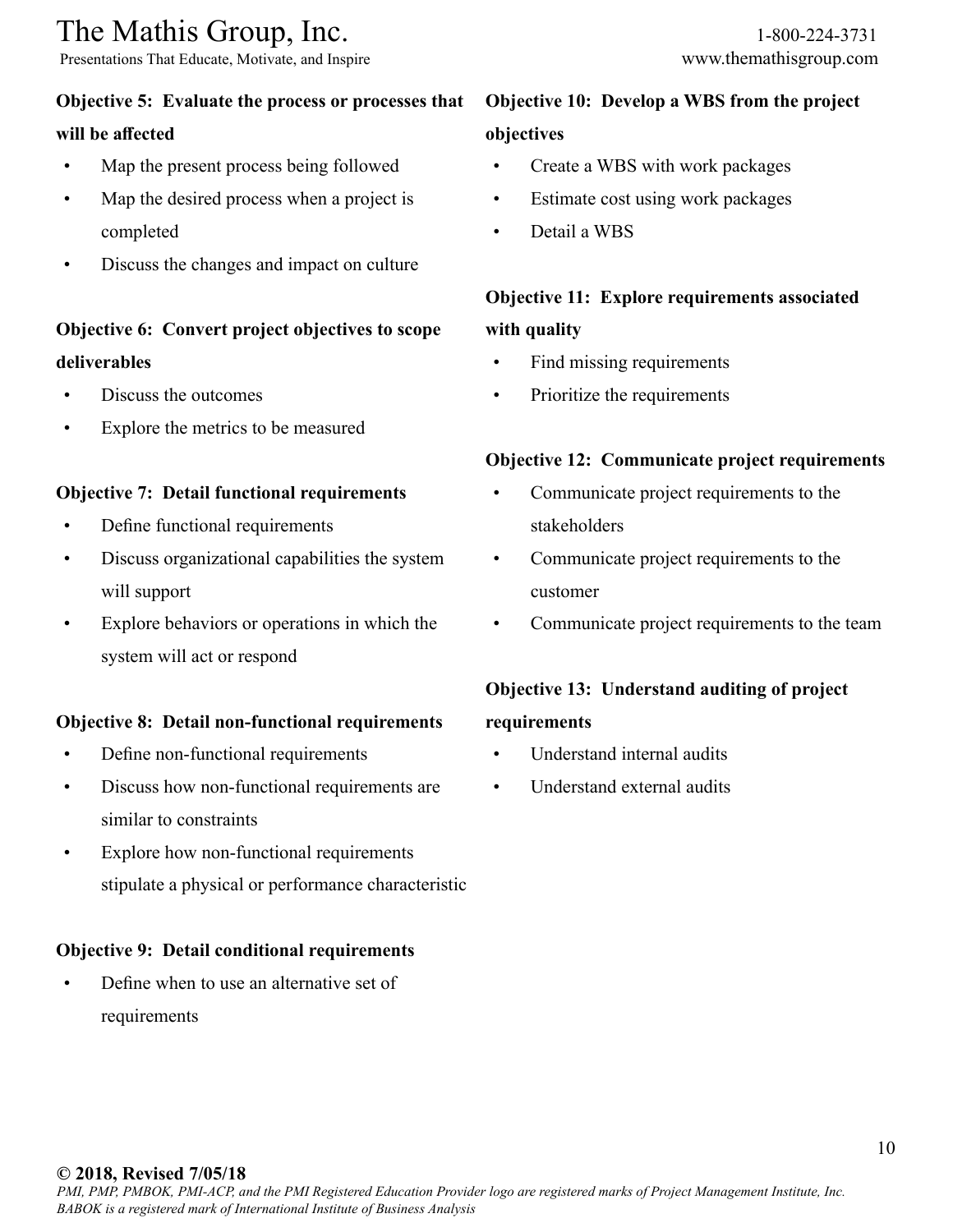**Objective 5: Evaluate the process or processes that will be affected**

- Map the present process being followed
- Map the desired process when a project is completed
- Discuss the changes and impact on culture

**Objective 6: Convert project objectives to scope deliverables**

- Discuss the outcomes
- Explore the metrics to be measured

**Objective 7: Detail functional requirements**

- Define functional requirements
- Discuss organizational capabilities the system will support
- Explore behaviors or operations in which the system will act or respond

**Objective 8: Detail non-functional requirements**

- Define non-functional requirements
- Discuss how non-functional requirements are similar to constraints
- Explore how non-functional requirements stipulate a physical or performance characteristic

**Objective 9: Detail conditional requirements**

- Define when to use an alternative set of requirements

**Objective 10: Develop a WBS from the project objectives**

- Create a WBS with work packages
- Estimate cost using work packages
- Detail a WBS

**Objective 11: Explore requirements associated with quality**

- Find missing requirements
- Prioritize the requirements

**Objective 12: Communicate project requirements**

- Communicate project requirements to the stakeholders
- Communicate project requirements to the customer
- Communicate project requirements to the team

**Objective 13: Understand auditing of project requirements**

- Understand internal audits
- Understand external audits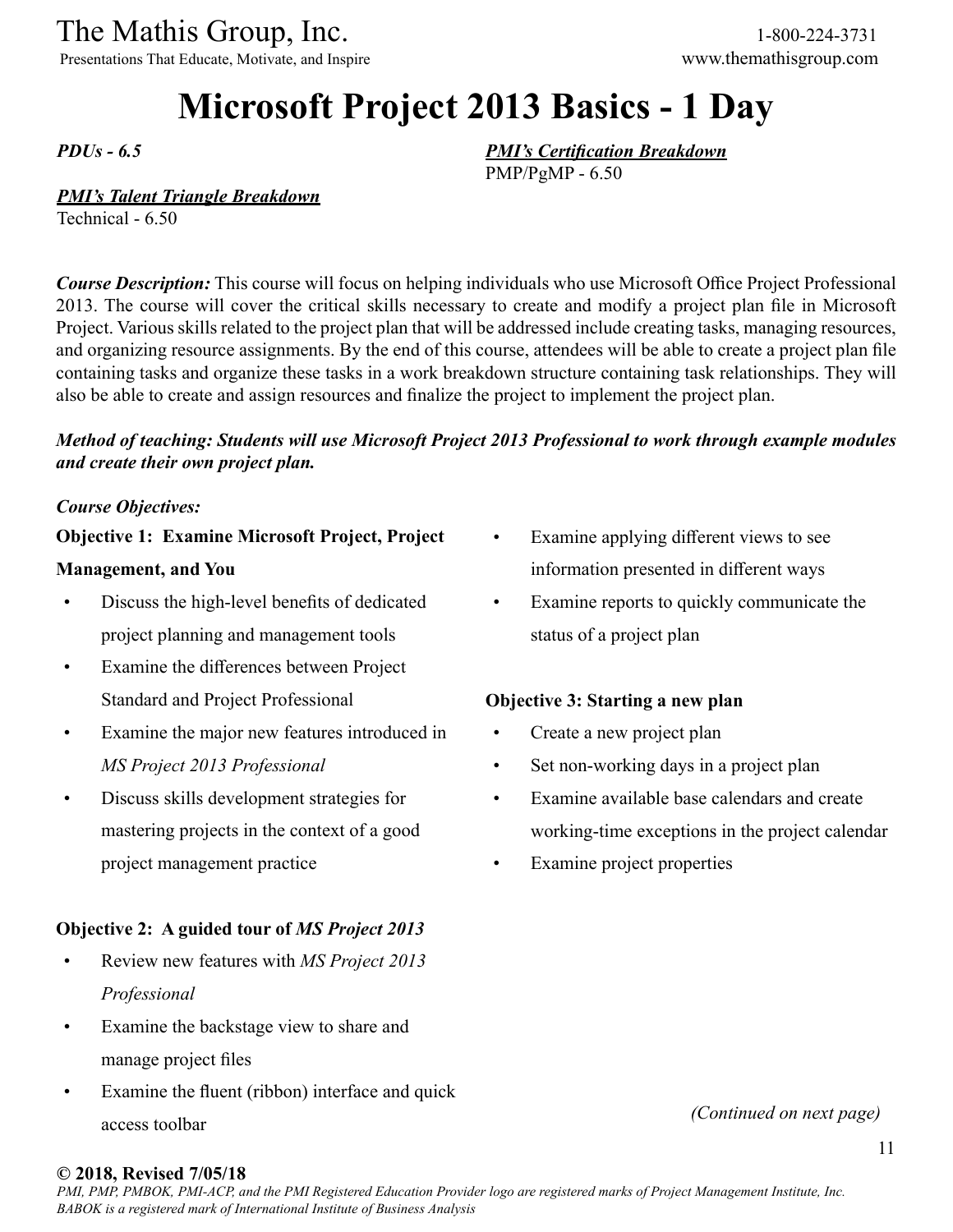# Microsoft Project 2013 Basics - 1 Day

***PDUs - 6.5***

***PMI's Certification Breakdown***
PMP/PgMP - 6.50

***PMI's Talent Triangle Breakdown***
Technical - 6.50

***Course Description:*** This course will focus on helping individuals who use Microsoft Office Project Professional 2013. The course will cover the critical skills necessary to create and modify a project plan file in Microsoft Project. Various skills related to the project plan that will be addressed include creating tasks, managing resources, and organizing resource assignments. By the end of this course, attendees will be able to create a project plan file containing tasks and organize these tasks in a work breakdown structure containing task relationships. They will also be able to create and assign resources and finalize the project to implement the project plan.

***Method of teaching: Students will use Microsoft Project 2013 Professional to work through example modules and create their own project plan.***

***Course Objectives:***

**Objective 1: Examine Microsoft Project, Project Management, and You**

- Discuss the high-level benefits of dedicated project planning and management tools
- Examine the differences between Project Standard and Project Professional
- Examine the major new features introduced in *MS Project 2013 Professional*
- Discuss skills development strategies for mastering projects in the context of a good project management practice

**Objective 2: A guided tour of *MS Project 2013***

- Review new features with *MS Project 2013 Professional*
- Examine the backstage view to share and manage project files
- Examine the fluent (ribbon) interface and quick access toolbar
- Examine applying different views to see information presented in different ways
- Examine reports to quickly communicate the status of a project plan

**Objective 3: Starting a new plan**

- Create a new project plan
- Set non-working days in a project plan
- Examine available base calendars and create working-time exceptions in the project calendar
- Examine project properties

*(Continued on next page)*

**© 2018, Revised 7/05/18**

*PMI, PMP, PMBOK, PMI-ACP, and the PMI Registered Education Provider logo are registered marks of Project Management Institute, Inc. BABOK is a registered mark of International Institute of Business Analysis*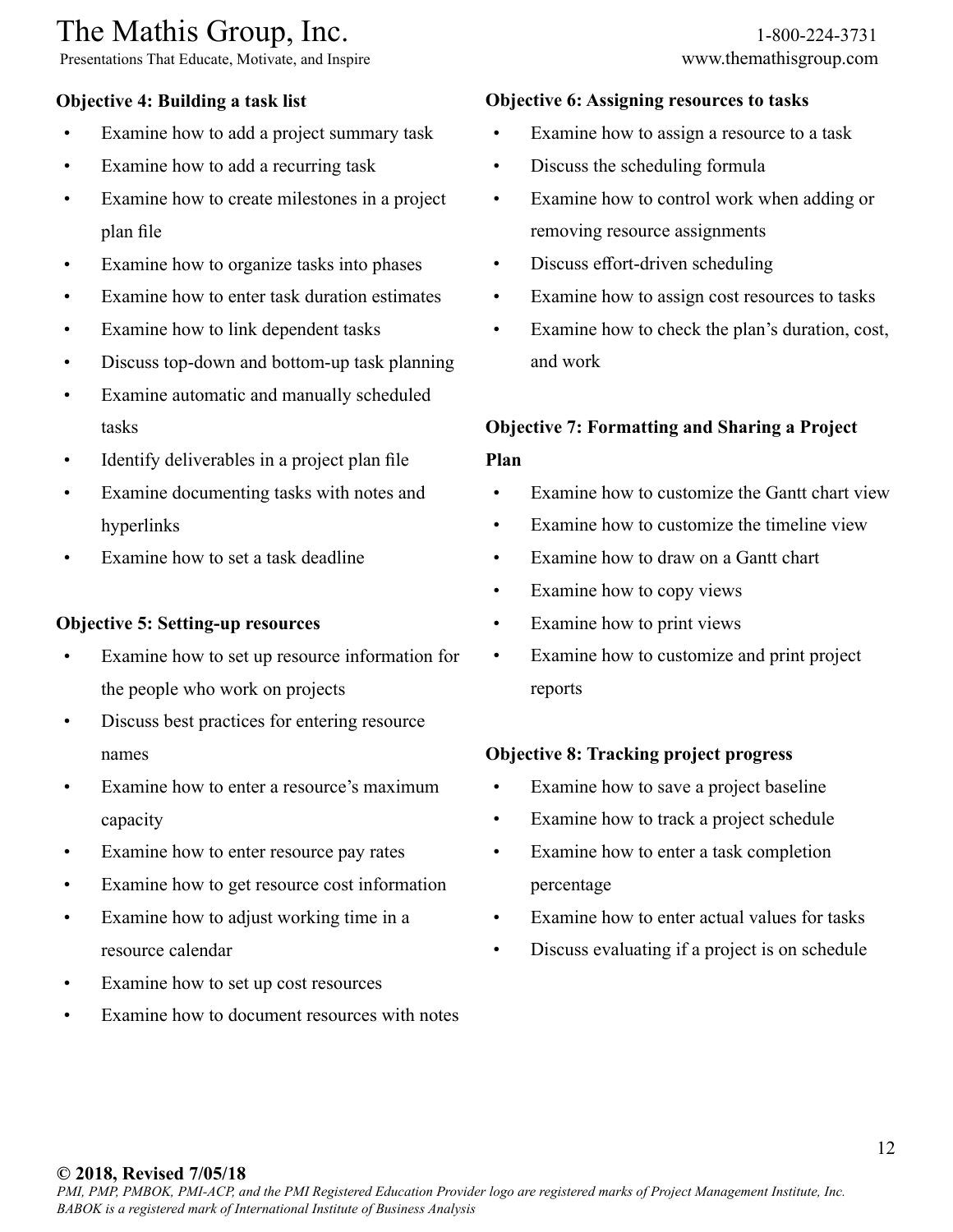**Objective 4: Building a task list**

- Examine how to add a project summary task
- Examine how to add a recurring task
- Examine how to create milestones in a project plan file
- Examine how to organize tasks into phases
- Examine how to enter task duration estimates
- Examine how to link dependent tasks
- Discuss top-down and bottom-up task planning
- Examine automatic and manually scheduled tasks
- Identify deliverables in a project plan file
- Examine documenting tasks with notes and hyperlinks
- Examine how to set a task deadline

**Objective 5: Setting-up resources**

- Examine how to set up resource information for the people who work on projects
- Discuss best practices for entering resource names
- Examine how to enter a resource's maximum capacity
- Examine how to enter resource pay rates
- Examine how to get resource cost information
- Examine how to adjust working time in a resource calendar
- Examine how to set up cost resources
- Examine how to document resources with notes

**Objective 6: Assigning resources to tasks**

- Examine how to assign a resource to a task
- Discuss the scheduling formula
- Examine how to control work when adding or removing resource assignments
- Discuss effort-driven scheduling
- Examine how to assign cost resources to tasks
- Examine how to check the plan's duration, cost, and work

**Objective 7: Formatting and Sharing a Project Plan**

- Examine how to customize the Gantt chart view
- Examine how to customize the timeline view
- Examine how to draw on a Gantt chart
- Examine how to copy views
- Examine how to print views
- Examine how to customize and print project reports

**Objective 8: Tracking project progress**

- Examine how to save a project baseline
- Examine how to track a project schedule
- Examine how to enter a task completion percentage
- Examine how to enter actual values for tasks
- Discuss evaluating if a project is on schedule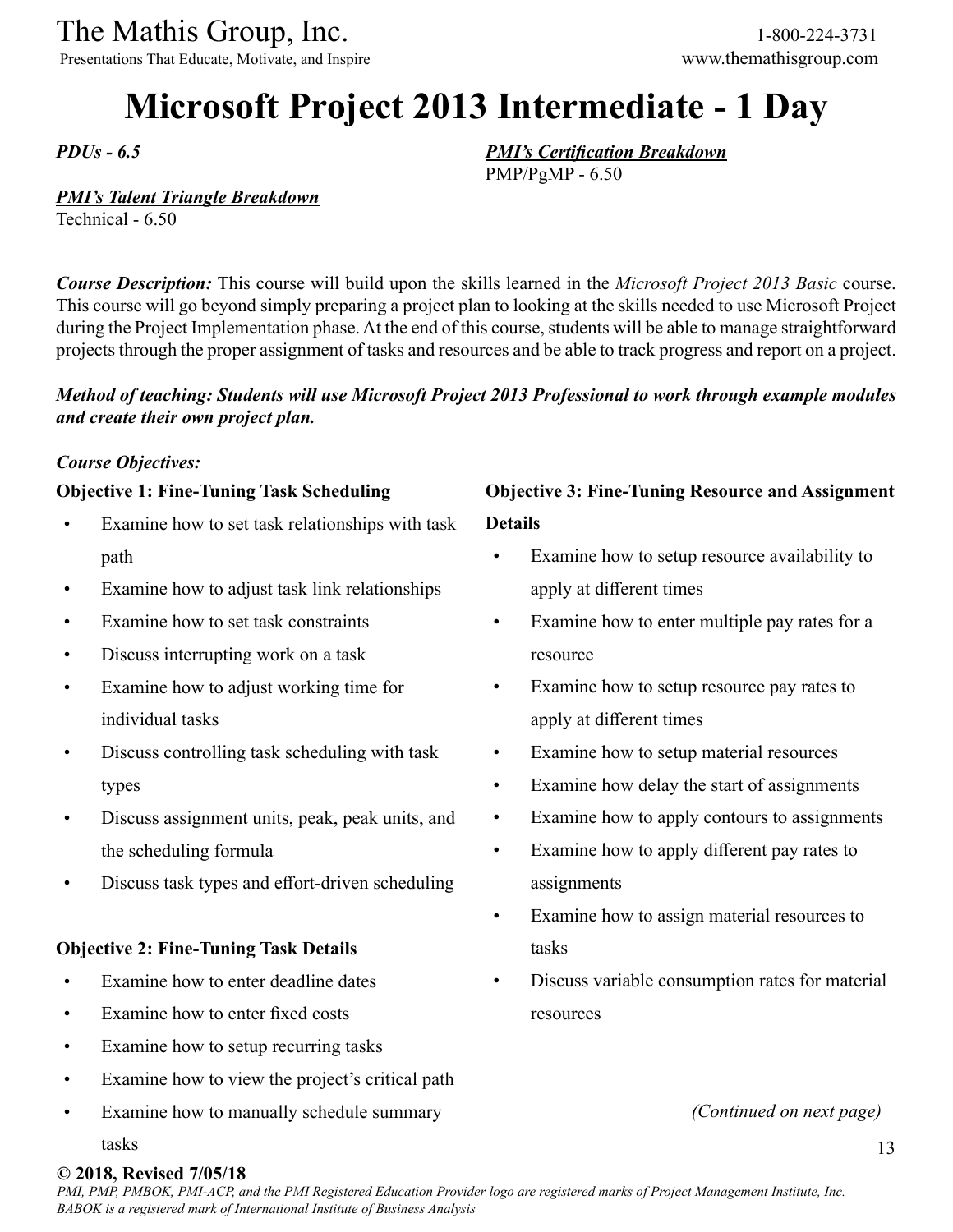# Microsoft Project 2013 Intermediate - 1 Day

***PDUs - 6.5***

***PMI's Certification Breakdown***
PMP/PgMP - 6.50

***PMI's Talent Triangle Breakdown***
Technical - 6.50

***Course Description:*** This course will build upon the skills learned in the *Microsoft Project 2013 Basic* course. This course will go beyond simply preparing a project plan to looking at the skills needed to use Microsoft Project during the Project Implementation phase. At the end of this course, students will be able to manage straightforward projects through the proper assignment of tasks and resources and be able to track progress and report on a project.

***Method of teaching: Students will use Microsoft Project 2013 Professional to work through example modules and create their own project plan.***

***Course Objectives:***

**Objective 1: Fine-Tuning Task Scheduling**

- Examine how to set task relationships with task path
- Examine how to adjust task link relationships
- Examine how to set task constraints
- Discuss interrupting work on a task
- Examine how to adjust working time for individual tasks
- Discuss controlling task scheduling with task types
- Discuss assignment units, peak, peak units, and the scheduling formula
- Discuss task types and effort-driven scheduling

**Objective 2: Fine-Tuning Task Details**

- Examine how to enter deadline dates
- Examine how to enter fixed costs
- Examine how to setup recurring tasks
- Examine how to view the project's critical path
- Examine how to manually schedule summary tasks

**Objective 3: Fine-Tuning Resource and Assignment Details**

- Examine how to setup resource availability to apply at different times
- Examine how to enter multiple pay rates for a resource
- Examine how to setup resource pay rates to apply at different times
- Examine how to setup material resources
- Examine how delay the start of assignments
- Examine how to apply contours to assignments
- Examine how to apply different pay rates to assignments
- Examine how to assign material resources to tasks
- Discuss variable consumption rates for material resources

*(Continued on next page)*

**© 2018, Revised 7/05/18**
*PMI, PMP, PMBOK, PMI-ACP, and the PMI Registered Education Provider logo are registered marks of Project Management Institute, Inc. BABOK is a registered mark of International Institute of Business Analysis*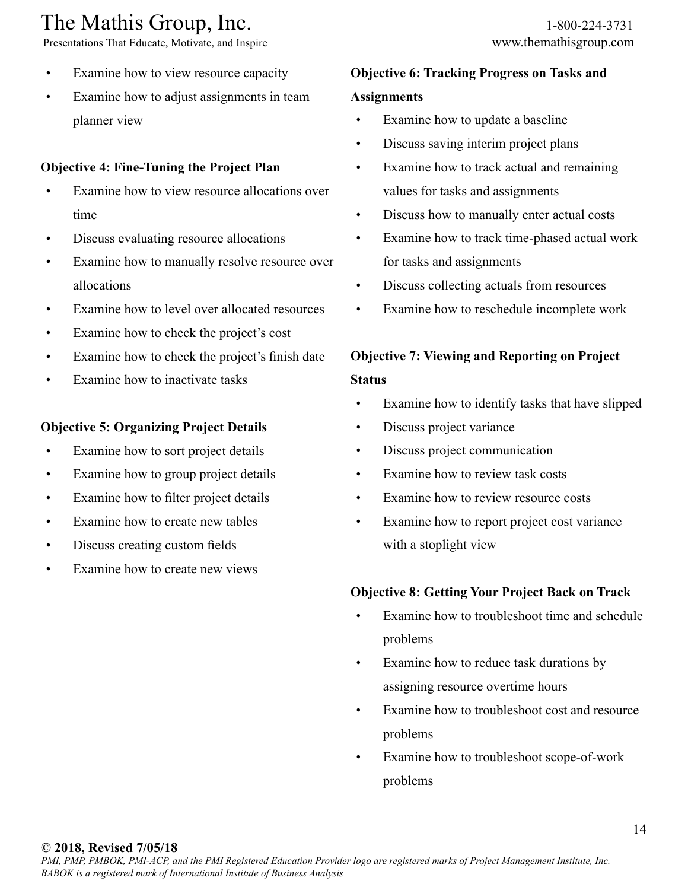- Examine how to view resource capacity
- Examine how to adjust assignments in team planner view

**Objective 4: Fine-Tuning the Project Plan**

- Examine how to view resource allocations over time
- Discuss evaluating resource allocations
- Examine how to manually resolve resource over allocations
- Examine how to level over allocated resources
- Examine how to check the project's cost
- Examine how to check the project's finish date
- Examine how to inactivate tasks

**Objective 5: Organizing Project Details**

- Examine how to sort project details
- Examine how to group project details
- Examine how to filter project details
- Examine how to create new tables
- Discuss creating custom fields
- Examine how to create new views

**Objective 6: Tracking Progress on Tasks and Assignments**

- Examine how to update a baseline
- Discuss saving interim project plans
- Examine how to track actual and remaining values for tasks and assignments
- Discuss how to manually enter actual costs
- Examine how to track time-phased actual work for tasks and assignments
- Discuss collecting actuals from resources
- Examine how to reschedule incomplete work

**Objective 7: Viewing and Reporting on Project Status**

- Examine how to identify tasks that have slipped
- Discuss project variance
- Discuss project communication
- Examine how to review task costs
- Examine how to review resource costs
- Examine how to report project cost variance with a stoplight view

**Objective 8: Getting Your Project Back on Track**

- Examine how to troubleshoot time and schedule problems
- Examine how to reduce task durations by assigning resource overtime hours
- Examine how to troubleshoot cost and resource problems
- Examine how to troubleshoot scope-of-work problems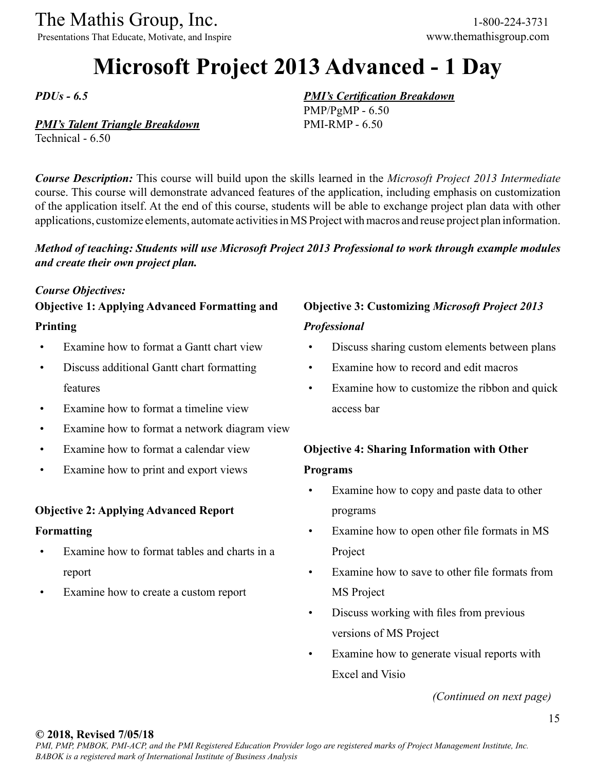# Microsoft Project 2013 Advanced - 1 Day

***PDUs - 6.5***

***PMI's Talent Triangle Breakdown***
Technical - 6.50

***PMI's Certification Breakdown***
PMP/PgMP - 6.50
PMI-RMP - 6.50

***Course Description:*** This course will build upon the skills learned in the *Microsoft Project 2013 Intermediate* course. This course will demonstrate advanced features of the application, including emphasis on customization of the application itself. At the end of this course, students will be able to exchange project plan data with other applications, customize elements, automate activities in MS Project with macros and reuse project plan information.

***Method of teaching: Students will use Microsoft Project 2013 Professional to work through example modules and create their own project plan.***

***Course Objectives:***

**Objective 1: Applying Advanced Formatting and Printing**

- Examine how to format a Gantt chart view
- Discuss additional Gantt chart formatting features
- Examine how to format a timeline view
- Examine how to format a network diagram view
- Examine how to format a calendar view
- Examine how to print and export views

**Objective 2: Applying Advanced Report Formatting**

- Examine how to format tables and charts in a report
- Examine how to create a custom report

**Objective 3: Customizing *Microsoft Project 2013 Professional***

- Discuss sharing custom elements between plans
- Examine how to record and edit macros
- Examine how to customize the ribbon and quick access bar

**Objective 4: Sharing Information with Other Programs**

- Examine how to copy and paste data to other programs
- Examine how to open other file formats in MS Project
- Examine how to save to other file formats from MS Project
- Discuss working with files from previous versions of MS Project
- Examine how to generate visual reports with Excel and Visio

*(Continued on next page)*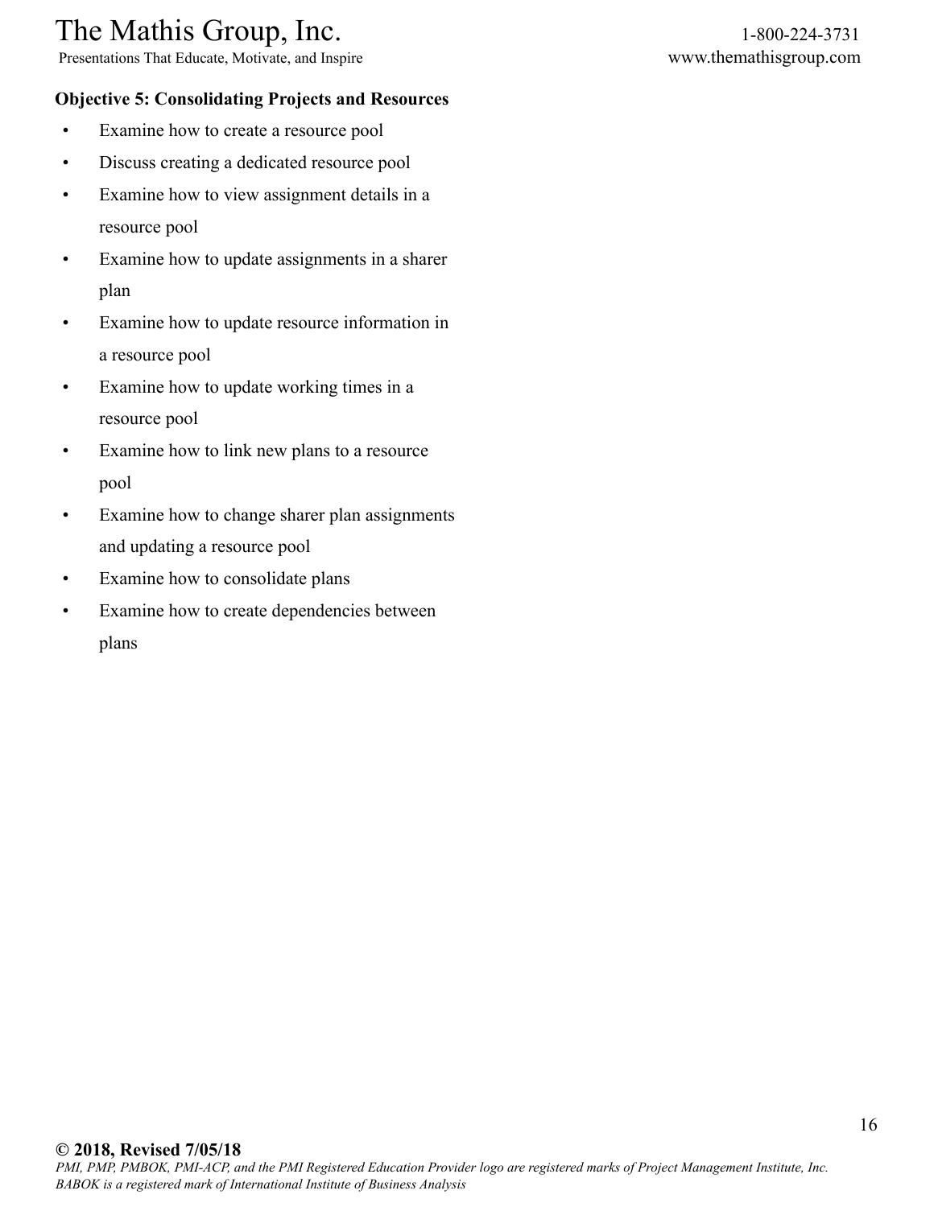**Objective 5: Consolidating Projects and Resources**

- Examine how to create a resource pool
- Discuss creating a dedicated resource pool
- Examine how to view assignment details in a resource pool
- Examine how to update assignments in a sharer plan
- Examine how to update resource information in a resource pool
- Examine how to update working times in a resource pool
- Examine how to link new plans to a resource pool
- Examine how to change sharer plan assignments and updating a resource pool
- Examine how to consolidate plans
- Examine how to create dependencies between plans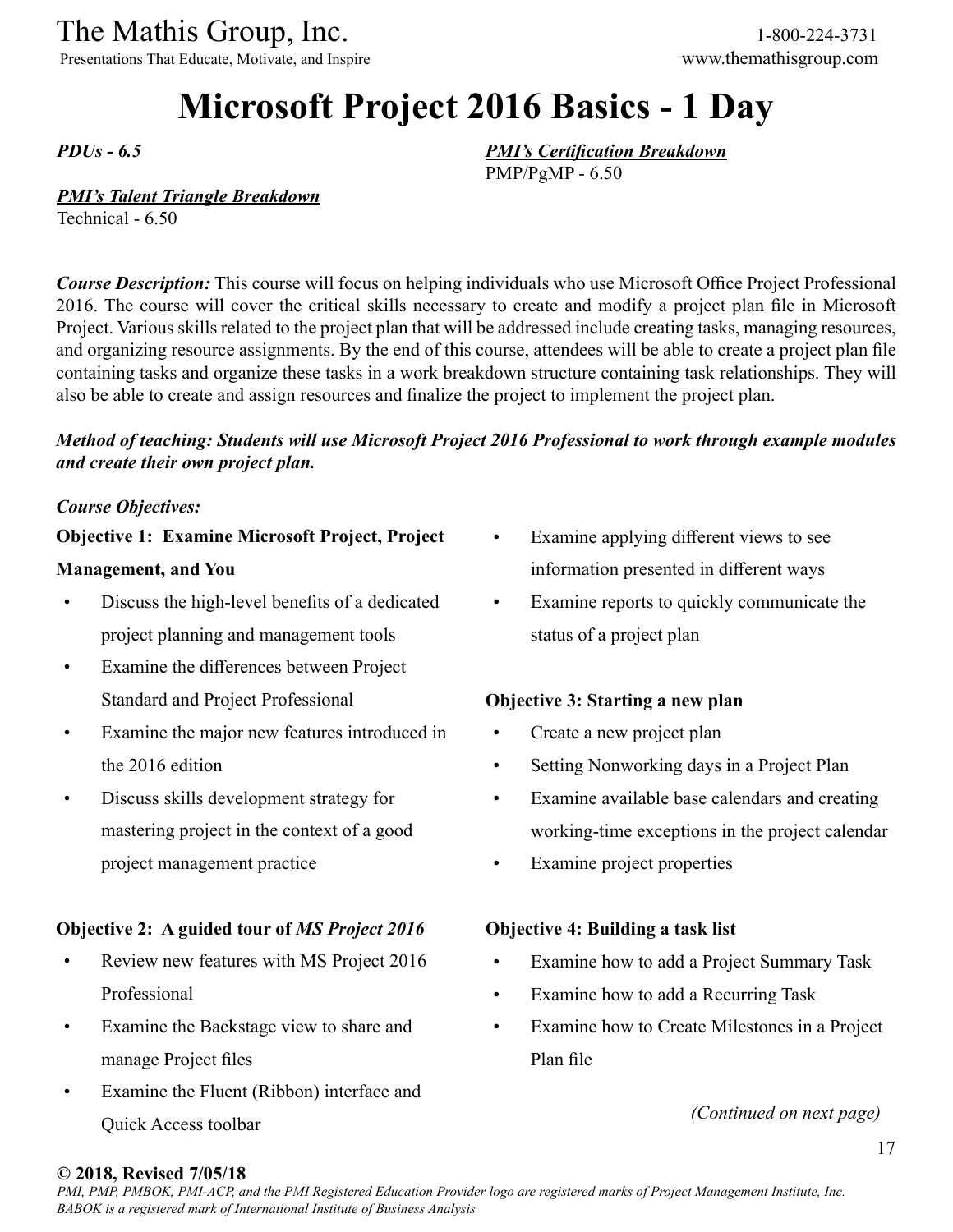# Microsoft Project 2016 Basics - 1 Day

*PDUs - 6.5*

***PMI's Certification Breakdown***
PMP/PgMP - 6.50

***PMI's Talent Triangle Breakdown***
Technical - 6.50

***Course Description:*** This course will focus on helping individuals who use Microsoft Office Project Professional 2016. The course will cover the critical skills necessary to create and modify a project plan file in Microsoft Project. Various skills related to the project plan that will be addressed include creating tasks, managing resources, and organizing resource assignments. By the end of this course, attendees will be able to create a project plan file containing tasks and organize these tasks in a work breakdown structure containing task relationships. They will also be able to create and assign resources and finalize the project to implement the project plan.

***Method of teaching: Students will use Microsoft Project 2016 Professional to work through example modules and create their own project plan.***

***Course Objectives:***

**Objective 1: Examine Microsoft Project, Project Management, and You**

- Discuss the high-level benefits of a dedicated project planning and management tools
- Examine the differences between Project Standard and Project Professional
- Examine the major new features introduced in the 2016 edition
- Discuss skills development strategy for mastering project in the context of a good project management practice

**Objective 2: A guided tour of *MS Project 2016***

- Review new features with MS Project 2016 Professional
- Examine the Backstage view to share and manage Project files
- Examine the Fluent (Ribbon) interface and Quick Access toolbar
- Examine applying different views to see information presented in different ways
- Examine reports to quickly communicate the status of a project plan

**Objective 3: Starting a new plan**

- Create a new project plan
- Setting Nonworking days in a Project Plan
- Examine available base calendars and creating working-time exceptions in the project calendar
- Examine project properties

**Objective 4: Building a task list**

- Examine how to add a Project Summary Task
- Examine how to add a Recurring Task
- Examine how to Create Milestones in a Project Plan file

*(Continued on next page)*

**© 2018, Revised 7/05/18**
*PMI, PMP, PMBOK, PMI-ACP, and the PMI Registered Education Provider logo are registered marks of Project Management Institute, Inc. BABOK is a registered mark of International Institute of Business Analysis*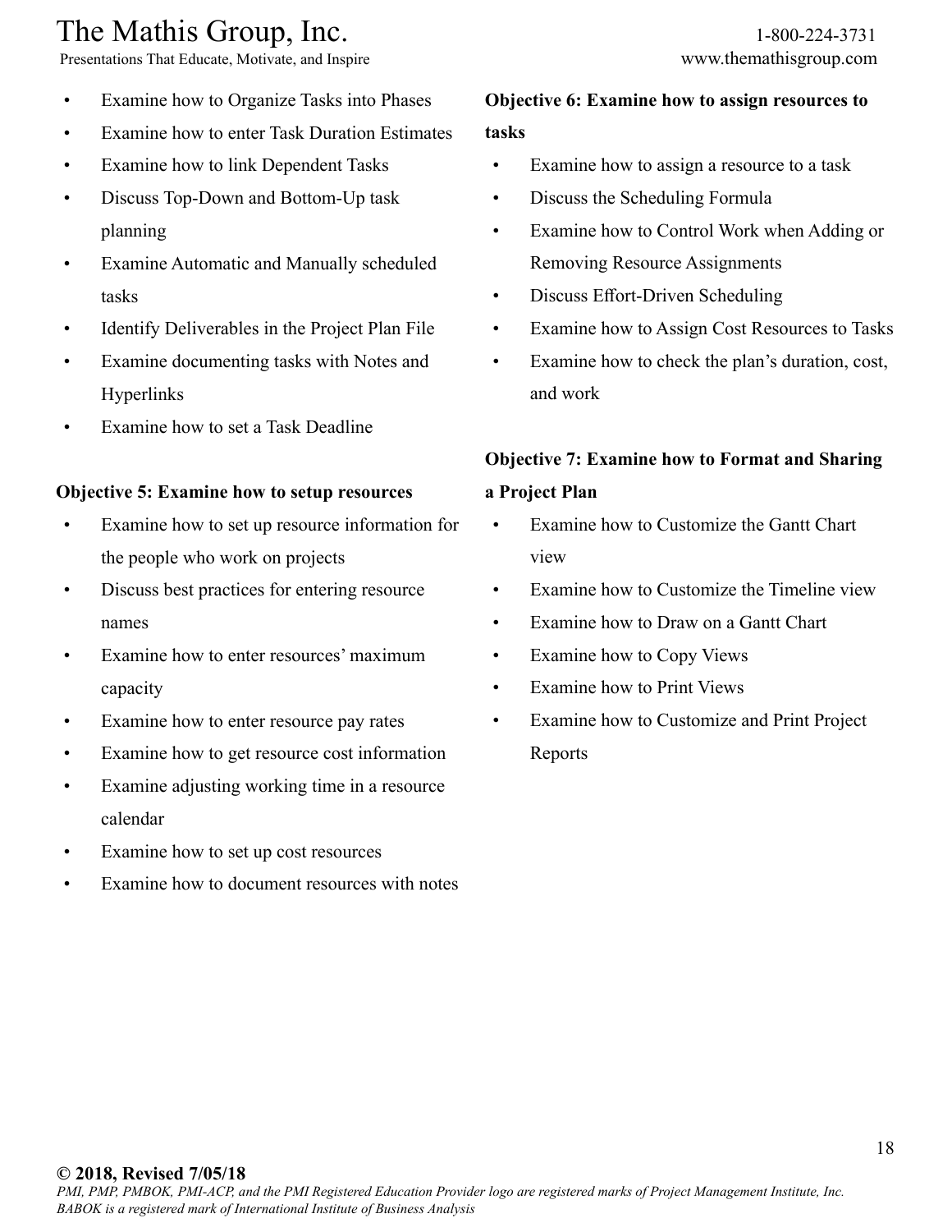- Examine how to Organize Tasks into Phases
- Examine how to enter Task Duration Estimates
- Examine how to link Dependent Tasks
- Discuss Top-Down and Bottom-Up task planning
- Examine Automatic and Manually scheduled tasks
- Identify Deliverables in the Project Plan File
- Examine documenting tasks with Notes and Hyperlinks
- Examine how to set a Task Deadline

**Objective 5: Examine how to setup resources**

- Examine how to set up resource information for the people who work on projects
- Discuss best practices for entering resource names
- Examine how to enter resources' maximum capacity
- Examine how to enter resource pay rates
- Examine how to get resource cost information
- Examine adjusting working time in a resource calendar
- Examine how to set up cost resources
- Examine how to document resources with notes

**Objective 6: Examine how to assign resources to tasks**

- Examine how to assign a resource to a task
- Discuss the Scheduling Formula
- Examine how to Control Work when Adding or Removing Resource Assignments
- Discuss Effort-Driven Scheduling
- Examine how to Assign Cost Resources to Tasks
- Examine how to check the plan's duration, cost, and work

**Objective 7: Examine how to Format and Sharing a Project Plan**

- Examine how to Customize the Gantt Chart view
- Examine how to Customize the Timeline view
- Examine how to Draw on a Gantt Chart
- Examine how to Copy Views
- Examine how to Print Views
- Examine how to Customize and Print Project Reports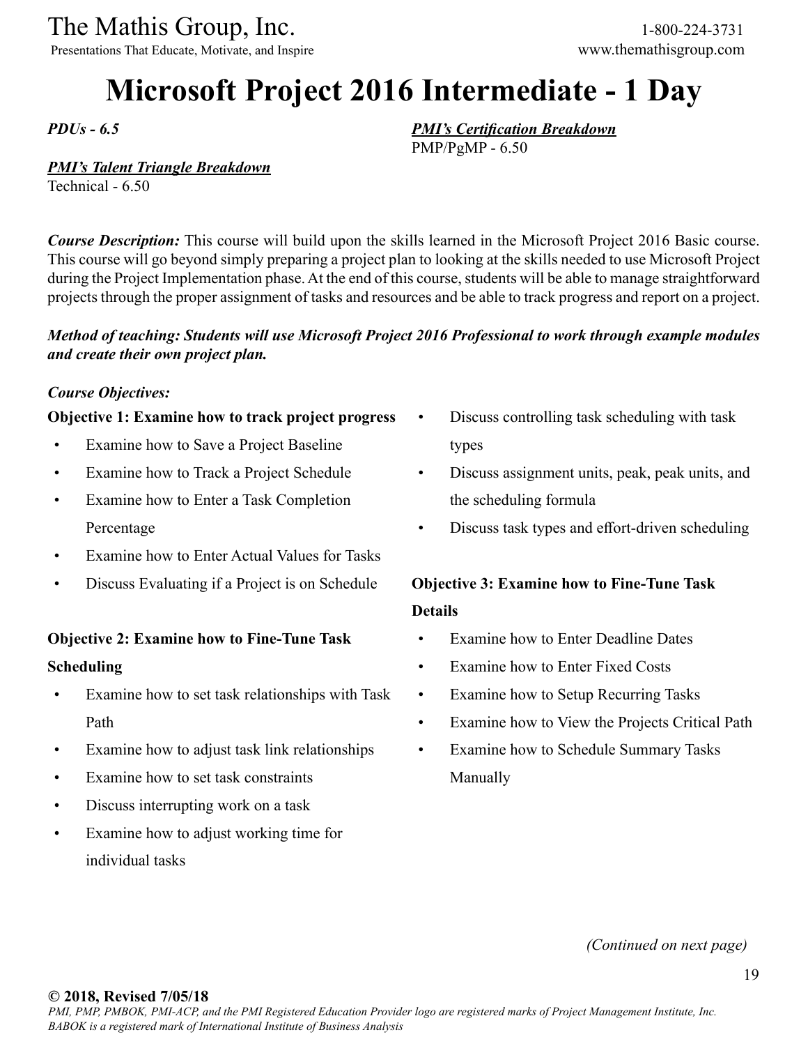# Microsoft Project 2016 Intermediate - 1 Day

***PDUs - 6.5***

***PMI's Certification Breakdown***
PMP/PgMP - 6.50

***PMI's Talent Triangle Breakdown***
Technical - 6.50

***Course Description:*** This course will build upon the skills learned in the Microsoft Project 2016 Basic course. This course will go beyond simply preparing a project plan to looking at the skills needed to use Microsoft Project during the Project Implementation phase. At the end of this course, students will be able to manage straightforward projects through the proper assignment of tasks and resources and be able to track progress and report on a project.

***Method of teaching: Students will use Microsoft Project 2016 Professional to work through example modules and create their own project plan.***

***Course Objectives:***

**Objective 1: Examine how to track project progress**

- Examine how to Save a Project Baseline
- Examine how to Track a Project Schedule
- Examine how to Enter a Task Completion Percentage
- Examine how to Enter Actual Values for Tasks
- Discuss Evaluating if a Project is on Schedule

**Objective 2: Examine how to Fine-Tune Task Scheduling**

- Examine how to set task relationships with Task Path
- Examine how to adjust task link relationships
- Examine how to set task constraints
- Discuss interrupting work on a task
- Examine how to adjust working time for individual tasks
- Discuss controlling task scheduling with task types
- Discuss assignment units, peak, peak units, and the scheduling formula
- Discuss task types and effort-driven scheduling

**Objective 3: Examine how to Fine-Tune Task Details**

- Examine how to Enter Deadline Dates
- Examine how to Enter Fixed Costs
- Examine how to Setup Recurring Tasks
- Examine how to View the Projects Critical Path
- Examine how to Schedule Summary Tasks Manually

*(Continued on next page)*

**© 2018, Revised 7/05/18**
*PMI, PMP, PMBOK, PMI-ACP, and the PMI Registered Education Provider logo are registered marks of Project Management Institute, Inc. BABOK is a registered mark of International Institute of Business Analysis*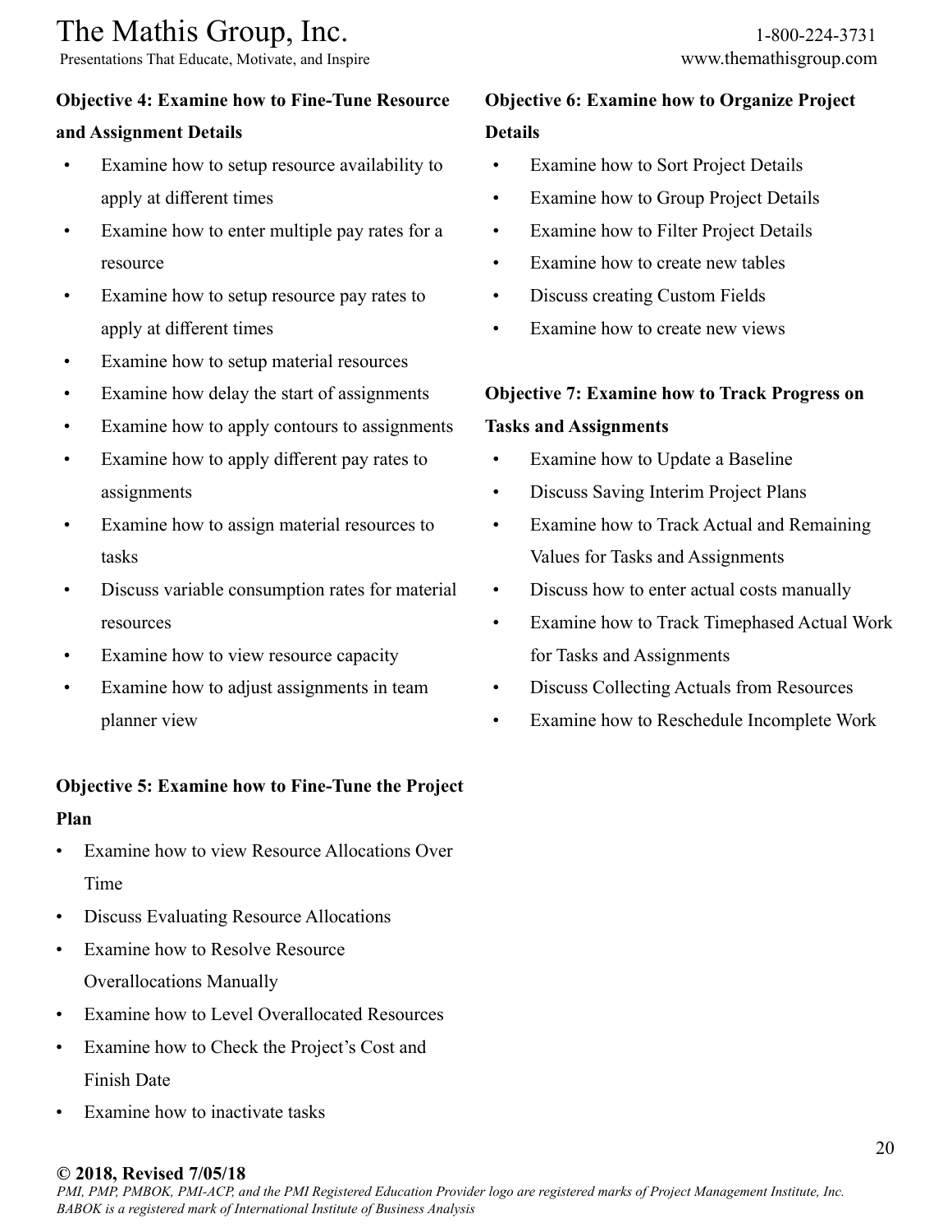**Objective 4: Examine how to Fine-Tune Resource and Assignment Details**

- Examine how to setup resource availability to apply at different times
- Examine how to enter multiple pay rates for a resource
- Examine how to setup resource pay rates to apply at different times
- Examine how to setup material resources
- Examine how delay the start of assignments
- Examine how to apply contours to assignments
- Examine how to apply different pay rates to assignments
- Examine how to assign material resources to tasks
- Discuss variable consumption rates for material resources
- Examine how to view resource capacity
- Examine how to adjust assignments in team planner view

**Objective 5: Examine how to Fine-Tune the Project Plan**

- Examine how to view Resource Allocations Over Time
- Discuss Evaluating Resource Allocations
- Examine how to Resolve Resource Overallocations Manually
- Examine how to Level Overallocated Resources
- Examine how to Check the Project's Cost and Finish Date
- Examine how to inactivate tasks

**Objective 6: Examine how to Organize Project Details**

- Examine how to Sort Project Details
- Examine how to Group Project Details
- Examine how to Filter Project Details
- Examine how to create new tables
- Discuss creating Custom Fields
- Examine how to create new views

**Objective 7: Examine how to Track Progress on Tasks and Assignments**

- Examine how to Update a Baseline
- Discuss Saving Interim Project Plans
- Examine how to Track Actual and Remaining Values for Tasks and Assignments
- Discuss how to enter actual costs manually
- Examine how to Track Timephased Actual Work for Tasks and Assignments
- Discuss Collecting Actuals from Resources
- Examine how to Reschedule Incomplete Work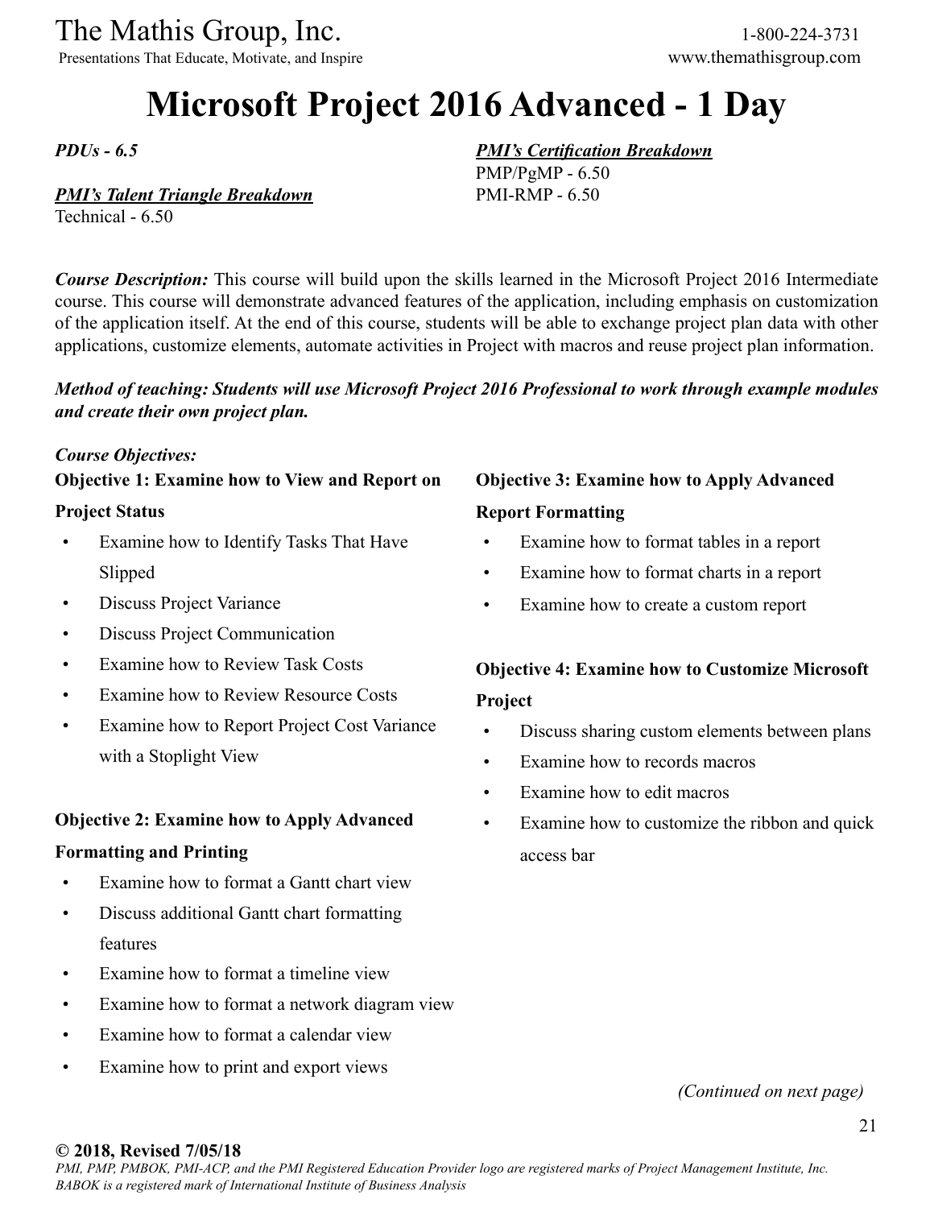# Microsoft Project 2016 Advanced - 1 Day

***PDUs - 6.5***

***PMI's Talent Triangle Breakdown***
Technical - 6.50

***PMI's Certification Breakdown***
PMP/PgMP - 6.50
PMI-RMP - 6.50

***Course Description:*** This course will build upon the skills learned in the Microsoft Project 2016 Intermediate course. This course will demonstrate advanced features of the application, including emphasis on customization of the application itself. At the end of this course, students will be able to exchange project plan data with other applications, customize elements, automate activities in Project with macros and reuse project plan information.

***Method of teaching: Students will use Microsoft Project 2016 Professional to work through example modules and create their own project plan.***

***Course Objectives:***

**Objective 1: Examine how to View and Report on Project Status**

- Examine how to Identify Tasks That Have Slipped
- Discuss Project Variance
- Discuss Project Communication
- Examine how to Review Task Costs
- Examine how to Review Resource Costs
- Examine how to Report Project Cost Variance with a Stoplight View

**Objective 2: Examine how to Apply Advanced Formatting and Printing**

- Examine how to format a Gantt chart view
- Discuss additional Gantt chart formatting features
- Examine how to format a timeline view
- Examine how to format a network diagram view
- Examine how to format a calendar view
- Examine how to print and export views

**Objective 3: Examine how to Apply Advanced Report Formatting**

- Examine how to format tables in a report
- Examine how to format charts in a report
- Examine how to create a custom report

**Objective 4: Examine how to Customize Microsoft Project**

- Discuss sharing custom elements between plans
- Examine how to records macros
- Examine how to edit macros
- Examine how to customize the ribbon and quick access bar

*(Continued on next page)*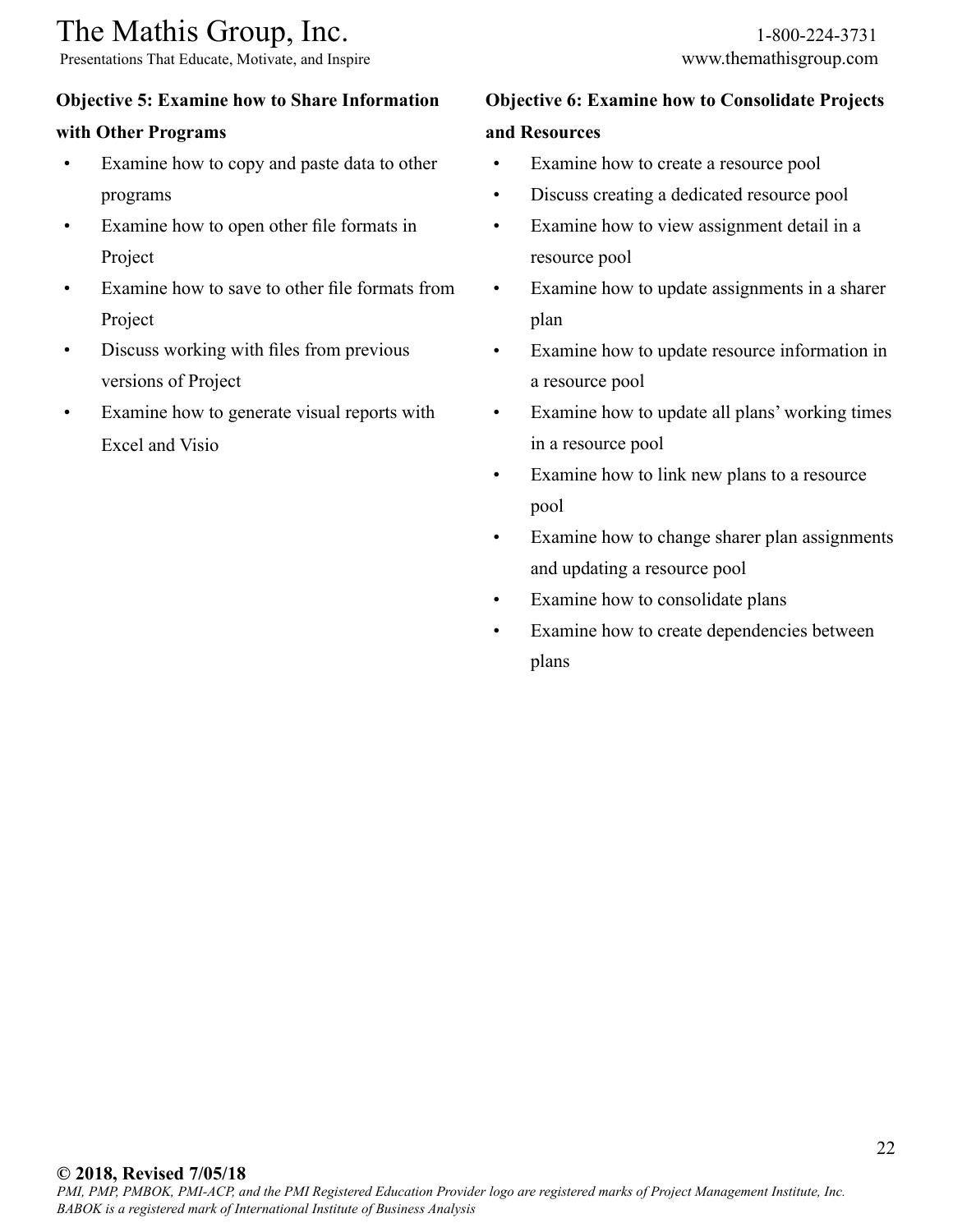**Objective 5: Examine how to Share Information with Other Programs**

- Examine how to copy and paste data to other programs
- Examine how to open other file formats in Project
- Examine how to save to other file formats from Project
- Discuss working with files from previous versions of Project
- Examine how to generate visual reports with Excel and Visio

**Objective 6: Examine how to Consolidate Projects and Resources**

- Examine how to create a resource pool
- Discuss creating a dedicated resource pool
- Examine how to view assignment detail in a resource pool
- Examine how to update assignments in a sharer plan
- Examine how to update resource information in a resource pool
- Examine how to update all plans' working times in a resource pool
- Examine how to link new plans to a resource pool
- Examine how to change sharer plan assignments and updating a resource pool
- Examine how to consolidate plans
- Examine how to create dependencies between plans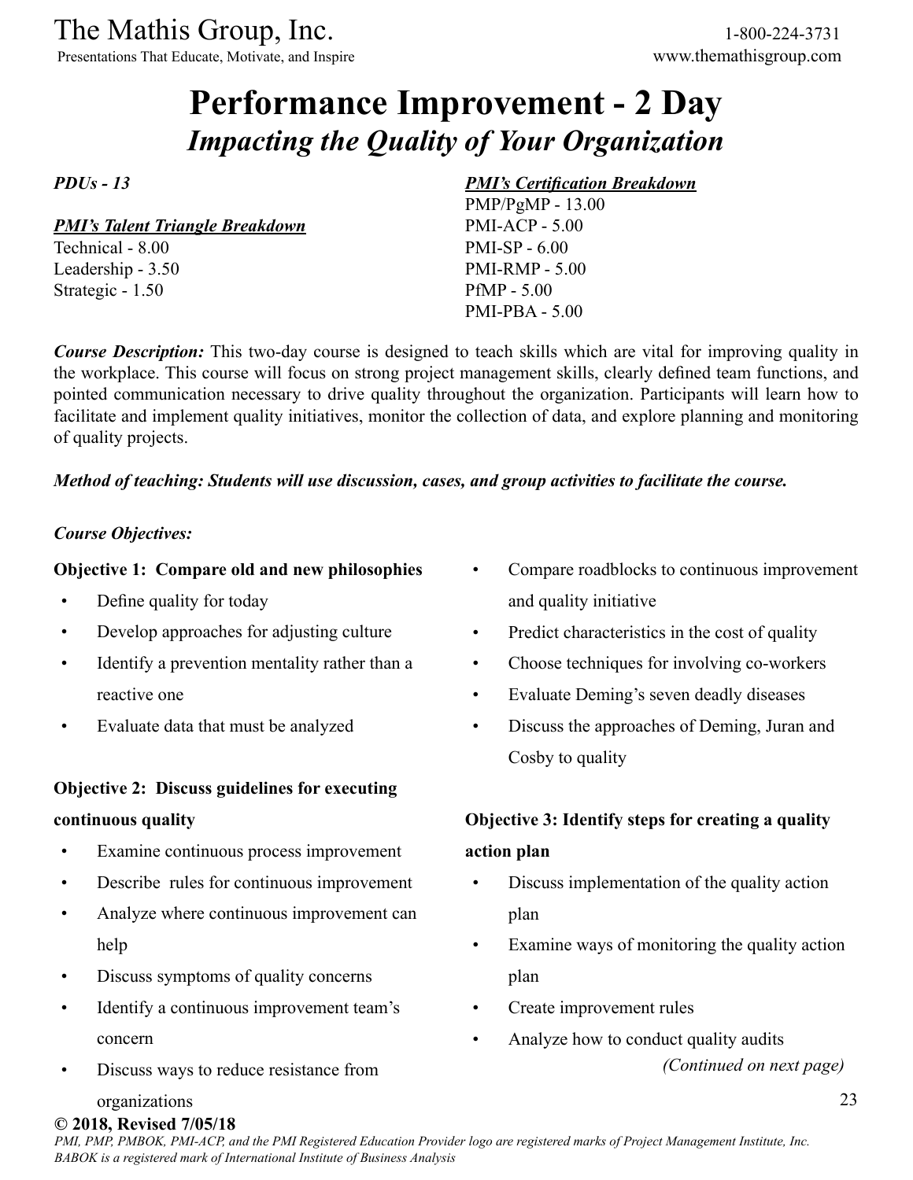# Performance Improvement - 2 Day

## *Impacting the Quality of Your Organization*

*PDUs - 13*

***PMI's Talent Triangle Breakdown***

Technical - 8.00
Leadership - 3.50
Strategic - 1.50

***PMI's Certification Breakdown***

PMP/PgMP - 13.00
PMI-ACP - 5.00
PMI-SP - 6.00
PMI-RMP - 5.00
PfMP - 5.00
PMI-PBA - 5.00

***Course Description:*** This two-day course is designed to teach skills which are vital for improving quality in the workplace. This course will focus on strong project management skills, clearly defined team functions, and pointed communication necessary to drive quality throughout the organization. Participants will learn how to facilitate and implement quality initiatives, monitor the collection of data, and explore planning and monitoring of quality projects.

***Method of teaching: Students will use discussion, cases, and group activities to facilitate the course.***

***Course Objectives:***

**Objective 1: Compare old and new philosophies**

- Define quality for today
- Develop approaches for adjusting culture
- Identify a prevention mentality rather than a reactive one
- Evaluate data that must be analyzed

**Objective 2: Discuss guidelines for executing continuous quality**

- Examine continuous process improvement
- Describe rules for continuous improvement
- Analyze where continuous improvement can help
- Discuss symptoms of quality concerns
- Identify a continuous improvement team's concern
- Discuss ways to reduce resistance from organizations
- Compare roadblocks to continuous improvement and quality initiative
- Predict characteristics in the cost of quality
- Choose techniques for involving co-workers
- Evaluate Deming's seven deadly diseases
- Discuss the approaches of Deming, Juran and Cosby to quality

**Objective 3: Identify steps for creating a quality action plan**

- Discuss implementation of the quality action plan
- Examine ways of monitoring the quality action plan
- Create improvement rules
- Analyze how to conduct quality audits

*(Continued on next page)*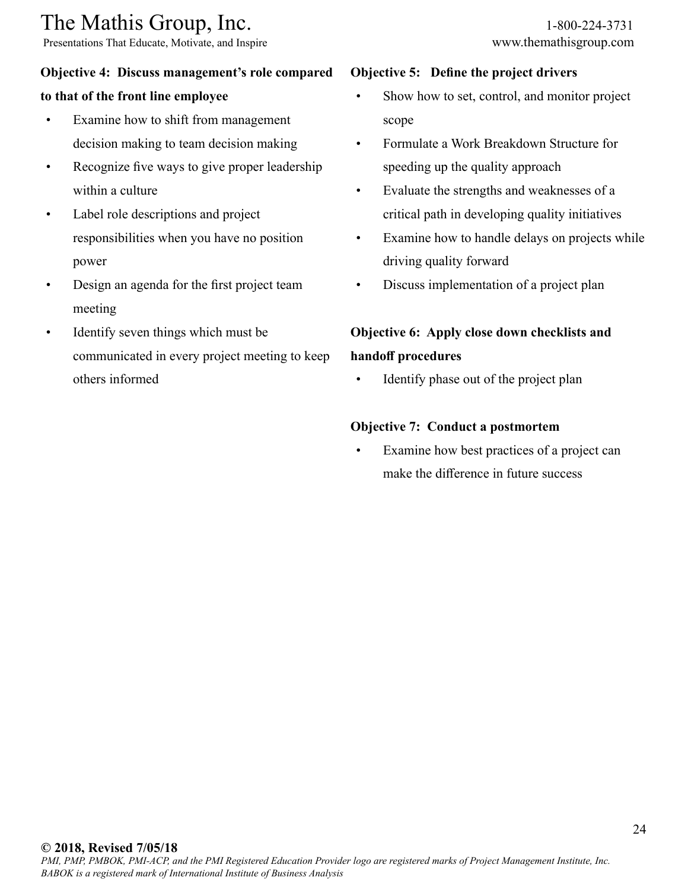**Objective 4: Discuss management's role compared to that of the front line employee**

- Examine how to shift from management decision making to team decision making
- Recognize five ways to give proper leadership within a culture
- Label role descriptions and project responsibilities when you have no position power
- Design an agenda for the first project team meeting
- Identify seven things which must be communicated in every project meeting to keep others informed

**Objective 5: Define the project drivers**

- Show how to set, control, and monitor project scope
- Formulate a Work Breakdown Structure for speeding up the quality approach
- Evaluate the strengths and weaknesses of a critical path in developing quality initiatives
- Examine how to handle delays on projects while driving quality forward
- Discuss implementation of a project plan

**Objective 6: Apply close down checklists and handoff procedures**

- Identify phase out of the project plan

**Objective 7: Conduct a postmortem**

- Examine how best practices of a project can make the difference in future success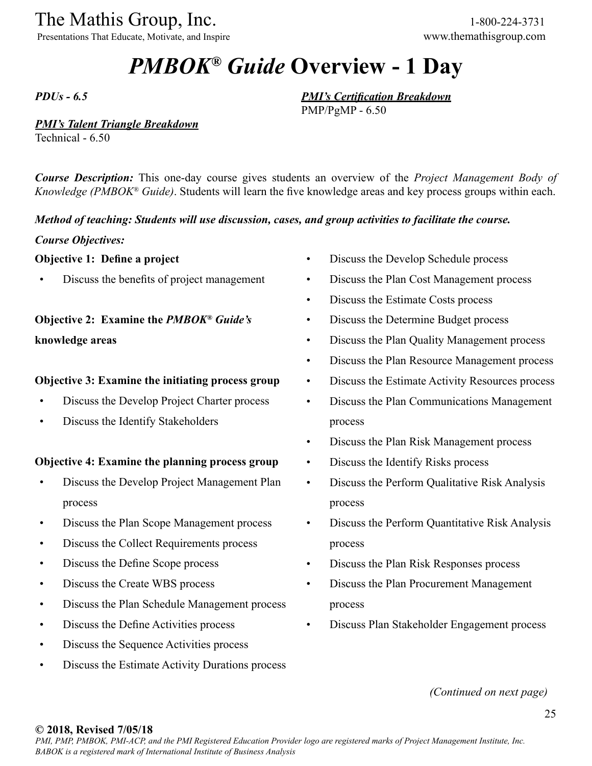# *PMBOK® Guide* Overview - 1 Day

*PDUs - 6.5*

***PMI's Certification Breakdown***
PMP/PgMP - 6.50

***PMI's Talent Triangle Breakdown***
Technical - 6.50

***Course Description:*** This one-day course gives students an overview of the *Project Management Body of Knowledge (PMBOK® Guide)*. Students will learn the five knowledge areas and key process groups within each.

***Method of teaching: Students will use discussion, cases, and group activities to facilitate the course.***

***Course Objectives:***

**Objective 1: Define a project**

- Discuss the benefits of project management

**Objective 2: Examine the *PMBOK® Guide's* knowledge areas**

**Objective 3: Examine the initiating process group**

- Discuss the Develop Project Charter process
- Discuss the Identify Stakeholders

**Objective 4: Examine the planning process group**

- Discuss the Develop Project Management Plan process
- Discuss the Plan Scope Management process
- Discuss the Collect Requirements process
- Discuss the Define Scope process
- Discuss the Create WBS process
- Discuss the Plan Schedule Management process
- Discuss the Define Activities process
- Discuss the Sequence Activities process
- Discuss the Estimate Activity Durations process
- Discuss the Develop Schedule process
- Discuss the Plan Cost Management process
- Discuss the Estimate Costs process
- Discuss the Determine Budget process
- Discuss the Plan Quality Management process
- Discuss the Plan Resource Management process
- Discuss the Estimate Activity Resources process
- Discuss the Plan Communications Management process
- Discuss the Plan Risk Management process
- Discuss the Identify Risks process
- Discuss the Perform Qualitative Risk Analysis process
- Discuss the Perform Quantitative Risk Analysis process
- Discuss the Plan Risk Responses process
- Discuss the Plan Procurement Management process
- Discuss Plan Stakeholder Engagement process

*(Continued on next page)*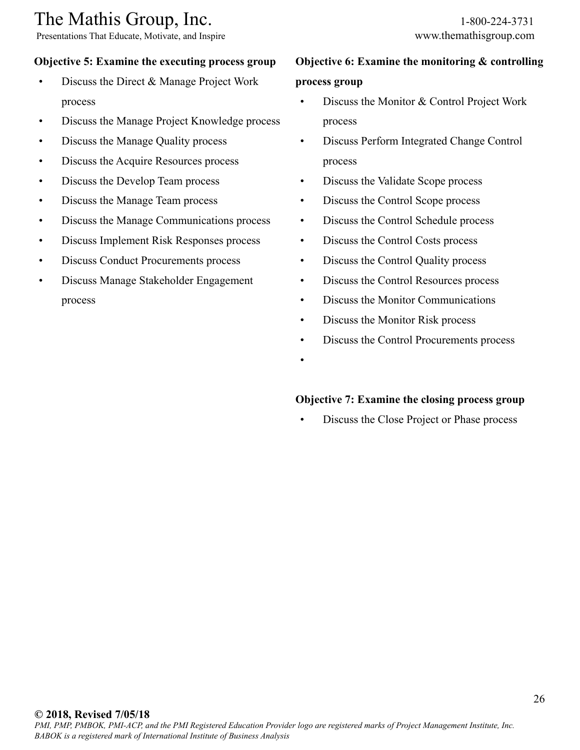**Objective 5: Examine the executing process group**

- Discuss the Direct & Manage Project Work process
- Discuss the Manage Project Knowledge process
- Discuss the Manage Quality process
- Discuss the Acquire Resources process
- Discuss the Develop Team process
- Discuss the Manage Team process
- Discuss the Manage Communications process
- Discuss Implement Risk Responses process
- Discuss Conduct Procurements process
- Discuss Manage Stakeholder Engagement process

**Objective 6: Examine the monitoring & controlling process group**

- Discuss the Monitor & Control Project Work process
- Discuss Perform Integrated Change Control process
- Discuss the Validate Scope process
- Discuss the Control Scope process
- Discuss the Control Schedule process
- Discuss the Control Costs process
- Discuss the Control Quality process
- Discuss the Control Resources process
- Discuss the Monitor Communications
- Discuss the Monitor Risk process
- Discuss the Control Procurements process

**Objective 7: Examine the closing process group**

- Discuss the Close Project or Phase process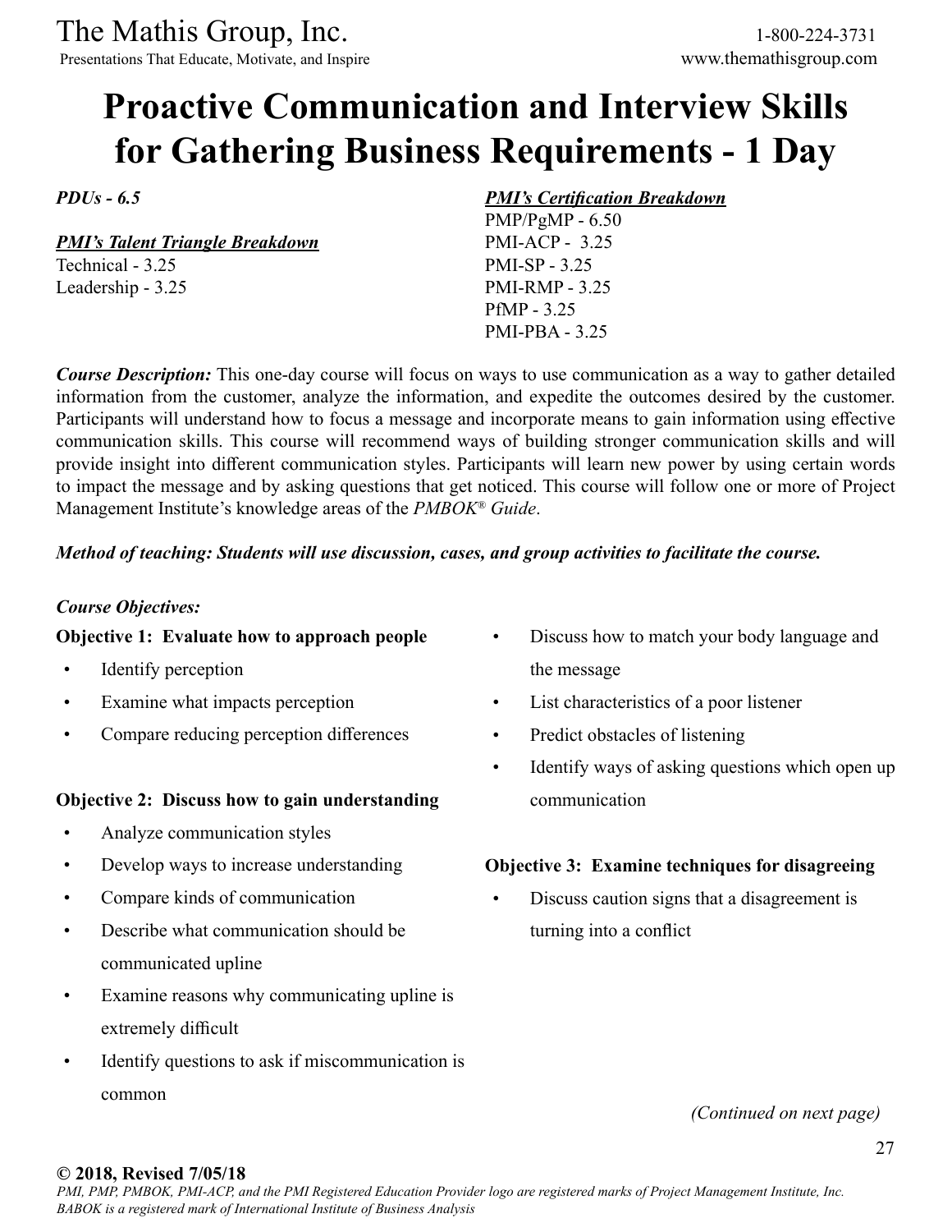# Proactive Communication and Interview Skills for Gathering Business Requirements - 1 Day

***PDUs - 6.5***

***PMI's Talent Triangle Breakdown***
Technical - 3.25
Leadership - 3.25

***PMI's Certification Breakdown***
PMP/PgMP - 6.50
PMI-ACP - 3.25
PMI-SP - 3.25
PMI-RMP - 3.25
PfMP - 3.25
PMI-PBA - 3.25

***Course Description:*** This one-day course will focus on ways to use communication as a way to gather detailed information from the customer, analyze the information, and expedite the outcomes desired by the customer. Participants will understand how to focus a message and incorporate means to gain information using effective communication skills. This course will recommend ways of building stronger communication skills and will provide insight into different communication styles. Participants will learn new power by using certain words to impact the message and by asking questions that get noticed. This course will follow one or more of Project Management Institute's knowledge areas of the *PMBOK® Guide*.

***Method of teaching: Students will use discussion, cases, and group activities to facilitate the course.***

***Course Objectives:***

**Objective 1: Evaluate how to approach people**

- Identify perception
- Examine what impacts perception
- Compare reducing perception differences

**Objective 2: Discuss how to gain understanding**

- Analyze communication styles
- Develop ways to increase understanding
- Compare kinds of communication
- Describe what communication should be communicated upline
- Examine reasons why communicating upline is extremely difficult
- Identify questions to ask if miscommunication is common
- Discuss how to match your body language and the message
- List characteristics of a poor listener
- Predict obstacles of listening
- Identify ways of asking questions which open up communication

**Objective 3: Examine techniques for disagreeing**

- Discuss caution signs that a disagreement is turning into a conflict

*(Continued on next page)*

**© 2018, Revised 7/05/18**
*PMI, PMP, PMBOK, PMI-ACP, and the PMI Registered Education Provider logo are registered marks of Project Management Institute, Inc. BABOK is a registered mark of International Institute of Business Analysis*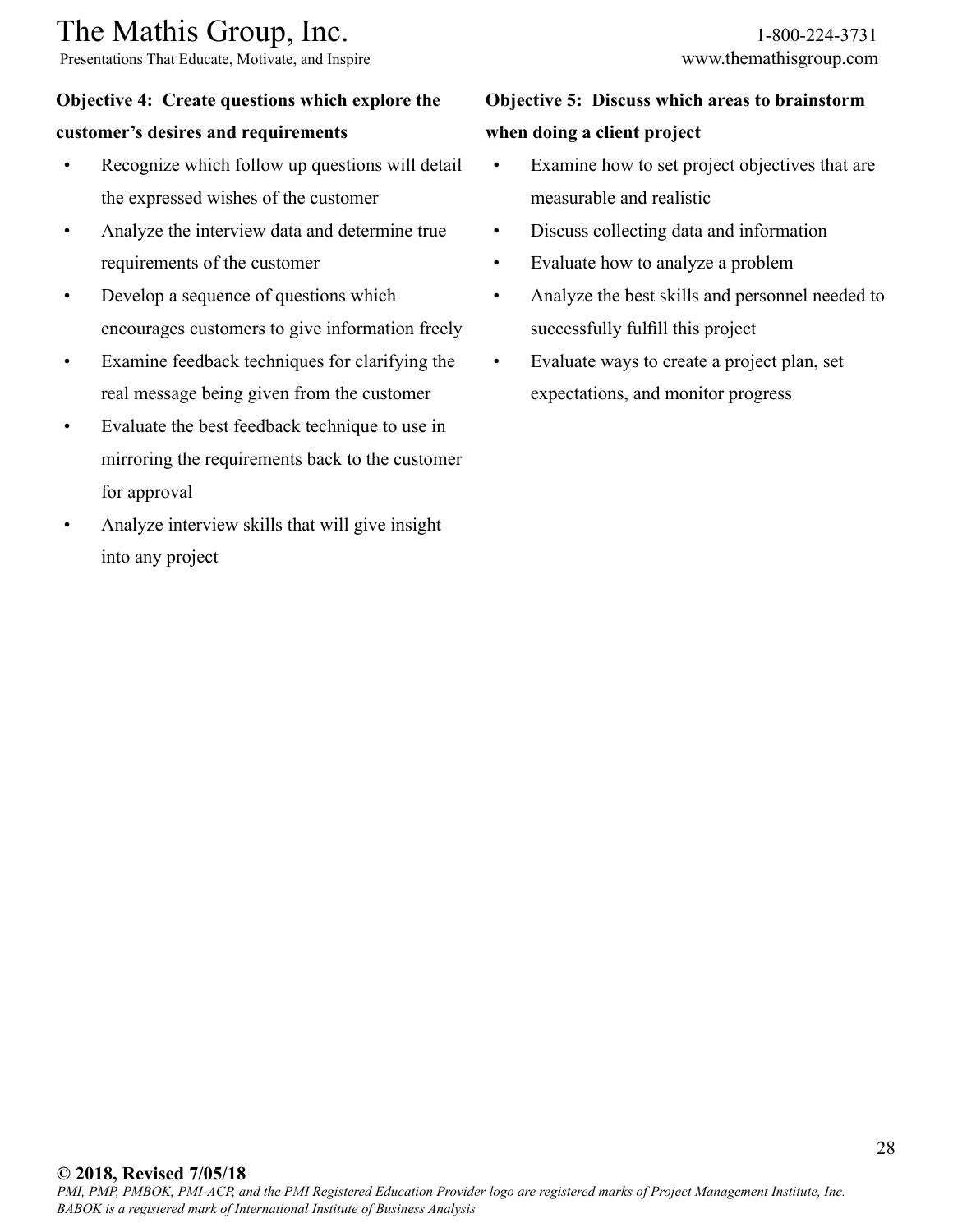**Objective 4: Create questions which explore the customer's desires and requirements**

- Recognize which follow up questions will detail the expressed wishes of the customer
- Analyze the interview data and determine true requirements of the customer
- Develop a sequence of questions which encourages customers to give information freely
- Examine feedback techniques for clarifying the real message being given from the customer
- Evaluate the best feedback technique to use in mirroring the requirements back to the customer for approval
- Analyze interview skills that will give insight into any project

**Objective 5: Discuss which areas to brainstorm when doing a client project**

- Examine how to set project objectives that are measurable and realistic
- Discuss collecting data and information
- Evaluate how to analyze a problem
- Analyze the best skills and personnel needed to successfully fulfill this project
- Evaluate ways to create a project plan, set expectations, and monitor progress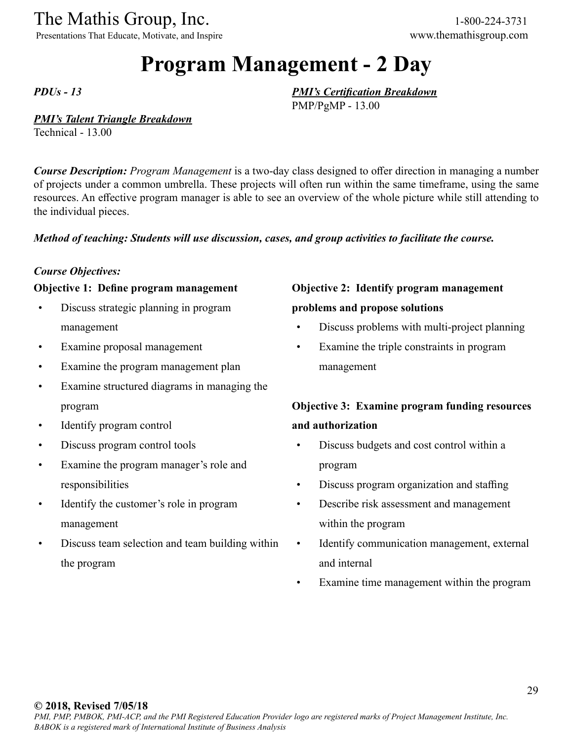# Program Management - 2 Day

***PDUs - 13***

***PMI's Certification Breakdown***
PMP/PgMP - 13.00

***PMI's Talent Triangle Breakdown***
Technical - 13.00

***Course Description:*** *Program Management* is a two-day class designed to offer direction in managing a number of projects under a common umbrella. These projects will often run within the same timeframe, using the same resources. An effective program manager is able to see an overview of the whole picture while still attending to the individual pieces.

***Method of teaching: Students will use discussion, cases, and group activities to facilitate the course.***

***Course Objectives:***

**Objective 1: Define program management**

- Discuss strategic planning in program management
- Examine proposal management
- Examine the program management plan
- Examine structured diagrams in managing the program
- Identify program control
- Discuss program control tools
- Examine the program manager's role and responsibilities
- Identify the customer's role in program management
- Discuss team selection and team building within the program

**Objective 2: Identify program management problems and propose solutions**

- Discuss problems with multi-project planning
- Examine the triple constraints in program management

**Objective 3: Examine program funding resources and authorization**

- Discuss budgets and cost control within a program
- Discuss program organization and staffing
- Describe risk assessment and management within the program
- Identify communication management, external and internal
- Examine time management within the program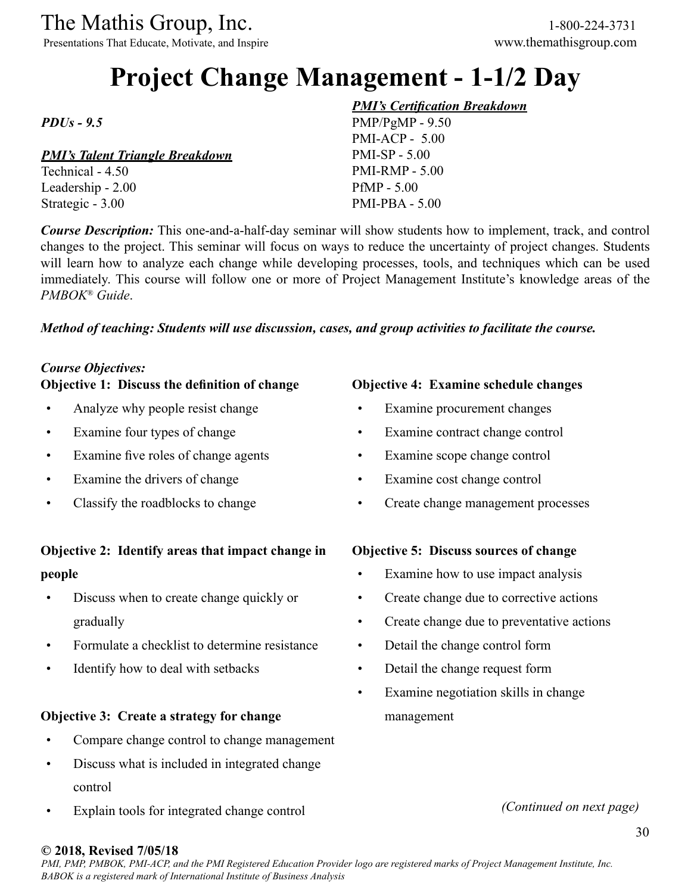# Project Change Management - 1-1/2 Day

***PDUs - 9.5***

***PMI's Talent Triangle Breakdown***

Technical - 4.50
Leadership - 2.00
Strategic - 3.00

***PMI's Certification Breakdown***

PMP/PgMP - 9.50
PMI-ACP - 5.00
PMI-SP - 5.00
PMI-RMP - 5.00
PfMP - 5.00
PMI-PBA - 5.00

***Course Description:*** This one-and-a-half-day seminar will show students how to implement, track, and control changes to the project. This seminar will focus on ways to reduce the uncertainty of project changes. Students will learn how to analyze each change while developing processes, tools, and techniques which can be used immediately. This course will follow one or more of Project Management Institute's knowledge areas of the *PMBOK® Guide*.

***Method of teaching: Students will use discussion, cases, and group activities to facilitate the course.***

***Course Objectives:***

**Objective 1: Discuss the definition of change**

- Analyze why people resist change
- Examine four types of change
- Examine five roles of change agents
- Examine the drivers of change
- Classify the roadblocks to change

**Objective 2: Identify areas that impact change in people**

- Discuss when to create change quickly or gradually
- Formulate a checklist to determine resistance
- Identify how to deal with setbacks

**Objective 3: Create a strategy for change**

- Compare change control to change management
- Discuss what is included in integrated change control
- Explain tools for integrated change control

**Objective 4: Examine schedule changes**

- Examine procurement changes
- Examine contract change control
- Examine scope change control
- Examine cost change control
- Create change management processes

**Objective 5: Discuss sources of change**

- Examine how to use impact analysis
- Create change due to corrective actions
- Create change due to preventative actions
- Detail the change control form
- Detail the change request form
- Examine negotiation skills in change management

*(Continued on next page)*

**© 2018, Revised 7/05/18**

*PMI, PMP, PMBOK, PMI-ACP, and the PMI Registered Education Provider logo are registered marks of Project Management Institute, Inc.*
*BABOK is a registered mark of International Institute of Business Analysis*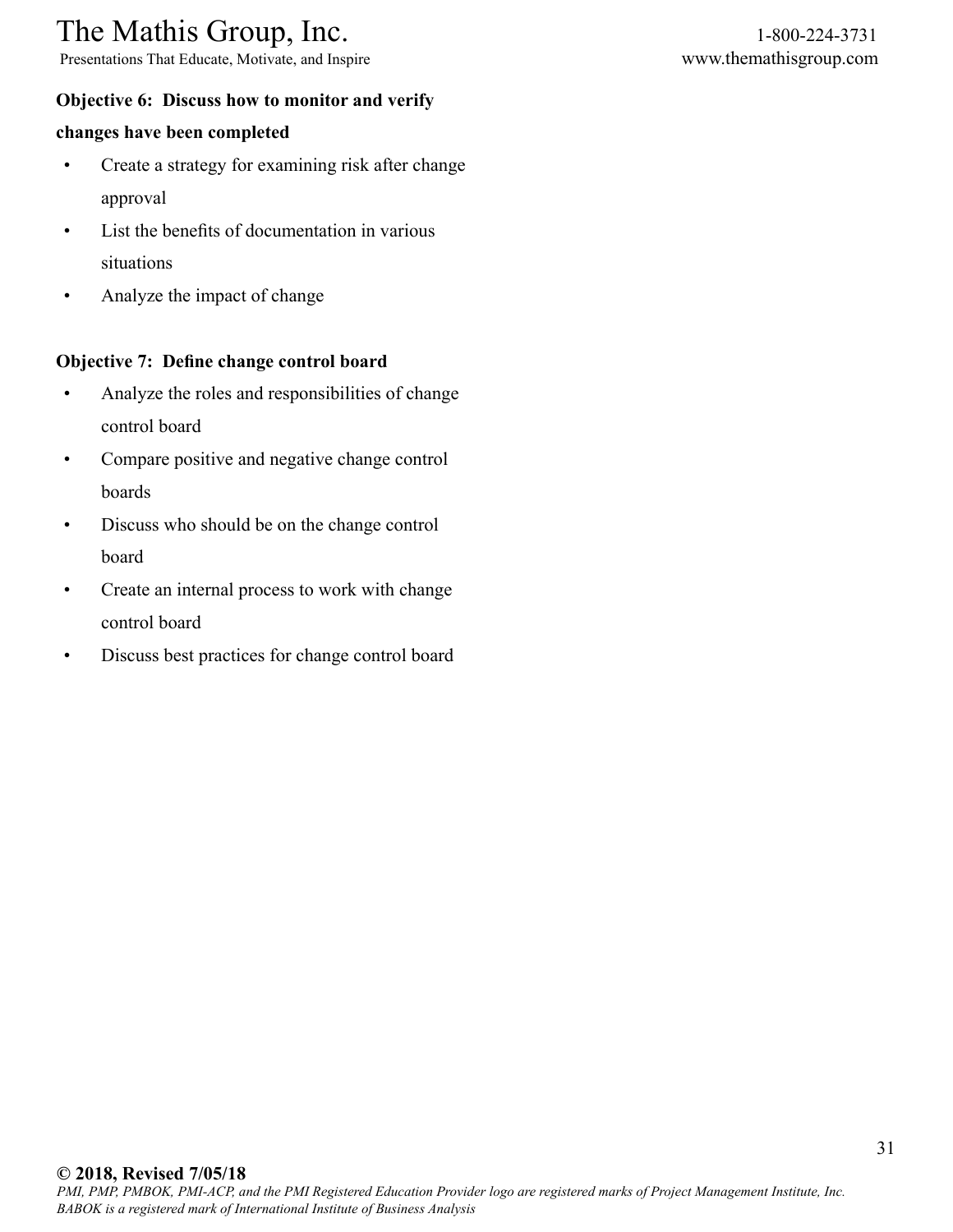**Objective 6: Discuss how to monitor and verify changes have been completed**

- Create a strategy for examining risk after change approval
- List the benefits of documentation in various situations
- Analyze the impact of change

**Objective 7: Define change control board**

- Analyze the roles and responsibilities of change control board
- Compare positive and negative change control boards
- Discuss who should be on the change control board
- Create an internal process to work with change control board
- Discuss best practices for change control board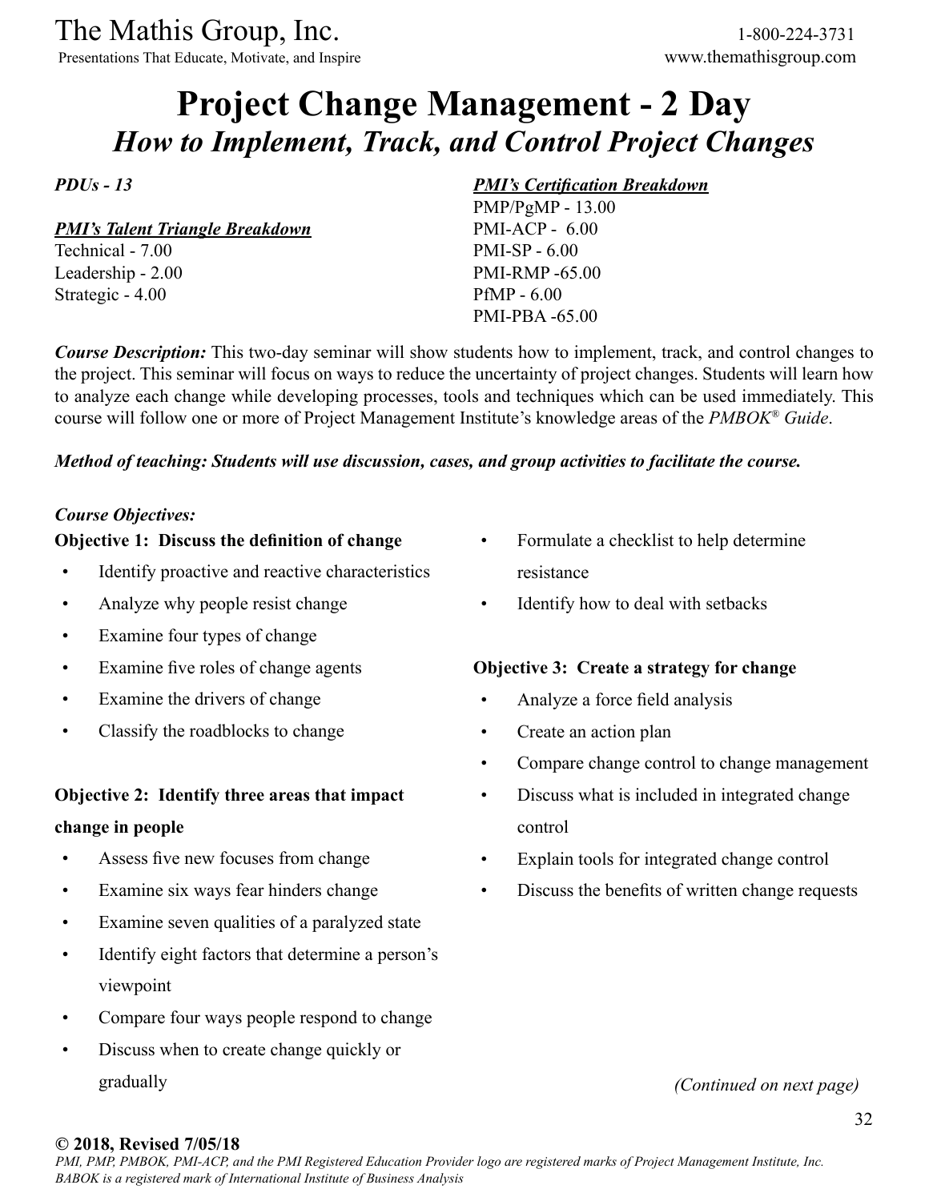# Project Change Management - 2 Day

## *How to Implement, Track, and Control Project Changes*

***PDUs - 13***

***PMI's Talent Triangle Breakdown***

Technical - 7.00
Leadership - 2.00
Strategic - 4.00

***PMI's Certification Breakdown***

PMP/PgMP - 13.00
PMI-ACP - 6.00
PMI-SP - 6.00
PMI-RMP -65.00
PfMP - 6.00
PMI-PBA -65.00

***Course Description:*** This two-day seminar will show students how to implement, track, and control changes to the project. This seminar will focus on ways to reduce the uncertainty of project changes. Students will learn how to analyze each change while developing processes, tools and techniques which can be used immediately. This course will follow one or more of Project Management Institute's knowledge areas of the *PMBOK® Guide*.

***Method of teaching: Students will use discussion, cases, and group activities to facilitate the course.***

***Course Objectives:***

**Objective 1: Discuss the definition of change**

- Identify proactive and reactive characteristics
- Analyze why people resist change
- Examine four types of change
- Examine five roles of change agents
- Examine the drivers of change
- Classify the roadblocks to change

**Objective 2: Identify three areas that impact change in people**

- Assess five new focuses from change
- Examine six ways fear hinders change
- Examine seven qualities of a paralyzed state
- Identify eight factors that determine a person's viewpoint
- Compare four ways people respond to change
- Discuss when to create change quickly or gradually
- Formulate a checklist to help determine resistance
- Identify how to deal with setbacks

**Objective 3: Create a strategy for change**

- Analyze a force field analysis
- Create an action plan
- Compare change control to change management
- Discuss what is included in integrated change control
- Explain tools for integrated change control
- Discuss the benefits of written change requests

*(Continued on next page)*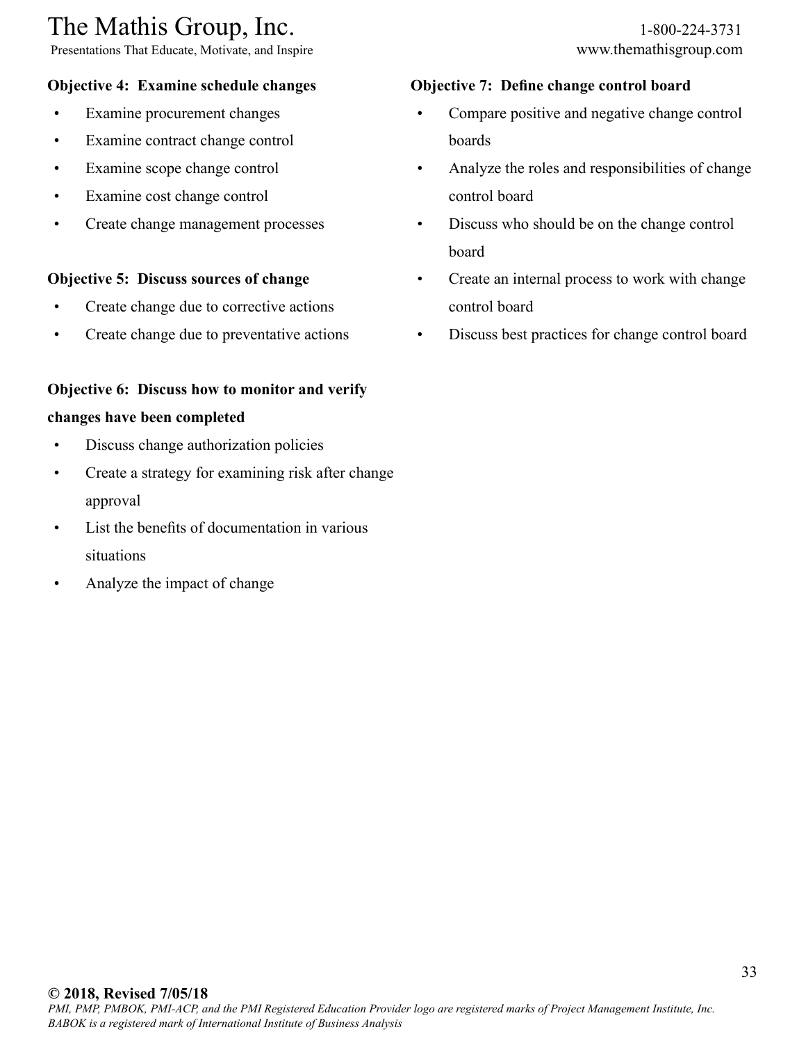**Objective 4: Examine schedule changes**

- Examine procurement changes
- Examine contract change control
- Examine scope change control
- Examine cost change control
- Create change management processes

**Objective 5: Discuss sources of change**

- Create change due to corrective actions
- Create change due to preventative actions

**Objective 6: Discuss how to monitor and verify changes have been completed**

- Discuss change authorization policies
- Create a strategy for examining risk after change approval
- List the benefits of documentation in various situations
- Analyze the impact of change

**Objective 7: Define change control board**

- Compare positive and negative change control boards
- Analyze the roles and responsibilities of change control board
- Discuss who should be on the change control board
- Create an internal process to work with change control board
- Discuss best practices for change control board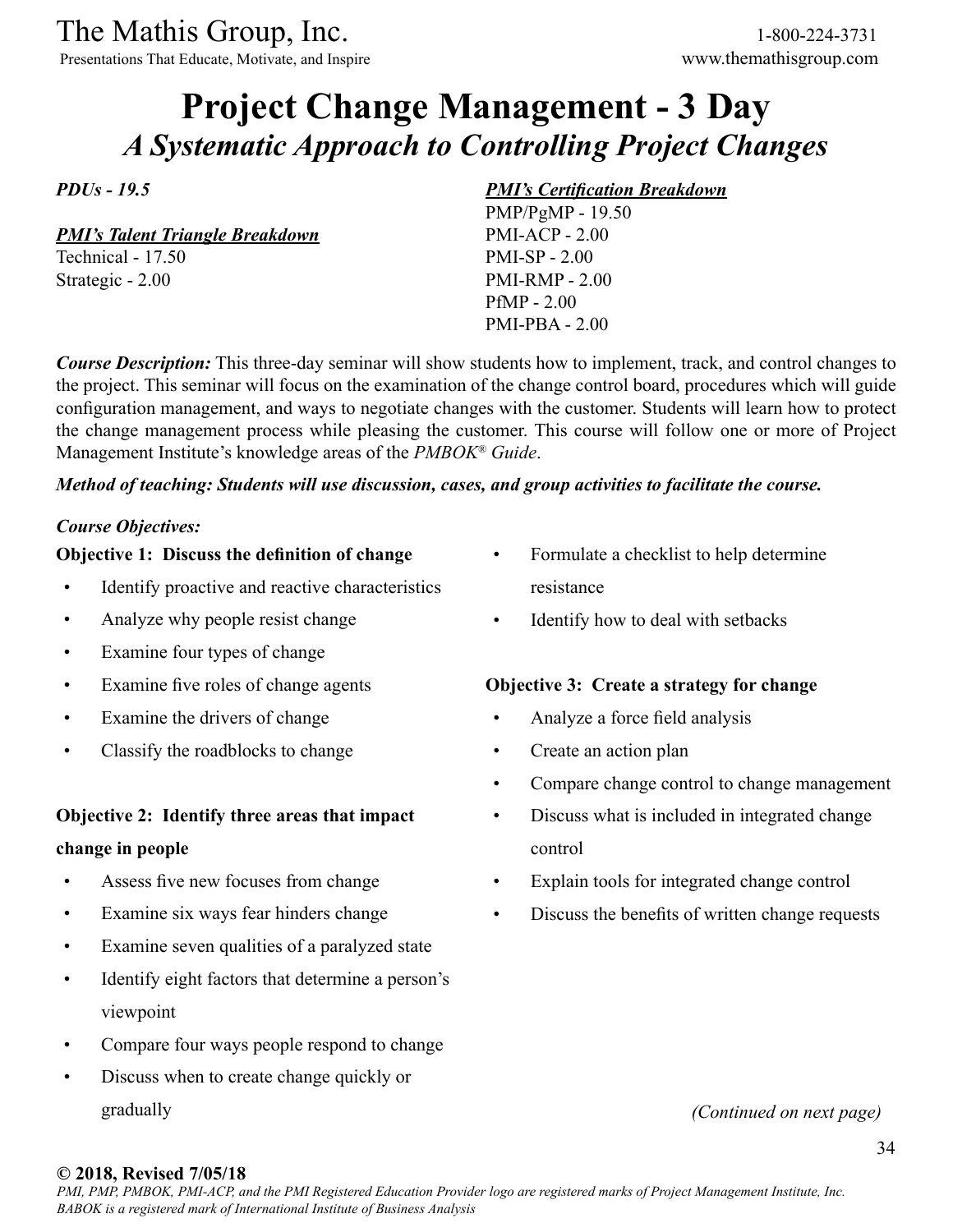# Project Change Management - 3 Day

## *A Systematic Approach to Controlling Project Changes*

***PDUs - 19.5***

***PMI's Talent Triangle Breakdown***
Technical - 17.50
Strategic - 2.00

***PMI's Certification Breakdown***
PMP/PgMP - 19.50
PMI-ACP - 2.00
PMI-SP - 2.00
PMI-RMP - 2.00
PfMP - 2.00
PMI-PBA - 2.00

***Course Description:*** This three-day seminar will show students how to implement, track, and control changes to the project. This seminar will focus on the examination of the change control board, procedures which will guide configuration management, and ways to negotiate changes with the customer. Students will learn how to protect the change management process while pleasing the customer. This course will follow one or more of Project Management Institute's knowledge areas of the *PMBOK® Guide*.

***Method of teaching: Students will use discussion, cases, and group activities to facilitate the course.***

***Course Objectives:***

**Objective 1: Discuss the definition of change**

- Identify proactive and reactive characteristics
- Analyze why people resist change
- Examine four types of change
- Examine five roles of change agents
- Examine the drivers of change
- Classify the roadblocks to change

**Objective 2: Identify three areas that impact change in people**

- Assess five new focuses from change
- Examine six ways fear hinders change
- Examine seven qualities of a paralyzed state
- Identify eight factors that determine a person's viewpoint
- Compare four ways people respond to change
- Discuss when to create change quickly or gradually
- Formulate a checklist to help determine resistance
- Identify how to deal with setbacks

**Objective 3: Create a strategy for change**

- Analyze a force field analysis
- Create an action plan
- Compare change control to change management
- Discuss what is included in integrated change control
- Explain tools for integrated change control
- Discuss the benefits of written change requests

*(Continued on next page)*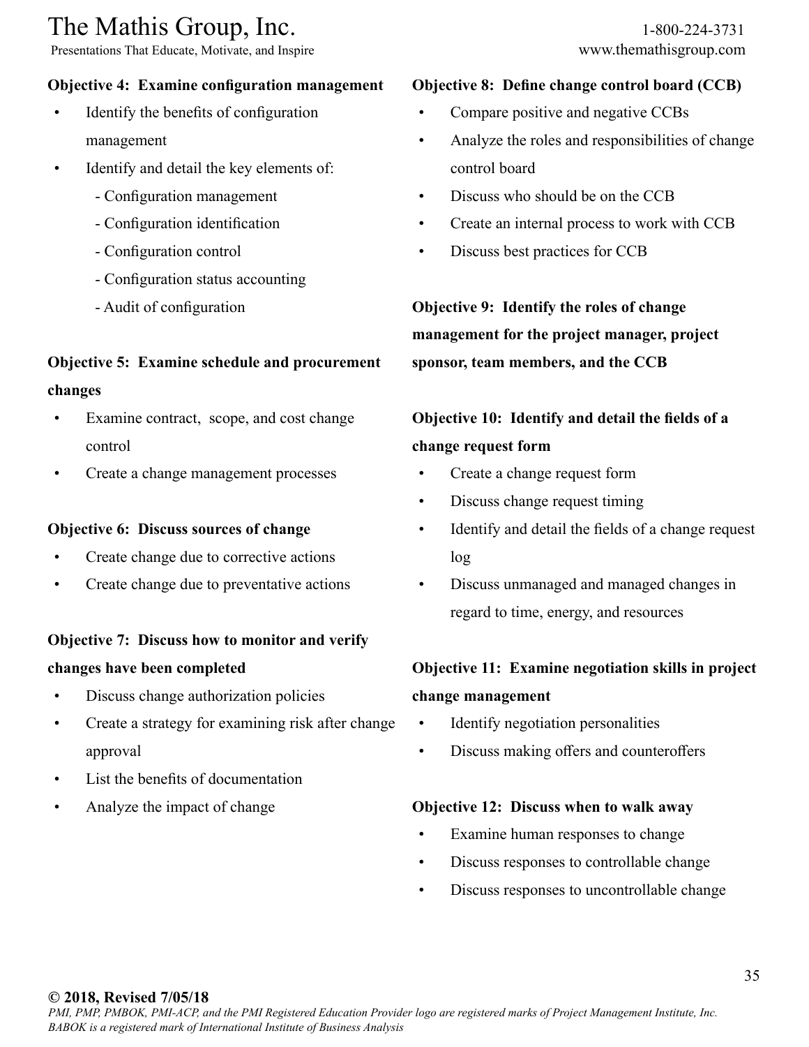**Objective 4: Examine configuration management**

- Identify the benefits of configuration management
- Identify and detail the key elements of:
  - Configuration management
  - Configuration identification
  - Configuration control
  - Configuration status accounting
  - Audit of configuration

**Objective 5: Examine schedule and procurement changes**

- Examine contract, scope, and cost change control
- Create a change management processes

**Objective 6: Discuss sources of change**

- Create change due to corrective actions
- Create change due to preventative actions

**Objective 7: Discuss how to monitor and verify changes have been completed**

- Discuss change authorization policies
- Create a strategy for examining risk after change approval
- List the benefits of documentation
- Analyze the impact of change

**Objective 8: Define change control board (CCB)**

- Compare positive and negative CCBs
- Analyze the roles and responsibilities of change control board
- Discuss who should be on the CCB
- Create an internal process to work with CCB
- Discuss best practices for CCB

**Objective 9: Identify the roles of change management for the project manager, project sponsor, team members, and the CCB**

**Objective 10: Identify and detail the fields of a change request form**

- Create a change request form
- Discuss change request timing
- Identify and detail the fields of a change request log
- Discuss unmanaged and managed changes in regard to time, energy, and resources

**Objective 11: Examine negotiation skills in project change management**

- Identify negotiation personalities
- Discuss making offers and counteroffers

**Objective 12: Discuss when to walk away**

- Examine human responses to change
- Discuss responses to controllable change
- Discuss responses to uncontrollable change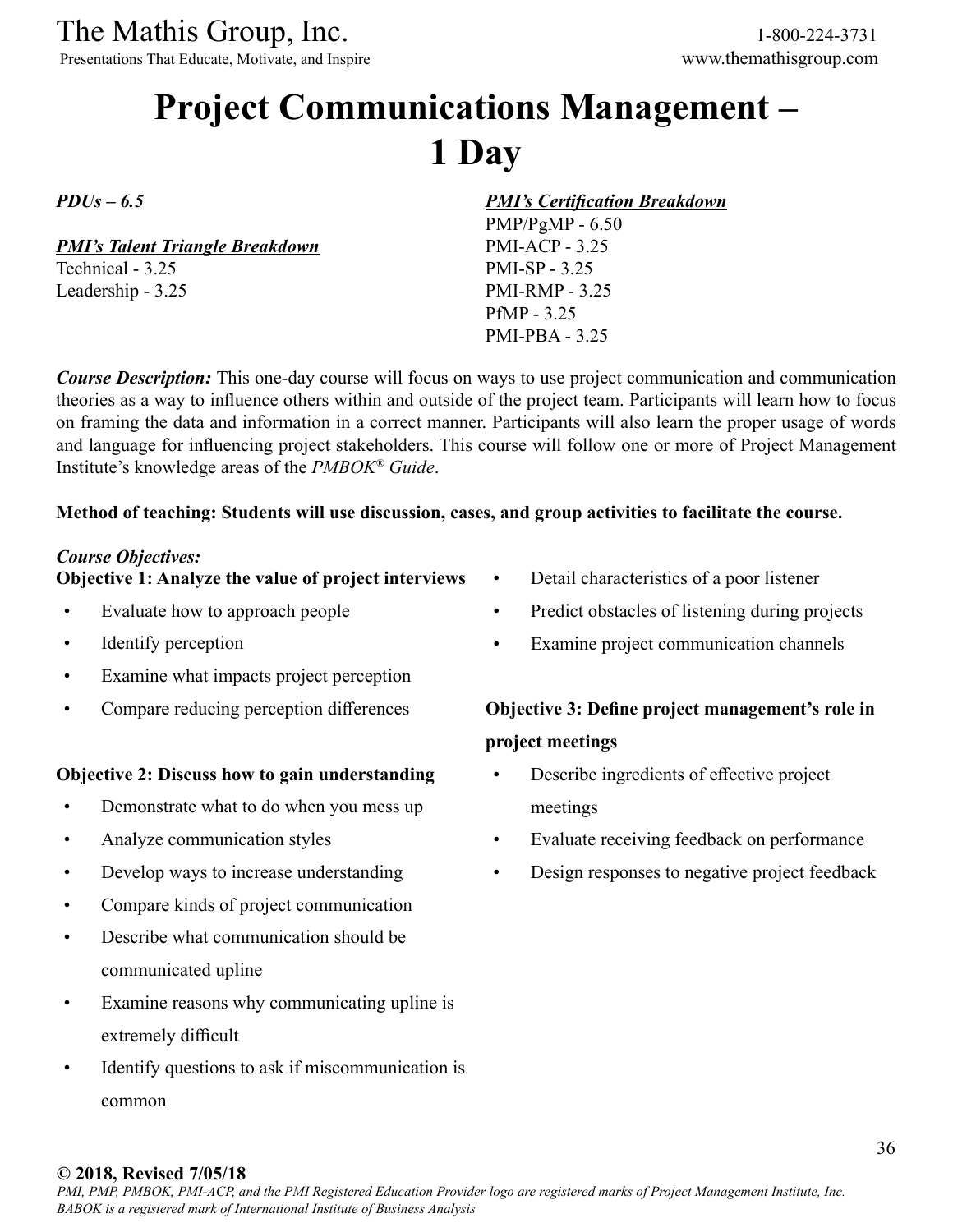# Project Communications Management – 1 Day

***PDUs – 6.5***

***PMI's Talent Triangle Breakdown***
Technical - 3.25
Leadership - 3.25

***PMI's Certification Breakdown***
PMP/PgMP - 6.50
PMI-ACP - 3.25
PMI-SP - 3.25
PMI-RMP - 3.25
PfMP - 3.25
PMI-PBA - 3.25

***Course Description:*** This one-day course will focus on ways to use project communication and communication theories as a way to influence others within and outside of the project team. Participants will learn how to focus on framing the data and information in a correct manner. Participants will also learn the proper usage of words and language for influencing project stakeholders. This course will follow one or more of Project Management Institute's knowledge areas of the *PMBOK® Guide*.

**Method of teaching: Students will use discussion, cases, and group activities to facilitate the course.**

***Course Objectives:***

**Objective 1: Analyze the value of project interviews**

- Evaluate how to approach people
- Identify perception
- Examine what impacts project perception
- Compare reducing perception differences

**Objective 2: Discuss how to gain understanding**

- Demonstrate what to do when you mess up
- Analyze communication styles
- Develop ways to increase understanding
- Compare kinds of project communication
- Describe what communication should be communicated upline
- Examine reasons why communicating upline is extremely difficult
- Identify questions to ask if miscommunication is common
- Detail characteristics of a poor listener
- Predict obstacles of listening during projects
- Examine project communication channels

**Objective 3: Define project management's role in project meetings**

- Describe ingredients of effective project meetings
- Evaluate receiving feedback on performance
- Design responses to negative project feedback

**© 2018, Revised 7/05/18**
*PMI, PMP, PMBOK, PMI-ACP, and the PMI Registered Education Provider logo are registered marks of Project Management Institute, Inc. BABOK is a registered mark of International Institute of Business Analysis*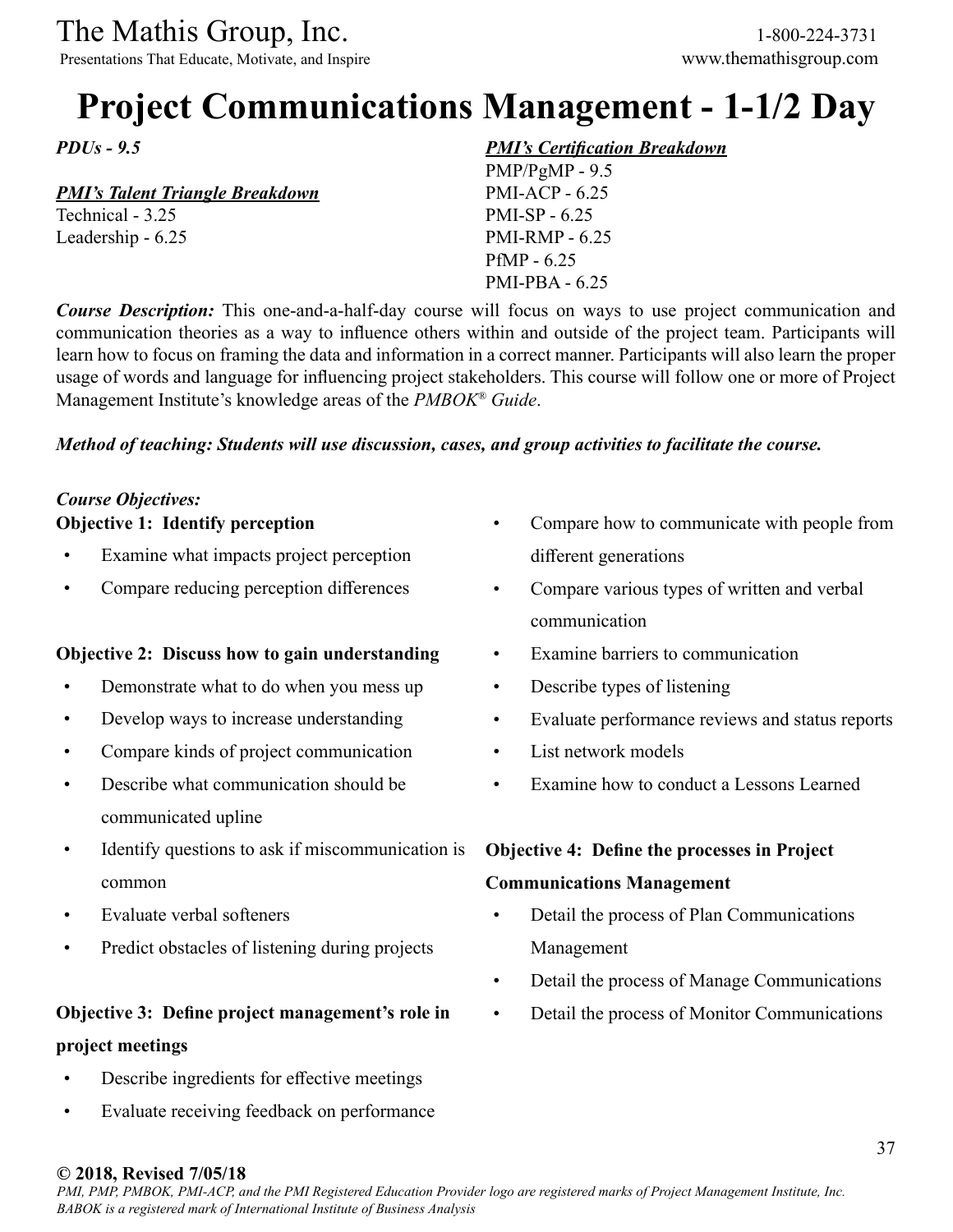# Project Communications Management - 1-1/2 Day

***PDUs - 9.5***

***PMI's Talent Triangle Breakdown***
Technical - 3.25
Leadership - 6.25

***PMI's Certification Breakdown***
PMP/PgMP - 9.5
PMI-ACP - 6.25
PMI-SP - 6.25
PMI-RMP - 6.25
PfMP - 6.25
PMI-PBA - 6.25

***Course Description:*** This one-and-a-half-day course will focus on ways to use project communication and communication theories as a way to influence others within and outside of the project team. Participants will learn how to focus on framing the data and information in a correct manner. Participants will also learn the proper usage of words and language for influencing project stakeholders. This course will follow one or more of Project Management Institute's knowledge areas of the *PMBOK® Guide*.

***Method of teaching: Students will use discussion, cases, and group activities to facilitate the course.***

***Course Objectives:***

**Objective 1: Identify perception**

- Examine what impacts project perception
- Compare reducing perception differences

**Objective 2: Discuss how to gain understanding**

- Demonstrate what to do when you mess up
- Develop ways to increase understanding
- Compare kinds of project communication
- Describe what communication should be communicated upline
- Identify questions to ask if miscommunication is common
- Evaluate verbal softeners
- Predict obstacles of listening during projects

**Objective 3: Define project management's role in project meetings**

- Describe ingredients for effective meetings
- Evaluate receiving feedback on performance
- Compare how to communicate with people from different generations
- Compare various types of written and verbal communication
- Examine barriers to communication
- Describe types of listening
- Evaluate performance reviews and status reports
- List network models
- Examine how to conduct a Lessons Learned

**Objective 4: Define the processes in Project Communications Management**

- Detail the process of Plan Communications Management
- Detail the process of Manage Communications
- Detail the process of Monitor Communications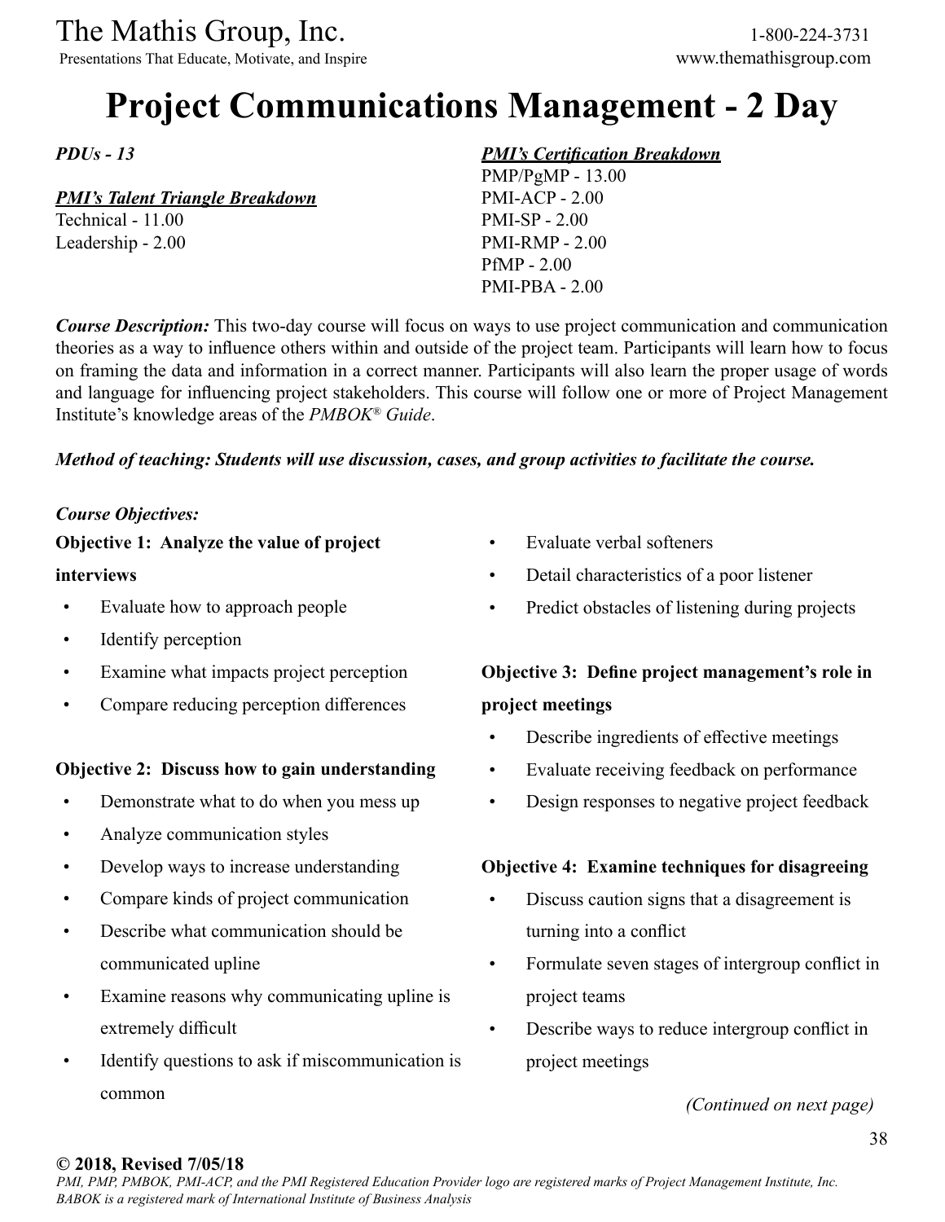# Project Communications Management - 2 Day

***PDUs - 13***

***PMI's Talent Triangle Breakdown***

Technical - 11.00
Leadership - 2.00

***PMI's Certification Breakdown***

PMP/PgMP - 13.00
PMI-ACP - 2.00
PMI-SP - 2.00
PMI-RMP - 2.00
PfMP - 2.00
PMI-PBA - 2.00

***Course Description:*** This two-day course will focus on ways to use project communication and communication theories as a way to influence others within and outside of the project team. Participants will learn how to focus on framing the data and information in a correct manner. Participants will also learn the proper usage of words and language for influencing project stakeholders. This course will follow one or more of Project Management Institute's knowledge areas of the *PMBOK® Guide*.

***Method of teaching: Students will use discussion, cases, and group activities to facilitate the course.***

***Course Objectives:***

**Objective 1: Analyze the value of project interviews**

- Evaluate how to approach people
- Identify perception
- Examine what impacts project perception
- Compare reducing perception differences

**Objective 2: Discuss how to gain understanding**

- Demonstrate what to do when you mess up
- Analyze communication styles
- Develop ways to increase understanding
- Compare kinds of project communication
- Describe what communication should be communicated upline
- Examine reasons why communicating upline is extremely difficult
- Identify questions to ask if miscommunication is common
- Evaluate verbal softeners
- Detail characteristics of a poor listener
- Predict obstacles of listening during projects

**Objective 3: Define project management's role in project meetings**

- Describe ingredients of effective meetings
- Evaluate receiving feedback on performance
- Design responses to negative project feedback

**Objective 4: Examine techniques for disagreeing**

- Discuss caution signs that a disagreement is turning into a conflict
- Formulate seven stages of intergroup conflict in project teams
- Describe ways to reduce intergroup conflict in project meetings

*(Continued on next page)*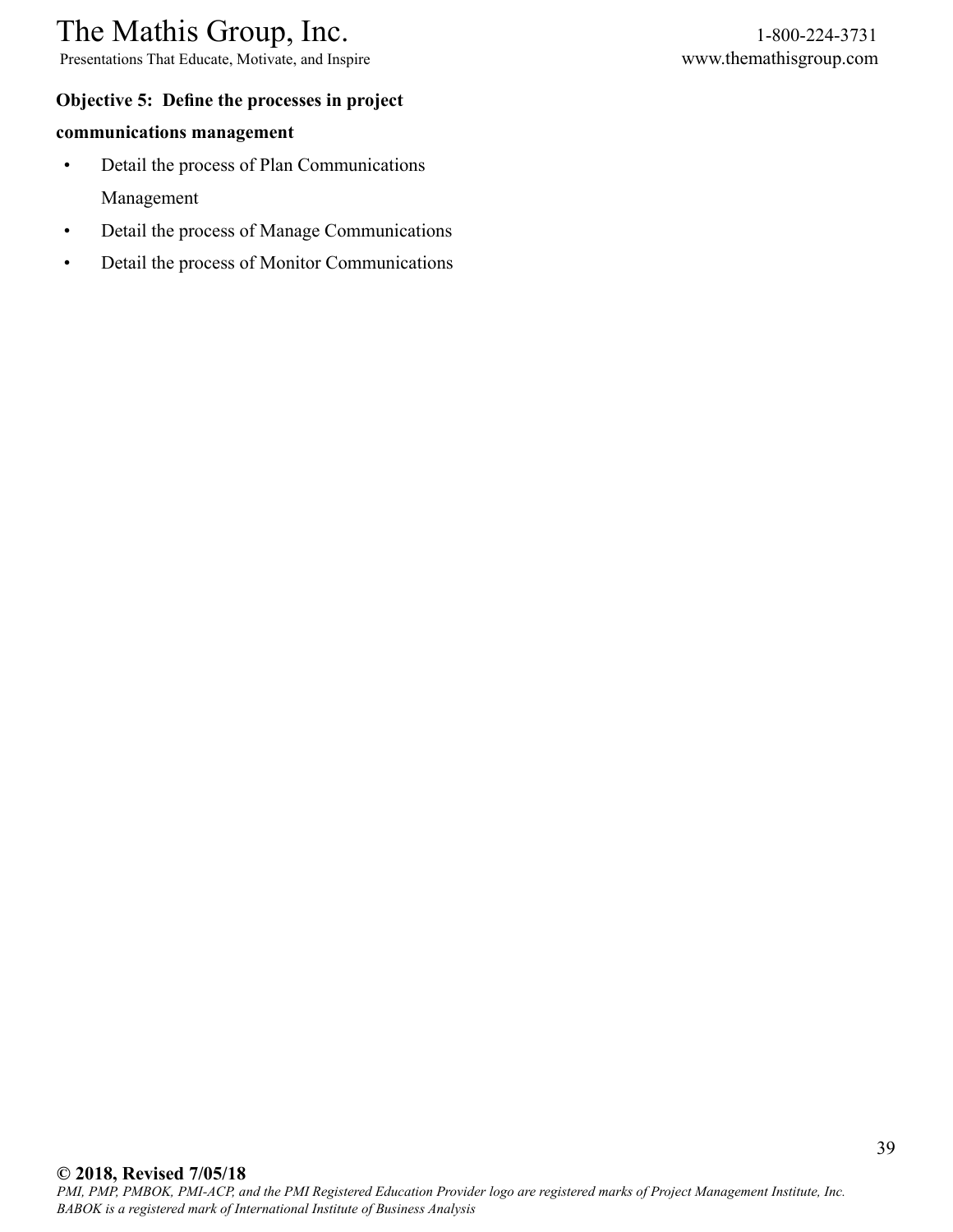**Objective 5: Define the processes in project communications management**

- Detail the process of Plan Communications Management
- Detail the process of Manage Communications
- Detail the process of Monitor Communications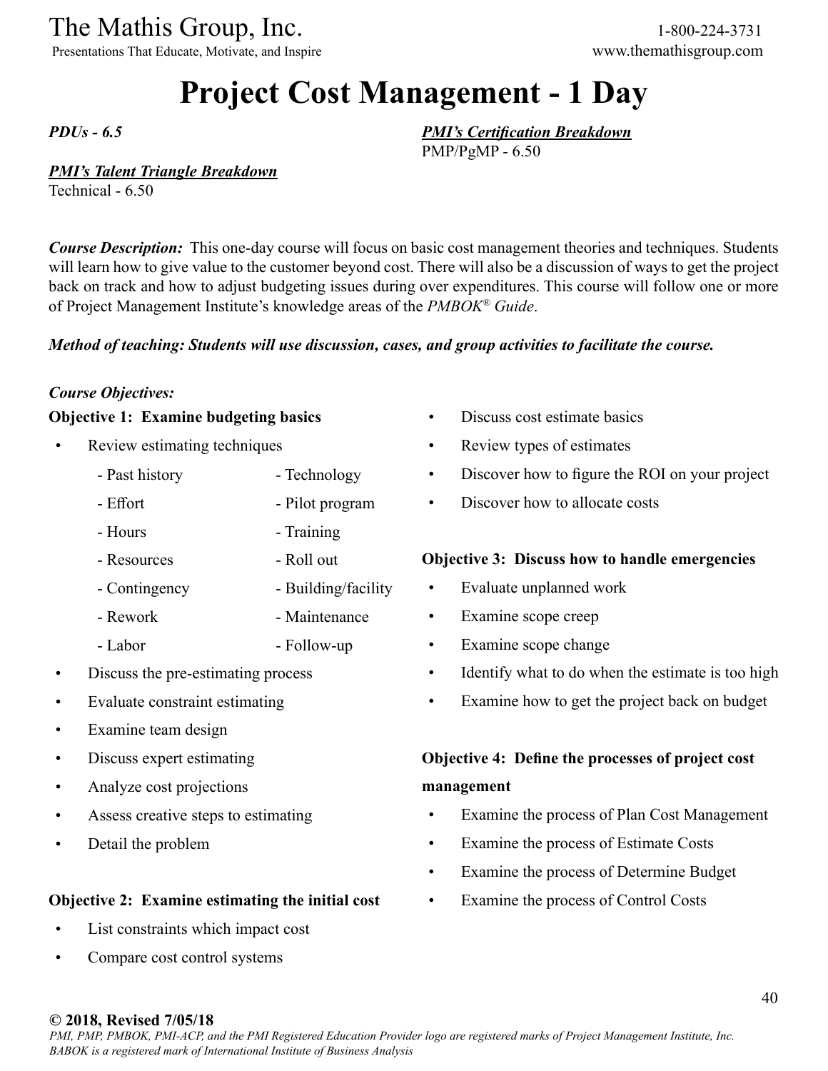# Project Cost Management - 1 Day

*PDUs - 6.5*

***PMI's Certification Breakdown***
PMP/PgMP - 6.50

***PMI's Talent Triangle Breakdown***
Technical - 6.50

***Course Description:*** This one-day course will focus on basic cost management theories and techniques. Students will learn how to give value to the customer beyond cost. There will also be a discussion of ways to get the project back on track and how to adjust budgeting issues during over expenditures. This course will follow one or more of Project Management Institute's knowledge areas of the *PMBOK® Guide*.

***Method of teaching: Students will use discussion, cases, and group activities to facilitate the course.***

***Course Objectives:***

**Objective 1: Examine budgeting basics**

- Review estimating techniques
  - Past history
  - Effort
  - Hours
  - Resources
  - Contingency
  - Rework
  - Labor
  - Technology
  - Pilot program
  - Training
  - Roll out
  - Building/facility
  - Maintenance
  - Follow-up
- Discuss the pre-estimating process
- Evaluate constraint estimating
- Examine team design
- Discuss expert estimating
- Analyze cost projections
- Assess creative steps to estimating
- Detail the problem

**Objective 2: Examine estimating the initial cost**

- List constraints which impact cost
- Compare cost control systems
- Discuss cost estimate basics
- Review types of estimates
- Discover how to figure the ROI on your project
- Discover how to allocate costs

**Objective 3: Discuss how to handle emergencies**

- Evaluate unplanned work
- Examine scope creep
- Examine scope change
- Identify what to do when the estimate is too high
- Examine how to get the project back on budget

**Objective 4: Define the processes of project cost management**

- Examine the process of Plan Cost Management
- Examine the process of Estimate Costs
- Examine the process of Determine Budget
- Examine the process of Control Costs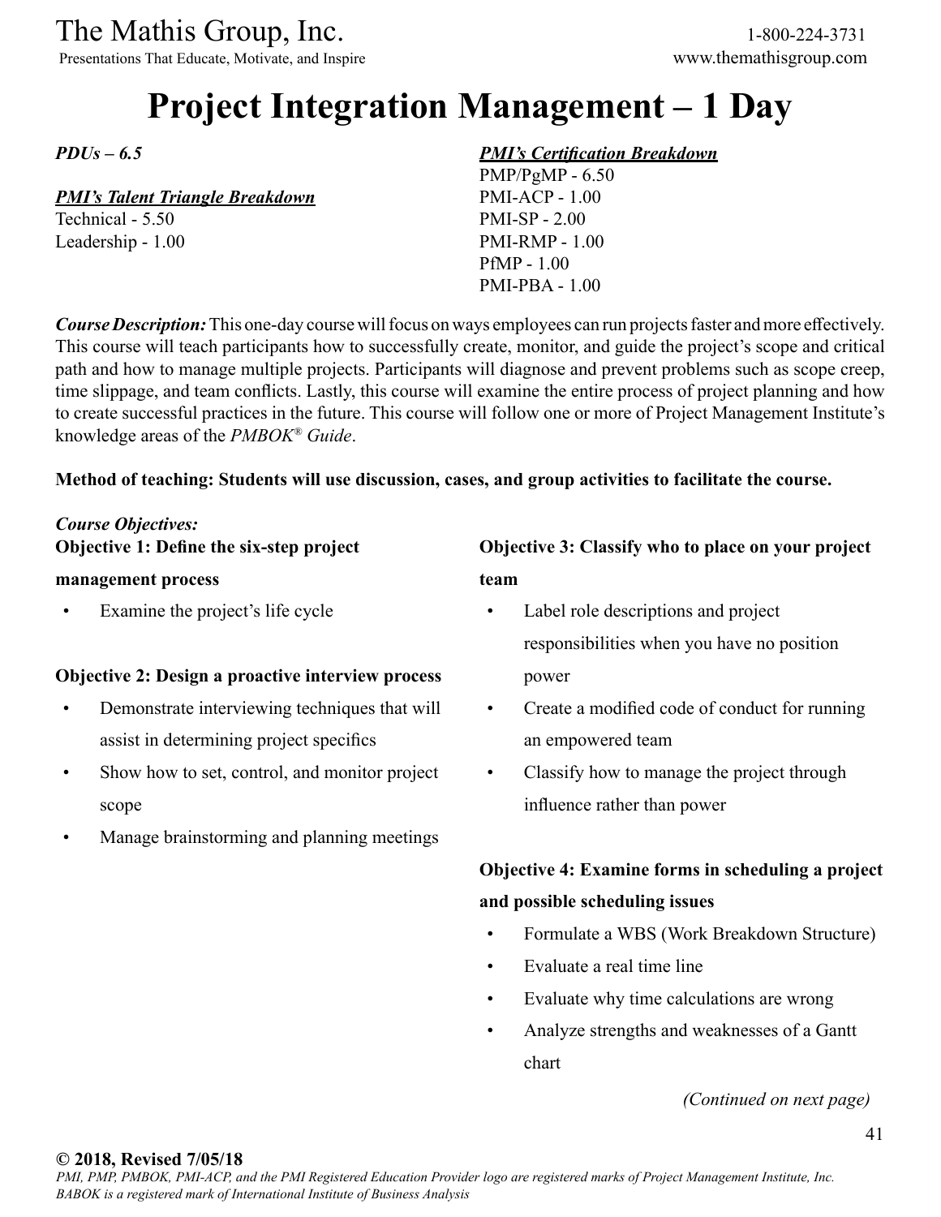# Project Integration Management – 1 Day

***PDUs – 6.5***

***PMI's Talent Triangle Breakdown***

Technical - 5.50
Leadership - 1.00

***PMI's Certification Breakdown***

PMP/PgMP - 6.50
PMI-ACP - 1.00
PMI-SP - 2.00
PMI-RMP - 1.00
PfMP - 1.00
PMI-PBA - 1.00

***Course Description:*** This one-day course will focus on ways employees can run projects faster and more effectively. This course will teach participants how to successfully create, monitor, and guide the project's scope and critical path and how to manage multiple projects. Participants will diagnose and prevent problems such as scope creep, time slippage, and team conflicts. Lastly, this course will examine the entire process of project planning and how to create successful practices in the future. This course will follow one or more of Project Management Institute's knowledge areas of the *PMBOK® Guide*.

**Method of teaching: Students will use discussion, cases, and group activities to facilitate the course.**

***Course Objectives:***

**Objective 1: Define the six-step project management process**

- Examine the project's life cycle

**Objective 2: Design a proactive interview process**

- Demonstrate interviewing techniques that will assist in determining project specifics
- Show how to set, control, and monitor project scope
- Manage brainstorming and planning meetings

**Objective 3: Classify who to place on your project team**

- Label role descriptions and project responsibilities when you have no position power
- Create a modified code of conduct for running an empowered team
- Classify how to manage the project through influence rather than power

**Objective 4: Examine forms in scheduling a project and possible scheduling issues**

- Formulate a WBS (Work Breakdown Structure)
- Evaluate a real time line
- Evaluate why time calculations are wrong
- Analyze strengths and weaknesses of a Gantt chart

*(Continued on next page)*

**© 2018, Revised 7/05/18**
*PMI, PMP, PMBOK, PMI-ACP, and the PMI Registered Education Provider logo are registered marks of Project Management Institute, Inc.*
*BABOK is a registered mark of International Institute of Business Analysis*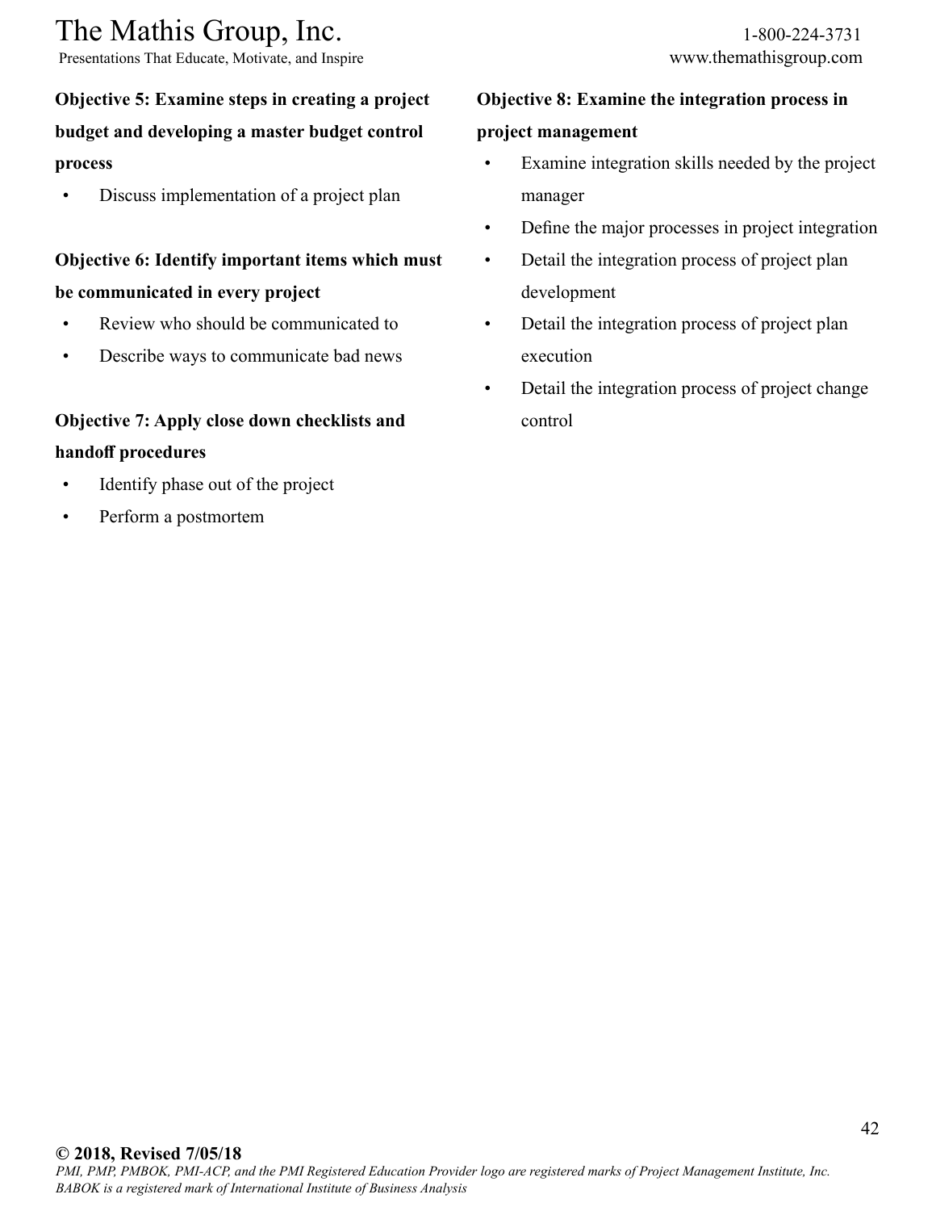**Objective 5: Examine steps in creating a project budget and developing a master budget control process**

- Discuss implementation of a project plan

**Objective 6: Identify important items which must be communicated in every project**

- Review who should be communicated to
- Describe ways to communicate bad news

**Objective 7: Apply close down checklists and handoff procedures**

- Identify phase out of the project
- Perform a postmortem

**Objective 8: Examine the integration process in project management**

- Examine integration skills needed by the project manager
- Define the major processes in project integration
- Detail the integration process of project plan development
- Detail the integration process of project plan execution
- Detail the integration process of project change control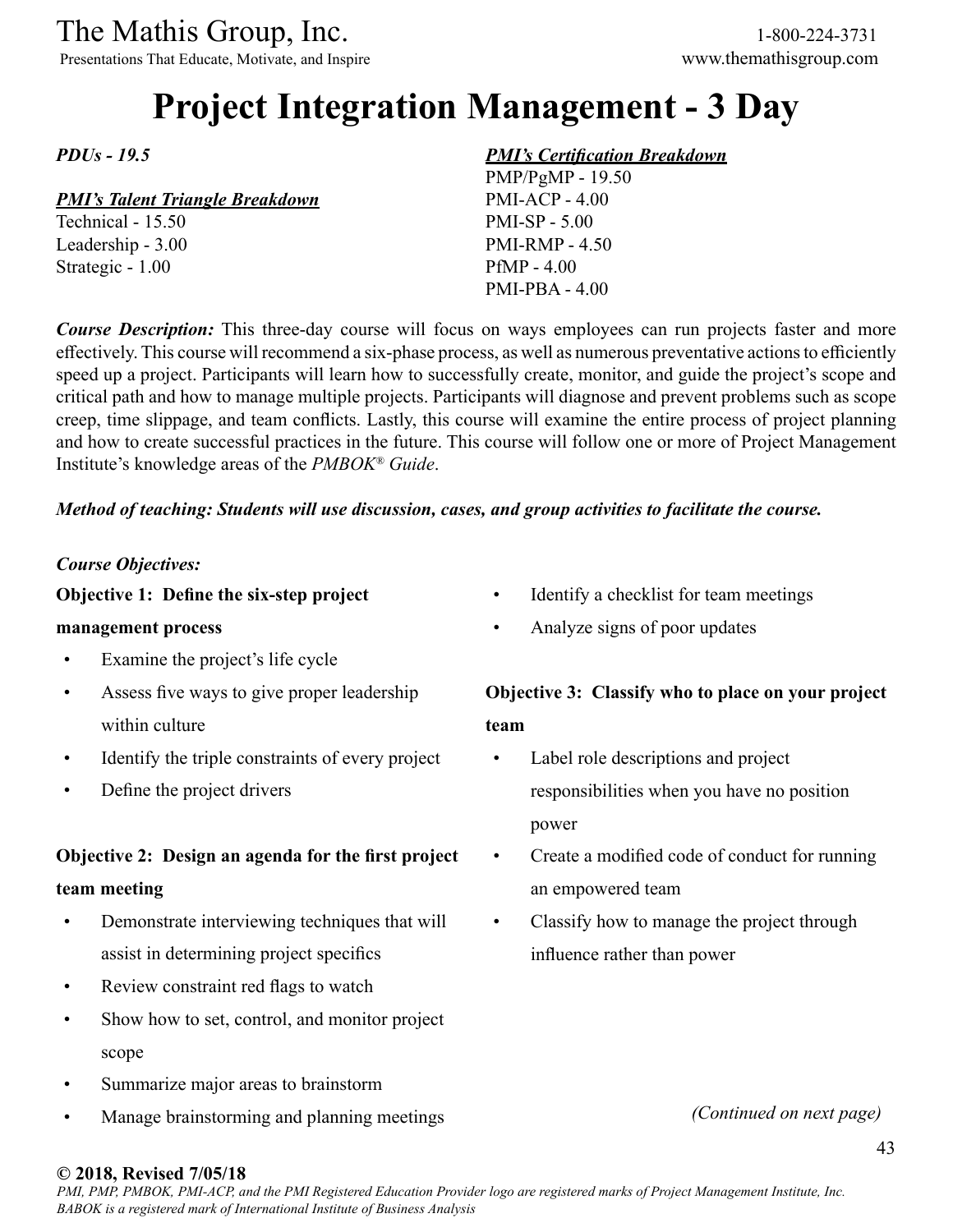# Project Integration Management - 3 Day

***PDUs - 19.5***

***PMI's Talent Triangle Breakdown***
Technical - 15.50
Leadership - 3.00
Strategic - 1.00

***PMI's Certification Breakdown***
PMP/PgMP - 19.50
PMI-ACP - 4.00
PMI-SP - 5.00
PMI-RMP - 4.50
PfMP - 4.00
PMI-PBA - 4.00

***Course Description:*** This three-day course will focus on ways employees can run projects faster and more effectively. This course will recommend a six-phase process, as well as numerous preventative actions to efficiently speed up a project. Participants will learn how to successfully create, monitor, and guide the project's scope and critical path and how to manage multiple projects. Participants will diagnose and prevent problems such as scope creep, time slippage, and team conflicts. Lastly, this course will examine the entire process of project planning and how to create successful practices in the future. This course will follow one or more of Project Management Institute's knowledge areas of the *PMBOK® Guide*.

***Method of teaching: Students will use discussion, cases, and group activities to facilitate the course.***

***Course Objectives:***

**Objective 1: Define the six-step project management process**

- Examine the project's life cycle
- Assess five ways to give proper leadership within culture
- Identify the triple constraints of every project
- Define the project drivers

**Objective 2: Design an agenda for the first project team meeting**

- Demonstrate interviewing techniques that will assist in determining project specifics
- Review constraint red flags to watch
- Show how to set, control, and monitor project scope
- Summarize major areas to brainstorm
- Manage brainstorming and planning meetings
- Identify a checklist for team meetings
- Analyze signs of poor updates

**Objective 3: Classify who to place on your project team**

- Label role descriptions and project responsibilities when you have no position power
- Create a modified code of conduct for running an empowered team
- Classify how to manage the project through influence rather than power

*(Continued on next page)*

**© 2018, Revised 7/05/18**
*PMI, PMP, PMBOK, PMI-ACP, and the PMI Registered Education Provider logo are registered marks of Project Management Institute, Inc. BABOK is a registered mark of International Institute of Business Analysis*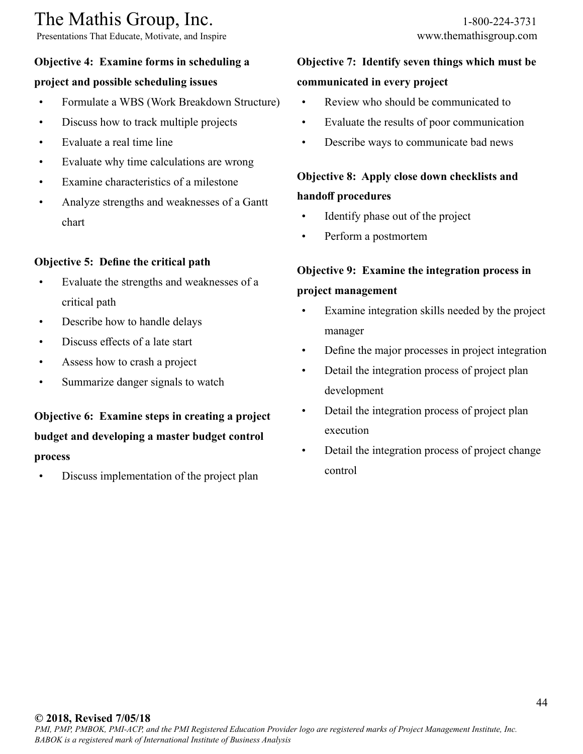**Objective 4: Examine forms in scheduling a project and possible scheduling issues**

- Formulate a WBS (Work Breakdown Structure)
- Discuss how to track multiple projects
- Evaluate a real time line
- Evaluate why time calculations are wrong
- Examine characteristics of a milestone
- Analyze strengths and weaknesses of a Gantt chart

**Objective 5: Define the critical path**

- Evaluate the strengths and weaknesses of a critical path
- Describe how to handle delays
- Discuss effects of a late start
- Assess how to crash a project
- Summarize danger signals to watch

**Objective 6: Examine steps in creating a project budget and developing a master budget control process**

- Discuss implementation of the project plan

**Objective 7: Identify seven things which must be communicated in every project**

- Review who should be communicated to
- Evaluate the results of poor communication
- Describe ways to communicate bad news

**Objective 8: Apply close down checklists and handoff procedures**

- Identify phase out of the project
- Perform a postmortem

**Objective 9: Examine the integration process in project management**

- Examine integration skills needed by the project manager
- Define the major processes in project integration
- Detail the integration process of project plan development
- Detail the integration process of project plan execution
- Detail the integration process of project change control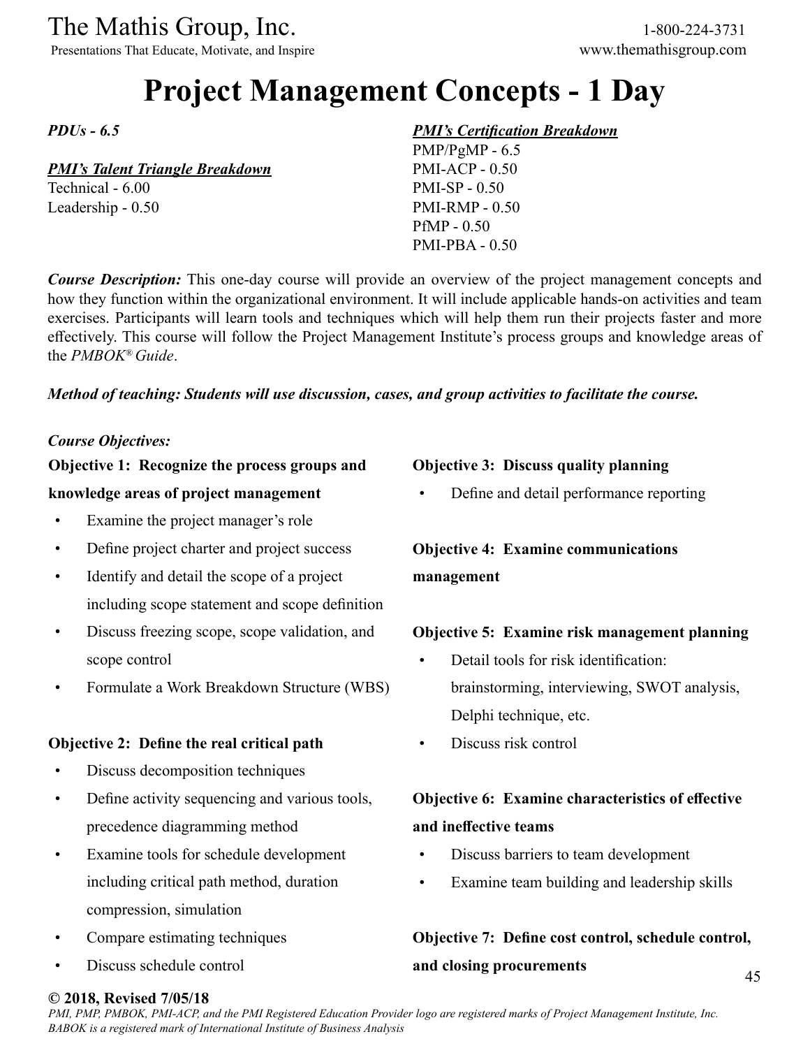# Project Management Concepts - 1 Day

***PDUs - 6.5***

***PMI's Talent Triangle Breakdown***

Technical - 6.00
Leadership - 0.50

***PMI's Certification Breakdown***

PMP/PgMP - 6.5
PMI-ACP - 0.50
PMI-SP - 0.50
PMI-RMP - 0.50
PfMP - 0.50
PMI-PBA - 0.50

***Course Description:*** This one-day course will provide an overview of the project management concepts and how they function within the organizational environment. It will include applicable hands-on activities and team exercises. Participants will learn tools and techniques which will help them run their projects faster and more effectively. This course will follow the Project Management Institute's process groups and knowledge areas of the *PMBOK® Guide*.

***Method of teaching: Students will use discussion, cases, and group activities to facilitate the course.***

***Course Objectives:***

**Objective 1: Recognize the process groups and knowledge areas of project management**

- Examine the project manager's role
- Define project charter and project success
- Identify and detail the scope of a project including scope statement and scope definition
- Discuss freezing scope, scope validation, and scope control
- Formulate a Work Breakdown Structure (WBS)

**Objective 2: Define the real critical path**

- Discuss decomposition techniques
- Define activity sequencing and various tools, precedence diagramming method
- Examine tools for schedule development including critical path method, duration compression, simulation
- Compare estimating techniques
- Discuss schedule control

**Objective 3: Discuss quality planning**

- Define and detail performance reporting

**Objective 4: Examine communications management**

**Objective 5: Examine risk management planning**

- Detail tools for risk identification: brainstorming, interviewing, SWOT analysis, Delphi technique, etc.
- Discuss risk control

**Objective 6: Examine characteristics of effective and ineffective teams**

- Discuss barriers to team development
- Examine team building and leadership skills

**Objective 7: Define cost control, schedule control, and closing procurements**

**© 2018, Revised 7/05/18**

*PMI, PMP, PMBOK, PMI-ACP, and the PMI Registered Education Provider logo are registered marks of Project Management Institute, Inc. BABOK is a registered mark of International Institute of Business Analysis*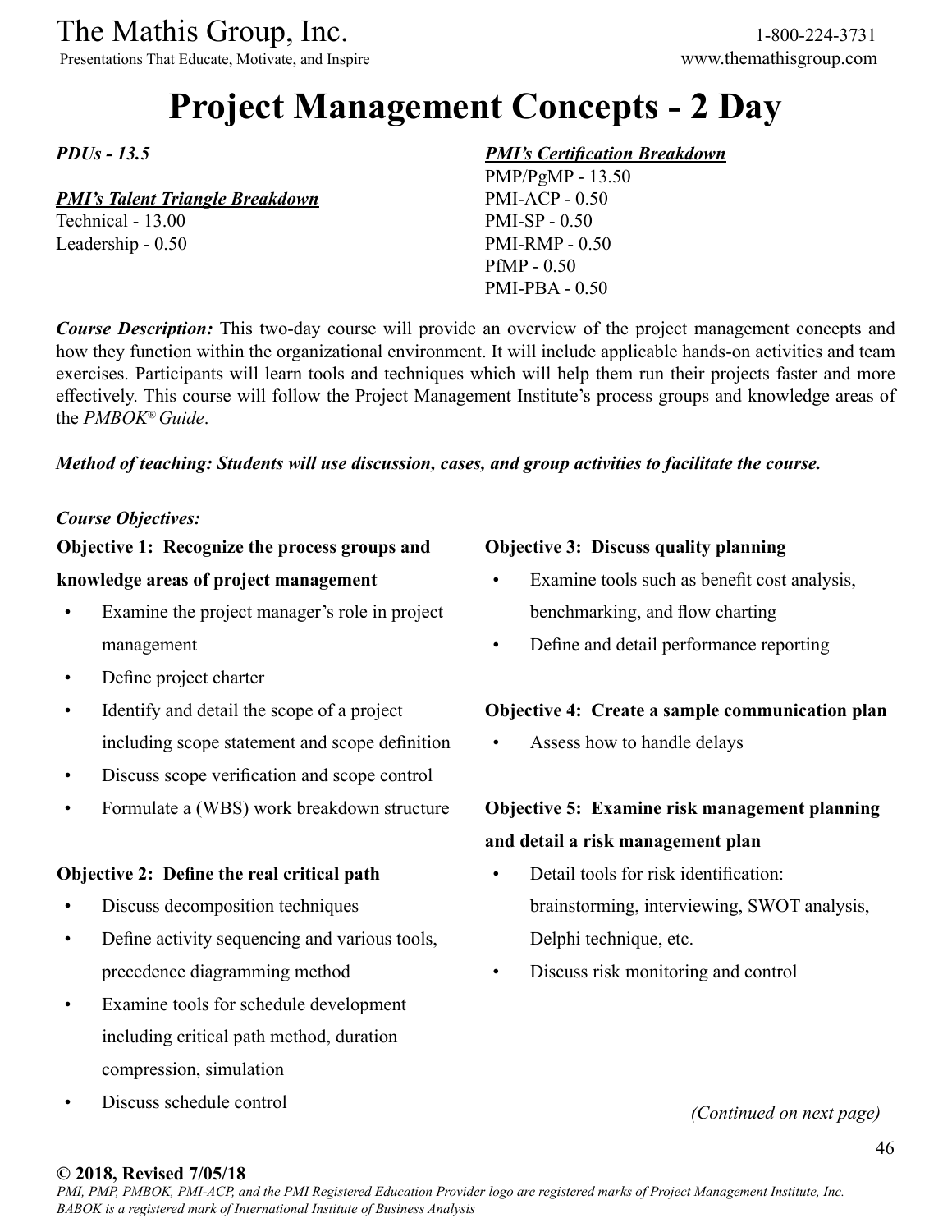# Project Management Concepts - 2 Day

***PDUs - 13.5***

***PMI's Talent Triangle Breakdown***

Technical - 13.00
Leadership - 0.50

***PMI's Certification Breakdown***

PMP/PgMP - 13.50
PMI-ACP - 0.50
PMI-SP - 0.50
PMI-RMP - 0.50
PfMP - 0.50
PMI-PBA - 0.50

***Course Description:*** This two-day course will provide an overview of the project management concepts and how they function within the organizational environment. It will include applicable hands-on activities and team exercises. Participants will learn tools and techniques which will help them run their projects faster and more effectively. This course will follow the Project Management Institute's process groups and knowledge areas of the *PMBOK® Guide*.

***Method of teaching: Students will use discussion, cases, and group activities to facilitate the course.***

***Course Objectives:***

**Objective 1: Recognize the process groups and knowledge areas of project management**

- Examine the project manager's role in project management
- Define project charter
- Identify and detail the scope of a project including scope statement and scope definition
- Discuss scope verification and scope control
- Formulate a (WBS) work breakdown structure

**Objective 2: Define the real critical path**

- Discuss decomposition techniques
- Define activity sequencing and various tools, precedence diagramming method
- Examine tools for schedule development including critical path method, duration compression, simulation
- Discuss schedule control

**Objective 3: Discuss quality planning**

- Examine tools such as benefit cost analysis, benchmarking, and flow charting
- Define and detail performance reporting

**Objective 4: Create a sample communication plan**

- Assess how to handle delays

**Objective 5: Examine risk management planning and detail a risk management plan**

- Detail tools for risk identification: brainstorming, interviewing, SWOT analysis, Delphi technique, etc.
- Discuss risk monitoring and control

*(Continued on next page)*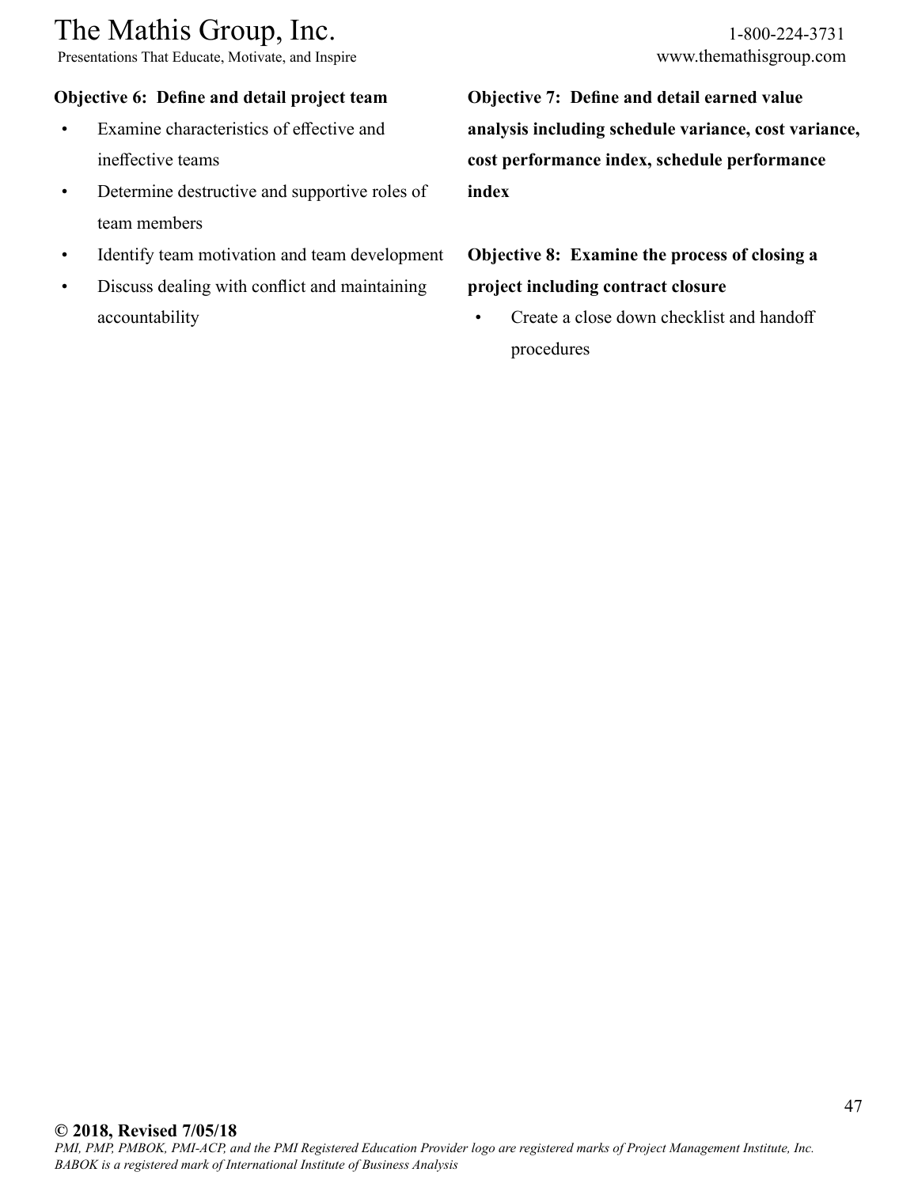**Objective 6: Define and detail project team**

- Examine characteristics of effective and ineffective teams
- Determine destructive and supportive roles of team members
- Identify team motivation and team development
- Discuss dealing with conflict and maintaining accountability

**Objective 7: Define and detail earned value analysis including schedule variance, cost variance, cost performance index, schedule performance index**

**Objective 8: Examine the process of closing a project including contract closure**

- Create a close down checklist and handoff procedures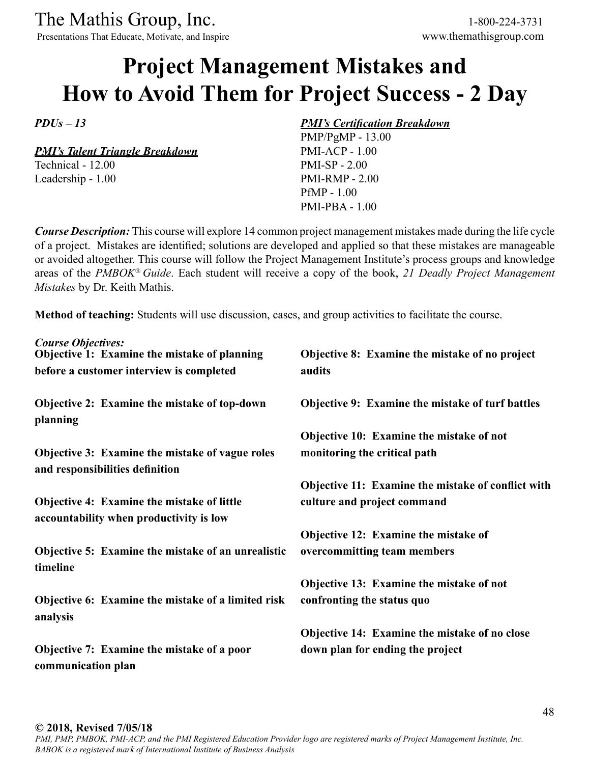# Project Management Mistakes and How to Avoid Them for Project Success - 2 Day

***PDUs – 13***

***PMI's Talent Triangle Breakdown***
Technical - 12.00
Leadership - 1.00

***PMI's Certification Breakdown***
PMP/PgMP - 13.00
PMI-ACP - 1.00
PMI-SP - 2.00
PMI-RMP - 2.00
PfMP - 1.00
PMI-PBA - 1.00

***Course Description:*** This course will explore 14 common project management mistakes made during the life cycle of a project. Mistakes are identified; solutions are developed and applied so that these mistakes are manageable or avoided altogether. This course will follow the Project Management Institute's process groups and knowledge areas of the *PMBOK® Guide*. Each student will receive a copy of the book, *21 Deadly Project Management Mistakes* by Dr. Keith Mathis.

**Method of teaching:** Students will use discussion, cases, and group activities to facilitate the course.

***Course Objectives:***

**Objective 1: Examine the mistake of planning before a customer interview is completed**

**Objective 2: Examine the mistake of top-down planning**

**Objective 3: Examine the mistake of vague roles and responsibilities definition**

**Objective 4: Examine the mistake of little accountability when productivity is low**

**Objective 5: Examine the mistake of an unrealistic timeline**

**Objective 6: Examine the mistake of a limited risk analysis**

**Objective 7: Examine the mistake of a poor communication plan**

**Objective 8: Examine the mistake of no project audits**

**Objective 9: Examine the mistake of turf battles**

**Objective 10: Examine the mistake of not monitoring the critical path**

**Objective 11: Examine the mistake of conflict with culture and project command**

**Objective 12: Examine the mistake of overcommitting team members**

**Objective 13: Examine the mistake of not confronting the status quo**

**Objective 14: Examine the mistake of no close down plan for ending the project**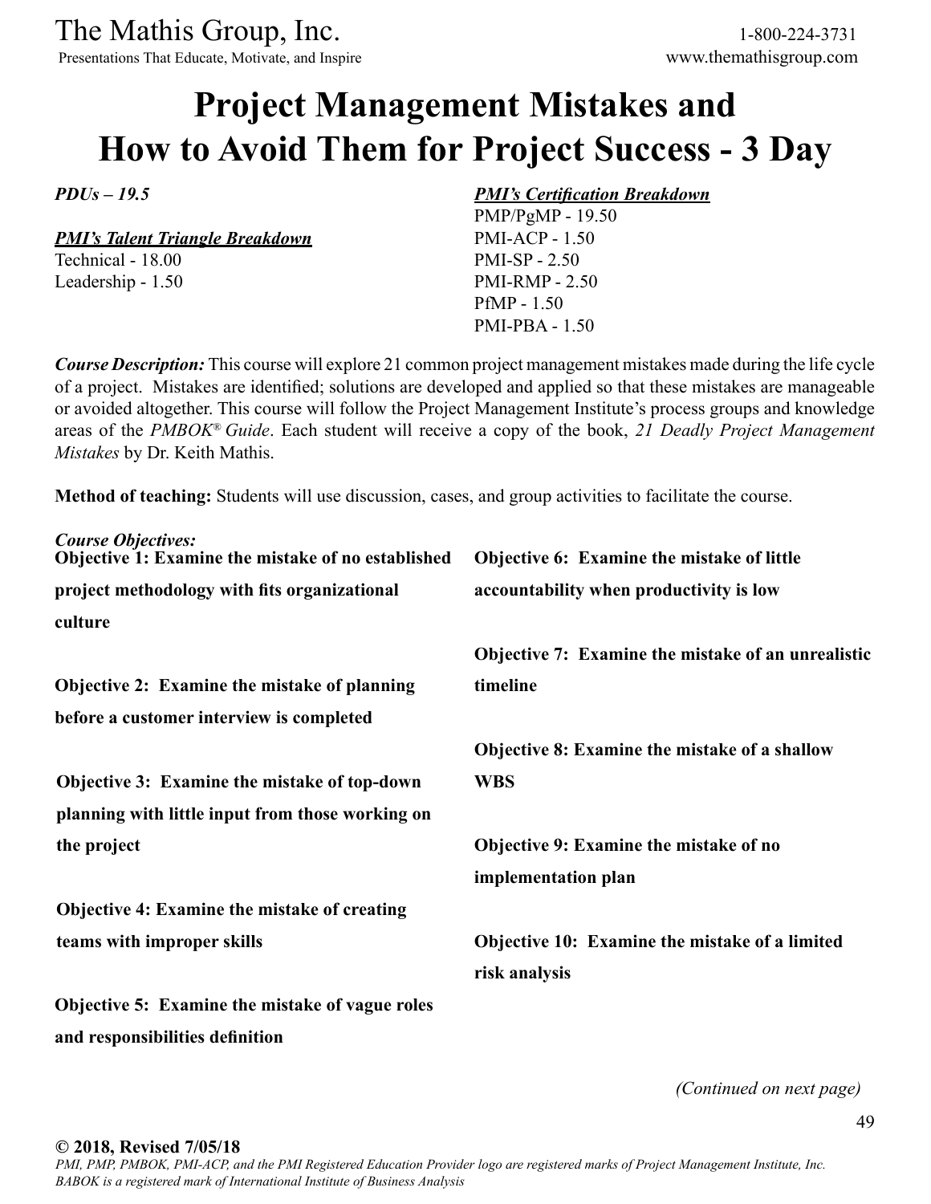# Project Management Mistakes and How to Avoid Them for Project Success - 3 Day

***PDUs – 19.5***

***PMI's Talent Triangle Breakdown***
Technical - 18.00
Leadership - 1.50

***PMI's Certification Breakdown***
PMP/PgMP - 19.50
PMI-ACP - 1.50
PMI-SP - 2.50
PMI-RMP - 2.50
PfMP - 1.50
PMI-PBA - 1.50

***Course Description:*** This course will explore 21 common project management mistakes made during the life cycle of a project. Mistakes are identified; solutions are developed and applied so that these mistakes are manageable or avoided altogether. This course will follow the Project Management Institute's process groups and knowledge areas of the *PMBOK® Guide*. Each student will receive a copy of the book, *21 Deadly Project Management Mistakes* by Dr. Keith Mathis.

**Method of teaching:** Students will use discussion, cases, and group activities to facilitate the course.

***Course Objectives:***

**Objective 1: Examine the mistake of no established project methodology with fits organizational culture**

**Objective 2: Examine the mistake of planning before a customer interview is completed**

**Objective 3: Examine the mistake of top-down planning with little input from those working on the project**

**Objective 4: Examine the mistake of creating teams with improper skills**

**Objective 5: Examine the mistake of vague roles and responsibilities definition**

**Objective 6: Examine the mistake of little accountability when productivity is low**

**Objective 7: Examine the mistake of an unrealistic timeline**

**Objective 8: Examine the mistake of a shallow WBS**

**Objective 9: Examine the mistake of no implementation plan**

**Objective 10: Examine the mistake of a limited risk analysis**

*(Continued on next page)*

**© 2018, Revised 7/05/18**
*PMI, PMP, PMBOK, PMI-ACP, and the PMI Registered Education Provider logo are registered marks of Project Management Institute, Inc. BABOK is a registered mark of International Institute of Business Analysis*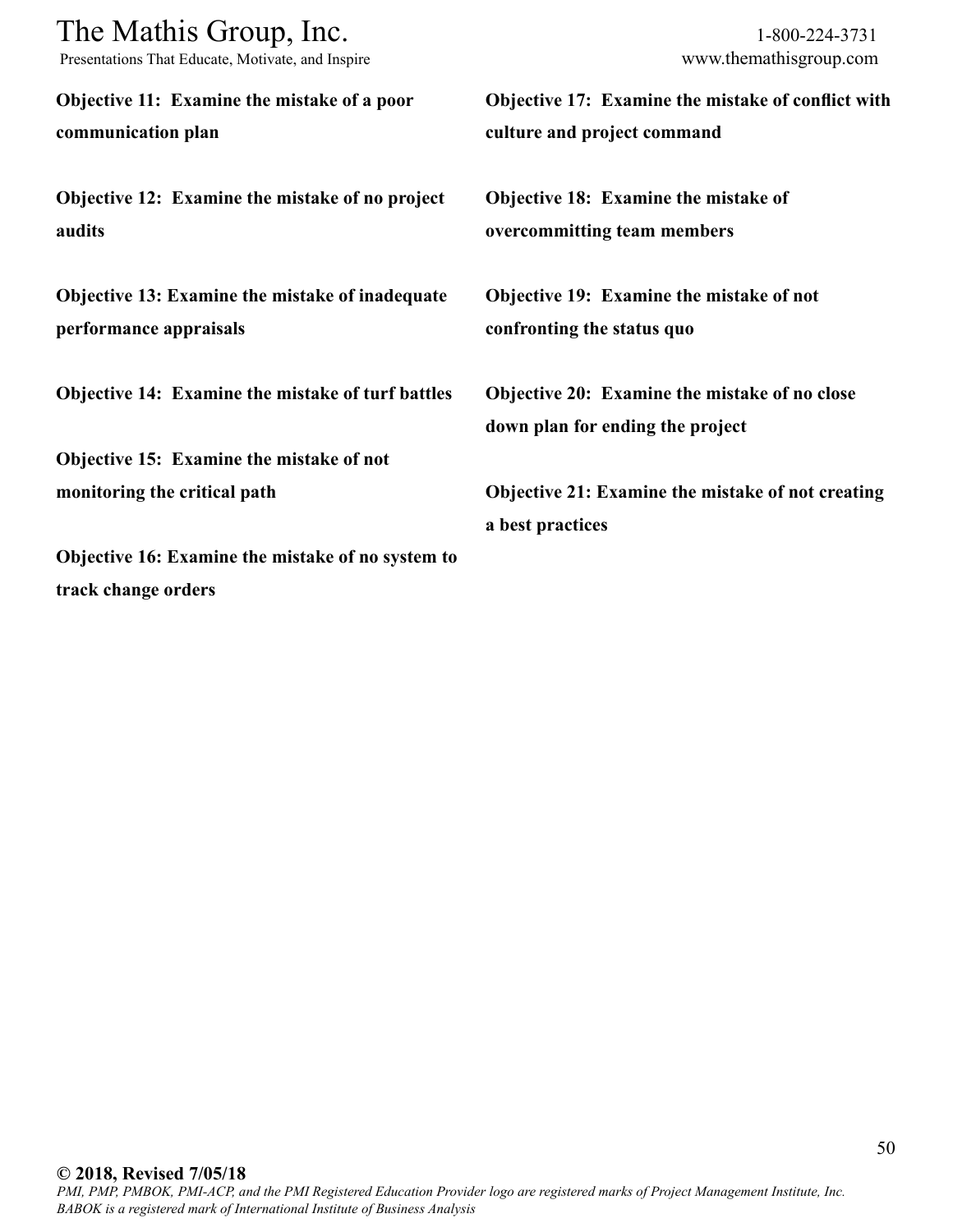**Objective 11: Examine the mistake of a poor communication plan**

**Objective 12: Examine the mistake of no project audits**

**Objective 13: Examine the mistake of inadequate performance appraisals**

**Objective 14: Examine the mistake of turf battles**

**Objective 15: Examine the mistake of not monitoring the critical path**

**Objective 16: Examine the mistake of no system to track change orders**

**Objective 17: Examine the mistake of conflict with culture and project command**

**Objective 18: Examine the mistake of overcommitting team members**

**Objective 19: Examine the mistake of not confronting the status quo**

**Objective 20: Examine the mistake of no close down plan for ending the project**

**Objective 21: Examine the mistake of not creating a best practices**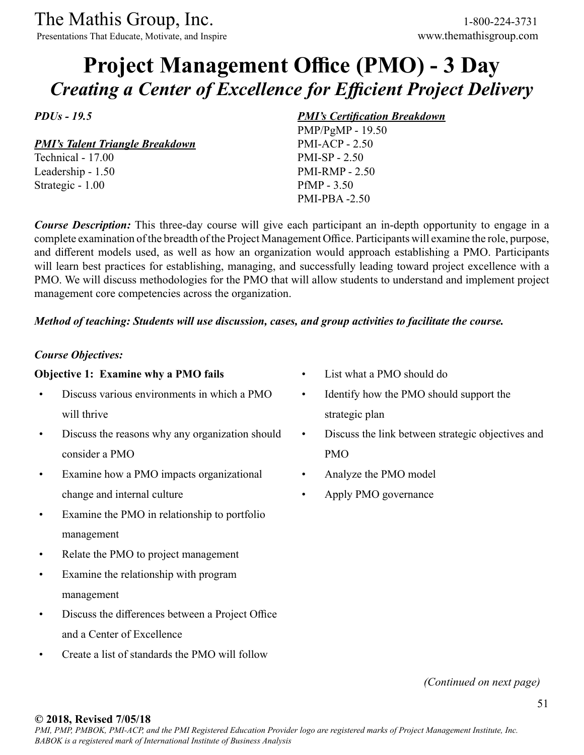# Project Management Office (PMO) - 3 Day

## *Creating a Center of Excellence for Efficient Project Delivery*

*PDUs - 19.5*

***PMI's Talent Triangle Breakdown***
Technical - 17.00
Leadership - 1.50
Strategic - 1.00

***PMI's Certification Breakdown***
PMP/PgMP - 19.50
PMI-ACP - 2.50
PMI-SP - 2.50
PMI-RMP - 2.50
PfMP - 3.50
PMI-PBA -2.50

***Course Description:*** This three-day course will give each participant an in-depth opportunity to engage in a complete examination of the breadth of the Project Management Office. Participants will examine the role, purpose, and different models used, as well as how an organization would approach establishing a PMO. Participants will learn best practices for establishing, managing, and successfully leading toward project excellence with a PMO. We will discuss methodologies for the PMO that will allow students to understand and implement project management core competencies across the organization.

***Method of teaching: Students will use discussion, cases, and group activities to facilitate the course.***

***Course Objectives:***

**Objective 1: Examine why a PMO fails**

- Discuss various environments in which a PMO will thrive
- Discuss the reasons why any organization should consider a PMO
- Examine how a PMO impacts organizational change and internal culture
- Examine the PMO in relationship to portfolio management
- Relate the PMO to project management
- Examine the relationship with program management
- Discuss the differences between a Project Office and a Center of Excellence
- Create a list of standards the PMO will follow
- List what a PMO should do
- Identify how the PMO should support the strategic plan
- Discuss the link between strategic objectives and PMO
- Analyze the PMO model
- Apply PMO governance

*(Continued on next page)*

**© 2018, Revised 7/05/18**
*PMI, PMP, PMBOK, PMI-ACP, and the PMI Registered Education Provider logo are registered marks of Project Management Institute, Inc. BABOK is a registered mark of International Institute of Business Analysis*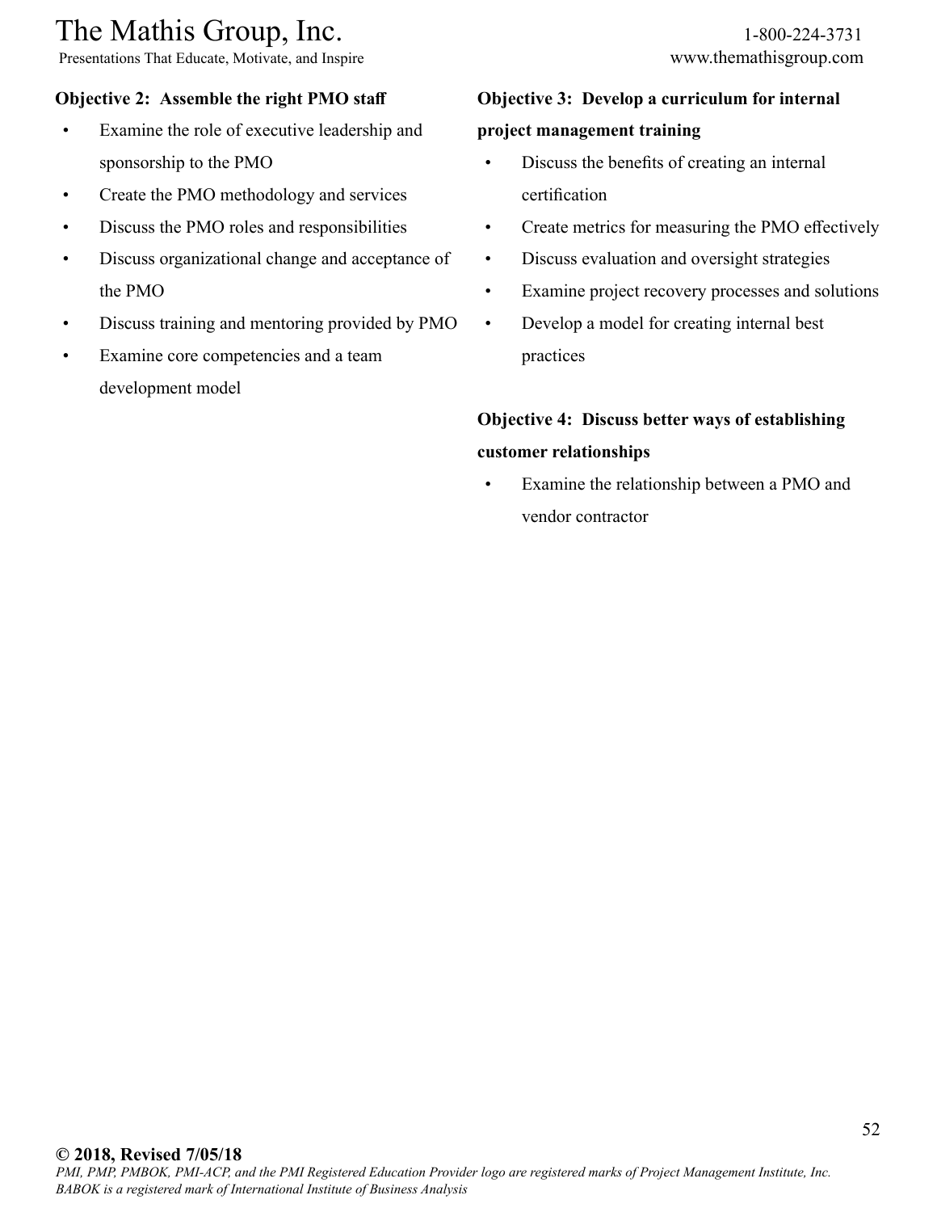**Objective 2: Assemble the right PMO staff**

- Examine the role of executive leadership and sponsorship to the PMO
- Create the PMO methodology and services
- Discuss the PMO roles and responsibilities
- Discuss organizational change and acceptance of the PMO
- Discuss training and mentoring provided by PMO
- Examine core competencies and a team development model

**Objective 3: Develop a curriculum for internal project management training**

- Discuss the benefits of creating an internal certification
- Create metrics for measuring the PMO effectively
- Discuss evaluation and oversight strategies
- Examine project recovery processes and solutions
- Develop a model for creating internal best practices

**Objective 4: Discuss better ways of establishing customer relationships**

- Examine the relationship between a PMO and vendor contractor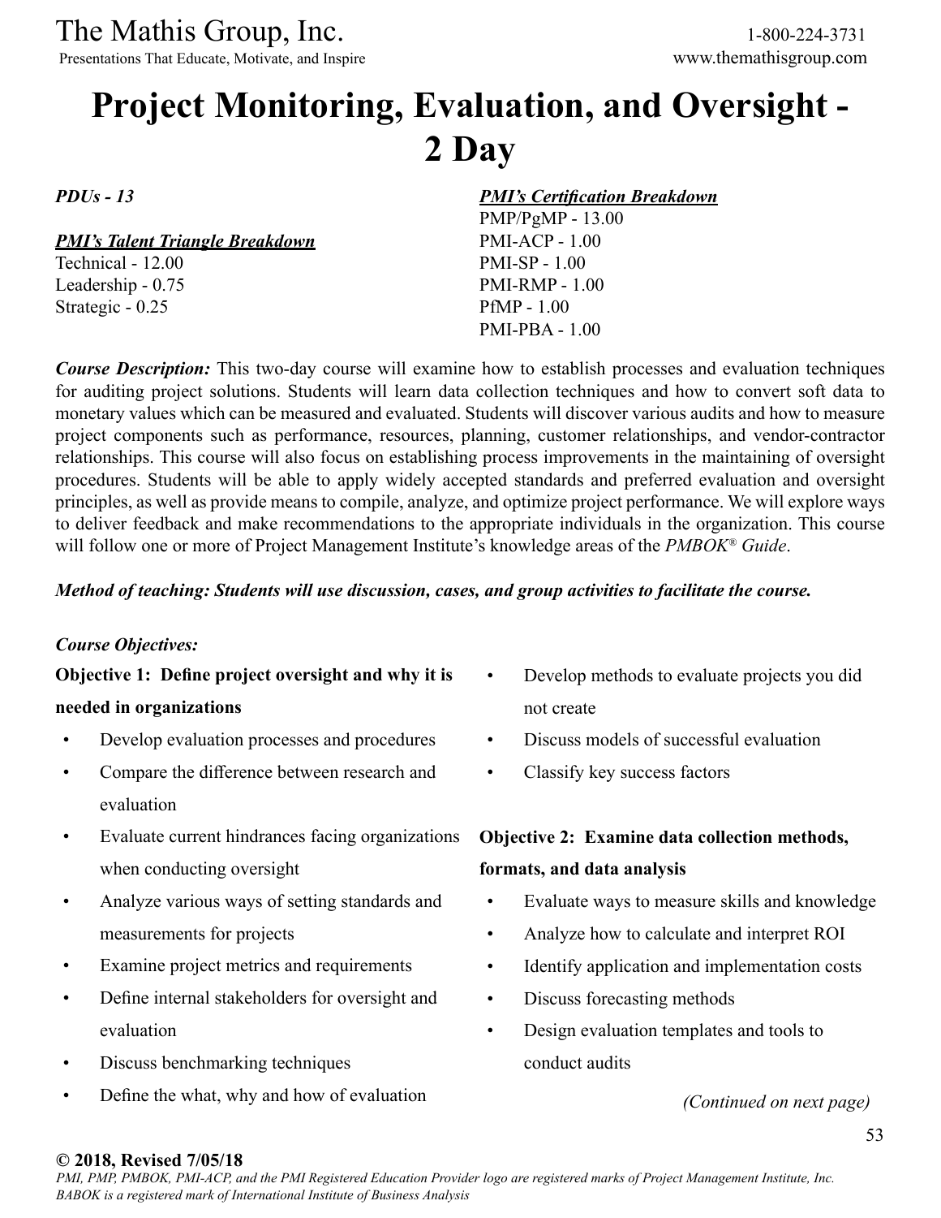# Project Monitoring, Evaluation, and Oversight - 2 Day

***PDUs - 13***

***PMI's Talent Triangle Breakdown***

Technical - 12.00
Leadership - 0.75
Strategic - 0.25

***PMI's Certification Breakdown***

PMP/PgMP - 13.00
PMI-ACP - 1.00
PMI-SP - 1.00
PMI-RMP - 1.00
PfMP - 1.00
PMI-PBA - 1.00

***Course Description:*** This two-day course will examine how to establish processes and evaluation techniques for auditing project solutions. Students will learn data collection techniques and how to convert soft data to monetary values which can be measured and evaluated. Students will discover various audits and how to measure project components such as performance, resources, planning, customer relationships, and vendor-contractor relationships. This course will also focus on establishing process improvements in the maintaining of oversight procedures. Students will be able to apply widely accepted standards and preferred evaluation and oversight principles, as well as provide means to compile, analyze, and optimize project performance. We will explore ways to deliver feedback and make recommendations to the appropriate individuals in the organization. This course will follow one or more of Project Management Institute's knowledge areas of the *PMBOK® Guide*.

***Method of teaching: Students will use discussion, cases, and group activities to facilitate the course.***

***Course Objectives:***

**Objective 1: Define project oversight and why it is needed in organizations**

- Develop evaluation processes and procedures
- Compare the difference between research and evaluation
- Evaluate current hindrances facing organizations when conducting oversight
- Analyze various ways of setting standards and measurements for projects
- Examine project metrics and requirements
- Define internal stakeholders for oversight and evaluation
- Discuss benchmarking techniques
- Define the what, why and how of evaluation
- Develop methods to evaluate projects you did not create
- Discuss models of successful evaluation
- Classify key success factors

**Objective 2: Examine data collection methods, formats, and data analysis**

- Evaluate ways to measure skills and knowledge
- Analyze how to calculate and interpret ROI
- Identify application and implementation costs
- Discuss forecasting methods
- Design evaluation templates and tools to conduct audits

*(Continued on next page)*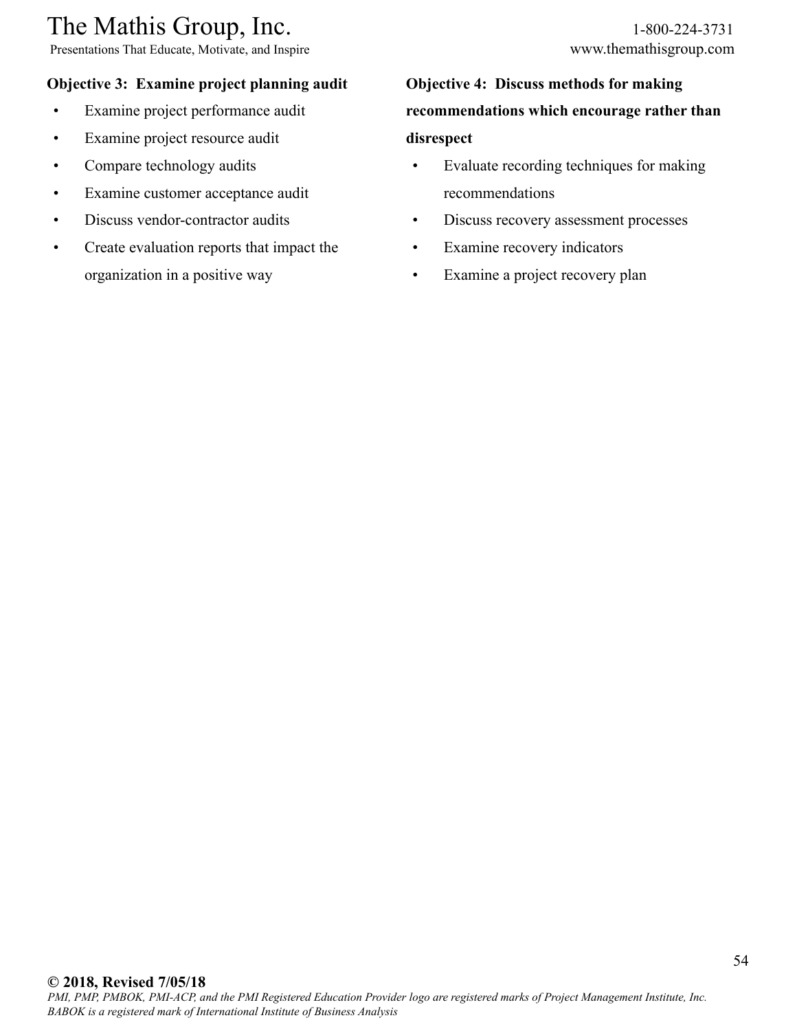**Objective 3: Examine project planning audit**

- Examine project performance audit
- Examine project resource audit
- Compare technology audits
- Examine customer acceptance audit
- Discuss vendor-contractor audits
- Create evaluation reports that impact the organization in a positive way

**Objective 4: Discuss methods for making recommendations which encourage rather than disrespect**

- Evaluate recording techniques for making recommendations
- Discuss recovery assessment processes
- Examine recovery indicators
- Examine a project recovery plan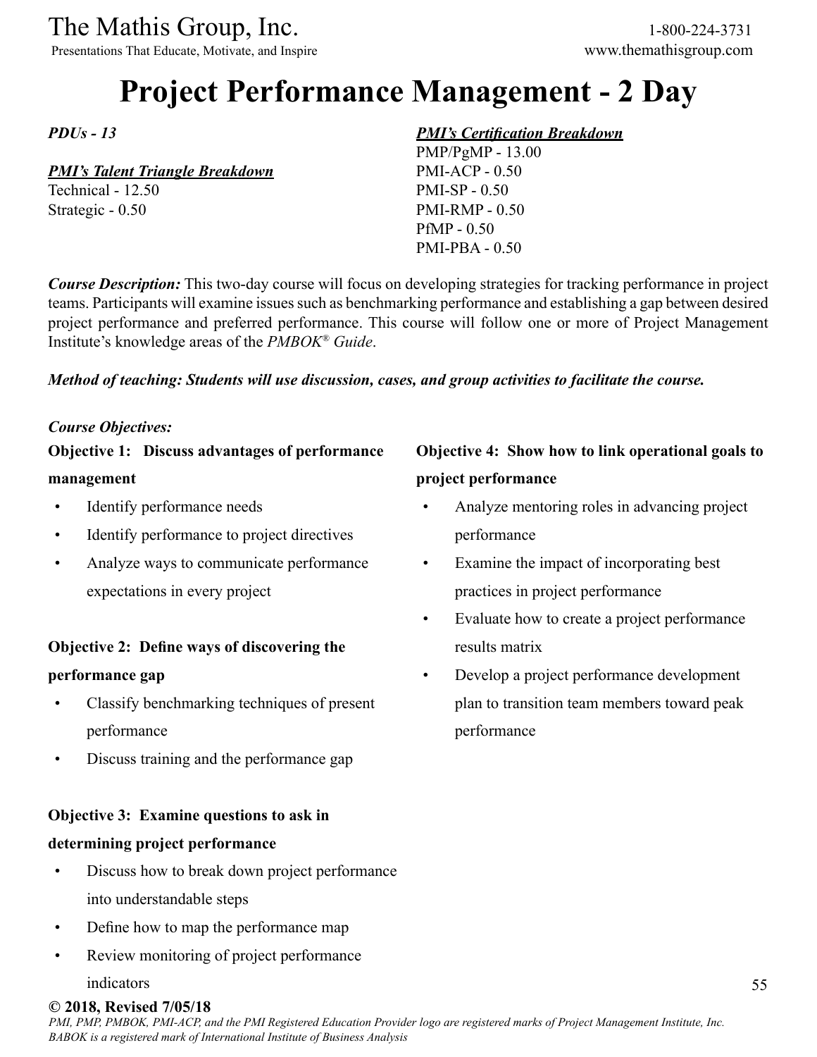# Project Performance Management - 2 Day

*PDUs - 13*

***PMI's Talent Triangle Breakdown***
Technical - 12.50
Strategic - 0.50

***PMI's Certification Breakdown***
PMP/PgMP - 13.00
PMI-ACP - 0.50
PMI-SP - 0.50
PMI-RMP - 0.50
PfMP - 0.50
PMI-PBA - 0.50

***Course Description:*** This two-day course will focus on developing strategies for tracking performance in project teams. Participants will examine issues such as benchmarking performance and establishing a gap between desired project performance and preferred performance. This course will follow one or more of Project Management Institute's knowledge areas of the *PMBOK® Guide*.

***Method of teaching: Students will use discussion, cases, and group activities to facilitate the course.***

***Course Objectives:***

**Objective 1: Discuss advantages of performance management**

- Identify performance needs
- Identify performance to project directives
- Analyze ways to communicate performance expectations in every project

**Objective 2: Define ways of discovering the performance gap**

- Classify benchmarking techniques of present performance
- Discuss training and the performance gap

**Objective 3: Examine questions to ask in determining project performance**

- Discuss how to break down project performance into understandable steps
- Define how to map the performance map
- Review monitoring of project performance indicators

**Objective 4: Show how to link operational goals to project performance**

- Analyze mentoring roles in advancing project performance
- Examine the impact of incorporating best practices in project performance
- Evaluate how to create a project performance results matrix
- Develop a project performance development plan to transition team members toward peak performance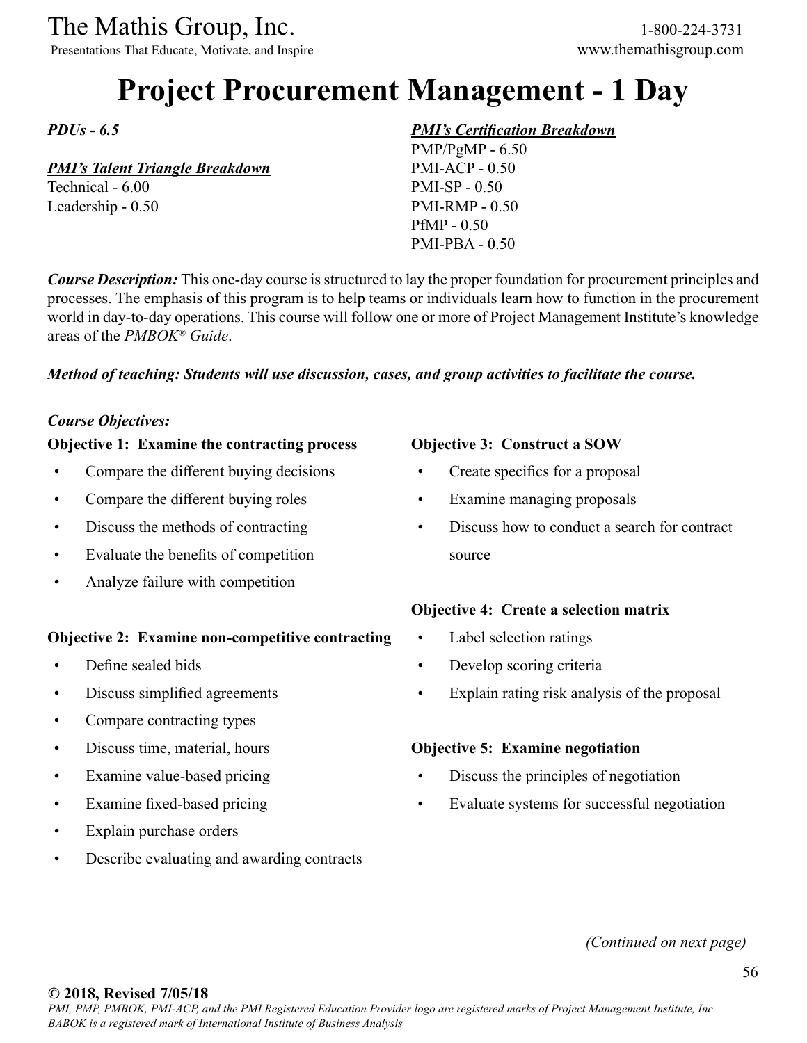# Project Procurement Management - 1 Day

***PDUs - 6.5***

***PMI's Talent Triangle Breakdown***
Technical - 6.00
Leadership - 0.50

***PMI's Certification Breakdown***
PMP/PgMP - 6.50
PMI-ACP - 0.50
PMI-SP - 0.50
PMI-RMP - 0.50
PfMP - 0.50
PMI-PBA - 0.50

***Course Description:*** This one-day course is structured to lay the proper foundation for procurement principles and processes. The emphasis of this program is to help teams or individuals learn how to function in the procurement world in day-to-day operations. This course will follow one or more of Project Management Institute's knowledge areas of the *PMBOK® Guide*.

***Method of teaching: Students will use discussion, cases, and group activities to facilitate the course.***

***Course Objectives:***

**Objective 1: Examine the contracting process**

- Compare the different buying decisions
- Compare the different buying roles
- Discuss the methods of contracting
- Evaluate the benefits of competition
- Analyze failure with competition

**Objective 2: Examine non-competitive contracting**

- Define sealed bids
- Discuss simplified agreements
- Compare contracting types
- Discuss time, material, hours
- Examine value-based pricing
- Examine fixed-based pricing
- Explain purchase orders
- Describe evaluating and awarding contracts

**Objective 3: Construct a SOW**

- Create specifics for a proposal
- Examine managing proposals
- Discuss how to conduct a search for contract source

**Objective 4: Create a selection matrix**

- Label selection ratings
- Develop scoring criteria
- Explain rating risk analysis of the proposal

**Objective 5: Examine negotiation**

- Discuss the principles of negotiation
- Evaluate systems for successful negotiation

*(Continued on next page)*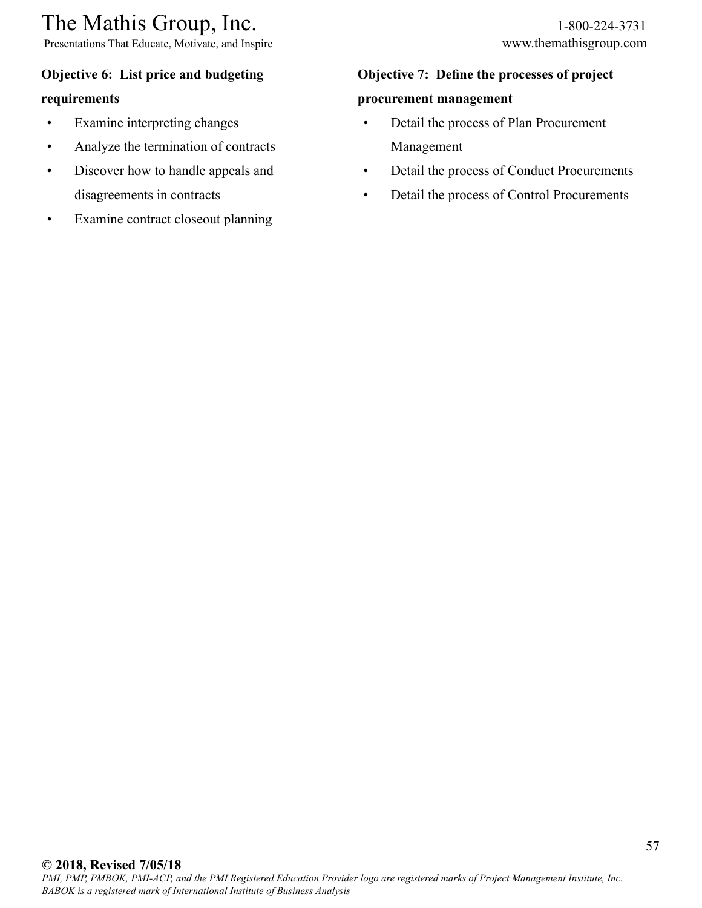**Objective 6: List price and budgeting requirements**

- Examine interpreting changes
- Analyze the termination of contracts
- Discover how to handle appeals and disagreements in contracts
- Examine contract closeout planning

**Objective 7: Define the processes of project procurement management**

- Detail the process of Plan Procurement Management
- Detail the process of Conduct Procurements
- Detail the process of Control Procurements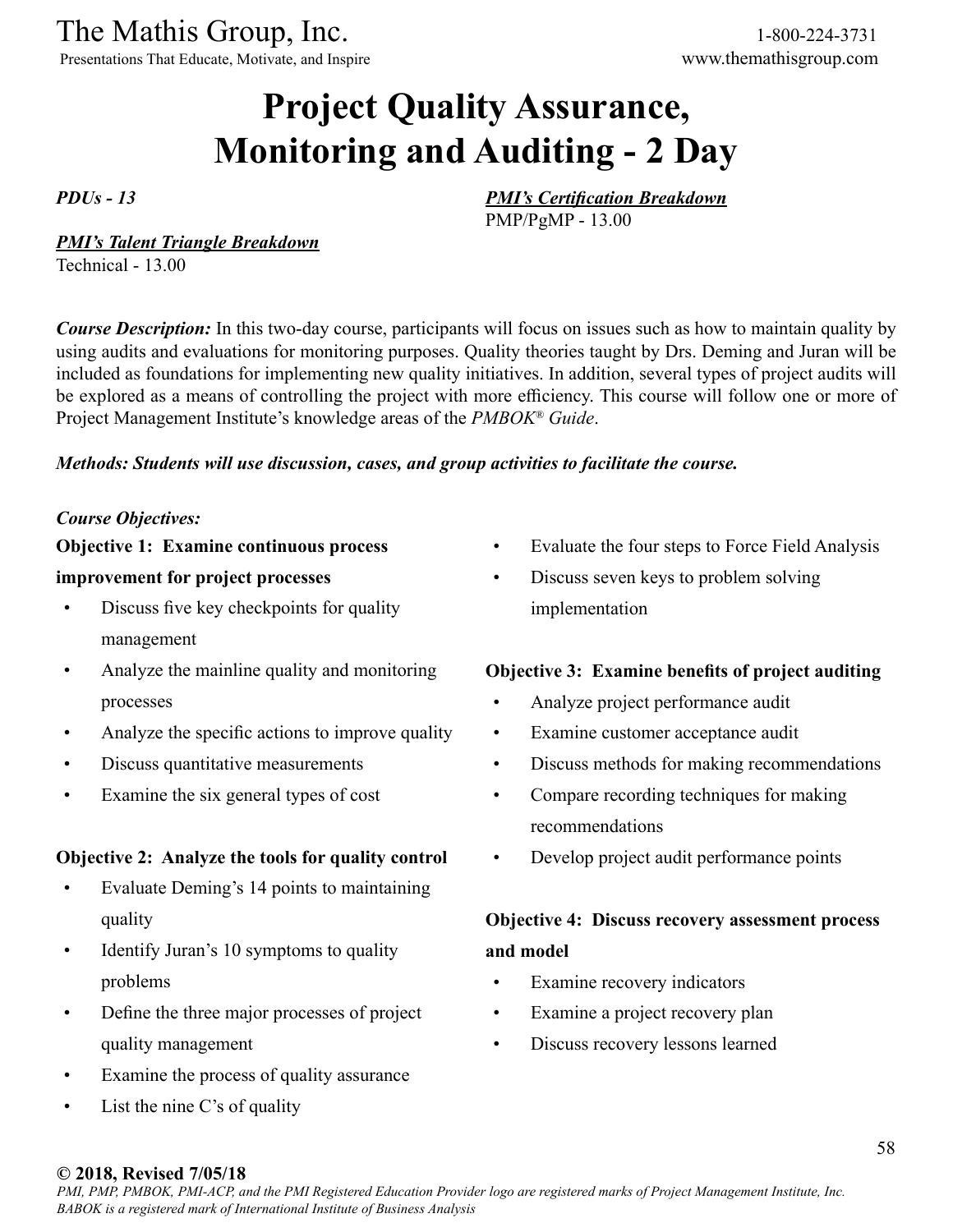# Project Quality Assurance, Monitoring and Auditing - 2 Day

***PDUs - 13***

***PMI's Certification Breakdown***
PMP/PgMP - 13.00

***PMI's Talent Triangle Breakdown***
Technical - 13.00

***Course Description:*** In this two-day course, participants will focus on issues such as how to maintain quality by using audits and evaluations for monitoring purposes. Quality theories taught by Drs. Deming and Juran will be included as foundations for implementing new quality initiatives. In addition, several types of project audits will be explored as a means of controlling the project with more efficiency. This course will follow one or more of Project Management Institute's knowledge areas of the *PMBOK® Guide*.

***Methods: Students will use discussion, cases, and group activities to facilitate the course.***

***Course Objectives:***

**Objective 1: Examine continuous process improvement for project processes**

- Discuss five key checkpoints for quality management
- Analyze the mainline quality and monitoring processes
- Analyze the specific actions to improve quality
- Discuss quantitative measurements
- Examine the six general types of cost

**Objective 2: Analyze the tools for quality control**

- Evaluate Deming's 14 points to maintaining quality
- Identify Juran's 10 symptoms to quality problems
- Define the three major processes of project quality management
- Examine the process of quality assurance
- List the nine C's of quality
- Evaluate the four steps to Force Field Analysis
- Discuss seven keys to problem solving implementation

**Objective 3: Examine benefits of project auditing**

- Analyze project performance audit
- Examine customer acceptance audit
- Discuss methods for making recommendations
- Compare recording techniques for making recommendations
- Develop project audit performance points

**Objective 4: Discuss recovery assessment process and model**

- Examine recovery indicators
- Examine a project recovery plan
- Discuss recovery lessons learned

**© 2018, Revised 7/05/18**
*PMI, PMP, PMBOK, PMI-ACP, and the PMI Registered Education Provider logo are registered marks of Project Management Institute, Inc. BABOK is a registered mark of International Institute of Business Analysis*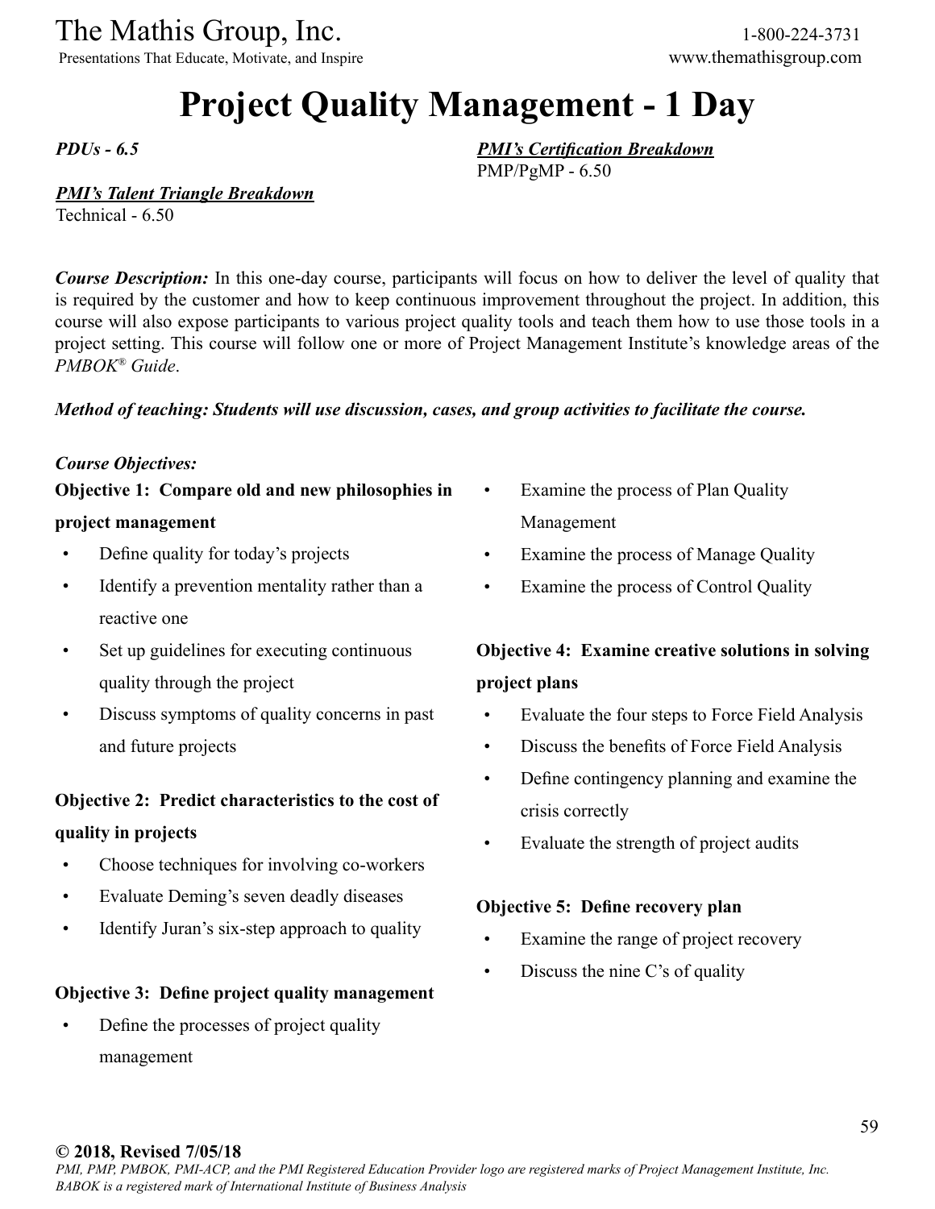# Project Quality Management - 1 Day

***PDUs - 6.5***

***PMI's Certification Breakdown***
PMP/PgMP - 6.50

***PMI's Talent Triangle Breakdown***
Technical - 6.50

***Course Description:*** In this one-day course, participants will focus on how to deliver the level of quality that is required by the customer and how to keep continuous improvement throughout the project. In addition, this course will also expose participants to various project quality tools and teach them how to use those tools in a project setting. This course will follow one or more of Project Management Institute's knowledge areas of the *PMBOK® Guide*.

***Method of teaching: Students will use discussion, cases, and group activities to facilitate the course.***

***Course Objectives:***

**Objective 1: Compare old and new philosophies in project management**

- Define quality for today's projects
- Identify a prevention mentality rather than a reactive one
- Set up guidelines for executing continuous quality through the project
- Discuss symptoms of quality concerns in past and future projects

**Objective 2: Predict characteristics to the cost of quality in projects**

- Choose techniques for involving co-workers
- Evaluate Deming's seven deadly diseases
- Identify Juran's six-step approach to quality

**Objective 3: Define project quality management**

- Define the processes of project quality management
- Examine the process of Plan Quality Management
- Examine the process of Manage Quality
- Examine the process of Control Quality

**Objective 4: Examine creative solutions in solving project plans**

- Evaluate the four steps to Force Field Analysis
- Discuss the benefits of Force Field Analysis
- Define contingency planning and examine the crisis correctly
- Evaluate the strength of project audits

**Objective 5: Define recovery plan**

- Examine the range of project recovery
- Discuss the nine C's of quality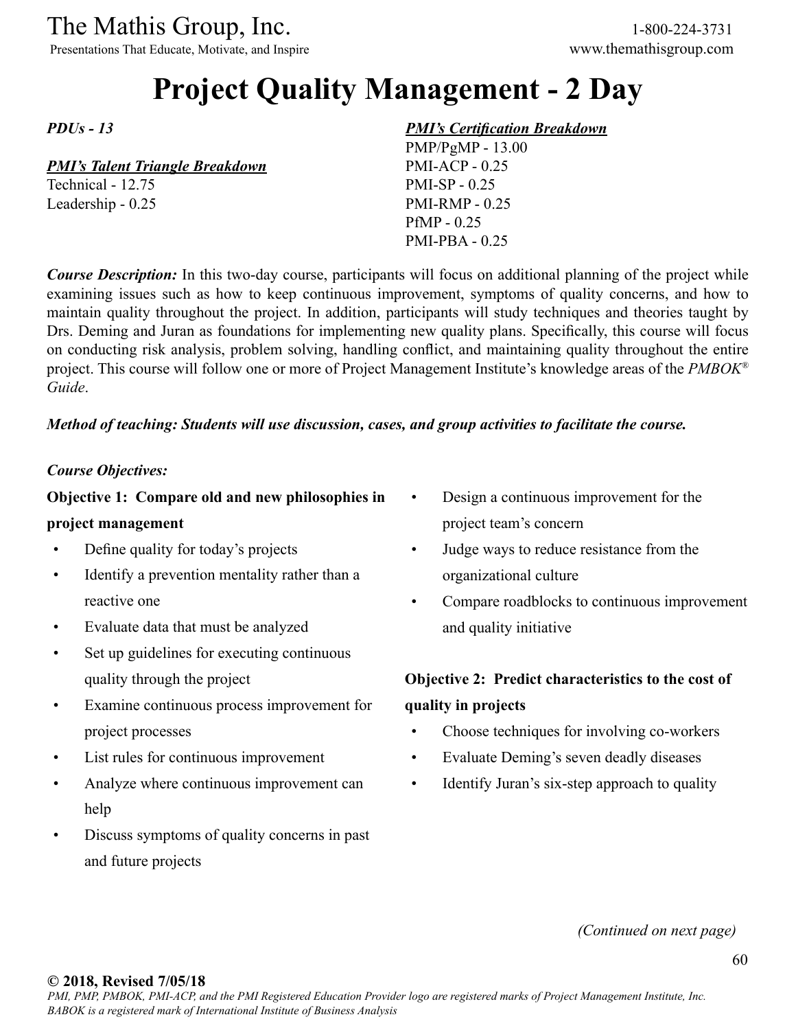# Project Quality Management - 2 Day

***PDUs - 13***

***PMI's Talent Triangle Breakdown***

Technical - 12.75
Leadership - 0.25

***PMI's Certification Breakdown***

PMP/PgMP - 13.00
PMI-ACP - 0.25
PMI-SP - 0.25
PMI-RMP - 0.25
PfMP - 0.25
PMI-PBA - 0.25

***Course Description:*** In this two-day course, participants will focus on additional planning of the project while examining issues such as how to keep continuous improvement, symptoms of quality concerns, and how to maintain quality throughout the project. In addition, participants will study techniques and theories taught by Drs. Deming and Juran as foundations for implementing new quality plans. Specifically, this course will focus on conducting risk analysis, problem solving, handling conflict, and maintaining quality throughout the entire project. This course will follow one or more of Project Management Institute's knowledge areas of the *PMBOK® Guide*.

***Method of teaching: Students will use discussion, cases, and group activities to facilitate the course.***

***Course Objectives:***

**Objective 1: Compare old and new philosophies in project management**

- Define quality for today's projects
- Identify a prevention mentality rather than a reactive one
- Evaluate data that must be analyzed
- Set up guidelines for executing continuous quality through the project
- Examine continuous process improvement for project processes
- List rules for continuous improvement
- Analyze where continuous improvement can help
- Discuss symptoms of quality concerns in past and future projects
- Design a continuous improvement for the project team's concern
- Judge ways to reduce resistance from the organizational culture
- Compare roadblocks to continuous improvement and quality initiative

**Objective 2: Predict characteristics to the cost of quality in projects**

- Choose techniques for involving co-workers
- Evaluate Deming's seven deadly diseases
- Identify Juran's six-step approach to quality

*(Continued on next page)*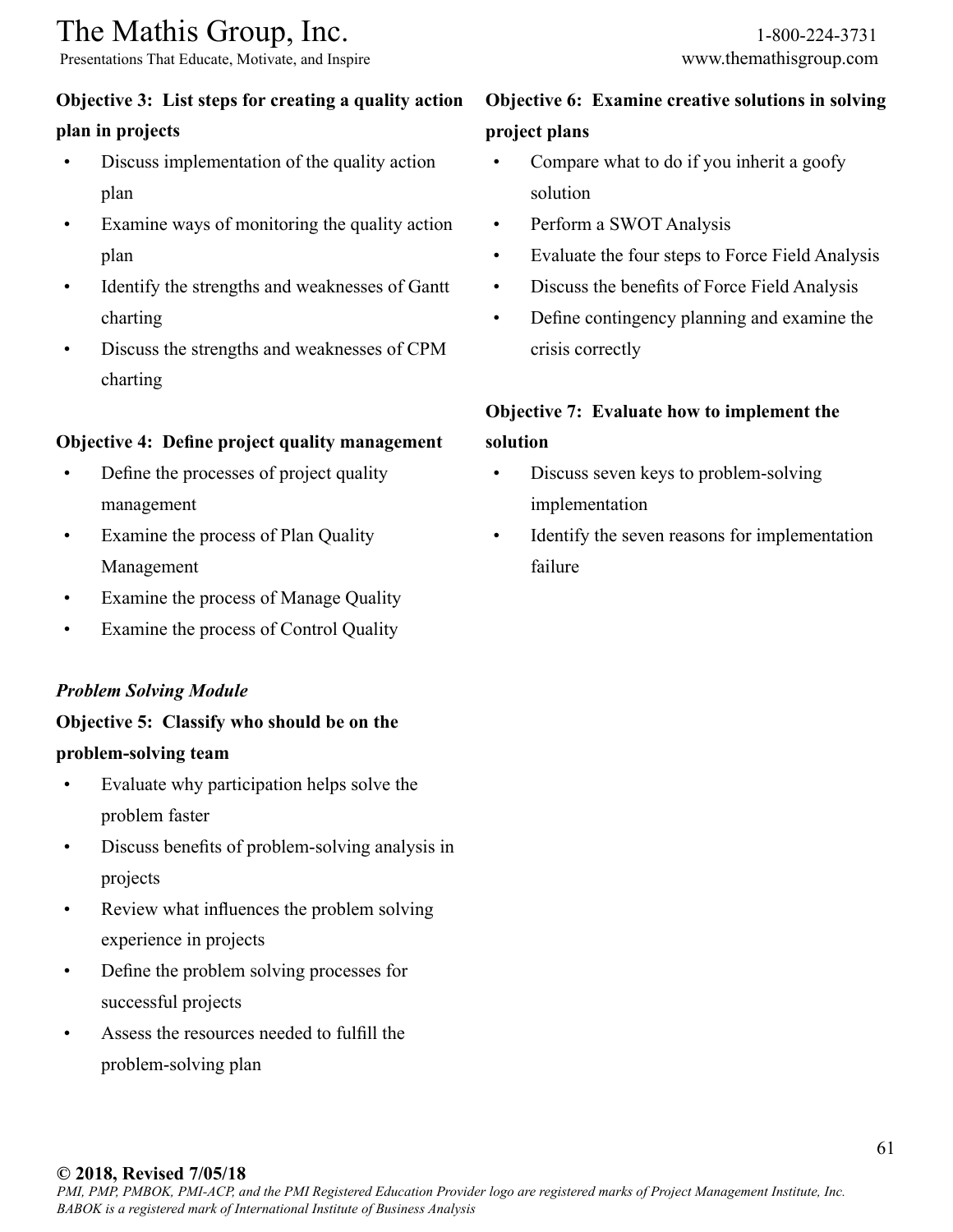**Objective 3: List steps for creating a quality action plan in projects**

- Discuss implementation of the quality action plan
- Examine ways of monitoring the quality action plan
- Identify the strengths and weaknesses of Gantt charting
- Discuss the strengths and weaknesses of CPM charting

**Objective 4: Define project quality management**

- Define the processes of project quality management
- Examine the process of Plan Quality Management
- Examine the process of Manage Quality
- Examine the process of Control Quality

***Problem Solving Module***

**Objective 5: Classify who should be on the problem-solving team**

- Evaluate why participation helps solve the problem faster
- Discuss benefits of problem-solving analysis in projects
- Review what influences the problem solving experience in projects
- Define the problem solving processes for successful projects
- Assess the resources needed to fulfill the problem-solving plan

**Objective 6: Examine creative solutions in solving project plans**

- Compare what to do if you inherit a goofy solution
- Perform a SWOT Analysis
- Evaluate the four steps to Force Field Analysis
- Discuss the benefits of Force Field Analysis
- Define contingency planning and examine the crisis correctly

**Objective 7: Evaluate how to implement the solution**

- Discuss seven keys to problem-solving implementation
- Identify the seven reasons for implementation failure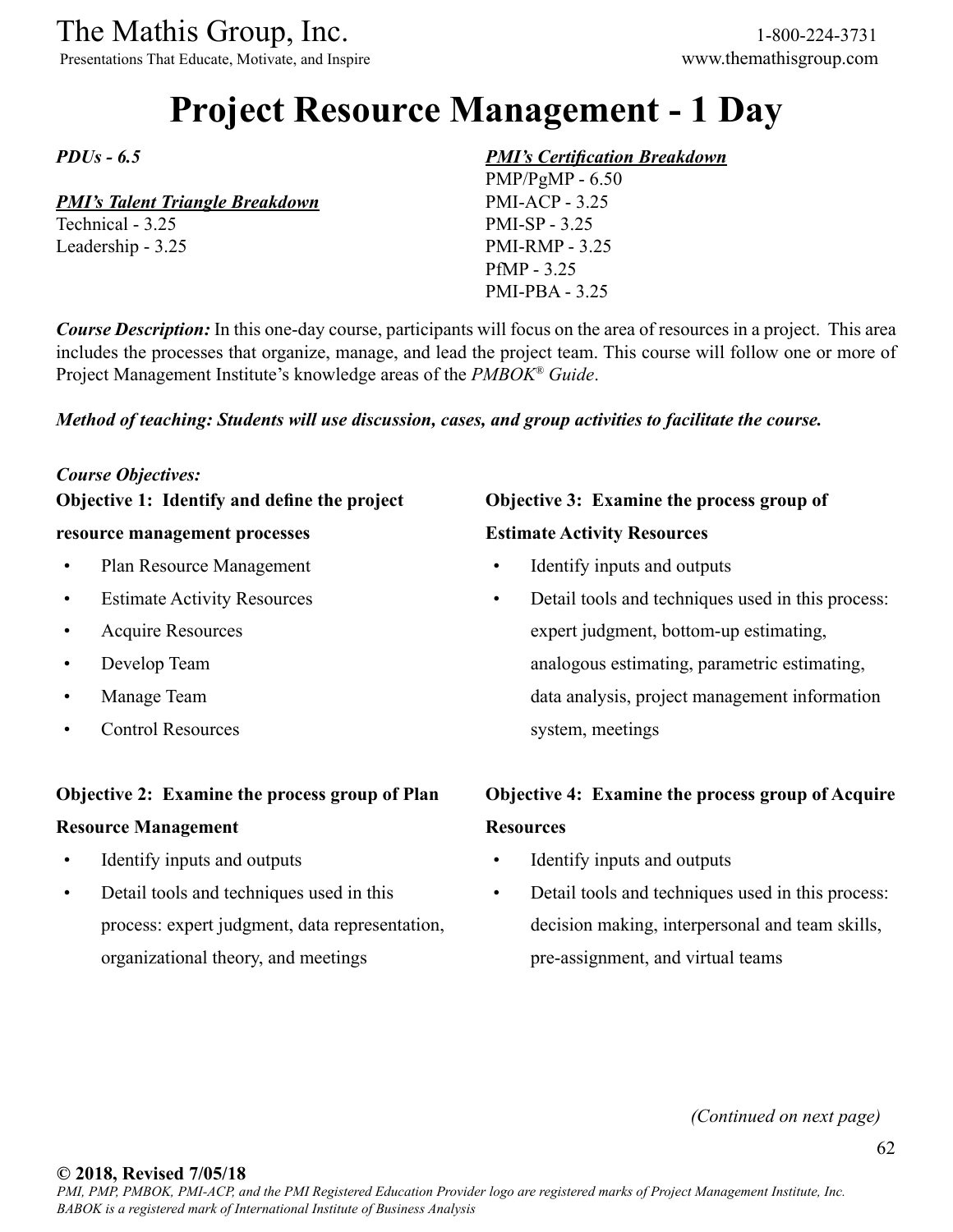# Project Resource Management - 1 Day

***PDUs - 6.5***

***PMI's Talent Triangle Breakdown***
Technical - 3.25
Leadership - 3.25

***PMI's Certification Breakdown***
PMP/PgMP - 6.50
PMI-ACP - 3.25
PMI-SP - 3.25
PMI-RMP - 3.25
PfMP - 3.25
PMI-PBA - 3.25

***Course Description:*** In this one-day course, participants will focus on the area of resources in a project. This area includes the processes that organize, manage, and lead the project team. This course will follow one or more of Project Management Institute's knowledge areas of the *PMBOK® Guide*.

***Method of teaching: Students will use discussion, cases, and group activities to facilitate the course.***

***Course Objectives:***

**Objective 1: Identify and define the project resource management processes**

- Plan Resource Management
- Estimate Activity Resources
- Acquire Resources
- Develop Team
- Manage Team
- Control Resources

**Objective 2: Examine the process group of Plan Resource Management**

- Identify inputs and outputs
- Detail tools and techniques used in this process: expert judgment, data representation, organizational theory, and meetings

**Objective 3: Examine the process group of Estimate Activity Resources**

- Identify inputs and outputs
- Detail tools and techniques used in this process: expert judgment, bottom-up estimating, analogous estimating, parametric estimating, data analysis, project management information system, meetings

**Objective 4: Examine the process group of Acquire Resources**

- Identify inputs and outputs
- Detail tools and techniques used in this process: decision making, interpersonal and team skills, pre-assignment, and virtual teams

*(Continued on next page)*

**© 2018, Revised 7/05/18**
*PMI, PMP, PMBOK, PMI-ACP, and the PMI Registered Education Provider logo are registered marks of Project Management Institute, Inc. BABOK is a registered mark of International Institute of Business Analysis*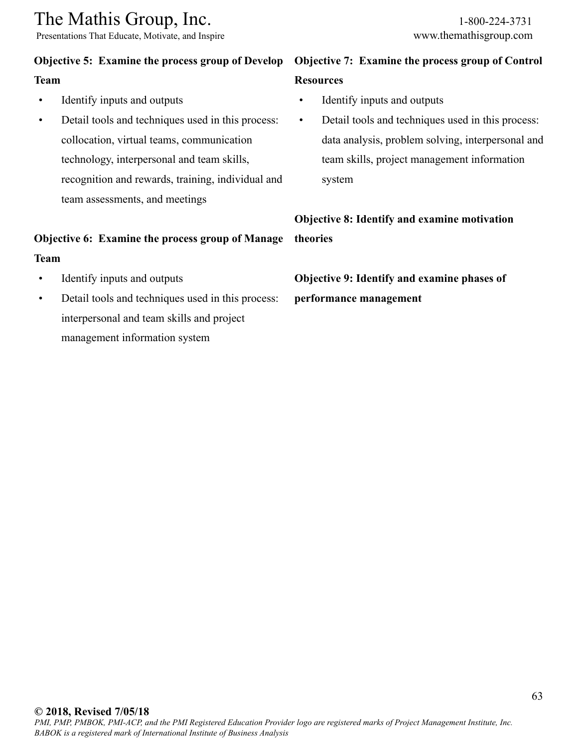**Objective 5: Examine the process group of Develop Team**

- Identify inputs and outputs
- Detail tools and techniques used in this process: collocation, virtual teams, communication technology, interpersonal and team skills, recognition and rewards, training, individual and team assessments, and meetings

**Objective 6: Examine the process group of Manage Team**

- Identify inputs and outputs
- Detail tools and techniques used in this process: interpersonal and team skills and project management information system

**Objective 7: Examine the process group of Control Resources**

- Identify inputs and outputs
- Detail tools and techniques used in this process: data analysis, problem solving, interpersonal and team skills, project management information system

**Objective 8: Identify and examine motivation theories**

**Objective 9: Identify and examine phases of performance management**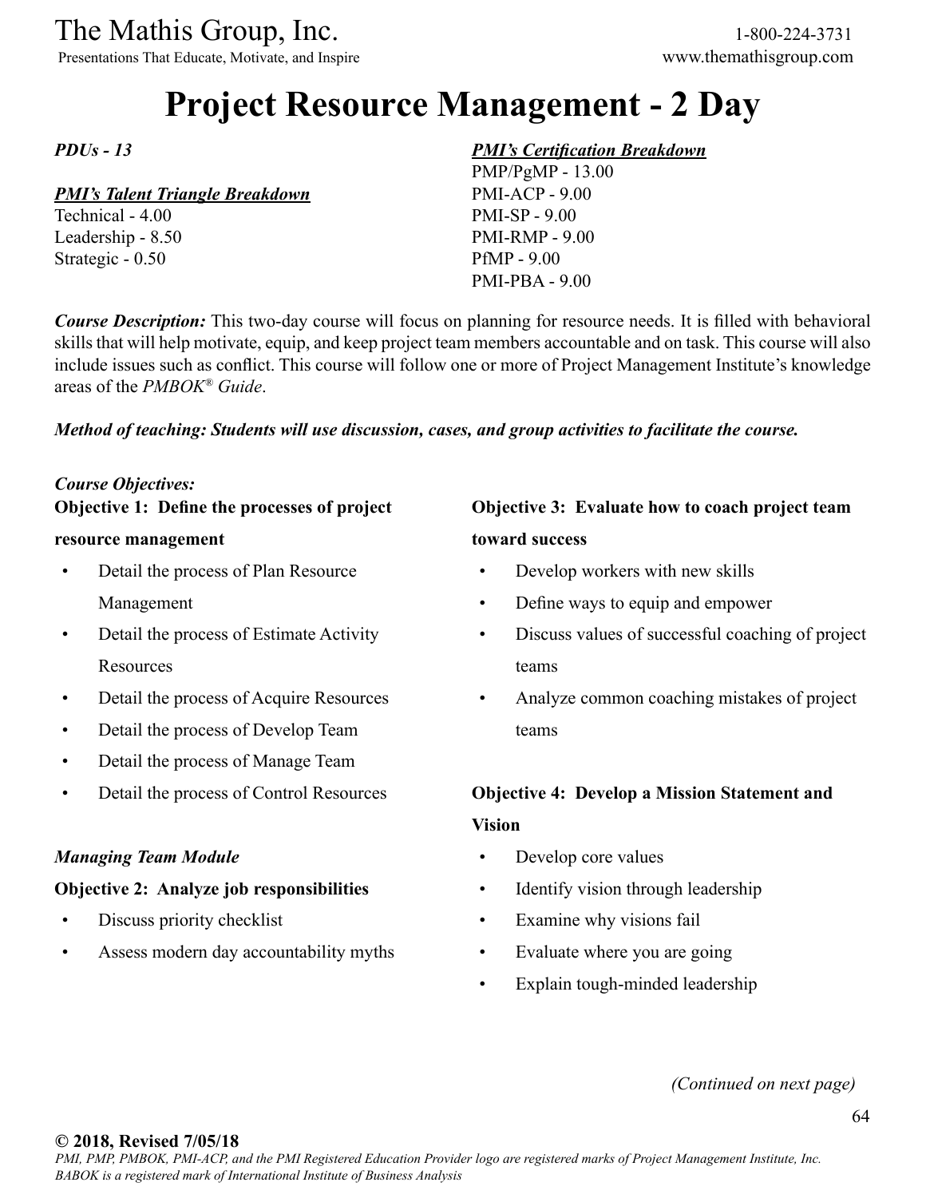# Project Resource Management - 2 Day

***PDUs - 13***

***PMI's Talent Triangle Breakdown***

Technical - 4.00
Leadership - 8.50
Strategic - 0.50

***PMI's Certification Breakdown***

PMP/PgMP - 13.00
PMI-ACP - 9.00
PMI-SP - 9.00
PMI-RMP - 9.00
PfMP - 9.00
PMI-PBA - 9.00

***Course Description:*** This two-day course will focus on planning for resource needs. It is filled with behavioral skills that will help motivate, equip, and keep project team members accountable and on task. This course will also include issues such as conflict. This course will follow one or more of Project Management Institute's knowledge areas of the *PMBOK® Guide*.

***Method of teaching: Students will use discussion, cases, and group activities to facilitate the course.***

***Course Objectives:***

**Objective 1: Define the processes of project resource management**

- Detail the process of Plan Resource Management
- Detail the process of Estimate Activity Resources
- Detail the process of Acquire Resources
- Detail the process of Develop Team
- Detail the process of Manage Team
- Detail the process of Control Resources

***Managing Team Module***

**Objective 2: Analyze job responsibilities**

- Discuss priority checklist
- Assess modern day accountability myths

**Objective 3: Evaluate how to coach project team toward success**

- Develop workers with new skills
- Define ways to equip and empower
- Discuss values of successful coaching of project teams
- Analyze common coaching mistakes of project teams

**Objective 4: Develop a Mission Statement and Vision**

- Develop core values
- Identify vision through leadership
- Examine why visions fail
- Evaluate where you are going
- Explain tough-minded leadership

*(Continued on next page)*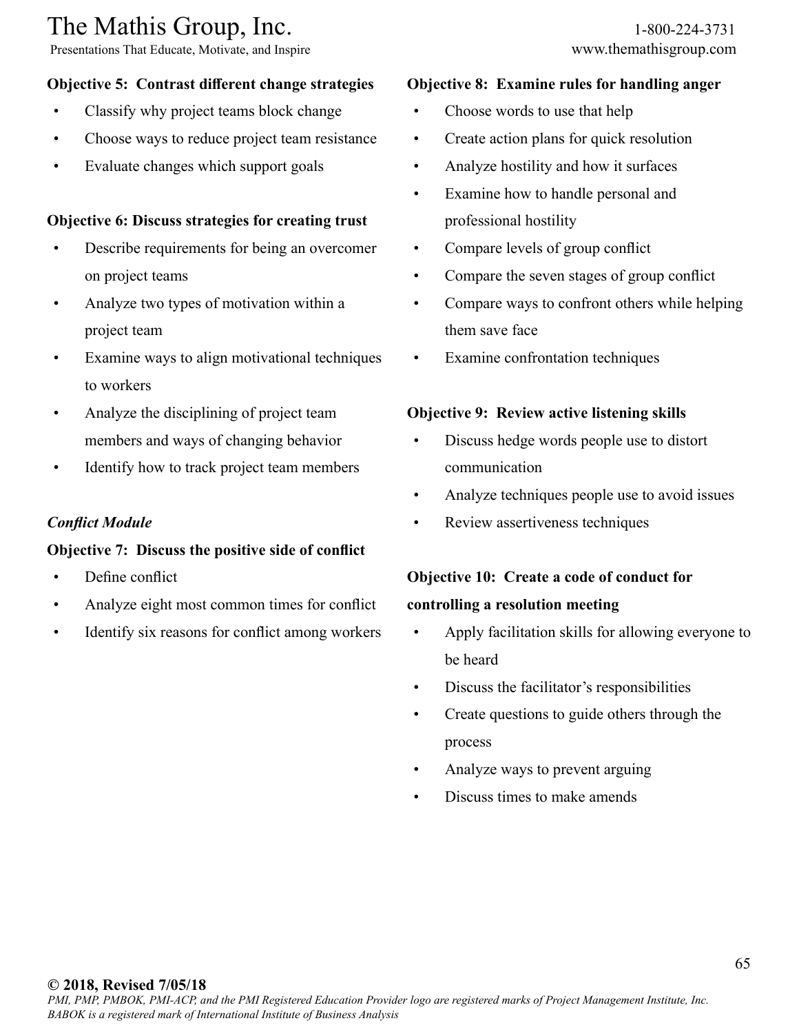**Objective 5: Contrast different change strategies**

- Classify why project teams block change
- Choose ways to reduce project team resistance
- Evaluate changes which support goals

**Objective 6: Discuss strategies for creating trust**

- Describe requirements for being an overcomer on project teams
- Analyze two types of motivation within a project team
- Examine ways to align motivational techniques to workers
- Analyze the disciplining of project team members and ways of changing behavior
- Identify how to track project team members

***Conflict Module***

**Objective 7: Discuss the positive side of conflict**

- Define conflict
- Analyze eight most common times for conflict
- Identify six reasons for conflict among workers

**Objective 8: Examine rules for handling anger**

- Choose words to use that help
- Create action plans for quick resolution
- Analyze hostility and how it surfaces
- Examine how to handle personal and professional hostility
- Compare levels of group conflict
- Compare the seven stages of group conflict
- Compare ways to confront others while helping them save face
- Examine confrontation techniques

**Objective 9: Review active listening skills**

- Discuss hedge words people use to distort communication
- Analyze techniques people use to avoid issues
- Review assertiveness techniques

**Objective 10: Create a code of conduct for controlling a resolution meeting**

- Apply facilitation skills for allowing everyone to be heard
- Discuss the facilitator's responsibilities
- Create questions to guide others through the process
- Analyze ways to prevent arguing
- Discuss times to make amends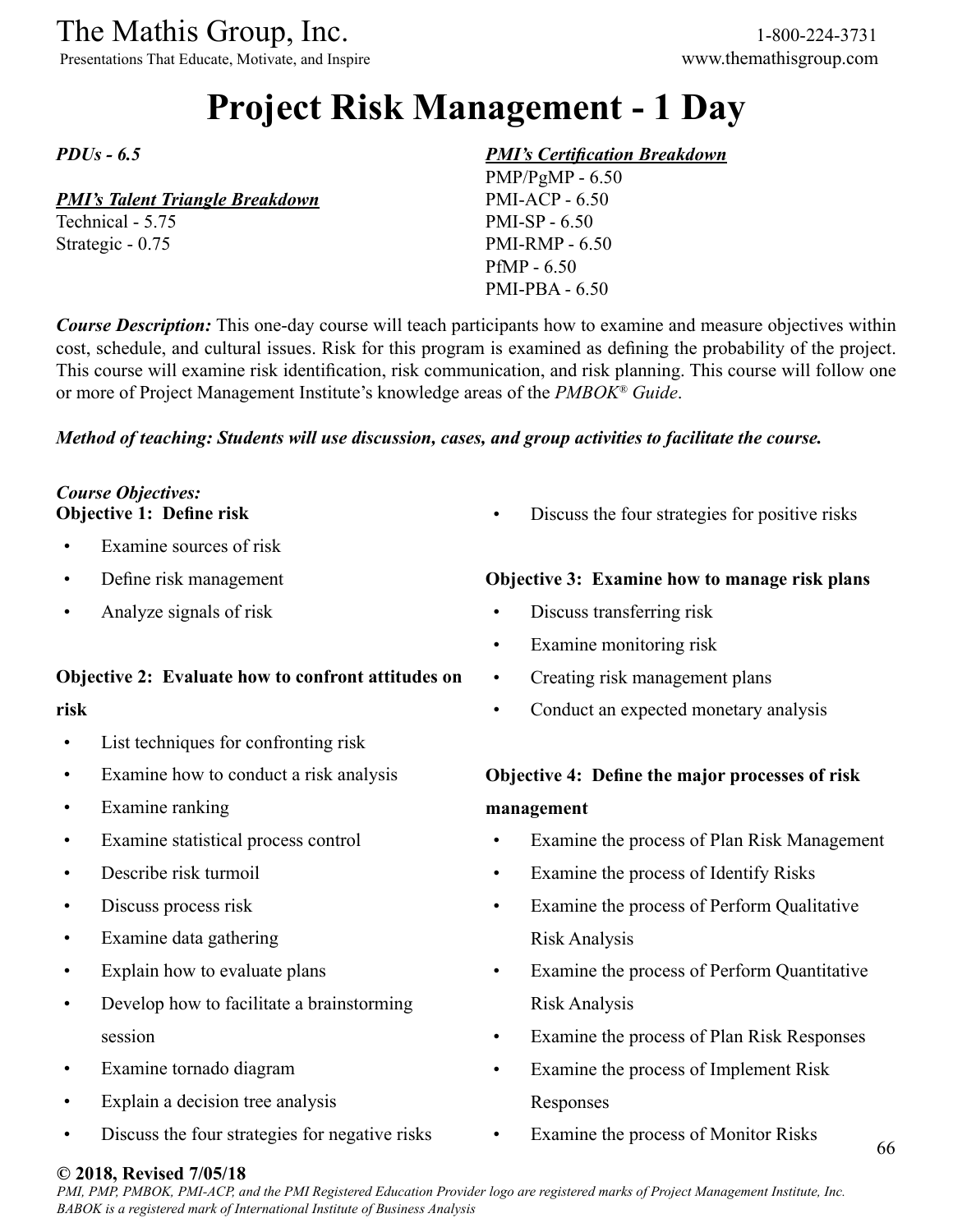# Project Risk Management - 1 Day

***PDUs - 6.5***

***PMI's Talent Triangle Breakdown***
Technical - 5.75
Strategic - 0.75

***PMI's Certification Breakdown***
PMP/PgMP - 6.50
PMI-ACP - 6.50
PMI-SP - 6.50
PMI-RMP - 6.50
PfMP - 6.50
PMI-PBA - 6.50

***Course Description:*** This one-day course will teach participants how to examine and measure objectives within cost, schedule, and cultural issues. Risk for this program is examined as defining the probability of the project. This course will examine risk identification, risk communication, and risk planning. This course will follow one or more of Project Management Institute's knowledge areas of the *PMBOK® Guide*.

***Method of teaching: Students will use discussion, cases, and group activities to facilitate the course.***

***Course Objectives:***

**Objective 1: Define risk**

- Examine sources of risk
- Define risk management
- Analyze signals of risk

**Objective 2: Evaluate how to confront attitudes on risk**

- List techniques for confronting risk
- Examine how to conduct a risk analysis
- Examine ranking
- Examine statistical process control
- Describe risk turmoil
- Discuss process risk
- Examine data gathering
- Explain how to evaluate plans
- Develop how to facilitate a brainstorming session
- Examine tornado diagram
- Explain a decision tree analysis
- Discuss the four strategies for negative risks
- Discuss the four strategies for positive risks

**Objective 3: Examine how to manage risk plans**

- Discuss transferring risk
- Examine monitoring risk
- Creating risk management plans
- Conduct an expected monetary analysis

**Objective 4: Define the major processes of risk management**

- Examine the process of Plan Risk Management
- Examine the process of Identify Risks
- Examine the process of Perform Qualitative Risk Analysis
- Examine the process of Perform Quantitative Risk Analysis
- Examine the process of Plan Risk Responses
- Examine the process of Implement Risk Responses
- Examine the process of Monitor Risks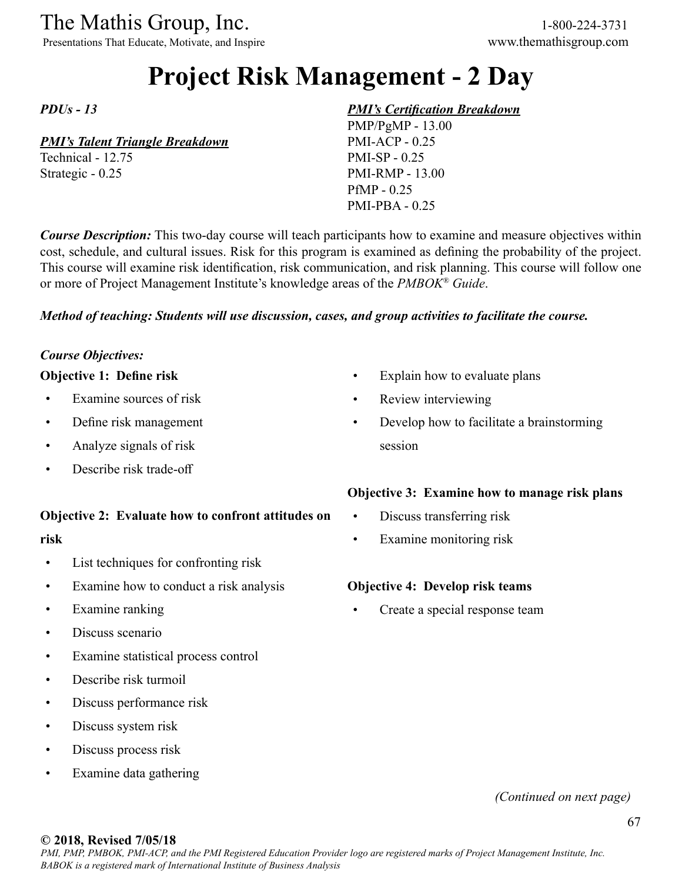# Project Risk Management - 2 Day

***PDUs - 13***

***PMI's Talent Triangle Breakdown***

Technical - 12.75
Strategic - 0.25

***PMI's Certification Breakdown***

PMP/PgMP - 13.00
PMI-ACP - 0.25
PMI-SP - 0.25
PMI-RMP - 13.00
PfMP - 0.25
PMI-PBA - 0.25

***Course Description:*** This two-day course will teach participants how to examine and measure objectives within cost, schedule, and cultural issues. Risk for this program is examined as defining the probability of the project. This course will examine risk identification, risk communication, and risk planning. This course will follow one or more of Project Management Institute's knowledge areas of the *PMBOK® Guide*.

***Method of teaching: Students will use discussion, cases, and group activities to facilitate the course.***

***Course Objectives:***

**Objective 1: Define risk**

- Examine sources of risk
- Define risk management
- Analyze signals of risk
- Describe risk trade-off

**Objective 2: Evaluate how to confront attitudes on risk**

- List techniques for confronting risk
- Examine how to conduct a risk analysis
- Examine ranking
- Discuss scenario
- Examine statistical process control
- Describe risk turmoil
- Discuss performance risk
- Discuss system risk
- Discuss process risk
- Examine data gathering
- Explain how to evaluate plans
- Review interviewing
- Develop how to facilitate a brainstorming session

**Objective 3: Examine how to manage risk plans**

- Discuss transferring risk
- Examine monitoring risk

**Objective 4: Develop risk teams**

- Create a special response team

*(Continued on next page)*

**© 2018, Revised 7/05/18**

*PMI, PMP, PMBOK, PMI-ACP, and the PMI Registered Education Provider logo are registered marks of Project Management Institute, Inc. BABOK is a registered mark of International Institute of Business Analysis*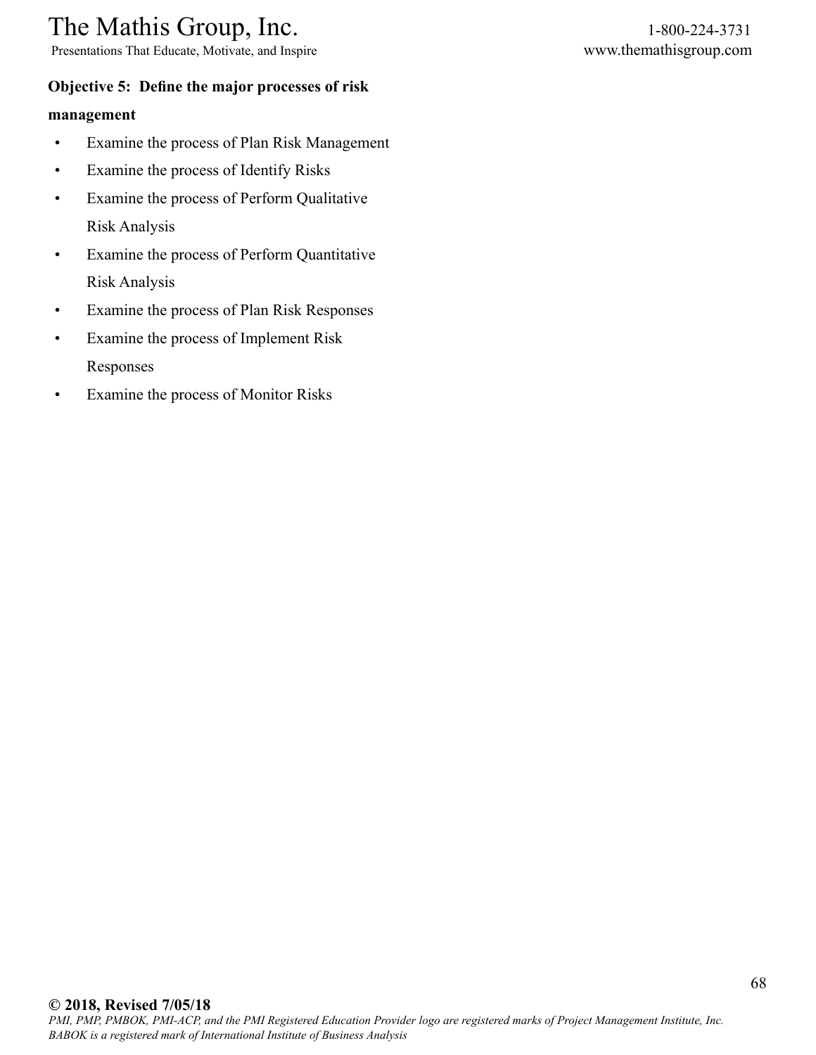**Objective 5: Define the major processes of risk management**

- Examine the process of Plan Risk Management
- Examine the process of Identify Risks
- Examine the process of Perform Qualitative Risk Analysis
- Examine the process of Perform Quantitative Risk Analysis
- Examine the process of Plan Risk Responses
- Examine the process of Implement Risk Responses
- Examine the process of Monitor Risks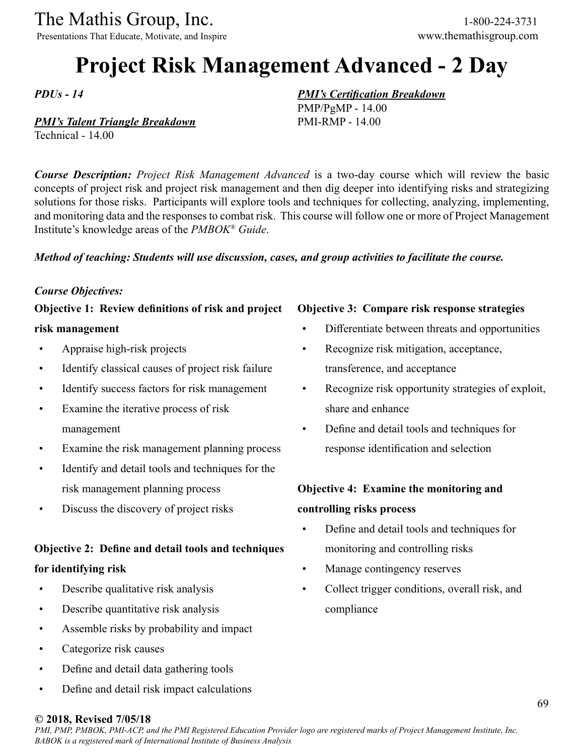# Project Risk Management Advanced - 2 Day

***PDUs - 14***

***PMI's Talent Triangle Breakdown***
Technical - 14.00

***PMI's Certification Breakdown***
PMP/PgMP - 14.00
PMI-RMP - 14.00

***Course Description:*** *Project Risk Management Advanced* is a two-day course which will review the basic concepts of project risk and project risk management and then dig deeper into identifying risks and strategizing solutions for those risks. Participants will explore tools and techniques for collecting, analyzing, implementing, and monitoring data and the responses to combat risk. This course will follow one or more of Project Management Institute's knowledge areas of the *PMBOK® Guide*.

***Method of teaching: Students will use discussion, cases, and group activities to facilitate the course.***

***Course Objectives:***

**Objective 1: Review definitions of risk and project risk management**

- Appraise high-risk projects
- Identify classical causes of project risk failure
- Identify success factors for risk management
- Examine the iterative process of risk management
- Examine the risk management planning process
- Identify and detail tools and techniques for the risk management planning process
- Discuss the discovery of project risks

**Objective 2: Define and detail tools and techniques for identifying risk**

- Describe qualitative risk analysis
- Describe quantitative risk analysis
- Assemble risks by probability and impact
- Categorize risk causes
- Define and detail data gathering tools
- Define and detail risk impact calculations

**Objective 3: Compare risk response strategies**

- Differentiate between threats and opportunities
- Recognize risk mitigation, acceptance, transference, and acceptance
- Recognize risk opportunity strategies of exploit, share and enhance
- Define and detail tools and techniques for response identification and selection

**Objective 4: Examine the monitoring and controlling risks process**

- Define and detail tools and techniques for monitoring and controlling risks
- Manage contingency reserves
- Collect trigger conditions, overall risk, and compliance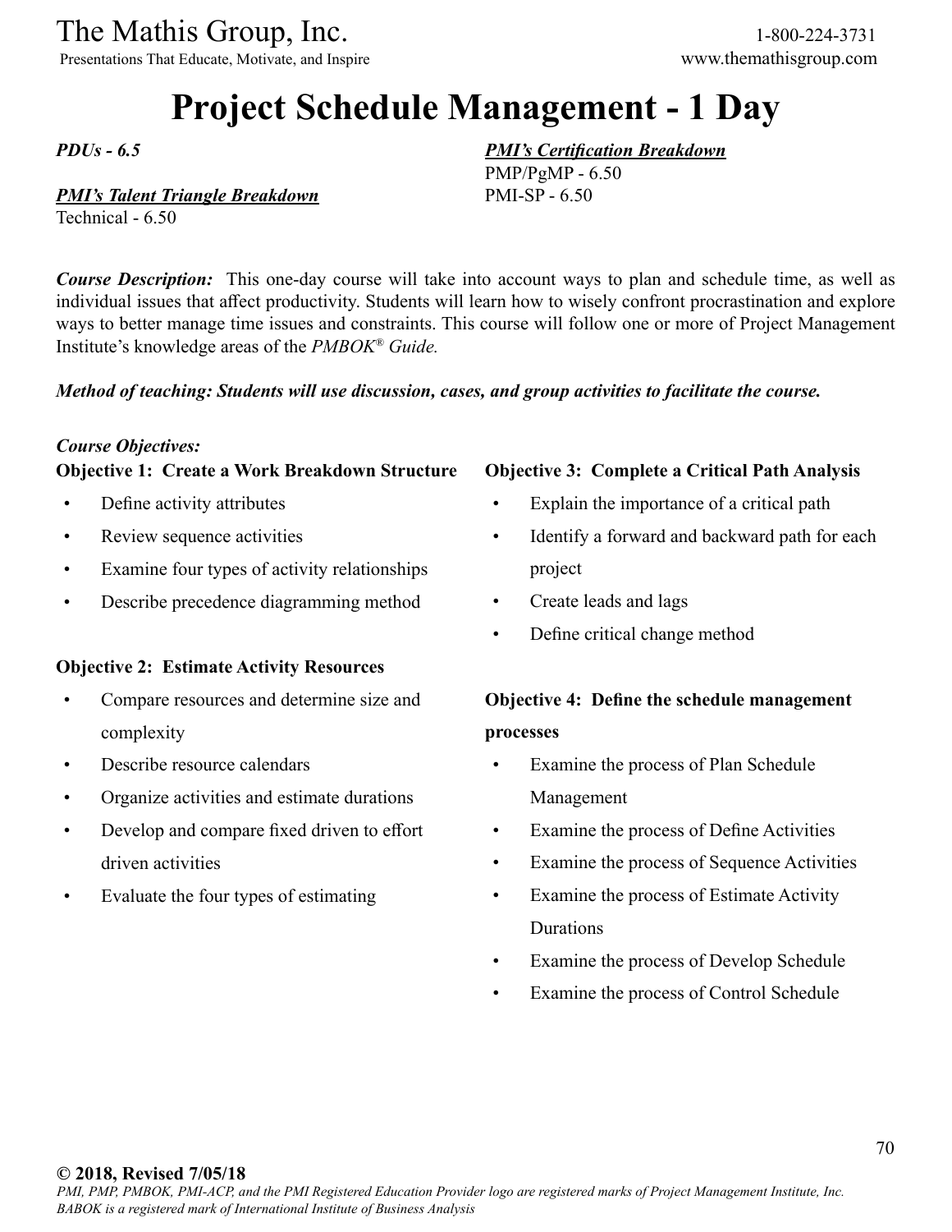# Project Schedule Management - 1 Day

***PDUs - 6.5***

***PMI's Talent Triangle Breakdown***
Technical - 6.50

***PMI's Certification Breakdown***
PMP/PgMP - 6.50
PMI-SP - 6.50

***Course Description:*** This one-day course will take into account ways to plan and schedule time, as well as individual issues that affect productivity. Students will learn how to wisely confront procrastination and explore ways to better manage time issues and constraints. This course will follow one or more of Project Management Institute's knowledge areas of the *PMBOK® Guide.*

***Method of teaching: Students will use discussion, cases, and group activities to facilitate the course.***

***Course Objectives:***

**Objective 1: Create a Work Breakdown Structure**

- Define activity attributes
- Review sequence activities
- Examine four types of activity relationships
- Describe precedence diagramming method

**Objective 2: Estimate Activity Resources**

- Compare resources and determine size and complexity
- Describe resource calendars
- Organize activities and estimate durations
- Develop and compare fixed driven to effort driven activities
- Evaluate the four types of estimating

**Objective 3: Complete a Critical Path Analysis**

- Explain the importance of a critical path
- Identify a forward and backward path for each project
- Create leads and lags
- Define critical change method

**Objective 4: Define the schedule management processes**

- Examine the process of Plan Schedule Management
- Examine the process of Define Activities
- Examine the process of Sequence Activities
- Examine the process of Estimate Activity Durations
- Examine the process of Develop Schedule
- Examine the process of Control Schedule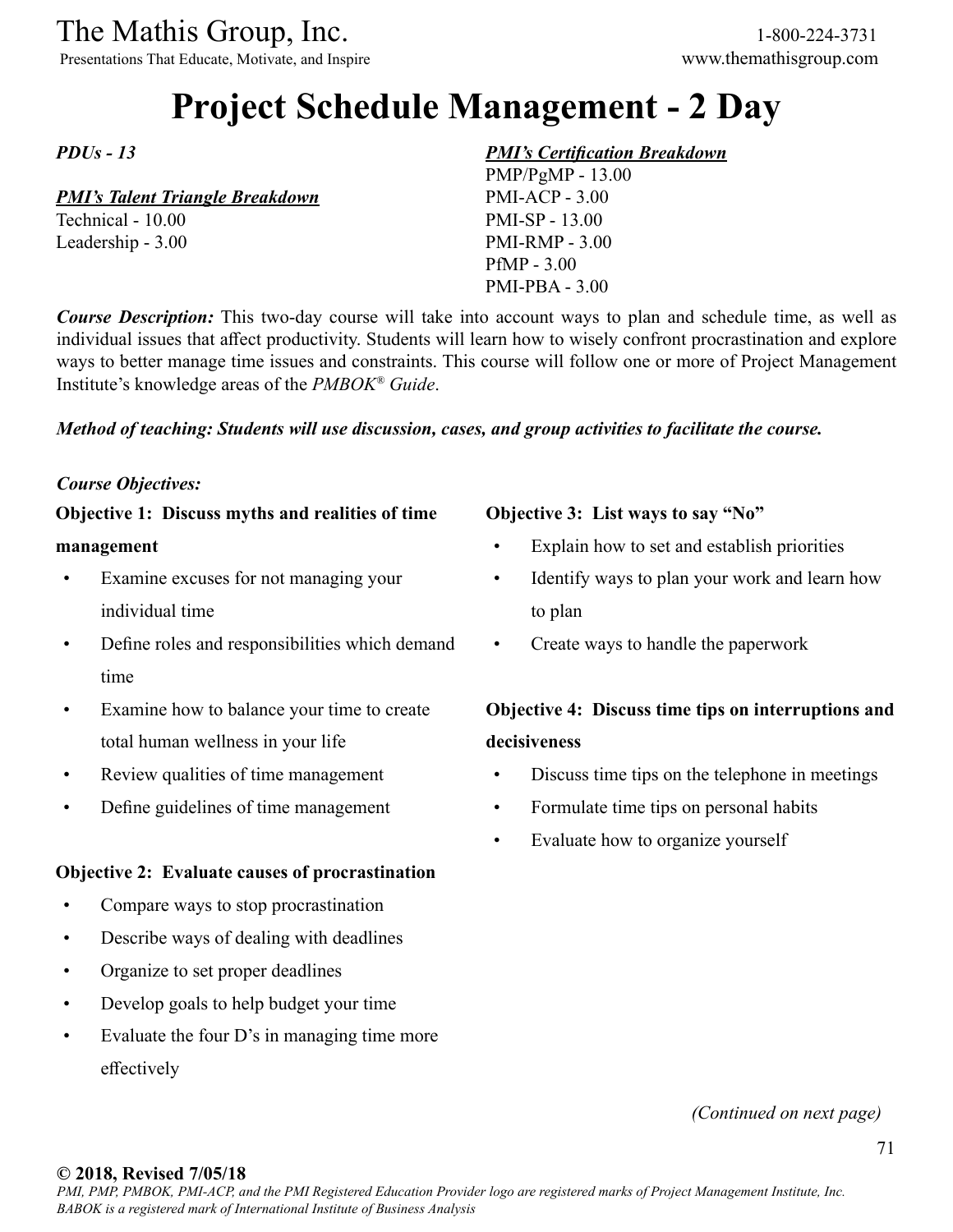# Project Schedule Management - 2 Day

***PDUs - 13***

***PMI's Talent Triangle Breakdown***

Technical - 10.00
Leadership - 3.00

***PMI's Certification Breakdown***

PMP/PgMP - 13.00
PMI-ACP - 3.00
PMI-SP - 13.00
PMI-RMP - 3.00
PfMP - 3.00
PMI-PBA - 3.00

***Course Description:*** This two-day course will take into account ways to plan and schedule time, as well as individual issues that affect productivity. Students will learn how to wisely confront procrastination and explore ways to better manage time issues and constraints. This course will follow one or more of Project Management Institute's knowledge areas of the *PMBOK® Guide*.

***Method of teaching: Students will use discussion, cases, and group activities to facilitate the course.***

***Course Objectives:***

**Objective 1: Discuss myths and realities of time management**

- Examine excuses for not managing your individual time
- Define roles and responsibilities which demand time
- Examine how to balance your time to create total human wellness in your life
- Review qualities of time management
- Define guidelines of time management

**Objective 2: Evaluate causes of procrastination**

- Compare ways to stop procrastination
- Describe ways of dealing with deadlines
- Organize to set proper deadlines
- Develop goals to help budget your time
- Evaluate the four D's in managing time more effectively

**Objective 3: List ways to say "No"**

- Explain how to set and establish priorities
- Identify ways to plan your work and learn how to plan
- Create ways to handle the paperwork

**Objective 4: Discuss time tips on interruptions and decisiveness**

- Discuss time tips on the telephone in meetings
- Formulate time tips on personal habits
- Evaluate how to organize yourself

*(Continued on next page)*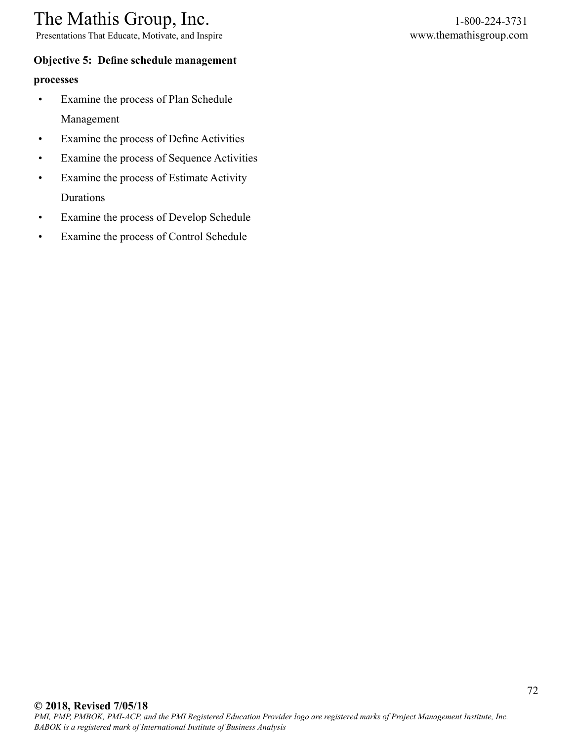**Objective 5: Define schedule management processes**

- Examine the process of Plan Schedule Management
- Examine the process of Define Activities
- Examine the process of Sequence Activities
- Examine the process of Estimate Activity Durations
- Examine the process of Develop Schedule
- Examine the process of Control Schedule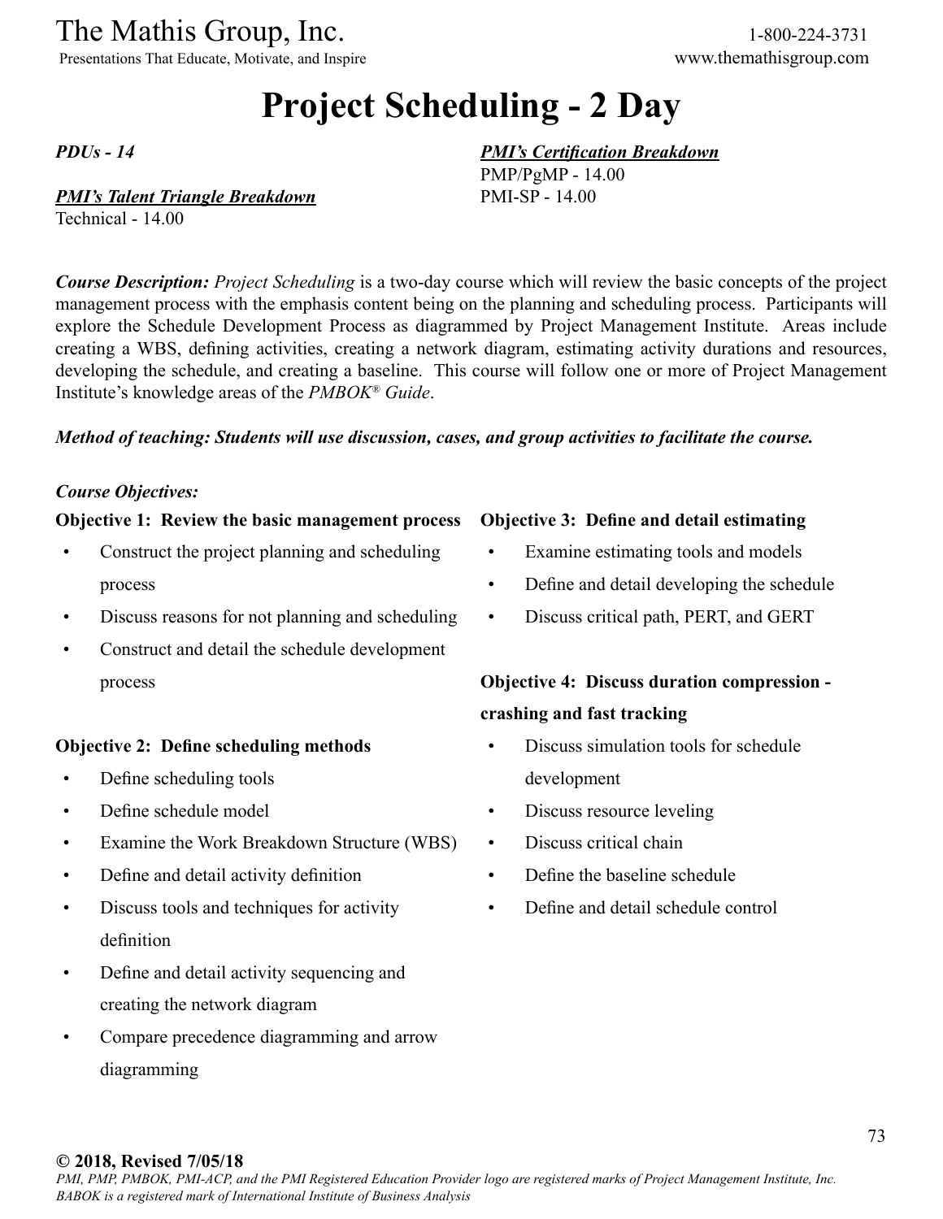# Project Scheduling - 2 Day

***PDUs - 14***

***PMI's Talent Triangle Breakdown***
Technical - 14.00

***PMI's Certification Breakdown***
PMP/PgMP - 14.00
PMI-SP - 14.00

***Course Description:*** *Project Scheduling* is a two-day course which will review the basic concepts of the project management process with the emphasis content being on the planning and scheduling process. Participants will explore the Schedule Development Process as diagrammed by Project Management Institute. Areas include creating a WBS, defining activities, creating a network diagram, estimating activity durations and resources, developing the schedule, and creating a baseline. This course will follow one or more of Project Management Institute's knowledge areas of the *PMBOK® Guide*.

***Method of teaching: Students will use discussion, cases, and group activities to facilitate the course.***

***Course Objectives:***

**Objective 1: Review the basic management process**
- Construct the project planning and scheduling process
- Discuss reasons for not planning and scheduling
- Construct and detail the schedule development process

**Objective 2: Define scheduling methods**
- Define scheduling tools
- Define schedule model
- Examine the Work Breakdown Structure (WBS)
- Define and detail activity definition
- Discuss tools and techniques for activity definition
- Define and detail activity sequencing and creating the network diagram
- Compare precedence diagramming and arrow diagramming

**Objective 3: Define and detail estimating**
- Examine estimating tools and models
- Define and detail developing the schedule
- Discuss critical path, PERT, and GERT

**Objective 4: Discuss duration compression - crashing and fast tracking**
- Discuss simulation tools for schedule development
- Discuss resource leveling
- Discuss critical chain
- Define the baseline schedule
- Define and detail schedule control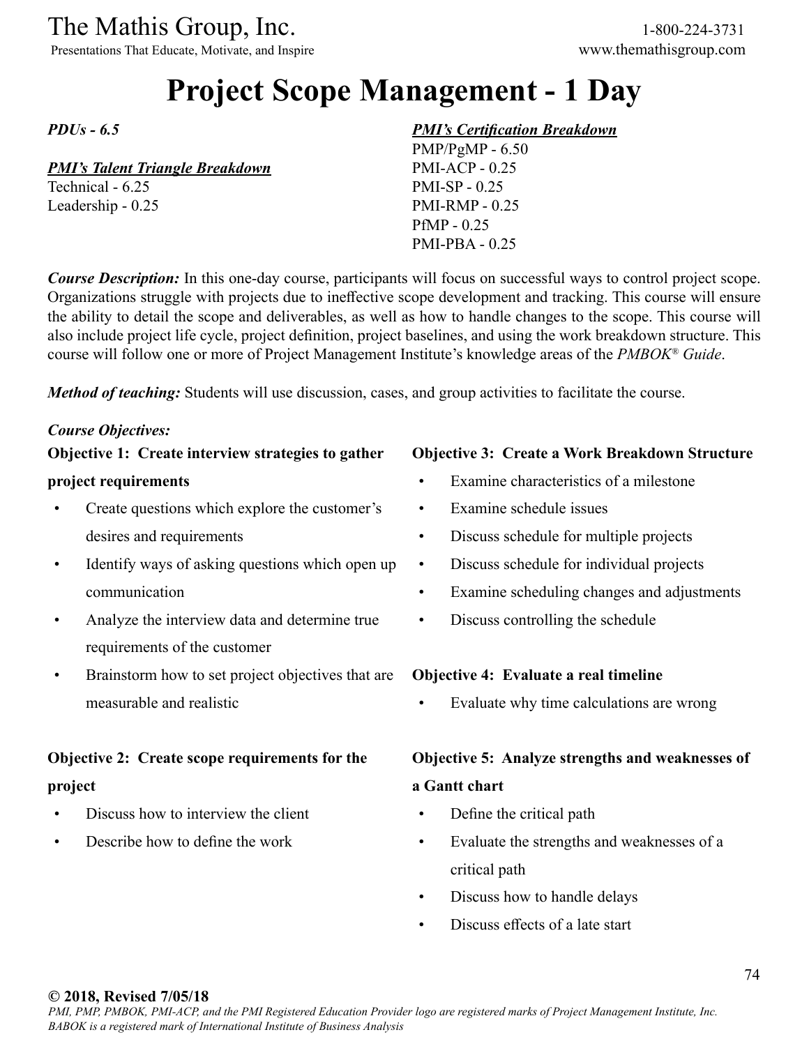# Project Scope Management - 1 Day

***PDUs - 6.5***

***PMI's Talent Triangle Breakdown***
Technical - 6.25
Leadership - 0.25

***PMI's Certification Breakdown***
PMP/PgMP - 6.50
PMI-ACP - 0.25
PMI-SP - 0.25
PMI-RMP - 0.25
PfMP - 0.25
PMI-PBA - 0.25

***Course Description:*** In this one-day course, participants will focus on successful ways to control project scope. Organizations struggle with projects due to ineffective scope development and tracking. This course will ensure the ability to detail the scope and deliverables, as well as how to handle changes to the scope. This course will also include project life cycle, project definition, project baselines, and using the work breakdown structure. This course will follow one or more of Project Management Institute's knowledge areas of the *PMBOK® Guide*.

***Method of teaching:*** Students will use discussion, cases, and group activities to facilitate the course.

***Course Objectives:***

**Objective 1: Create interview strategies to gather project requirements**

- Create questions which explore the customer's desires and requirements
- Identify ways of asking questions which open up communication
- Analyze the interview data and determine true requirements of the customer
- Brainstorm how to set project objectives that are measurable and realistic

**Objective 2: Create scope requirements for the project**

- Discuss how to interview the client
- Describe how to define the work

**Objective 3: Create a Work Breakdown Structure**

- Examine characteristics of a milestone
- Examine schedule issues
- Discuss schedule for multiple projects
- Discuss schedule for individual projects
- Examine scheduling changes and adjustments
- Discuss controlling the schedule

**Objective 4: Evaluate a real timeline**

- Evaluate why time calculations are wrong

**Objective 5: Analyze strengths and weaknesses of a Gantt chart**

- Define the critical path
- Evaluate the strengths and weaknesses of a critical path
- Discuss how to handle delays
- Discuss effects of a late start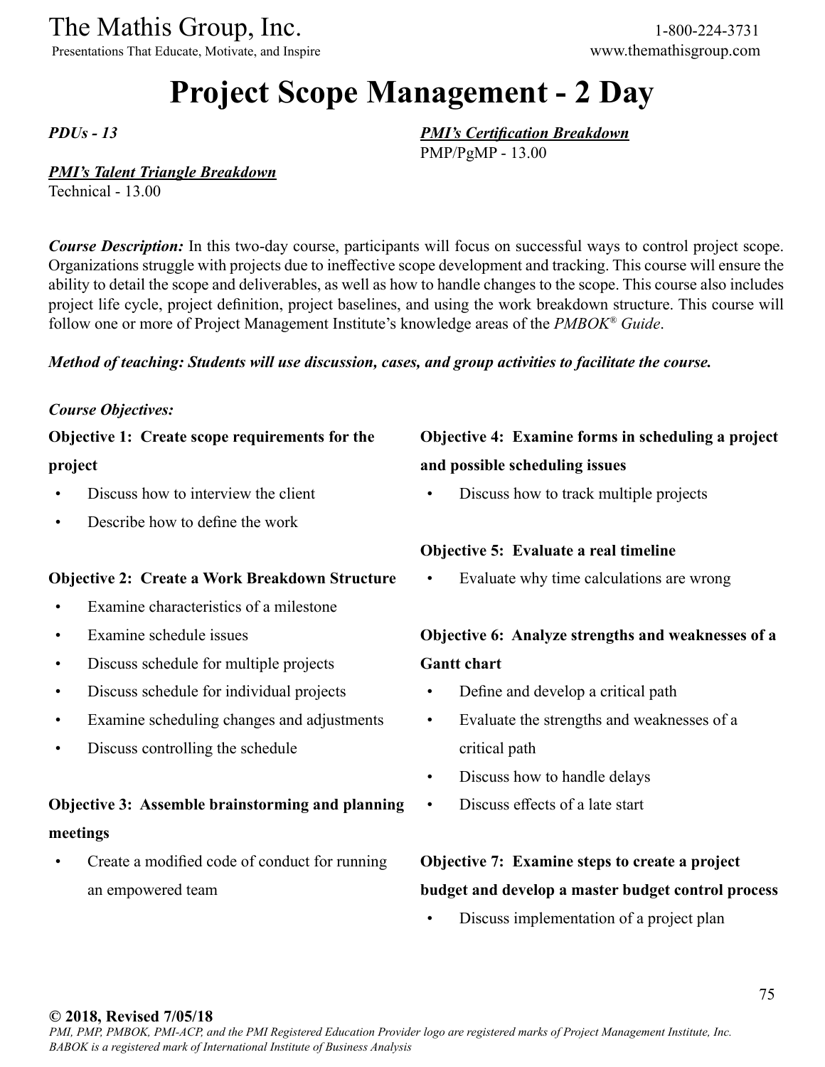# Project Scope Management - 2 Day

*PDUs - 13*

***PMI's Certification Breakdown***
PMP/PgMP - 13.00

***PMI's Talent Triangle Breakdown***
Technical - 13.00

***Course Description:*** In this two-day course, participants will focus on successful ways to control project scope. Organizations struggle with projects due to ineffective scope development and tracking. This course will ensure the ability to detail the scope and deliverables, as well as how to handle changes to the scope. This course also includes project life cycle, project definition, project baselines, and using the work breakdown structure. This course will follow one or more of Project Management Institute's knowledge areas of the *PMBOK® Guide*.

***Method of teaching: Students will use discussion, cases, and group activities to facilitate the course.***

***Course Objectives:***

**Objective 1: Create scope requirements for the project**

- Discuss how to interview the client
- Describe how to define the work

**Objective 2: Create a Work Breakdown Structure**

- Examine characteristics of a milestone
- Examine schedule issues
- Discuss schedule for multiple projects
- Discuss schedule for individual projects
- Examine scheduling changes and adjustments
- Discuss controlling the schedule

**Objective 3: Assemble brainstorming and planning meetings**

- Create a modified code of conduct for running an empowered team

**Objective 4: Examine forms in scheduling a project and possible scheduling issues**

- Discuss how to track multiple projects

**Objective 5: Evaluate a real timeline**

- Evaluate why time calculations are wrong

**Objective 6: Analyze strengths and weaknesses of a Gantt chart**

- Define and develop a critical path
- Evaluate the strengths and weaknesses of a critical path
- Discuss how to handle delays
- Discuss effects of a late start

**Objective 7: Examine steps to create a project budget and develop a master budget control process**

- Discuss implementation of a project plan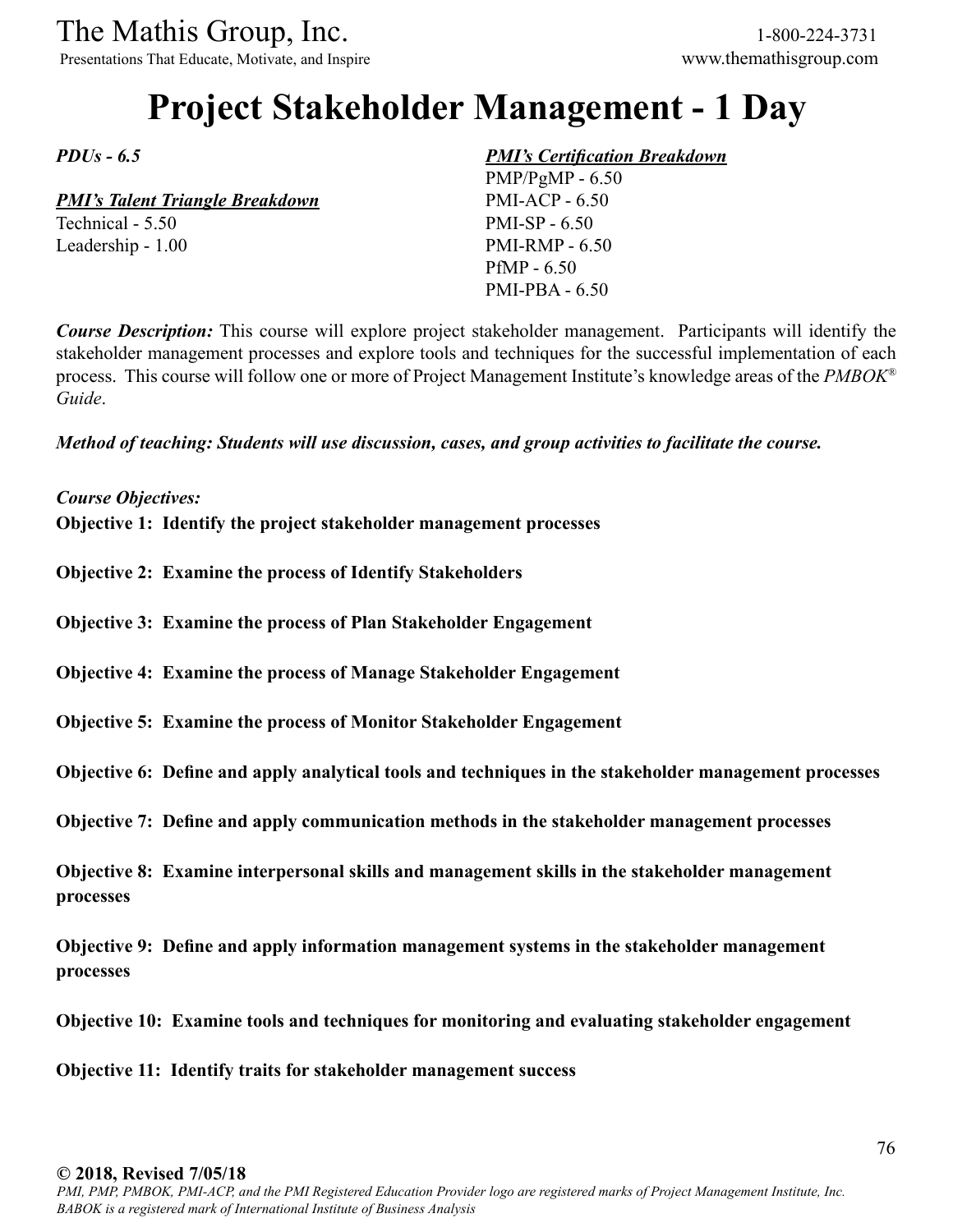# Project Stakeholder Management - 1 Day

***PDUs - 6.5***

***PMI's Talent Triangle Breakdown***
Technical - 5.50
Leadership - 1.00

***PMI's Certification Breakdown***
PMP/PgMP - 6.50
PMI-ACP - 6.50
PMI-SP - 6.50
PMI-RMP - 6.50
PfMP - 6.50
PMI-PBA - 6.50

***Course Description:*** This course will explore project stakeholder management. Participants will identify the stakeholder management processes and explore tools and techniques for the successful implementation of each process. This course will follow one or more of Project Management Institute's knowledge areas of the *PMBOK® Guide*.

***Method of teaching: Students will use discussion, cases, and group activities to facilitate the course.***

***Course Objectives:***

**Objective 1: Identify the project stakeholder management processes**

**Objective 2: Examine the process of Identify Stakeholders**

**Objective 3: Examine the process of Plan Stakeholder Engagement**

**Objective 4: Examine the process of Manage Stakeholder Engagement**

**Objective 5: Examine the process of Monitor Stakeholder Engagement**

**Objective 6: Define and apply analytical tools and techniques in the stakeholder management processes**

**Objective 7: Define and apply communication methods in the stakeholder management processes**

**Objective 8: Examine interpersonal skills and management skills in the stakeholder management processes**

**Objective 9: Define and apply information management systems in the stakeholder management processes**

**Objective 10: Examine tools and techniques for monitoring and evaluating stakeholder engagement**

**Objective 11: Identify traits for stakeholder management success**

**© 2018, Revised 7/05/18**
*PMI, PMP, PMBOK, PMI-ACP, and the PMI Registered Education Provider logo are registered marks of Project Management Institute, Inc. BABOK is a registered mark of International Institute of Business Analysis*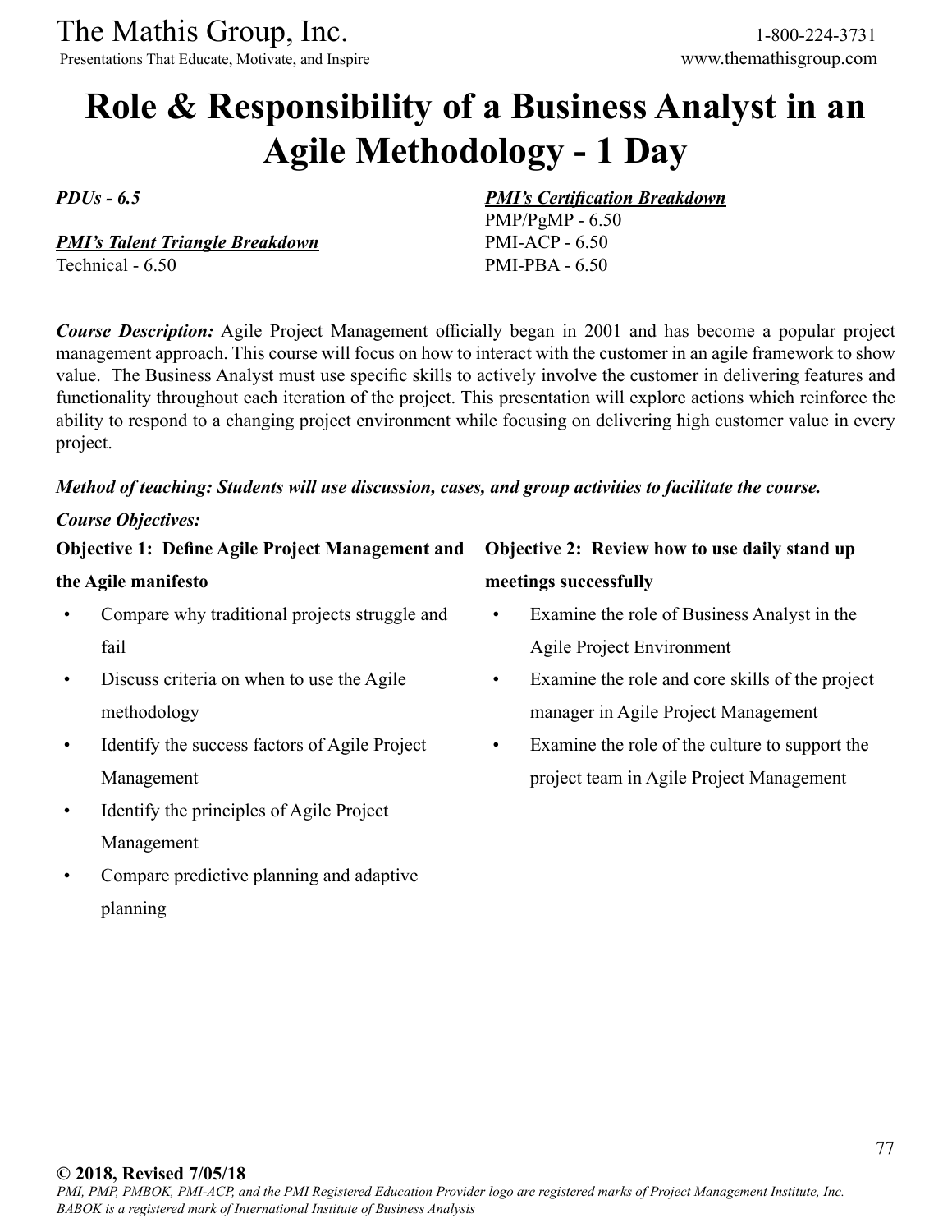# Role & Responsibility of a Business Analyst in an Agile Methodology - 1 Day

*PDUs - 6.5*

***PMI's Talent Triangle Breakdown***
Technical - 6.50

***PMI's Certification Breakdown***
PMP/PgMP - 6.50
PMI-ACP - 6.50
PMI-PBA - 6.50

***Course Description:*** Agile Project Management officially began in 2001 and has become a popular project management approach. This course will focus on how to interact with the customer in an agile framework to show value. The Business Analyst must use specific skills to actively involve the customer in delivering features and functionality throughout each iteration of the project. This presentation will explore actions which reinforce the ability to respond to a changing project environment while focusing on delivering high customer value in every project.

***Method of teaching: Students will use discussion, cases, and group activities to facilitate the course.***

***Course Objectives:***

**Objective 1: Define Agile Project Management and the Agile manifesto**

- Compare why traditional projects struggle and fail
- Discuss criteria on when to use the Agile methodology
- Identify the success factors of Agile Project Management
- Identify the principles of Agile Project Management
- Compare predictive planning and adaptive planning

**Objective 2: Review how to use daily stand up meetings successfully**

- Examine the role of Business Analyst in the Agile Project Environment
- Examine the role and core skills of the project manager in Agile Project Management
- Examine the role of the culture to support the project team in Agile Project Management

**© 2018, Revised 7/05/18**
*PMI, PMP, PMBOK, PMI-ACP, and the PMI Registered Education Provider logo are registered marks of Project Management Institute, Inc. BABOK is a registered mark of International Institute of Business Analysis*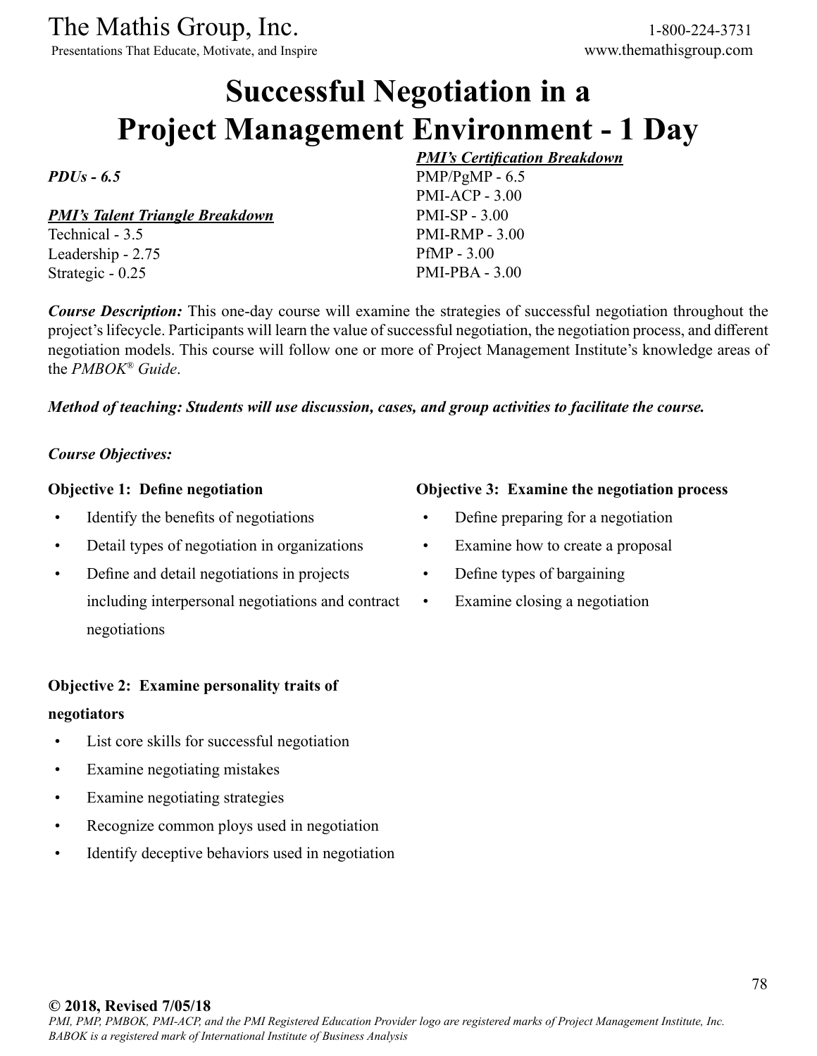# Successful Negotiation in a Project Management Environment - 1 Day

***PDUs - 6.5***

***PMI's Talent Triangle Breakdown***

Technical - 3.5
Leadership - 2.75
Strategic - 0.25

***PMI's Certification Breakdown***

PMP/PgMP - 6.5
PMI-ACP - 3.00
PMI-SP - 3.00
PMI-RMP - 3.00
PfMP - 3.00
PMI-PBA - 3.00

***Course Description:*** This one-day course will examine the strategies of successful negotiation throughout the project's lifecycle. Participants will learn the value of successful negotiation, the negotiation process, and different negotiation models. This course will follow one or more of Project Management Institute's knowledge areas of the *PMBOK® Guide*.

***Method of teaching: Students will use discussion, cases, and group activities to facilitate the course.***

***Course Objectives:***

**Objective 1: Define negotiation**

- Identify the benefits of negotiations
- Detail types of negotiation in organizations
- Define and detail negotiations in projects including interpersonal negotiations and contract negotiations

**Objective 2: Examine personality traits of negotiators**

- List core skills for successful negotiation
- Examine negotiating mistakes
- Examine negotiating strategies
- Recognize common ploys used in negotiation
- Identify deceptive behaviors used in negotiation

**Objective 3: Examine the negotiation process**

- Define preparing for a negotiation
- Examine how to create a proposal
- Define types of bargaining
- Examine closing a negotiation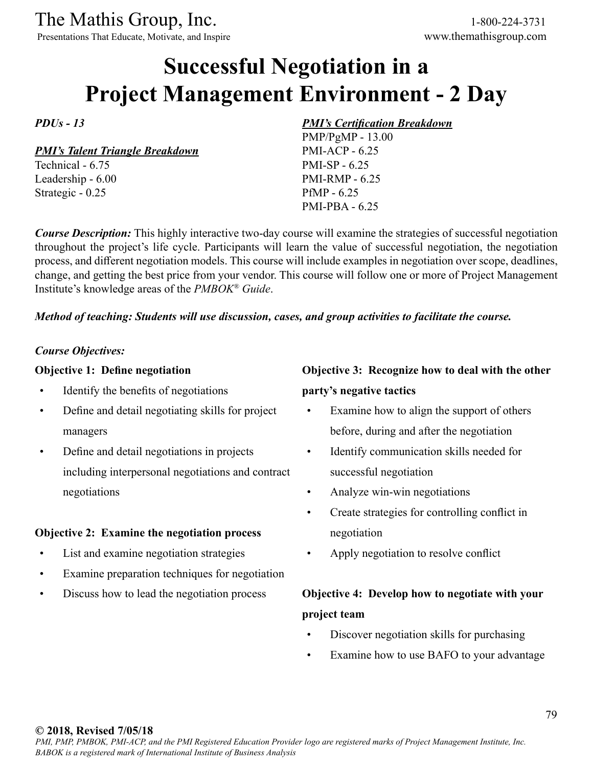# Successful Negotiation in a Project Management Environment - 2 Day

***PDUs - 13***

***PMI's Talent Triangle Breakdown***

Technical - 6.75
Leadership - 6.00
Strategic - 0.25

***PMI's Certification Breakdown***

PMP/PgMP - 13.00
PMI-ACP - 6.25
PMI-SP - 6.25
PMI-RMP - 6.25
PfMP - 6.25
PMI-PBA - 6.25

***Course Description:*** This highly interactive two-day course will examine the strategies of successful negotiation throughout the project's life cycle. Participants will learn the value of successful negotiation, the negotiation process, and different negotiation models. This course will include examples in negotiation over scope, deadlines, change, and getting the best price from your vendor. This course will follow one or more of Project Management Institute's knowledge areas of the *PMBOK® Guide*.

***Method of teaching: Students will use discussion, cases, and group activities to facilitate the course.***

***Course Objectives:***

**Objective 1: Define negotiation**

- Identify the benefits of negotiations
- Define and detail negotiating skills for project managers
- Define and detail negotiations in projects including interpersonal negotiations and contract negotiations

**Objective 2: Examine the negotiation process**

- List and examine negotiation strategies
- Examine preparation techniques for negotiation
- Discuss how to lead the negotiation process

**Objective 3: Recognize how to deal with the other party's negative tactics**

- Examine how to align the support of others before, during and after the negotiation
- Identify communication skills needed for successful negotiation
- Analyze win-win negotiations
- Create strategies for controlling conflict in negotiation
- Apply negotiation to resolve conflict

**Objective 4: Develop how to negotiate with your project team**

- Discover negotiation skills for purchasing
- Examine how to use BAFO to your advantage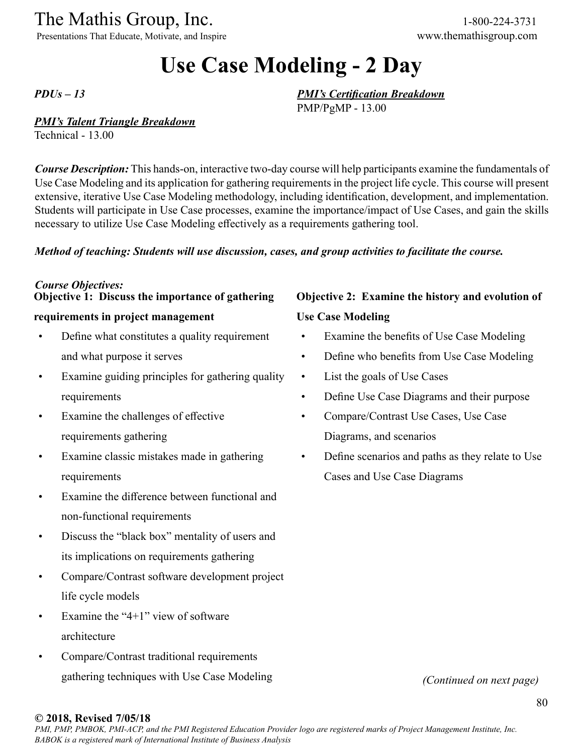# Use Case Modeling - 2 Day

***PDUs – 13***

***PMI's Certification Breakdown***
PMP/PgMP - 13.00

***PMI's Talent Triangle Breakdown***
Technical - 13.00

***Course Description:*** This hands-on, interactive two-day course will help participants examine the fundamentals of Use Case Modeling and its application for gathering requirements in the project life cycle. This course will present extensive, iterative Use Case Modeling methodology, including identification, development, and implementation. Students will participate in Use Case processes, examine the importance/impact of Use Cases, and gain the skills necessary to utilize Use Case Modeling effectively as a requirements gathering tool.

***Method of teaching: Students will use discussion, cases, and group activities to facilitate the course.***

***Course Objectives:***

**Objective 1: Discuss the importance of gathering requirements in project management**

- Define what constitutes a quality requirement and what purpose it serves
- Examine guiding principles for gathering quality requirements
- Examine the challenges of effective requirements gathering
- Examine classic mistakes made in gathering requirements
- Examine the difference between functional and non-functional requirements
- Discuss the "black box" mentality of users and its implications on requirements gathering
- Compare/Contrast software development project life cycle models
- Examine the "4+1" view of software architecture
- Compare/Contrast traditional requirements gathering techniques with Use Case Modeling

**Objective 2: Examine the history and evolution of Use Case Modeling**

- Examine the benefits of Use Case Modeling
- Define who benefits from Use Case Modeling
- List the goals of Use Cases
- Define Use Case Diagrams and their purpose
- Compare/Contrast Use Cases, Use Case Diagrams, and scenarios
- Define scenarios and paths as they relate to Use Cases and Use Case Diagrams

*(Continued on next page)*

**© 2018, Revised 7/05/18**
*PMI, PMP, PMBOK, PMI-ACP, and the PMI Registered Education Provider logo are registered marks of Project Management Institute, Inc.*
*BABOK is a registered mark of International Institute of Business Analysis*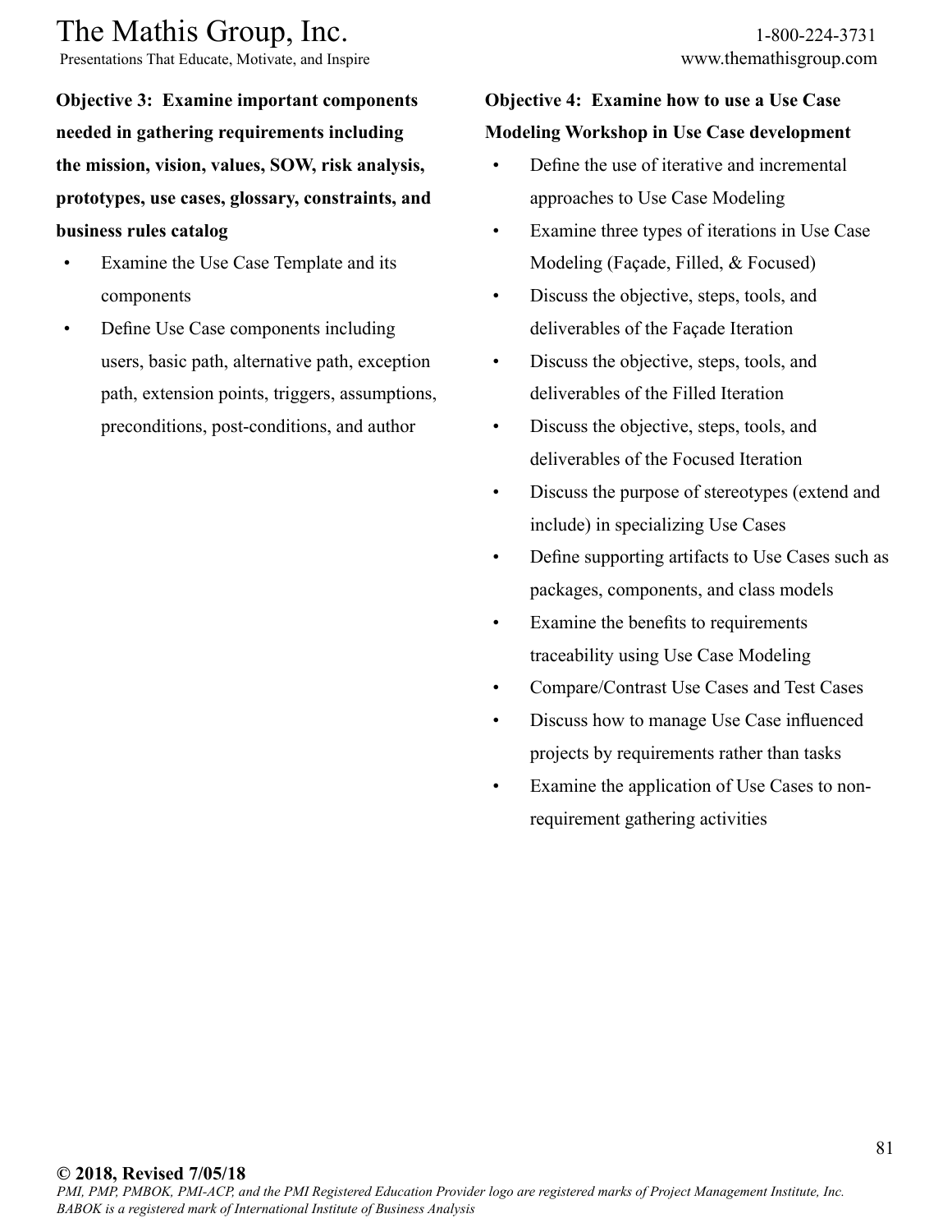**Objective 3: Examine important components needed in gathering requirements including the mission, vision, values, SOW, risk analysis, prototypes, use cases, glossary, constraints, and business rules catalog**

- Examine the Use Case Template and its components
- Define Use Case components including users, basic path, alternative path, exception path, extension points, triggers, assumptions, preconditions, post-conditions, and author

**Objective 4: Examine how to use a Use Case Modeling Workshop in Use Case development**

- Define the use of iterative and incremental approaches to Use Case Modeling
- Examine three types of iterations in Use Case Modeling (Façade, Filled, & Focused)
- Discuss the objective, steps, tools, and deliverables of the Façade Iteration
- Discuss the objective, steps, tools, and deliverables of the Filled Iteration
- Discuss the objective, steps, tools, and deliverables of the Focused Iteration
- Discuss the purpose of stereotypes (extend and include) in specializing Use Cases
- Define supporting artifacts to Use Cases such as packages, components, and class models
- Examine the benefits to requirements traceability using Use Case Modeling
- Compare/Contrast Use Cases and Test Cases
- Discuss how to manage Use Case influenced projects by requirements rather than tasks
- Examine the application of Use Cases to non-requirement gathering activities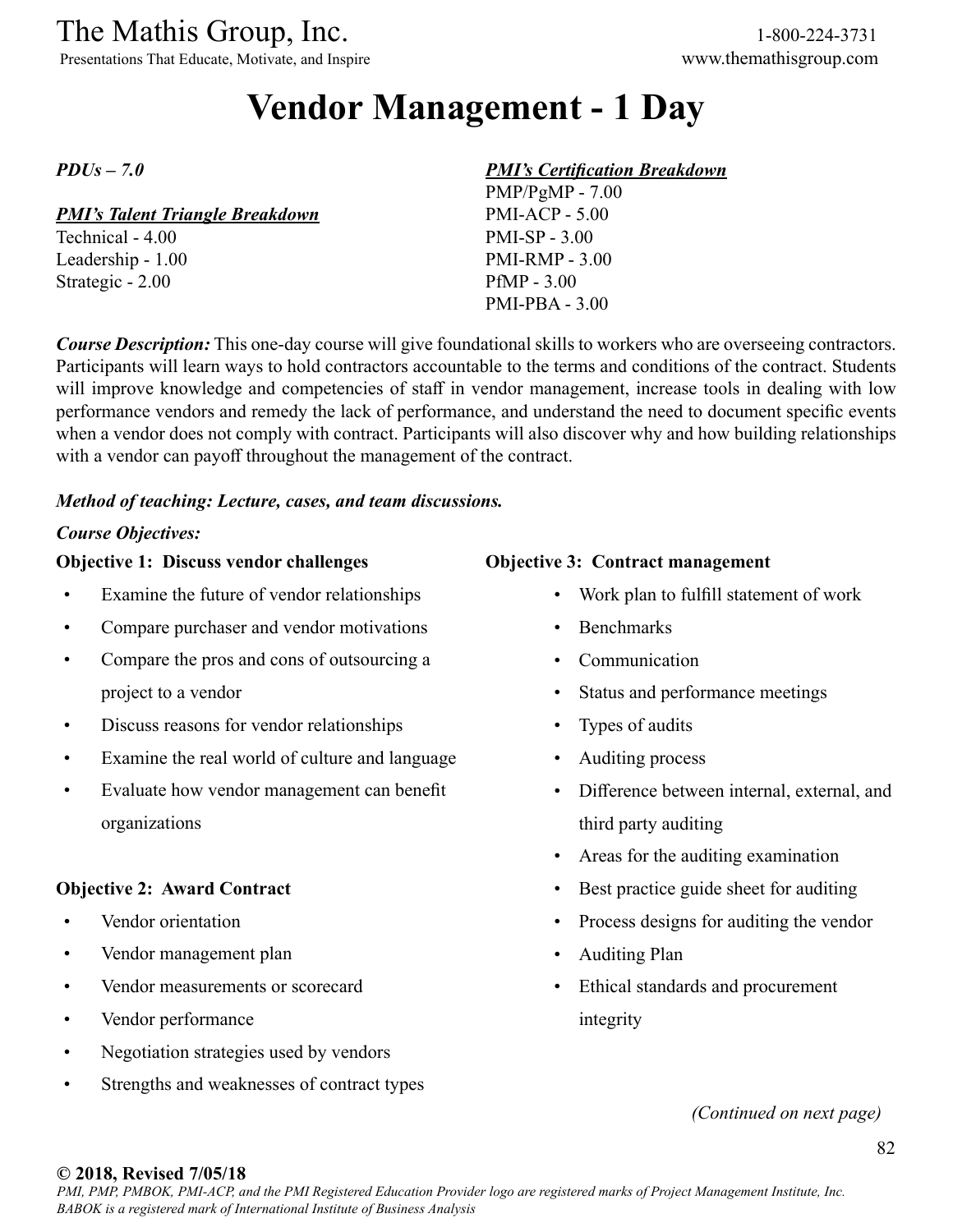# Vendor Management - 1 Day

***PDUs – 7.0***

***PMI's Talent Triangle Breakdown***

Technical - 4.00
Leadership - 1.00
Strategic - 2.00

***PMI's Certification Breakdown***

PMP/PgMP - 7.00
PMI-ACP - 5.00
PMI-SP - 3.00
PMI-RMP - 3.00
PfMP - 3.00
PMI-PBA - 3.00

***Course Description:*** This one-day course will give foundational skills to workers who are overseeing contractors. Participants will learn ways to hold contractors accountable to the terms and conditions of the contract. Students will improve knowledge and competencies of staff in vendor management, increase tools in dealing with low performance vendors and remedy the lack of performance, and understand the need to document specific events when a vendor does not comply with contract. Participants will also discover why and how building relationships with a vendor can payoff throughout the management of the contract.

***Method of teaching: Lecture, cases, and team discussions.***

***Course Objectives:***

**Objective 1: Discuss vendor challenges**

- Examine the future of vendor relationships
- Compare purchaser and vendor motivations
- Compare the pros and cons of outsourcing a project to a vendor
- Discuss reasons for vendor relationships
- Examine the real world of culture and language
- Evaluate how vendor management can benefit organizations

**Objective 2: Award Contract**

- Vendor orientation
- Vendor management plan
- Vendor measurements or scorecard
- Vendor performance
- Negotiation strategies used by vendors
- Strengths and weaknesses of contract types

**Objective 3: Contract management**

- Work plan to fulfill statement of work
- Benchmarks
- Communication
- Status and performance meetings
- Types of audits
- Auditing process
- Difference between internal, external, and third party auditing
- Areas for the auditing examination
- Best practice guide sheet for auditing
- Process designs for auditing the vendor
- Auditing Plan
- Ethical standards and procurement integrity

*(Continued on next page)*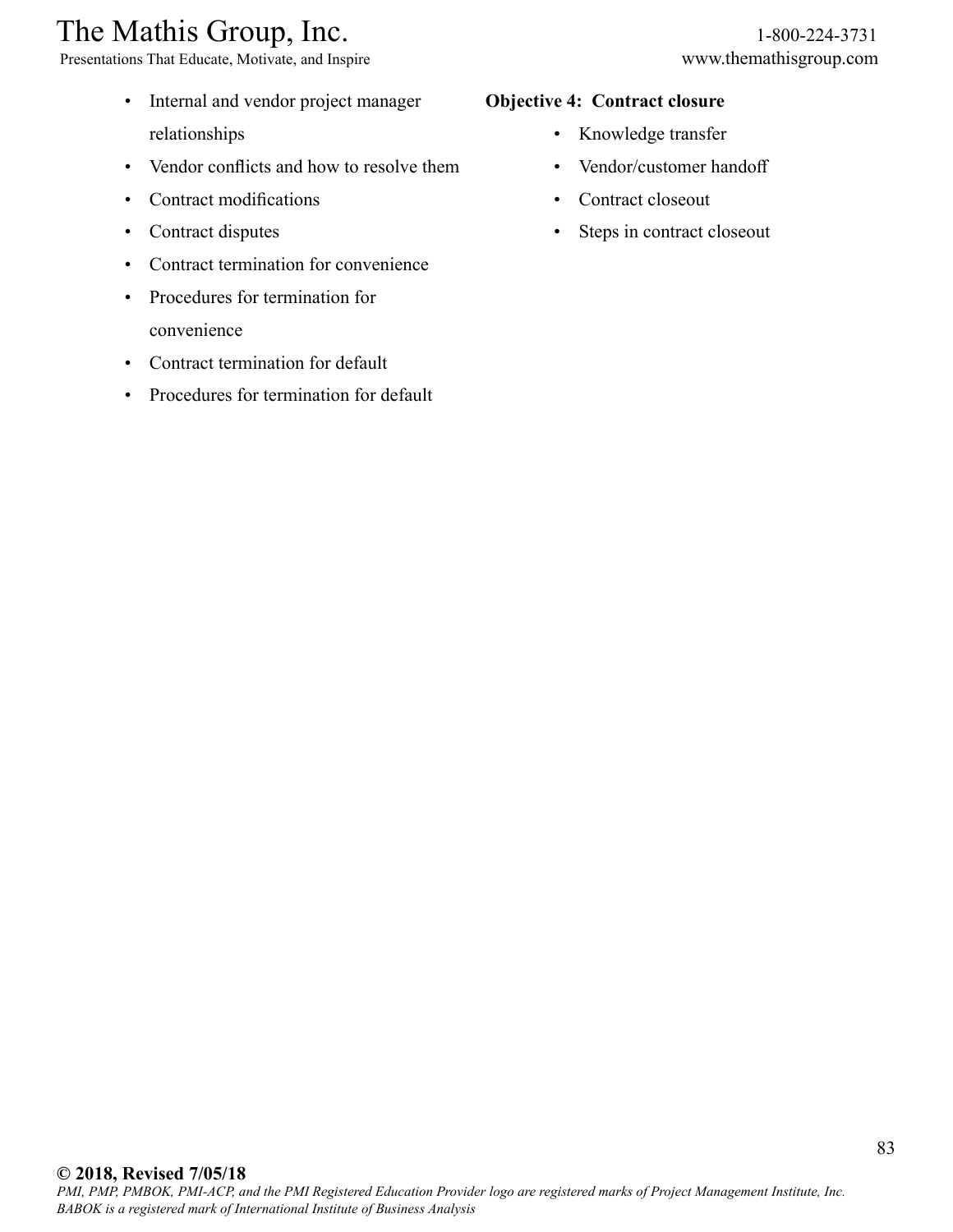- Internal and vendor project manager relationships
- Vendor conflicts and how to resolve them
- Contract modifications
- Contract disputes
- Contract termination for convenience
- Procedures for termination for convenience
- Contract termination for default
- Procedures for termination for default

**Objective 4: Contract closure**

- Knowledge transfer
- Vendor/customer handoff
- Contract closeout
- Steps in contract closeout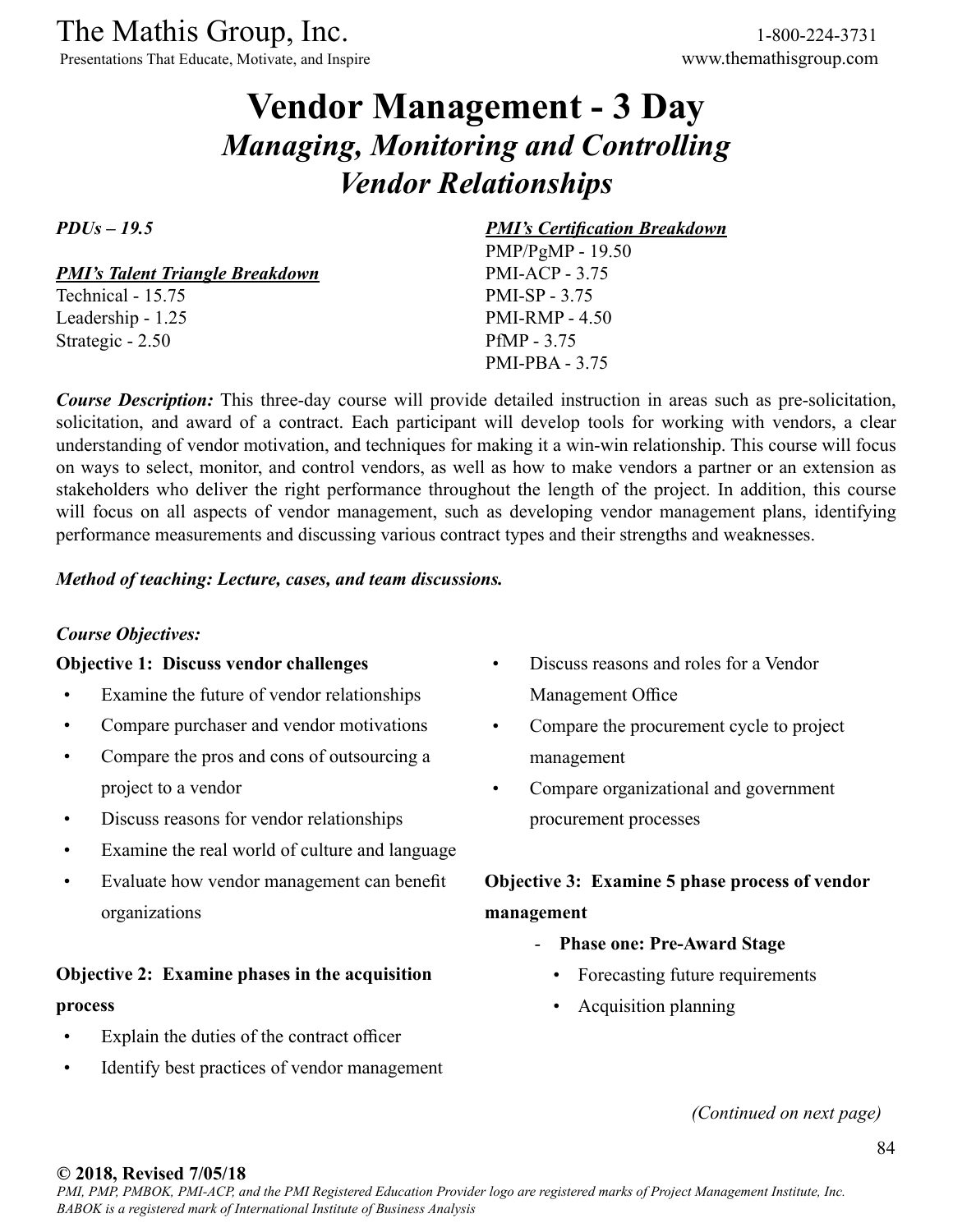// Vendor Management - 3 Day

# Vendor Management - 3 Day

## *Managing, Monitoring and Controlling Vendor Relationships*

***PDUs – 19.5***

***PMI's Talent Triangle Breakdown***
Technical - 15.75
Leadership - 1.25
Strategic - 2.50

***PMI's Certification Breakdown***
PMP/PgMP - 19.50
PMI-ACP - 3.75
PMI-SP - 3.75
PMI-RMP - 4.50
PfMP - 3.75
PMI-PBA - 3.75

***Course Description:*** This three-day course will provide detailed instruction in areas such as pre-solicitation, solicitation, and award of a contract. Each participant will develop tools for working with vendors, a clear understanding of vendor motivation, and techniques for making it a win-win relationship. This course will focus on ways to select, monitor, and control vendors, as well as how to make vendors a partner or an extension as stakeholders who deliver the right performance throughout the length of the project. In addition, this course will focus on all aspects of vendor management, such as developing vendor management plans, identifying performance measurements and discussing various contract types and their strengths and weaknesses.

***Method of teaching: Lecture, cases, and team discussions.***

***Course Objectives:***

**Objective 1: Discuss vendor challenges**

- Examine the future of vendor relationships
- Compare purchaser and vendor motivations
- Compare the pros and cons of outsourcing a project to a vendor
- Discuss reasons for vendor relationships
- Examine the real world of culture and language
- Evaluate how vendor management can benefit organizations

**Objective 2: Examine phases in the acquisition process**

- Explain the duties of the contract officer
- Identify best practices of vendor management
- Discuss reasons and roles for a Vendor Management Office
- Compare the procurement cycle to project management
- Compare organizational and government procurement processes

**Objective 3: Examine 5 phase process of vendor management**

- **Phase one: Pre-Award Stage**
  - Forecasting future requirements
  - Acquisition planning

*(Continued on next page)*

**© 2018, Revised 7/05/18**
*PMI, PMP, PMBOK, PMI-ACP, and the PMI Registered Education Provider logo are registered marks of Project Management Institute, Inc. BABOK is a registered mark of International Institute of Business Analysis*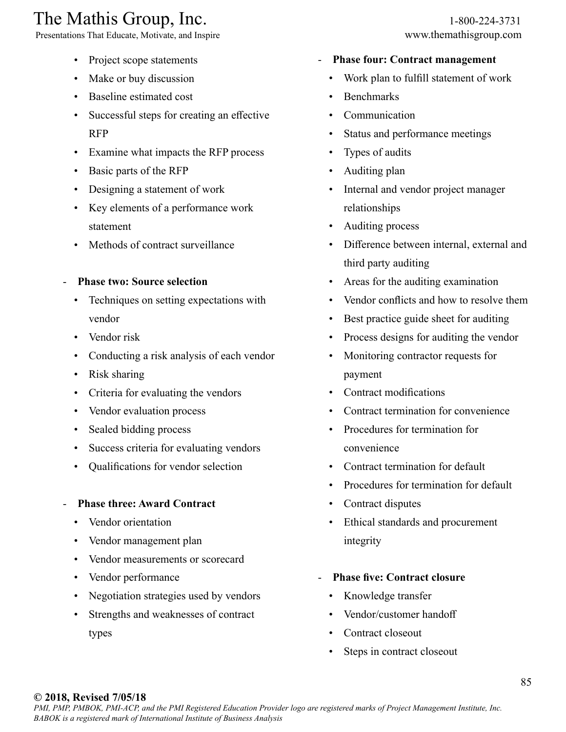- Project scope statements
- Make or buy discussion
- Baseline estimated cost
- Successful steps for creating an effective RFP
- Examine what impacts the RFP process
- Basic parts of the RFP
- Designing a statement of work
- Key elements of a performance work statement
- Methods of contract surveillance

- **Phase two: Source selection**
  - Techniques on setting expectations with vendor
  - Vendor risk
  - Conducting a risk analysis of each vendor
  - Risk sharing
  - Criteria for evaluating the vendors
  - Vendor evaluation process
  - Sealed bidding process
  - Success criteria for evaluating vendors
  - Qualifications for vendor selection

- **Phase three: Award Contract**
  - Vendor orientation
  - Vendor management plan
  - Vendor measurements or scorecard
  - Vendor performance
  - Negotiation strategies used by vendors
  - Strengths and weaknesses of contract types

- **Phase four: Contract management**
  - Work plan to fulfill statement of work
  - Benchmarks
  - Communication
  - Status and performance meetings
  - Types of audits
  - Auditing plan
  - Internal and vendor project manager relationships
  - Auditing process
  - Difference between internal, external and third party auditing
  - Areas for the auditing examination
  - Vendor conflicts and how to resolve them
  - Best practice guide sheet for auditing
  - Process designs for auditing the vendor
  - Monitoring contractor requests for payment
  - Contract modifications
  - Contract termination for convenience
  - Procedures for termination for convenience
  - Contract termination for default
  - Procedures for termination for default
  - Contract disputes
  - Ethical standards and procurement integrity

- **Phase five: Contract closure**
  - Knowledge transfer
  - Vendor/customer handoff
  - Contract closeout
  - Steps in contract closeout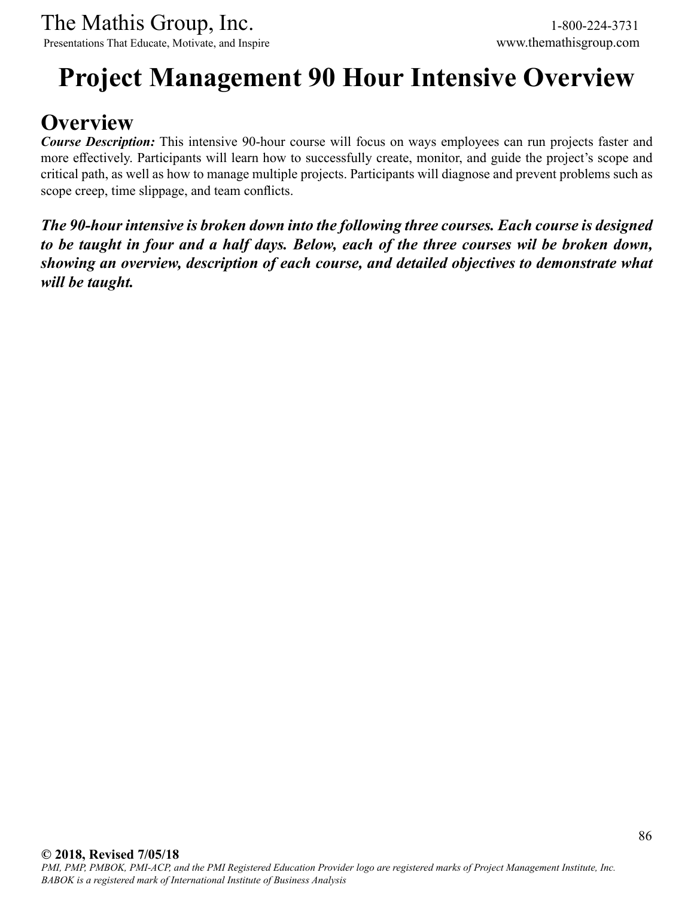# Project Management 90 Hour Intensive Overview

## Overview

***Course Description:*** This intensive 90-hour course will focus on ways employees can run projects faster and more effectively. Participants will learn how to successfully create, monitor, and guide the project's scope and critical path, as well as how to manage multiple projects. Participants will diagnose and prevent problems such as scope creep, time slippage, and team conflicts.

***The 90-hour intensive is broken down into the following three courses. Each course is designed to be taught in four and a half days. Below, each of the three courses wil be broken down, showing an overview, description of each course, and detailed objectives to demonstrate what will be taught.***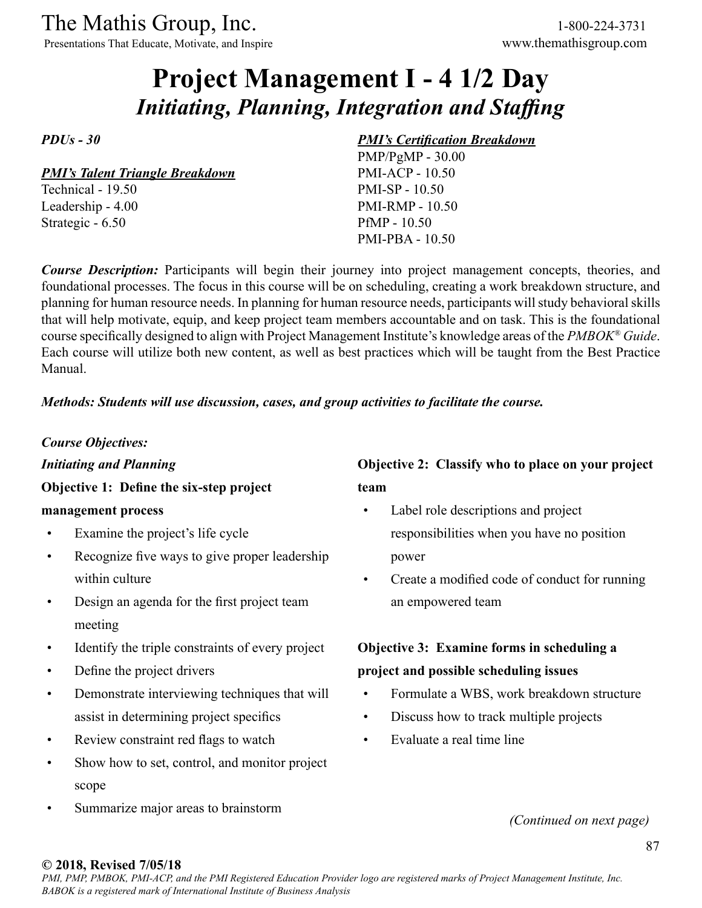# Project Management I - 4 1/2 Day

## *Initiating, Planning, Integration and Staffing*

***PDUs - 30***

***PMI's Talent Triangle Breakdown***

Technical - 19.50
Leadership - 4.00
Strategic - 6.50

***PMI's Certification Breakdown***

PMP/PgMP - 30.00
PMI-ACP - 10.50
PMI-SP - 10.50
PMI-RMP - 10.50
PfMP - 10.50
PMI-PBA - 10.50

***Course Description:*** Participants will begin their journey into project management concepts, theories, and foundational processes. The focus in this course will be on scheduling, creating a work breakdown structure, and planning for human resource needs. In planning for human resource needs, participants will study behavioral skills that will help motivate, equip, and keep project team members accountable and on task. This is the foundational course specifically designed to align with Project Management Institute's knowledge areas of the *PMBOK® Guide*. Each course will utilize both new content, as well as best practices which will be taught from the Best Practice Manual.

***Methods: Students will use discussion, cases, and group activities to facilitate the course.***

***Course Objectives:***

***Initiating and Planning***

**Objective 1: Define the six-step project management process**

- Examine the project's life cycle
- Recognize five ways to give proper leadership within culture
- Design an agenda for the first project team meeting
- Identify the triple constraints of every project
- Define the project drivers
- Demonstrate interviewing techniques that will assist in determining project specifics
- Review constraint red flags to watch
- Show how to set, control, and monitor project scope
- Summarize major areas to brainstorm

**Objective 2: Classify who to place on your project team**

- Label role descriptions and project responsibilities when you have no position power
- Create a modified code of conduct for running an empowered team

**Objective 3: Examine forms in scheduling a project and possible scheduling issues**

- Formulate a WBS, work breakdown structure
- Discuss how to track multiple projects
- Evaluate a real time line

*(Continued on next page)*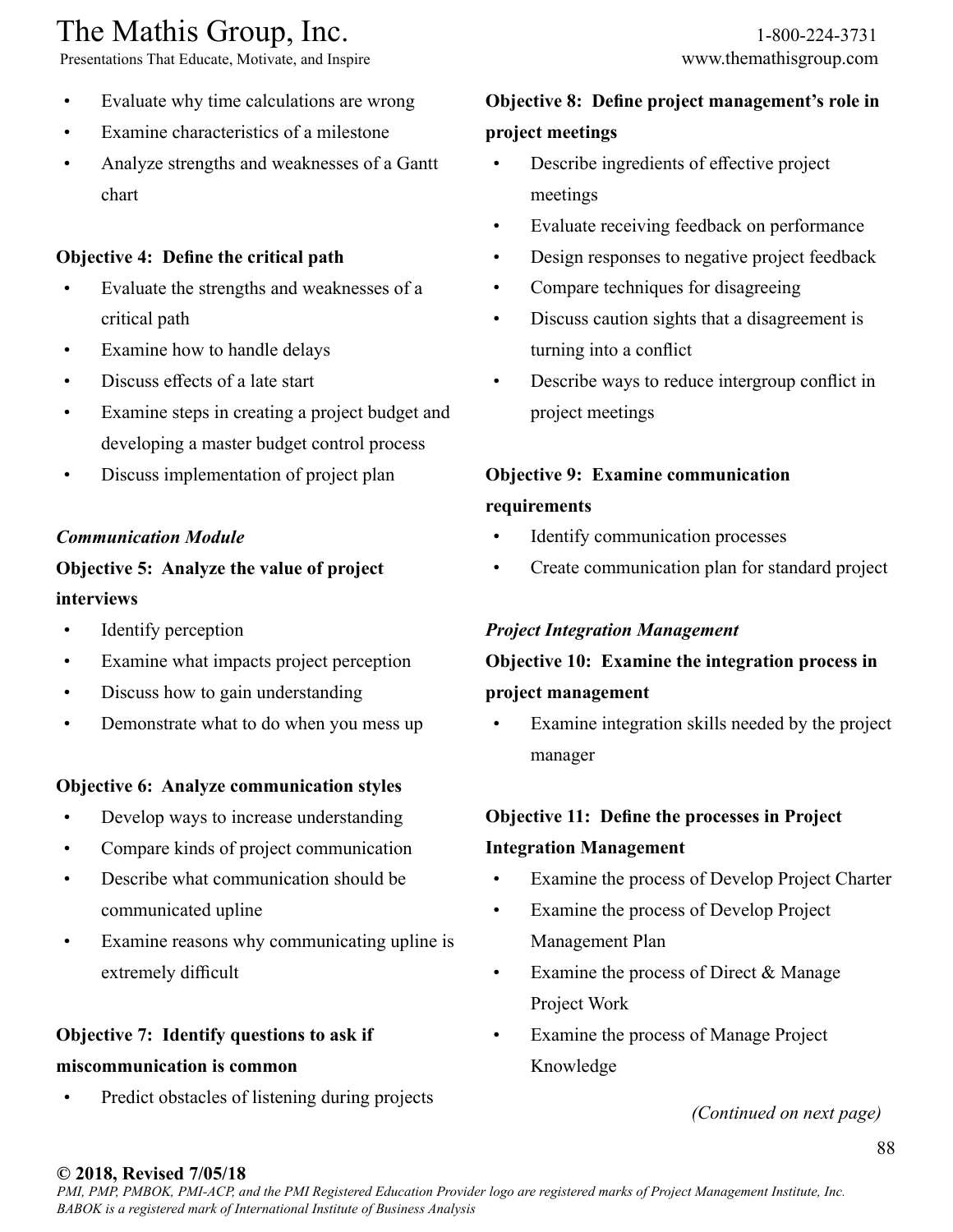- Evaluate why time calculations are wrong
- Examine characteristics of a milestone
- Analyze strengths and weaknesses of a Gantt chart

**Objective 4: Define the critical path**

- Evaluate the strengths and weaknesses of a critical path
- Examine how to handle delays
- Discuss effects of a late start
- Examine steps in creating a project budget and developing a master budget control process
- Discuss implementation of project plan

***Communication Module***

**Objective 5: Analyze the value of project interviews**

- Identify perception
- Examine what impacts project perception
- Discuss how to gain understanding
- Demonstrate what to do when you mess up

**Objective 6: Analyze communication styles**

- Develop ways to increase understanding
- Compare kinds of project communication
- Describe what communication should be communicated upline
- Examine reasons why communicating upline is extremely difficult

**Objective 7: Identify questions to ask if miscommunication is common**

- Predict obstacles of listening during projects

**Objective 8: Define project management's role in project meetings**

- Describe ingredients of effective project meetings
- Evaluate receiving feedback on performance
- Design responses to negative project feedback
- Compare techniques for disagreeing
- Discuss caution sights that a disagreement is turning into a conflict
- Describe ways to reduce intergroup conflict in project meetings

**Objective 9: Examine communication requirements**

- Identify communication processes
- Create communication plan for standard project

***Project Integration Management***

**Objective 10: Examine the integration process in project management**

- Examine integration skills needed by the project manager

**Objective 11: Define the processes in Project Integration Management**

- Examine the process of Develop Project Charter
- Examine the process of Develop Project Management Plan
- Examine the process of Direct & Manage Project Work
- Examine the process of Manage Project Knowledge

*(Continued on next page)*

**© 2018, Revised 7/05/18**

*PMI, PMP, PMBOK, PMI-ACP, and the PMI Registered Education Provider logo are registered marks of Project Management Institute, Inc. BABOK is a registered mark of International Institute of Business Analysis*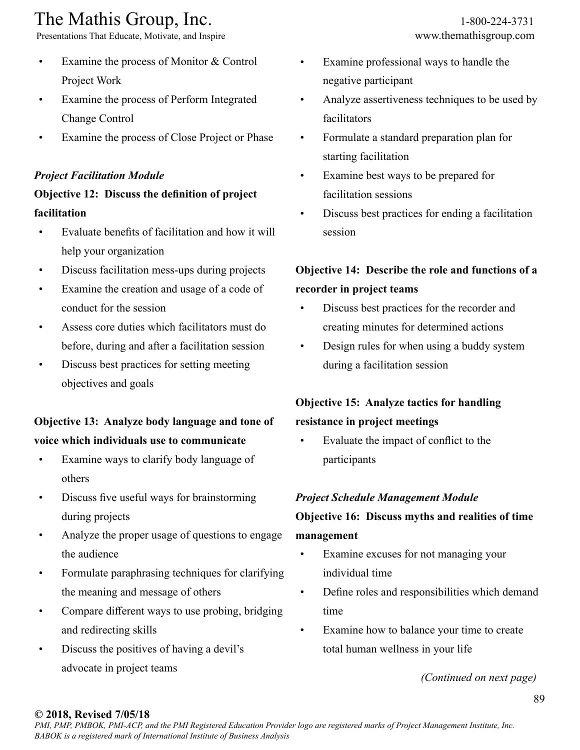- Examine the process of Monitor & Control Project Work
- Examine the process of Perform Integrated Change Control
- Examine the process of Close Project or Phase

***Project Facilitation Module***

**Objective 12: Discuss the definition of project facilitation**

- Evaluate benefits of facilitation and how it will help your organization
- Discuss facilitation mess-ups during projects
- Examine the creation and usage of a code of conduct for the session
- Assess core duties which facilitators must do before, during and after a facilitation session
- Discuss best practices for setting meeting objectives and goals

**Objective 13: Analyze body language and tone of voice which individuals use to communicate**

- Examine ways to clarify body language of others
- Discuss five useful ways for brainstorming during projects
- Analyze the proper usage of questions to engage the audience
- Formulate paraphrasing techniques for clarifying the meaning and message of others
- Compare different ways to use probing, bridging and redirecting skills
- Discuss the positives of having a devil's advocate in project teams
- Examine professional ways to handle the negative participant
- Analyze assertiveness techniques to be used by facilitators
- Formulate a standard preparation plan for starting facilitation
- Examine best ways to be prepared for facilitation sessions
- Discuss best practices for ending a facilitation session

**Objective 14: Describe the role and functions of a recorder in project teams**

- Discuss best practices for the recorder and creating minutes for determined actions
- Design rules for when using a buddy system during a facilitation session

**Objective 15: Analyze tactics for handling resistance in project meetings**

- Evaluate the impact of conflict to the participants

***Project Schedule Management Module***

**Objective 16: Discuss myths and realities of time management**

- Examine excuses for not managing your individual time
- Define roles and responsibilities which demand time
- Examine how to balance your time to create total human wellness in your life

*(Continued on next page)*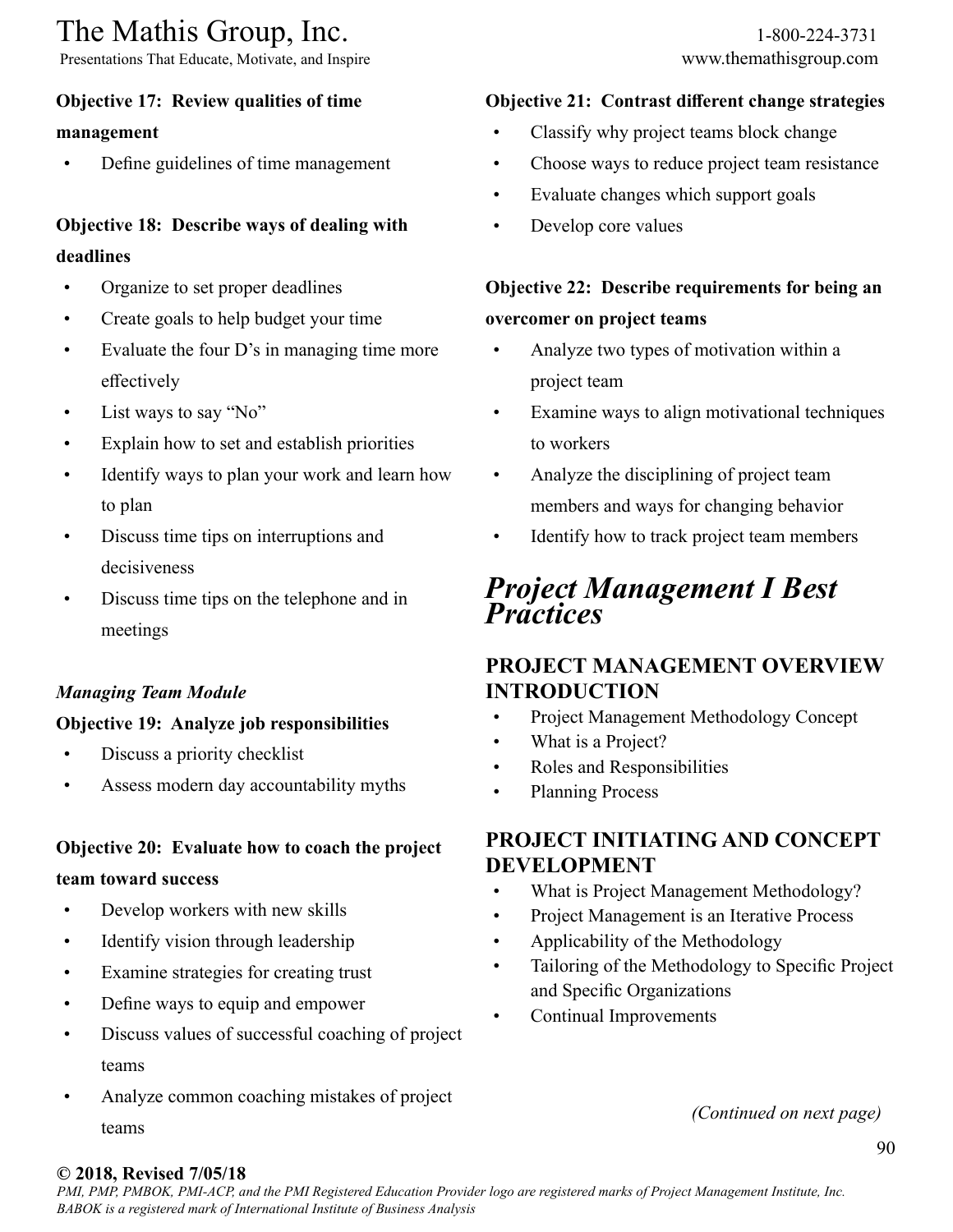**Objective 17: Review qualities of time management**

- Define guidelines of time management

**Objective 18: Describe ways of dealing with deadlines**

- Organize to set proper deadlines
- Create goals to help budget your time
- Evaluate the four D's in managing time more effectively
- List ways to say "No"
- Explain how to set and establish priorities
- Identify ways to plan your work and learn how to plan
- Discuss time tips on interruptions and decisiveness
- Discuss time tips on the telephone and in meetings

*Managing Team Module*

**Objective 19: Analyze job responsibilities**

- Discuss a priority checklist
- Assess modern day accountability myths

**Objective 20: Evaluate how to coach the project team toward success**

- Develop workers with new skills
- Identify vision through leadership
- Examine strategies for creating trust
- Define ways to equip and empower
- Discuss values of successful coaching of project teams
- Analyze common coaching mistakes of project teams

**Objective 21: Contrast different change strategies**

- Classify why project teams block change
- Choose ways to reduce project team resistance
- Evaluate changes which support goals
- Develop core values

**Objective 22: Describe requirements for being an overcomer on project teams**

- Analyze two types of motivation within a project team
- Examine ways to align motivational techniques to workers
- Analyze the disciplining of project team members and ways for changing behavior
- Identify how to track project team members

# *Project Management I Best Practices*

## PROJECT MANAGEMENT OVERVIEW INTRODUCTION

- Project Management Methodology Concept
- What is a Project?
- Roles and Responsibilities
- Planning Process

## PROJECT INITIATING AND CONCEPT DEVELOPMENT

- What is Project Management Methodology?
- Project Management is an Iterative Process
- Applicability of the Methodology
- Tailoring of the Methodology to Specific Project and Specific Organizations
- Continual Improvements

*(Continued on next page)*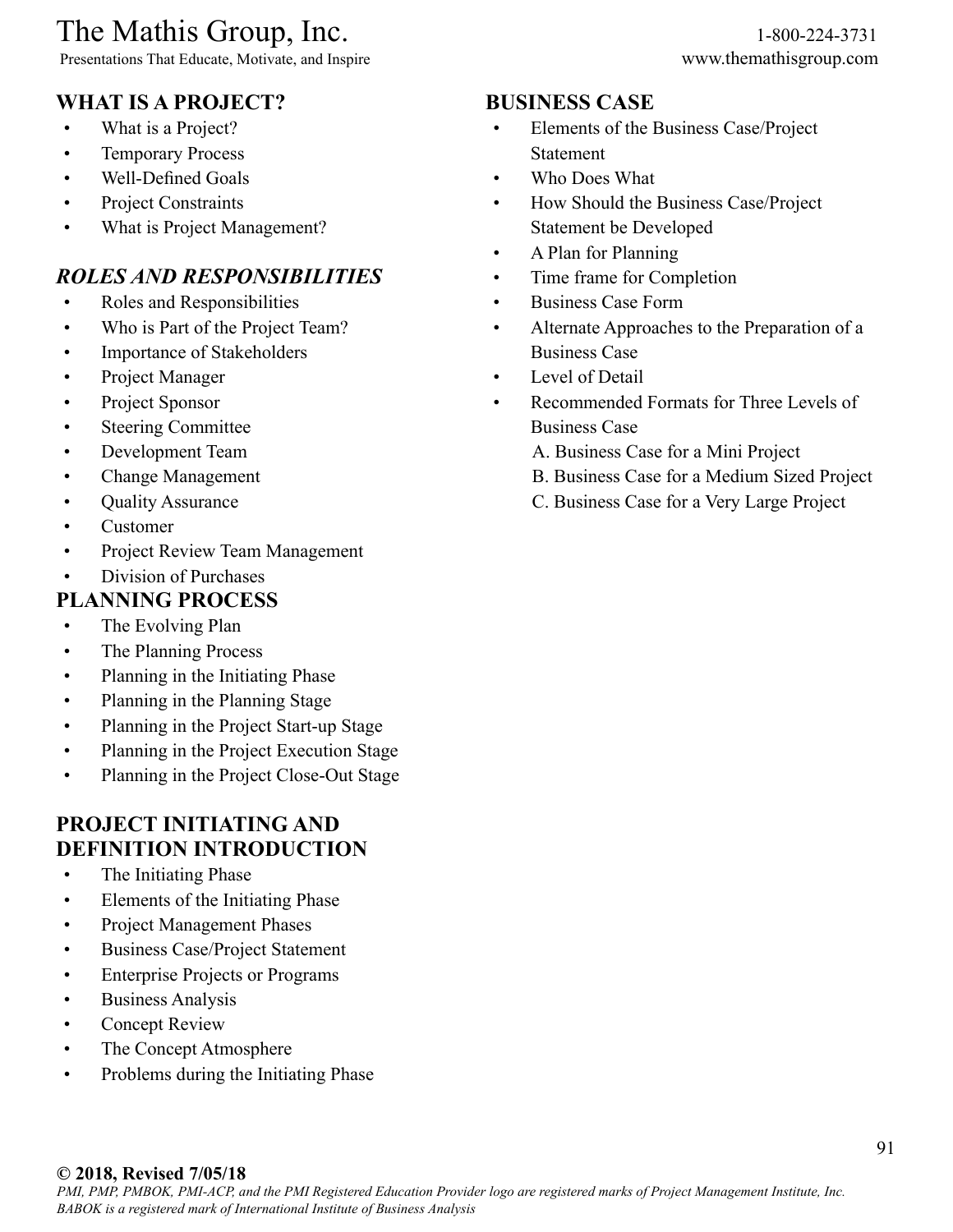## WHAT IS A PROJECT?

- What is a Project?
- Temporary Process
- Well-Defined Goals
- Project Constraints
- What is Project Management?

## *ROLES AND RESPONSIBILITIES*

- Roles and Responsibilities
- Who is Part of the Project Team?
- Importance of Stakeholders
- Project Manager
- Project Sponsor
- Steering Committee
- Development Team
- Change Management
- Quality Assurance
- Customer
- Project Review Team Management
- Division of Purchases

## PLANNING PROCESS

- The Evolving Plan
- The Planning Process
- Planning in the Initiating Phase
- Planning in the Planning Stage
- Planning in the Project Start-up Stage
- Planning in the Project Execution Stage
- Planning in the Project Close-Out Stage

## PROJECT INITIATING AND DEFINITION INTRODUCTION

- The Initiating Phase
- Elements of the Initiating Phase
- Project Management Phases
- Business Case/Project Statement
- Enterprise Projects or Programs
- Business Analysis
- Concept Review
- The Concept Atmosphere
- Problems during the Initiating Phase

## BUSINESS CASE

- Elements of the Business Case/Project Statement
- Who Does What
- How Should the Business Case/Project Statement be Developed
- A Plan for Planning
- Time frame for Completion
- Business Case Form
- Alternate Approaches to the Preparation of a Business Case
- Level of Detail
- Recommended Formats for Three Levels of Business Case
  - A. Business Case for a Mini Project
  - B. Business Case for a Medium Sized Project
  - C. Business Case for a Very Large Project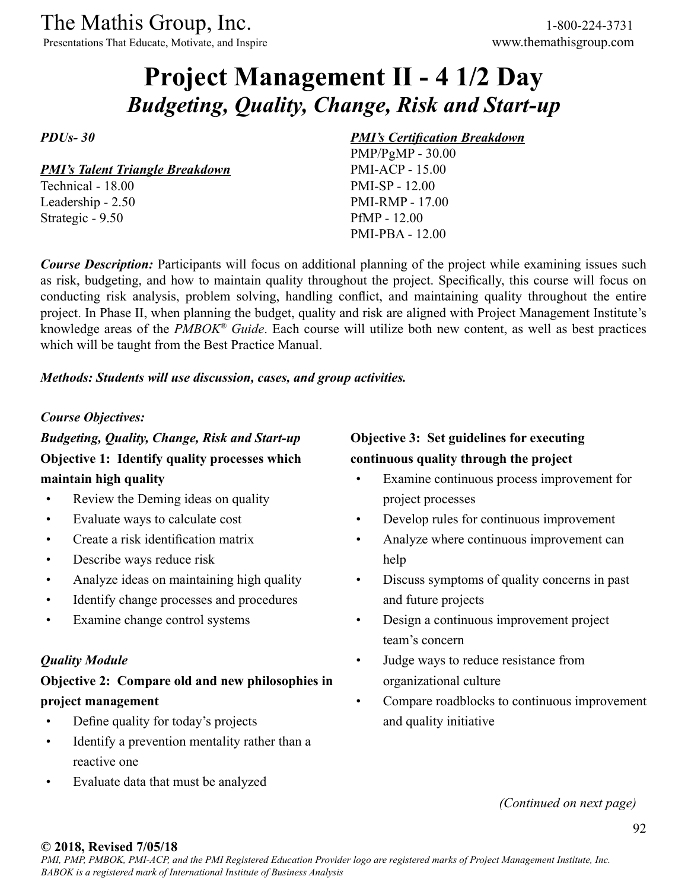# Project Management II - 4 1/2 Day

## *Budgeting, Quality, Change, Risk and Start-up*

***PDUs- 30***

***PMI's Talent Triangle Breakdown***
Technical - 18.00
Leadership - 2.50
Strategic - 9.50

***PMI's Certification Breakdown***
PMP/PgMP - 30.00
PMI-ACP - 15.00
PMI-SP - 12.00
PMI-RMP - 17.00
PfMP - 12.00
PMI-PBA - 12.00

***Course Description:*** Participants will focus on additional planning of the project while examining issues such as risk, budgeting, and how to maintain quality throughout the project. Specifically, this course will focus on conducting risk analysis, problem solving, handling conflict, and maintaining quality throughout the entire project. In Phase II, when planning the budget, quality and risk are aligned with Project Management Institute's knowledge areas of the *PMBOK® Guide*. Each course will utilize both new content, as well as best practices which will be taught from the Best Practice Manual.

***Methods: Students will use discussion, cases, and group activities.***

*Course Objectives:*

***Budgeting, Quality, Change, Risk and Start-up***

**Objective 1: Identify quality processes which maintain high quality**

- Review the Deming ideas on quality
- Evaluate ways to calculate cost
- Create a risk identification matrix
- Describe ways reduce risk
- Analyze ideas on maintaining high quality
- Identify change processes and procedures
- Examine change control systems

***Quality Module***

**Objective 2: Compare old and new philosophies in project management**

- Define quality for today's projects
- Identify a prevention mentality rather than a reactive one
- Evaluate data that must be analyzed

**Objective 3: Set guidelines for executing continuous quality through the project**

- Examine continuous process improvement for project processes
- Develop rules for continuous improvement
- Analyze where continuous improvement can help
- Discuss symptoms of quality concerns in past and future projects
- Design a continuous improvement project team's concern
- Judge ways to reduce resistance from organizational culture
- Compare roadblocks to continuous improvement and quality initiative

*(Continued on next page)*

**© 2018, Revised 7/05/18**
*PMI, PMP, PMBOK, PMI-ACP, and the PMI Registered Education Provider logo are registered marks of Project Management Institute, Inc. BABOK is a registered mark of International Institute of Business Analysis*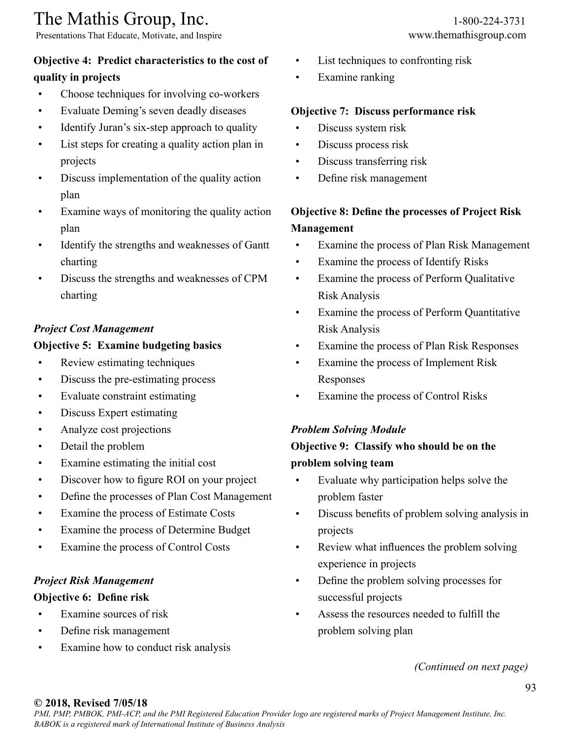**Objective 4: Predict characteristics to the cost of quality in projects**

- Choose techniques for involving co-workers
- Evaluate Deming's seven deadly diseases
- Identify Juran's six-step approach to quality
- List steps for creating a quality action plan in projects
- Discuss implementation of the quality action plan
- Examine ways of monitoring the quality action plan
- Identify the strengths and weaknesses of Gantt charting
- Discuss the strengths and weaknesses of CPM charting

***Project Cost Management***

**Objective 5: Examine budgeting basics**

- Review estimating techniques
- Discuss the pre-estimating process
- Evaluate constraint estimating
- Discuss Expert estimating
- Analyze cost projections
- Detail the problem
- Examine estimating the initial cost
- Discover how to figure ROI on your project
- Define the processes of Plan Cost Management
- Examine the process of Estimate Costs
- Examine the process of Determine Budget
- Examine the process of Control Costs

***Project Risk Management***

**Objective 6: Define risk**

- Examine sources of risk
- Define risk management
- Examine how to conduct risk analysis
- List techniques to confronting risk
- Examine ranking

**Objective 7: Discuss performance risk**

- Discuss system risk
- Discuss process risk
- Discuss transferring risk
- Define risk management

**Objective 8: Define the processes of Project Risk Management**

- Examine the process of Plan Risk Management
- Examine the process of Identify Risks
- Examine the process of Perform Qualitative Risk Analysis
- Examine the process of Perform Quantitative Risk Analysis
- Examine the process of Plan Risk Responses
- Examine the process of Implement Risk Responses
- Examine the process of Control Risks

***Problem Solving Module***

**Objective 9: Classify who should be on the problem solving team**

- Evaluate why participation helps solve the problem faster
- Discuss benefits of problem solving analysis in projects
- Review what influences the problem solving experience in projects
- Define the problem solving processes for successful projects
- Assess the resources needed to fulfill the problem solving plan

*(Continued on next page)*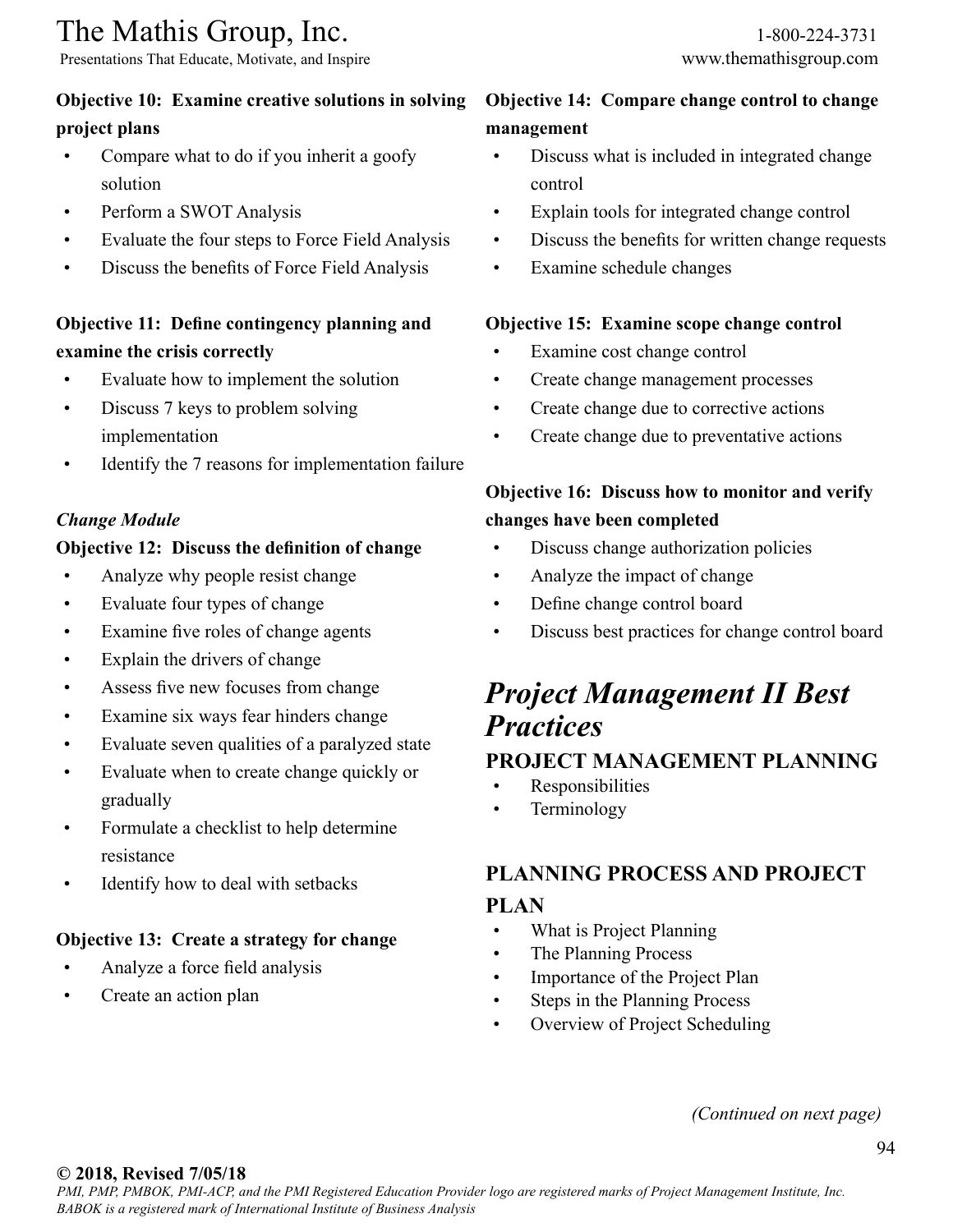**Objective 10: Examine creative solutions in solving project plans**

- Compare what to do if you inherit a goofy solution
- Perform a SWOT Analysis
- Evaluate the four steps to Force Field Analysis
- Discuss the benefits of Force Field Analysis

**Objective 11: Define contingency planning and examine the crisis correctly**

- Evaluate how to implement the solution
- Discuss 7 keys to problem solving implementation
- Identify the 7 reasons for implementation failure

***Change Module***

**Objective 12: Discuss the definition of change**

- Analyze why people resist change
- Evaluate four types of change
- Examine five roles of change agents
- Explain the drivers of change
- Assess five new focuses from change
- Examine six ways fear hinders change
- Evaluate seven qualities of a paralyzed state
- Evaluate when to create change quickly or gradually
- Formulate a checklist to help determine resistance
- Identify how to deal with setbacks

**Objective 13: Create a strategy for change**

- Analyze a force field analysis
- Create an action plan

**Objective 14: Compare change control to change management**

- Discuss what is included in integrated change control
- Explain tools for integrated change control
- Discuss the benefits for written change requests
- Examine schedule changes

**Objective 15: Examine scope change control**

- Examine cost change control
- Create change management processes
- Create change due to corrective actions
- Create change due to preventative actions

**Objective 16: Discuss how to monitor and verify changes have been completed**

- Discuss change authorization policies
- Analyze the impact of change
- Define change control board
- Discuss best practices for change control board

# *Project Management II Best Practices*

## PROJECT MANAGEMENT PLANNING

- Responsibilities
- Terminology

## PLANNING PROCESS AND PROJECT PLAN

- What is Project Planning
- The Planning Process
- Importance of the Project Plan
- Steps in the Planning Process
- Overview of Project Scheduling

*(Continued on next page)*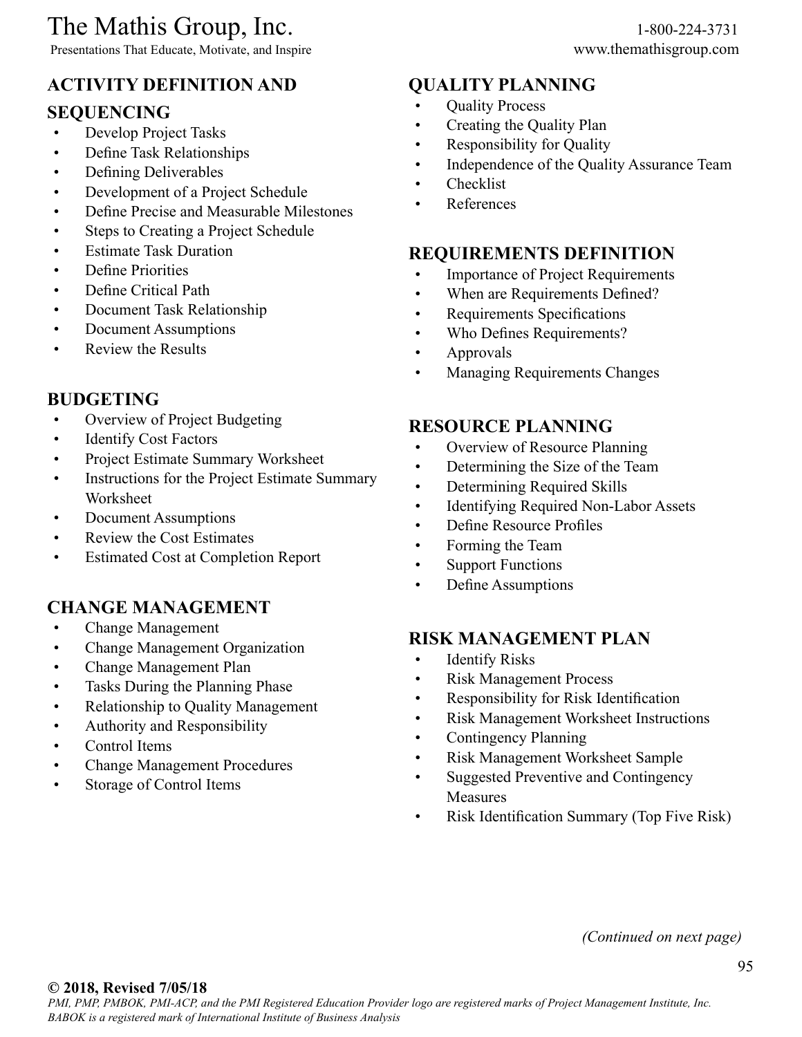## ACTIVITY DEFINITION AND SEQUENCING

- Develop Project Tasks
- Define Task Relationships
- Defining Deliverables
- Development of a Project Schedule
- Define Precise and Measurable Milestones
- Steps to Creating a Project Schedule
- Estimate Task Duration
- Define Priorities
- Define Critical Path
- Document Task Relationship
- Document Assumptions
- Review the Results

## BUDGETING

- Overview of Project Budgeting
- Identify Cost Factors
- Project Estimate Summary Worksheet
- Instructions for the Project Estimate Summary Worksheet
- Document Assumptions
- Review the Cost Estimates
- Estimated Cost at Completion Report

## CHANGE MANAGEMENT

- Change Management
- Change Management Organization
- Change Management Plan
- Tasks During the Planning Phase
- Relationship to Quality Management
- Authority and Responsibility
- Control Items
- Change Management Procedures
- Storage of Control Items

## QUALITY PLANNING

- Quality Process
- Creating the Quality Plan
- Responsibility for Quality
- Independence of the Quality Assurance Team
- Checklist
- References

## REQUIREMENTS DEFINITION

- Importance of Project Requirements
- When are Requirements Defined?
- Requirements Specifications
- Who Defines Requirements?
- Approvals
- Managing Requirements Changes

## RESOURCE PLANNING

- Overview of Resource Planning
- Determining the Size of the Team
- Determining Required Skills
- Identifying Required Non-Labor Assets
- Define Resource Profiles
- Forming the Team
- Support Functions
- Define Assumptions

## RISK MANAGEMENT PLAN

- Identify Risks
- Risk Management Process
- Responsibility for Risk Identification
- Risk Management Worksheet Instructions
- Contingency Planning
- Risk Management Worksheet Sample
- Suggested Preventive and Contingency Measures
- Risk Identification Summary (Top Five Risk)

*(Continued on next page)*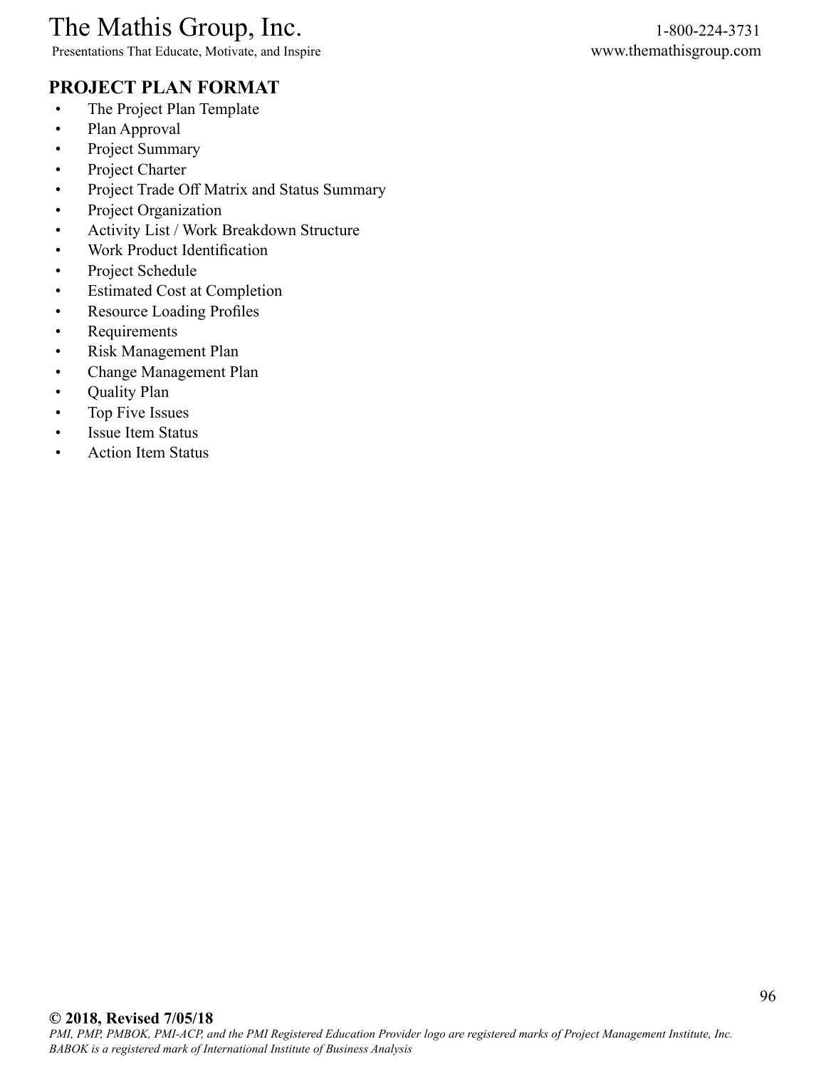## PROJECT PLAN FORMAT

- The Project Plan Template
- Plan Approval
- Project Summary
- Project Charter
- Project Trade Off Matrix and Status Summary
- Project Organization
- Activity List / Work Breakdown Structure
- Work Product Identification
- Project Schedule
- Estimated Cost at Completion
- Resource Loading Profiles
- Requirements
- Risk Management Plan
- Change Management Plan
- Quality Plan
- Top Five Issues
- Issue Item Status
- Action Item Status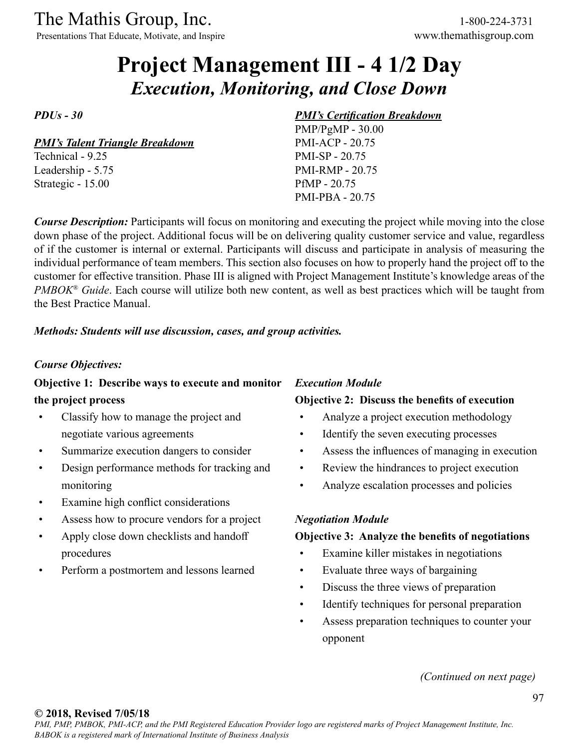# Project Management III - 4 1/2 Day

## *Execution, Monitoring, and Close Down*

***PDUs - 30***

***PMI's Talent Triangle Breakdown***

Technical - 9.25
Leadership - 5.75
Strategic - 15.00

***PMI's Certification Breakdown***

PMP/PgMP - 30.00
PMI-ACP - 20.75
PMI-SP - 20.75
PMI-RMP - 20.75
PfMP - 20.75
PMI-PBA - 20.75

***Course Description:*** Participants will focus on monitoring and executing the project while moving into the close down phase of the project. Additional focus will be on delivering quality customer service and value, regardless of if the customer is internal or external. Participants will discuss and participate in analysis of measuring the individual performance of team members. This section also focuses on how to properly hand the project off to the customer for effective transition. Phase III is aligned with Project Management Institute's knowledge areas of the *PMBOK® Guide*. Each course will utilize both new content, as well as best practices which will be taught from the Best Practice Manual.

***Methods: Students will use discussion, cases, and group activities.***

***Course Objectives:***

**Objective 1: Describe ways to execute and monitor the project process**

- Classify how to manage the project and negotiate various agreements
- Summarize execution dangers to consider
- Design performance methods for tracking and monitoring
- Examine high conflict considerations
- Assess how to procure vendors for a project
- Apply close down checklists and handoff procedures
- Perform a postmortem and lessons learned

***Execution Module***

**Objective 2: Discuss the benefits of execution**

- Analyze a project execution methodology
- Identify the seven executing processes
- Assess the influences of managing in execution
- Review the hindrances to project execution
- Analyze escalation processes and policies

***Negotiation Module***

**Objective 3: Analyze the benefits of negotiations**

- Examine killer mistakes in negotiations
- Evaluate three ways of bargaining
- Discuss the three views of preparation
- Identify techniques for personal preparation
- Assess preparation techniques to counter your opponent

*(Continued on next page)*

**© 2018, Revised 7/05/18**
*PMI, PMP, PMBOK, PMI-ACP, and the PMI Registered Education Provider logo are registered marks of Project Management Institute, Inc. BABOK is a registered mark of International Institute of Business Analysis*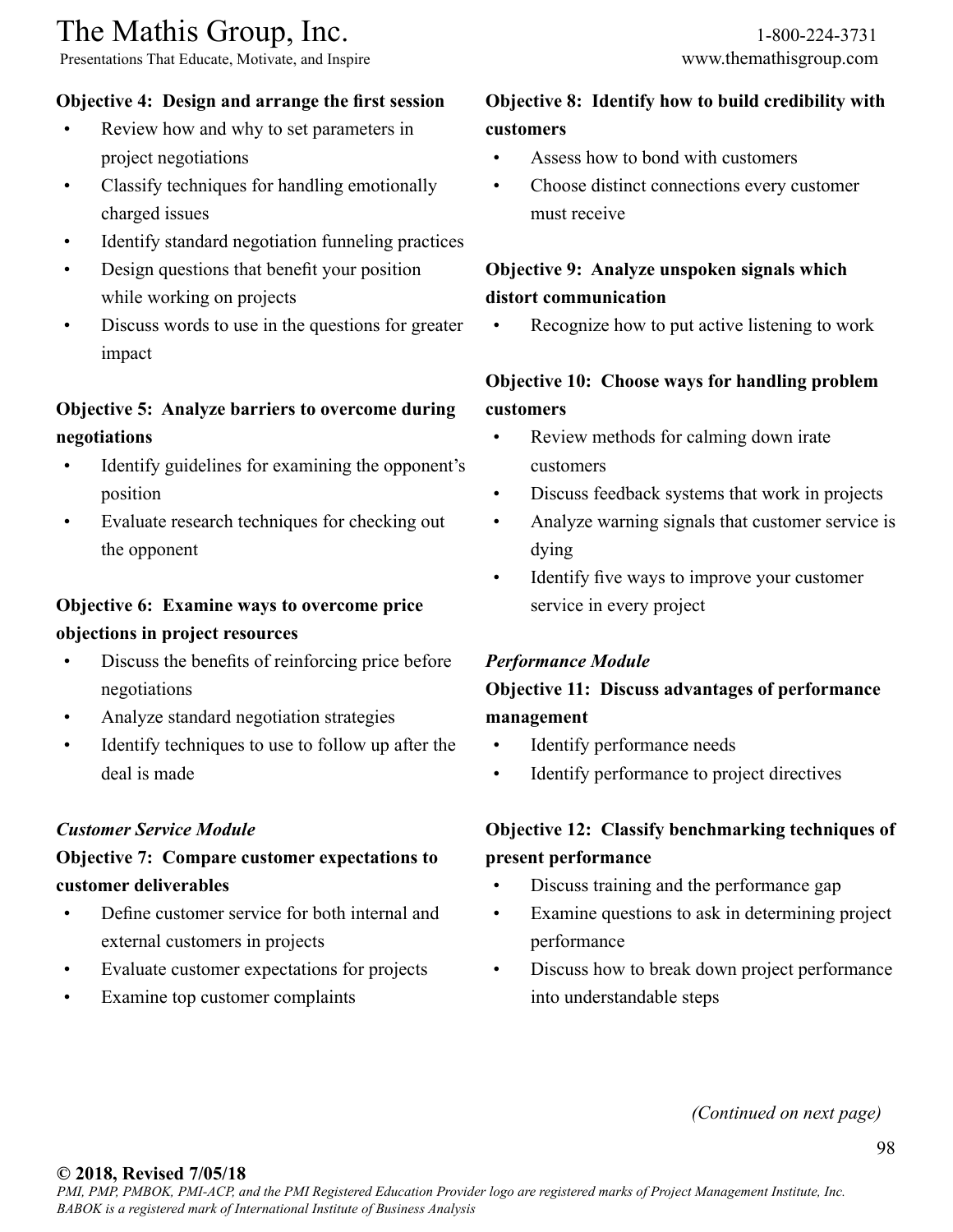**Objective 4: Design and arrange the first session**

- Review how and why to set parameters in project negotiations
- Classify techniques for handling emotionally charged issues
- Identify standard negotiation funneling practices
- Design questions that benefit your position while working on projects
- Discuss words to use in the questions for greater impact

**Objective 5: Analyze barriers to overcome during negotiations**

- Identify guidelines for examining the opponent's position
- Evaluate research techniques for checking out the opponent

**Objective 6: Examine ways to overcome price objections in project resources**

- Discuss the benefits of reinforcing price before negotiations
- Analyze standard negotiation strategies
- Identify techniques to use to follow up after the deal is made

***Customer Service Module***

**Objective 7: Compare customer expectations to customer deliverables**

- Define customer service for both internal and external customers in projects
- Evaluate customer expectations for projects
- Examine top customer complaints

**Objective 8: Identify how to build credibility with customers**

- Assess how to bond with customers
- Choose distinct connections every customer must receive

**Objective 9: Analyze unspoken signals which distort communication**

- Recognize how to put active listening to work

**Objective 10: Choose ways for handling problem customers**

- Review methods for calming down irate customers
- Discuss feedback systems that work in projects
- Analyze warning signals that customer service is dying
- Identify five ways to improve your customer service in every project

***Performance Module***

**Objective 11: Discuss advantages of performance management**

- Identify performance needs
- Identify performance to project directives

**Objective 12: Classify benchmarking techniques of present performance**

- Discuss training and the performance gap
- Examine questions to ask in determining project performance
- Discuss how to break down project performance into understandable steps

*(Continued on next page)*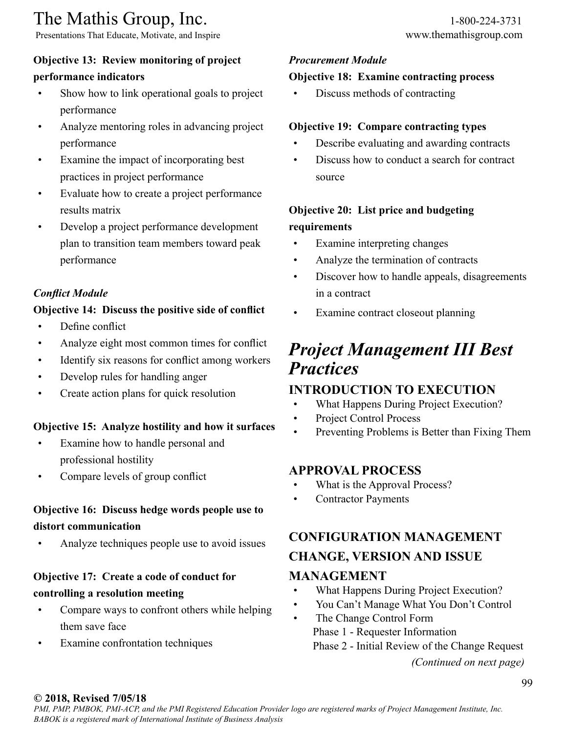**Objective 13: Review monitoring of project performance indicators**

- Show how to link operational goals to project performance
- Analyze mentoring roles in advancing project performance
- Examine the impact of incorporating best practices in project performance
- Evaluate how to create a project performance results matrix
- Develop a project performance development plan to transition team members toward peak performance

***Conflict Module***

**Objective 14: Discuss the positive side of conflict**

- Define conflict
- Analyze eight most common times for conflict
- Identify six reasons for conflict among workers
- Develop rules for handling anger
- Create action plans for quick resolution

**Objective 15: Analyze hostility and how it surfaces**

- Examine how to handle personal and professional hostility
- Compare levels of group conflict

**Objective 16: Discuss hedge words people use to distort communication**

- Analyze techniques people use to avoid issues

**Objective 17: Create a code of conduct for controlling a resolution meeting**

- Compare ways to confront others while helping them save face
- Examine confrontation techniques

***Procurement Module***

**Objective 18: Examine contracting process**

- Discuss methods of contracting

**Objective 19: Compare contracting types**

- Describe evaluating and awarding contracts
- Discuss how to conduct a search for contract source

**Objective 20: List price and budgeting requirements**

- Examine interpreting changes
- Analyze the termination of contracts
- Discover how to handle appeals, disagreements in a contract
- Examine contract closeout planning

# *Project Management III Best Practices*

## INTRODUCTION TO EXECUTION

- What Happens During Project Execution?
- Project Control Process
- Preventing Problems is Better than Fixing Them

## APPROVAL PROCESS

- What is the Approval Process?
- Contractor Payments

## CONFIGURATION MANAGEMENT CHANGE, VERSION AND ISSUE MANAGEMENT

- What Happens During Project Execution?
- You Can't Manage What You Don't Control
- The Change Control Form
  - Phase 1 - Requester Information
  - Phase 2 - Initial Review of the Change Request

*(Continued on next page)*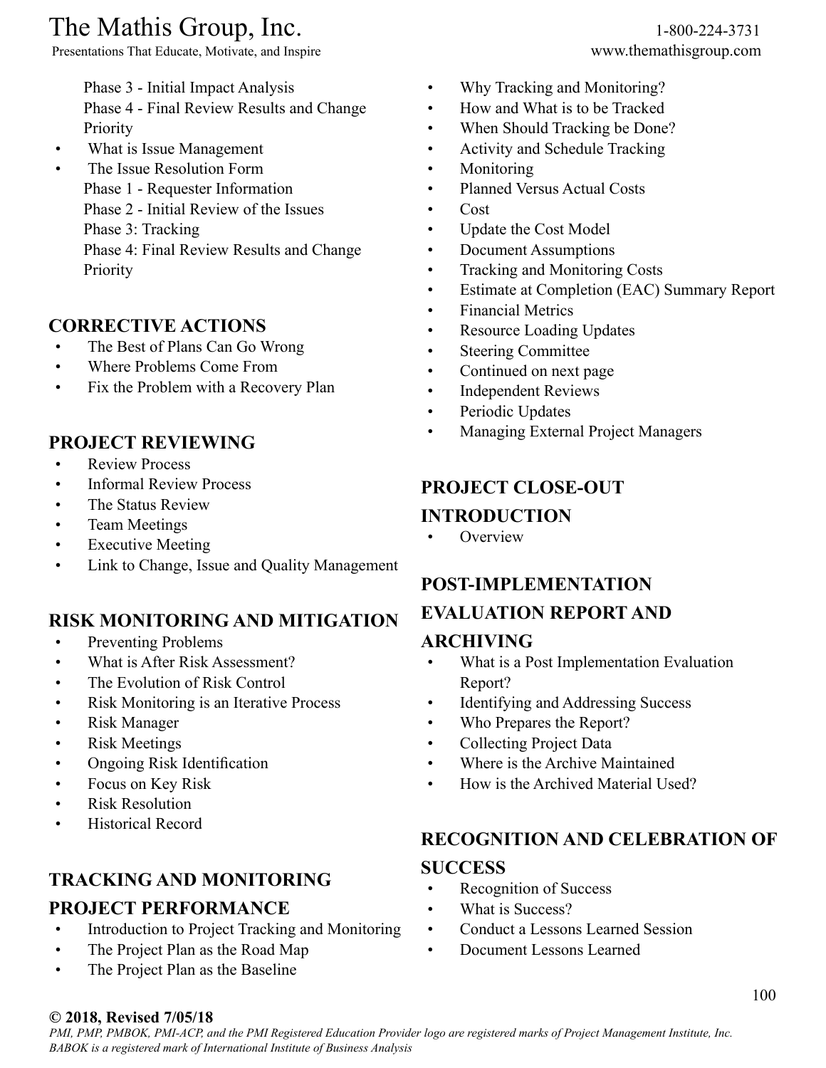Phase 3 - Initial Impact Analysis
Phase 4 - Final Review Results and Change Priority

- What is Issue Management
- The Issue Resolution Form
  Phase 1 - Requester Information
  Phase 2 - Initial Review of the Issues
  Phase 3: Tracking
  Phase 4: Final Review Results and Change Priority

## CORRECTIVE ACTIONS

- The Best of Plans Can Go Wrong
- Where Problems Come From
- Fix the Problem with a Recovery Plan

## PROJECT REVIEWING

- Review Process
- Informal Review Process
- The Status Review
- Team Meetings
- Executive Meeting
- Link to Change, Issue and Quality Management

## RISK MONITORING AND MITIGATION

- Preventing Problems
- What is After Risk Assessment?
- The Evolution of Risk Control
- Risk Monitoring is an Iterative Process
- Risk Manager
- Risk Meetings
- Ongoing Risk Identification
- Focus on Key Risk
- Risk Resolution
- Historical Record

## TRACKING AND MONITORING PROJECT PERFORMANCE

- Introduction to Project Tracking and Monitoring
- The Project Plan as the Road Map
- The Project Plan as the Baseline
- Why Tracking and Monitoring?
- How and What is to be Tracked
- When Should Tracking be Done?
- Activity and Schedule Tracking
- Monitoring
- Planned Versus Actual Costs
- Cost
- Update the Cost Model
- Document Assumptions
- Tracking and Monitoring Costs
- Estimate at Completion (EAC) Summary Report
- Financial Metrics
- Resource Loading Updates
- Steering Committee
- Continued on next page
- Independent Reviews
- Periodic Updates
- Managing External Project Managers

## PROJECT CLOSE-OUT INTRODUCTION

- Overview

## POST-IMPLEMENTATION EVALUATION REPORT AND ARCHIVING

- What is a Post Implementation Evaluation Report?
- Identifying and Addressing Success
- Who Prepares the Report?
- Collecting Project Data
- Where is the Archive Maintained
- How is the Archived Material Used?

## RECOGNITION AND CELEBRATION OF SUCCESS

- Recognition of Success
- What is Success?
- Conduct a Lessons Learned Session
- Document Lessons Learned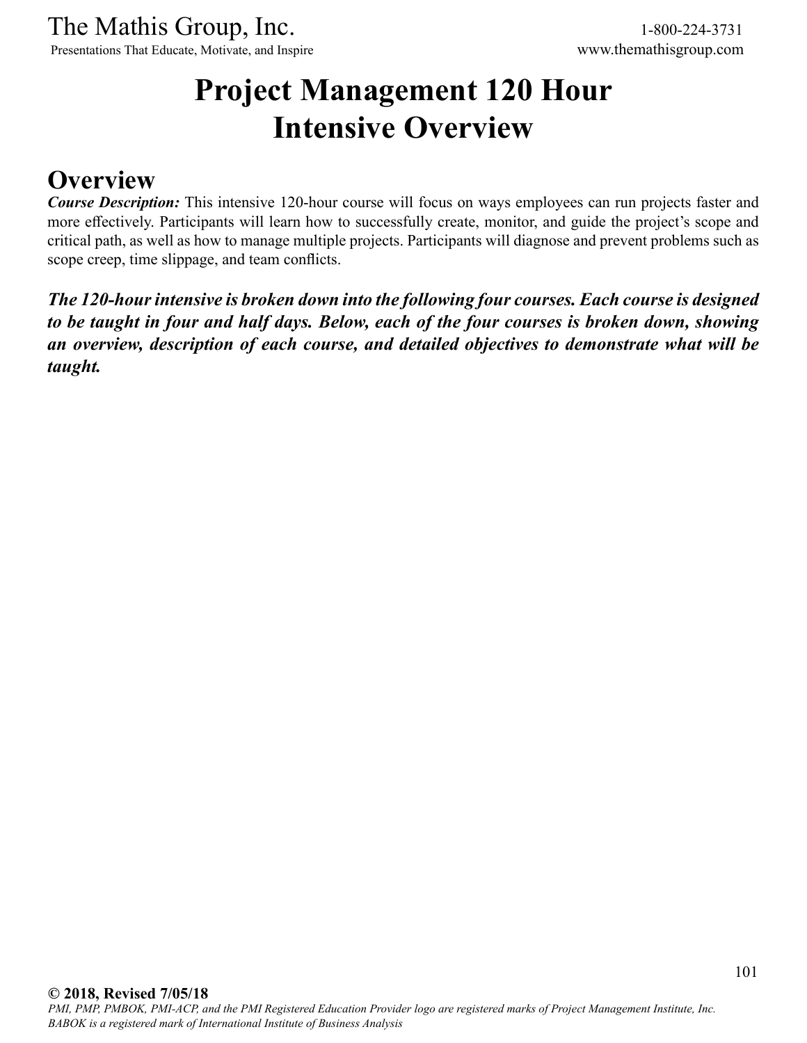# Project Management 120 Hour Intensive Overview

## Overview

***Course Description:*** This intensive 120-hour course will focus on ways employees can run projects faster and more effectively. Participants will learn how to successfully create, monitor, and guide the project's scope and critical path, as well as how to manage multiple projects. Participants will diagnose and prevent problems such as scope creep, time slippage, and team conflicts.

***The 120-hour intensive is broken down into the following four courses. Each course is designed to be taught in four and half days. Below, each of the four courses is broken down, showing an overview, description of each course, and detailed objectives to demonstrate what will be taught.***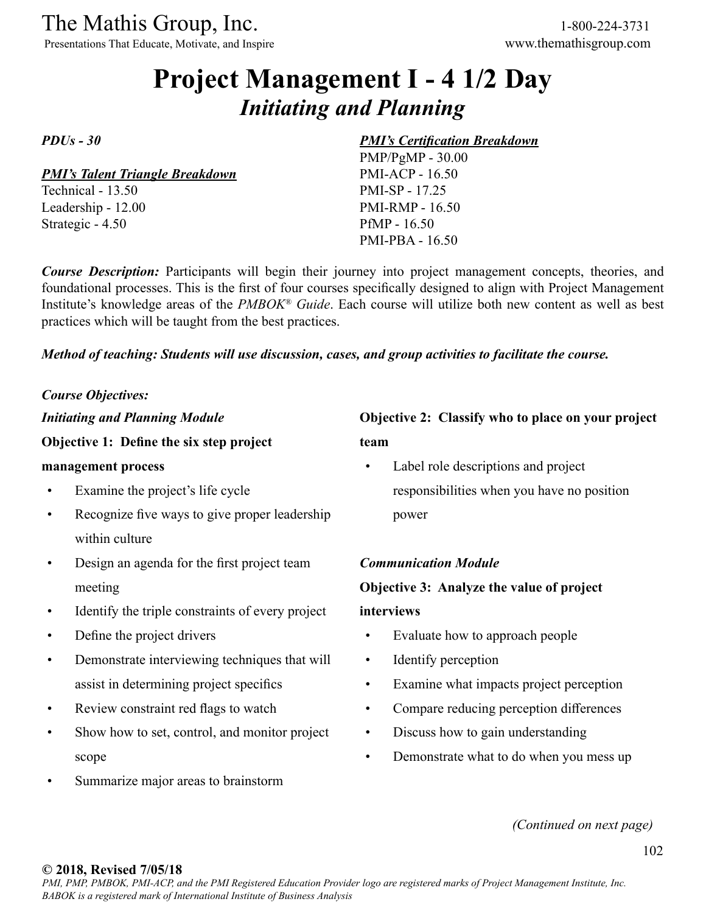# Project Management I - 4 1/2 Day

## *Initiating and Planning*

*PDUs - 30*

***PMI's Talent Triangle Breakdown***

Technical - 13.50
Leadership - 12.00
Strategic - 4.50

***PMI's Certification Breakdown***

PMP/PgMP - 30.00
PMI-ACP - 16.50
PMI-SP - 17.25
PMI-RMP - 16.50
PfMP - 16.50
PMI-PBA - 16.50

***Course Description:*** Participants will begin their journey into project management concepts, theories, and foundational processes. This is the first of four courses specifically designed to align with Project Management Institute's knowledge areas of the *PMBOK® Guide*. Each course will utilize both new content as well as best practices which will be taught from the best practices.

***Method of teaching: Students will use discussion, cases, and group activities to facilitate the course.***

*Course Objectives:*

***Initiating and Planning Module***

**Objective 1: Define the six step project management process**

- Examine the project's life cycle
- Recognize five ways to give proper leadership within culture
- Design an agenda for the first project team meeting
- Identify the triple constraints of every project
- Define the project drivers
- Demonstrate interviewing techniques that will assist in determining project specifics
- Review constraint red flags to watch
- Show how to set, control, and monitor project scope
- Summarize major areas to brainstorm

**Objective 2: Classify who to place on your project team**

- Label role descriptions and project responsibilities when you have no position power

***Communication Module***

**Objective 3: Analyze the value of project interviews**

- Evaluate how to approach people
- Identify perception
- Examine what impacts project perception
- Compare reducing perception differences
- Discuss how to gain understanding
- Demonstrate what to do when you mess up

*(Continued on next page)*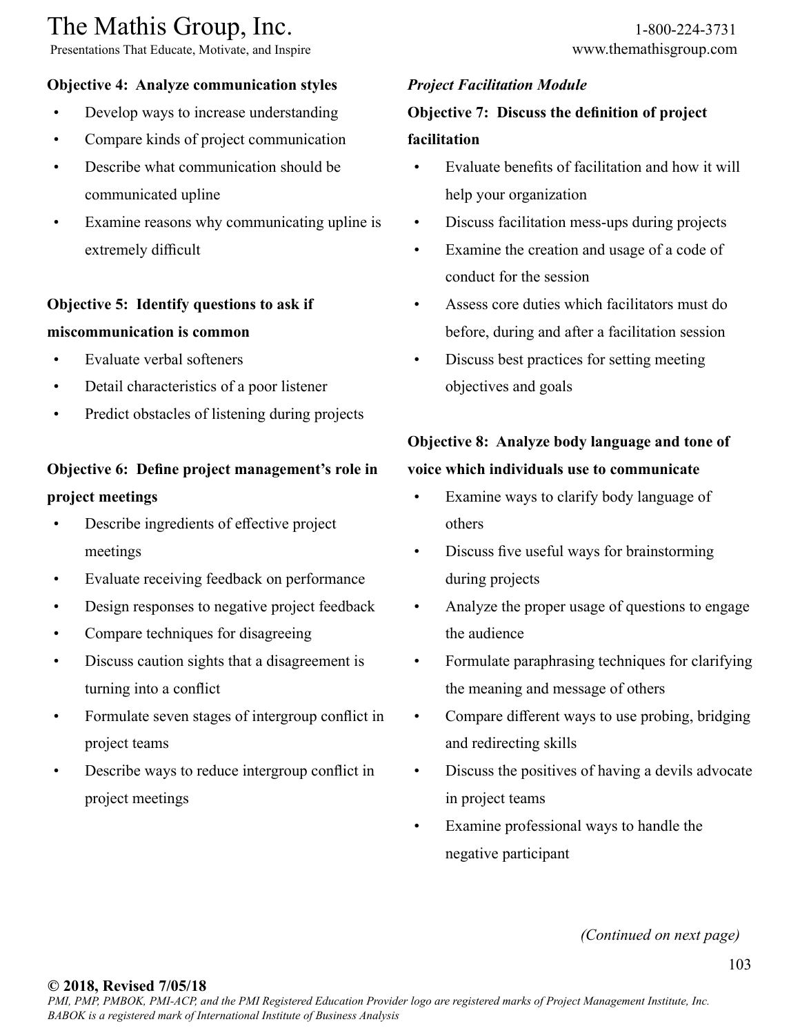**Objective 4: Analyze communication styles**

- Develop ways to increase understanding
- Compare kinds of project communication
- Describe what communication should be communicated upline
- Examine reasons why communicating upline is extremely difficult

**Objective 5: Identify questions to ask if miscommunication is common**

- Evaluate verbal softeners
- Detail characteristics of a poor listener
- Predict obstacles of listening during projects

**Objective 6: Define project management's role in project meetings**

- Describe ingredients of effective project meetings
- Evaluate receiving feedback on performance
- Design responses to negative project feedback
- Compare techniques for disagreeing
- Discuss caution sights that a disagreement is turning into a conflict
- Formulate seven stages of intergroup conflict in project teams
- Describe ways to reduce intergroup conflict in project meetings

***Project Facilitation Module***

**Objective 7: Discuss the definition of project facilitation**

- Evaluate benefits of facilitation and how it will help your organization
- Discuss facilitation mess-ups during projects
- Examine the creation and usage of a code of conduct for the session
- Assess core duties which facilitators must do before, during and after a facilitation session
- Discuss best practices for setting meeting objectives and goals

**Objective 8: Analyze body language and tone of voice which individuals use to communicate**

- Examine ways to clarify body language of others
- Discuss five useful ways for brainstorming during projects
- Analyze the proper usage of questions to engage the audience
- Formulate paraphrasing techniques for clarifying the meaning and message of others
- Compare different ways to use probing, bridging and redirecting skills
- Discuss the positives of having a devils advocate in project teams
- Examine professional ways to handle the negative participant

*(Continued on next page)*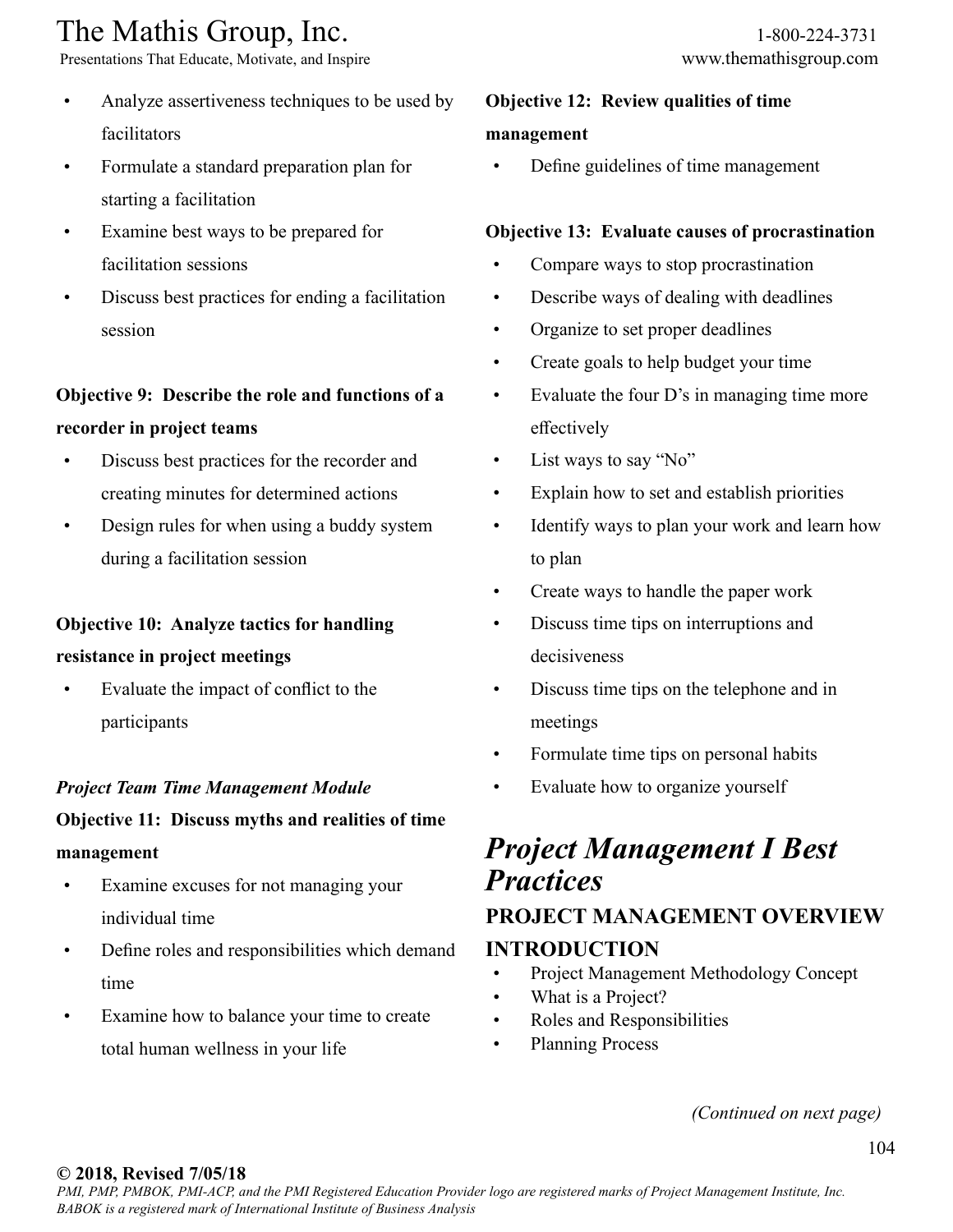- Analyze assertiveness techniques to be used by facilitators
- Formulate a standard preparation plan for starting a facilitation
- Examine best ways to be prepared for facilitation sessions
- Discuss best practices for ending a facilitation session

**Objective 9: Describe the role and functions of a recorder in project teams**

- Discuss best practices for the recorder and creating minutes for determined actions
- Design rules for when using a buddy system during a facilitation session

**Objective 10: Analyze tactics for handling resistance in project meetings**

- Evaluate the impact of conflict to the participants

***Project Team Time Management Module***

**Objective 11: Discuss myths and realities of time management**

- Examine excuses for not managing your individual time
- Define roles and responsibilities which demand time
- Examine how to balance your time to create total human wellness in your life

**Objective 12: Review qualities of time management**

- Define guidelines of time management

**Objective 13: Evaluate causes of procrastination**

- Compare ways to stop procrastination
- Describe ways of dealing with deadlines
- Organize to set proper deadlines
- Create goals to help budget your time
- Evaluate the four D's in managing time more effectively
- List ways to say "No"
- Explain how to set and establish priorities
- Identify ways to plan your work and learn how to plan
- Create ways to handle the paper work
- Discuss time tips on interruptions and decisiveness
- Discuss time tips on the telephone and in meetings
- Formulate time tips on personal habits
- Evaluate how to organize yourself

# *Project Management I Best Practices*

## PROJECT MANAGEMENT OVERVIEW INTRODUCTION

- Project Management Methodology Concept
- What is a Project?
- Roles and Responsibilities
- Planning Process

*(Continued on next page)*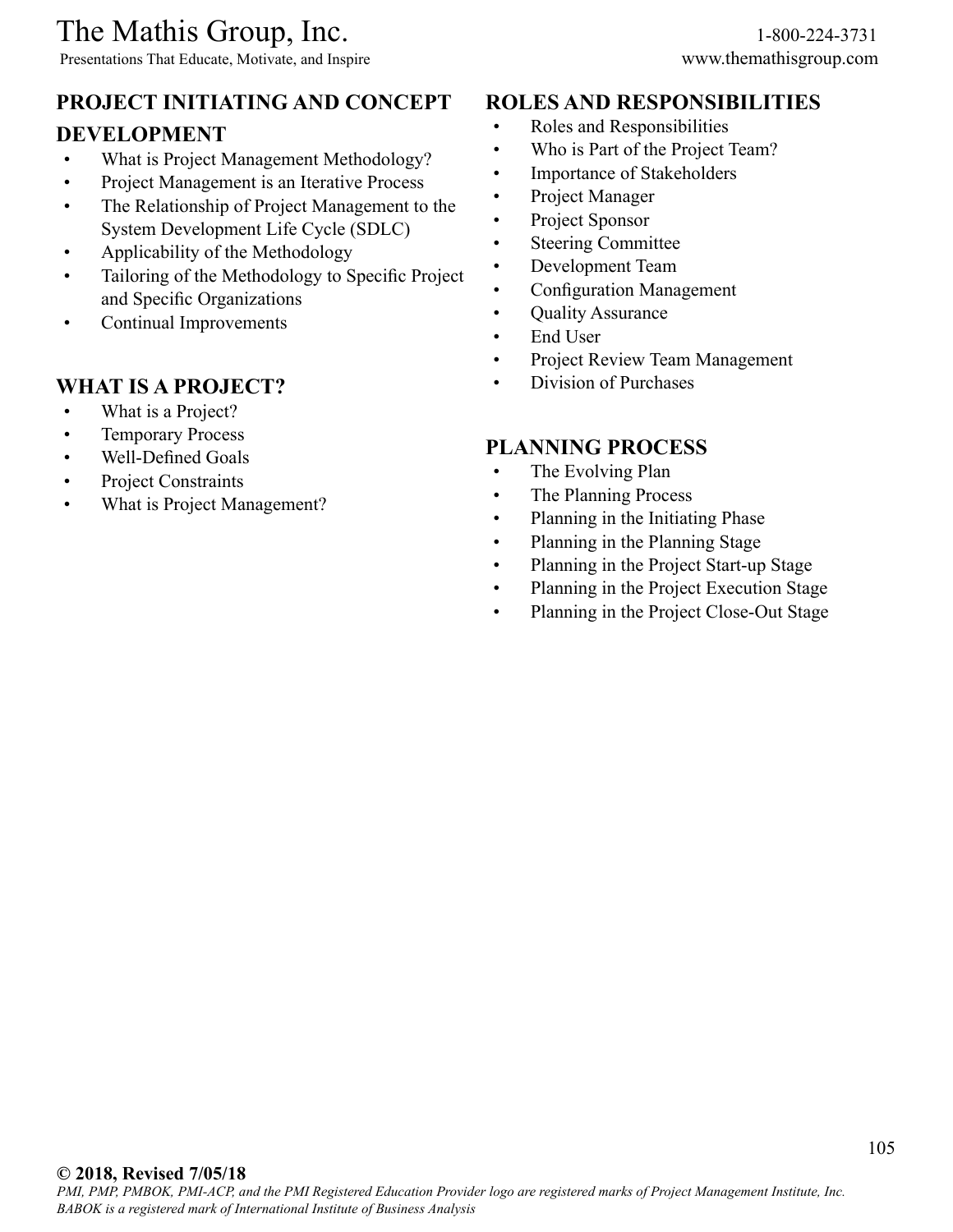## PROJECT INITIATING AND CONCEPT DEVELOPMENT

- What is Project Management Methodology?
- Project Management is an Iterative Process
- The Relationship of Project Management to the System Development Life Cycle (SDLC)
- Applicability of the Methodology
- Tailoring of the Methodology to Specific Project and Specific Organizations
- Continual Improvements

## WHAT IS A PROJECT?

- What is a Project?
- Temporary Process
- Well-Defined Goals
- Project Constraints
- What is Project Management?

## ROLES AND RESPONSIBILITIES

- Roles and Responsibilities
- Who is Part of the Project Team?
- Importance of Stakeholders
- Project Manager
- Project Sponsor
- Steering Committee
- Development Team
- Configuration Management
- Quality Assurance
- End User
- Project Review Team Management
- Division of Purchases

## PLANNING PROCESS

- The Evolving Plan
- The Planning Process
- Planning in the Initiating Phase
- Planning in the Planning Stage
- Planning in the Project Start-up Stage
- Planning in the Project Execution Stage
- Planning in the Project Close-Out Stage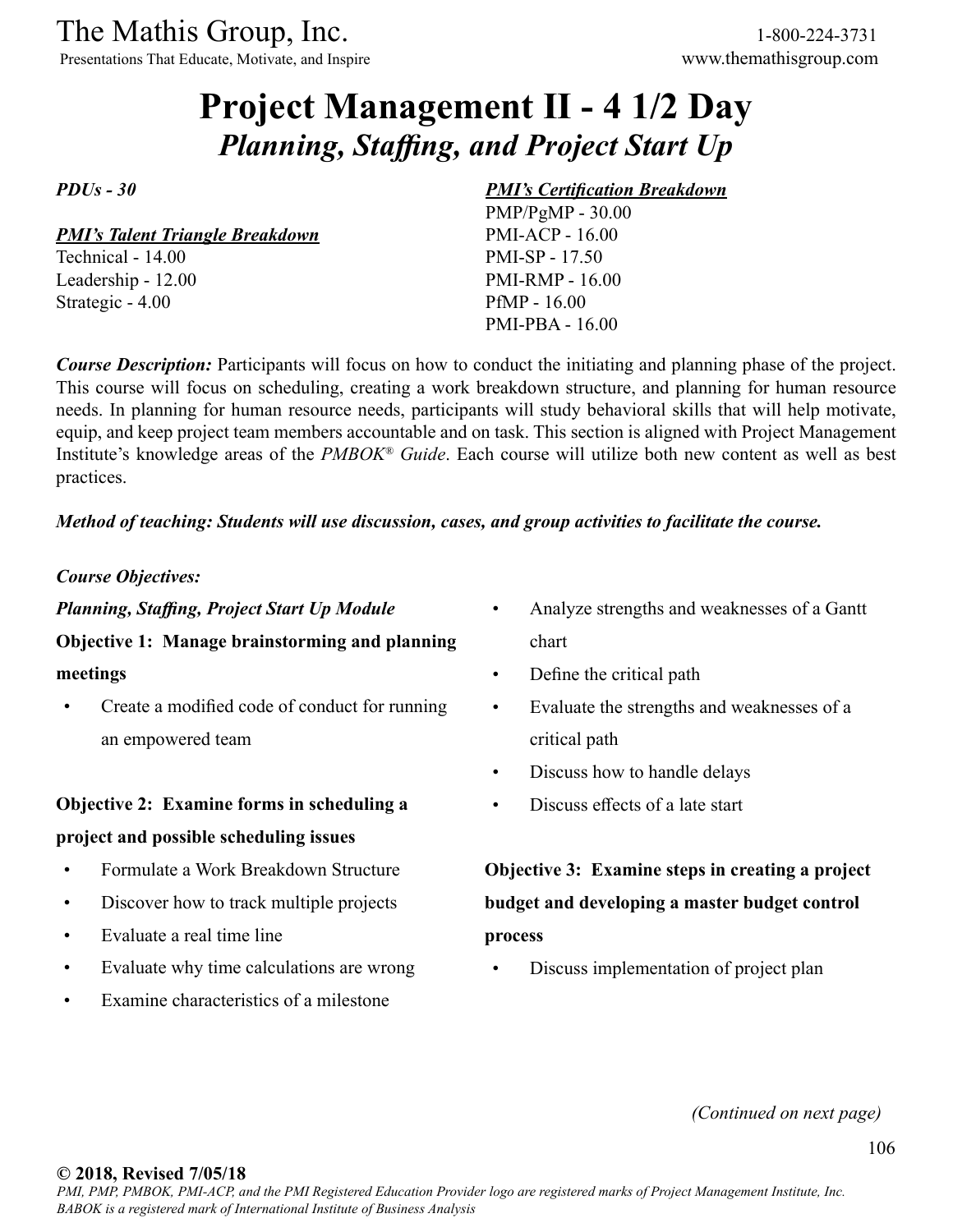# Project Management II - 4 1/2 Day

## *Planning, Staffing, and Project Start Up*

*PDUs - 30*

***PMI's Talent Triangle Breakdown***
Technical - 14.00
Leadership - 12.00
Strategic - 4.00

***PMI's Certification Breakdown***
PMP/PgMP - 30.00
PMI-ACP - 16.00
PMI-SP - 17.50
PMI-RMP - 16.00
PfMP - 16.00
PMI-PBA - 16.00

***Course Description:*** Participants will focus on how to conduct the initiating and planning phase of the project. This course will focus on scheduling, creating a work breakdown structure, and planning for human resource needs. In planning for human resource needs, participants will study behavioral skills that will help motivate, equip, and keep project team members accountable and on task. This section is aligned with Project Management Institute's knowledge areas of the *PMBOK® Guide*. Each course will utilize both new content as well as best practices.

***Method of teaching: Students will use discussion, cases, and group activities to facilitate the course.***

***Course Objectives:***

***Planning, Staffing, Project Start Up Module***

**Objective 1: Manage brainstorming and planning meetings**

- Create a modified code of conduct for running an empowered team

**Objective 2: Examine forms in scheduling a project and possible scheduling issues**

- Formulate a Work Breakdown Structure
- Discover how to track multiple projects
- Evaluate a real time line
- Evaluate why time calculations are wrong
- Examine characteristics of a milestone
- Analyze strengths and weaknesses of a Gantt chart
- Define the critical path
- Evaluate the strengths and weaknesses of a critical path
- Discuss how to handle delays
- Discuss effects of a late start

**Objective 3: Examine steps in creating a project budget and developing a master budget control process**

- Discuss implementation of project plan

*(Continued on next page)*

**© 2018, Revised 7/05/18**
*PMI, PMP, PMBOK, PMI-ACP, and the PMI Registered Education Provider logo are registered marks of Project Management Institute, Inc. BABOK is a registered mark of International Institute of Business Analysis*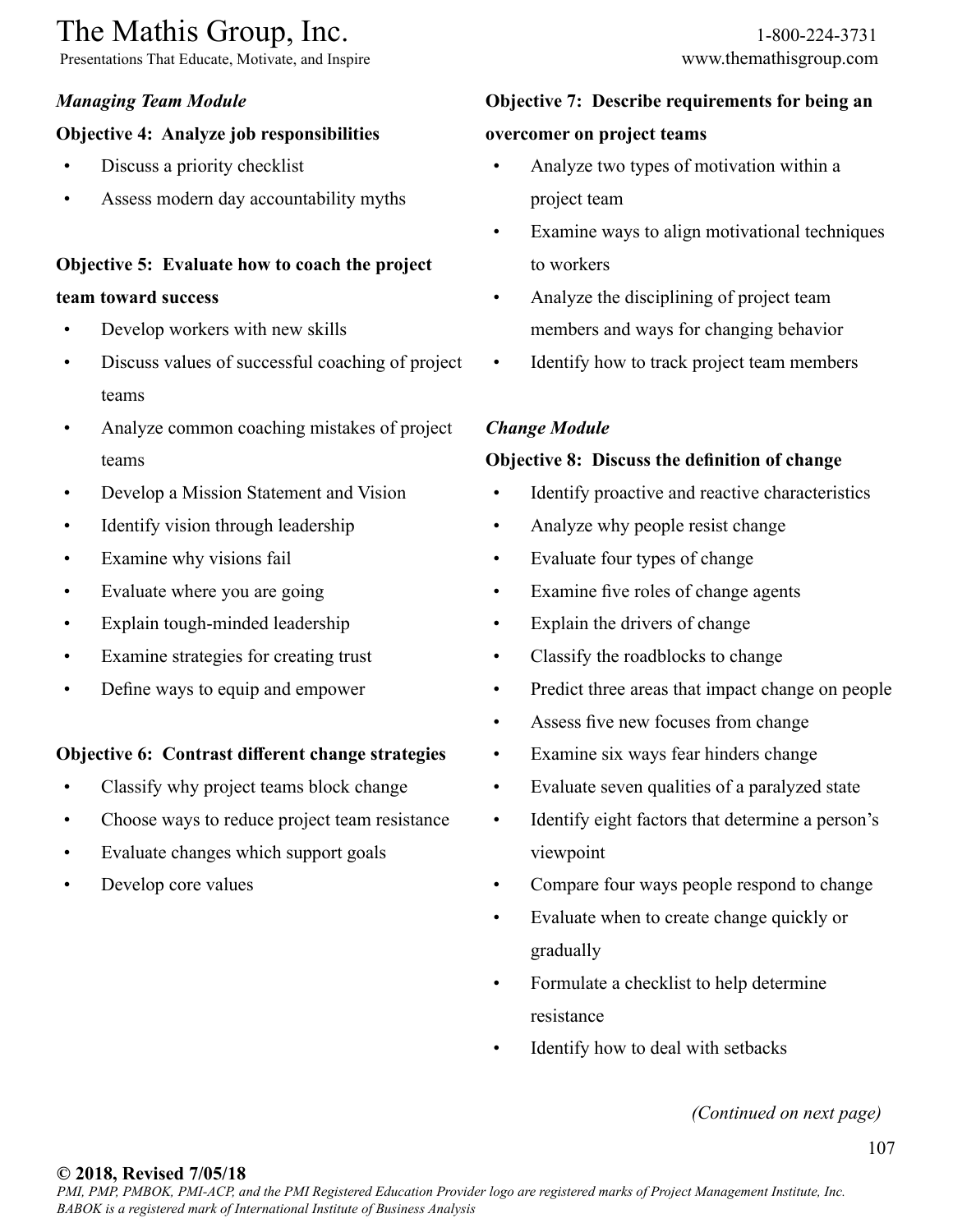*Managing Team Module*

**Objective 4: Analyze job responsibilities**

- Discuss a priority checklist
- Assess modern day accountability myths

**Objective 5: Evaluate how to coach the project team toward success**

- Develop workers with new skills
- Discuss values of successful coaching of project teams
- Analyze common coaching mistakes of project teams
- Develop a Mission Statement and Vision
- Identify vision through leadership
- Examine why visions fail
- Evaluate where you are going
- Explain tough-minded leadership
- Examine strategies for creating trust
- Define ways to equip and empower

**Objective 6: Contrast different change strategies**

- Classify why project teams block change
- Choose ways to reduce project team resistance
- Evaluate changes which support goals
- Develop core values

**Objective 7: Describe requirements for being an overcomer on project teams**

- Analyze two types of motivation within a project team
- Examine ways to align motivational techniques to workers
- Analyze the disciplining of project team members and ways for changing behavior
- Identify how to track project team members

*Change Module*

**Objective 8: Discuss the definition of change**

- Identify proactive and reactive characteristics
- Analyze why people resist change
- Evaluate four types of change
- Examine five roles of change agents
- Explain the drivers of change
- Classify the roadblocks to change
- Predict three areas that impact change on people
- Assess five new focuses from change
- Examine six ways fear hinders change
- Evaluate seven qualities of a paralyzed state
- Identify eight factors that determine a person's viewpoint
- Compare four ways people respond to change
- Evaluate when to create change quickly or gradually
- Formulate a checklist to help determine resistance
- Identify how to deal with setbacks

*(Continued on next page)*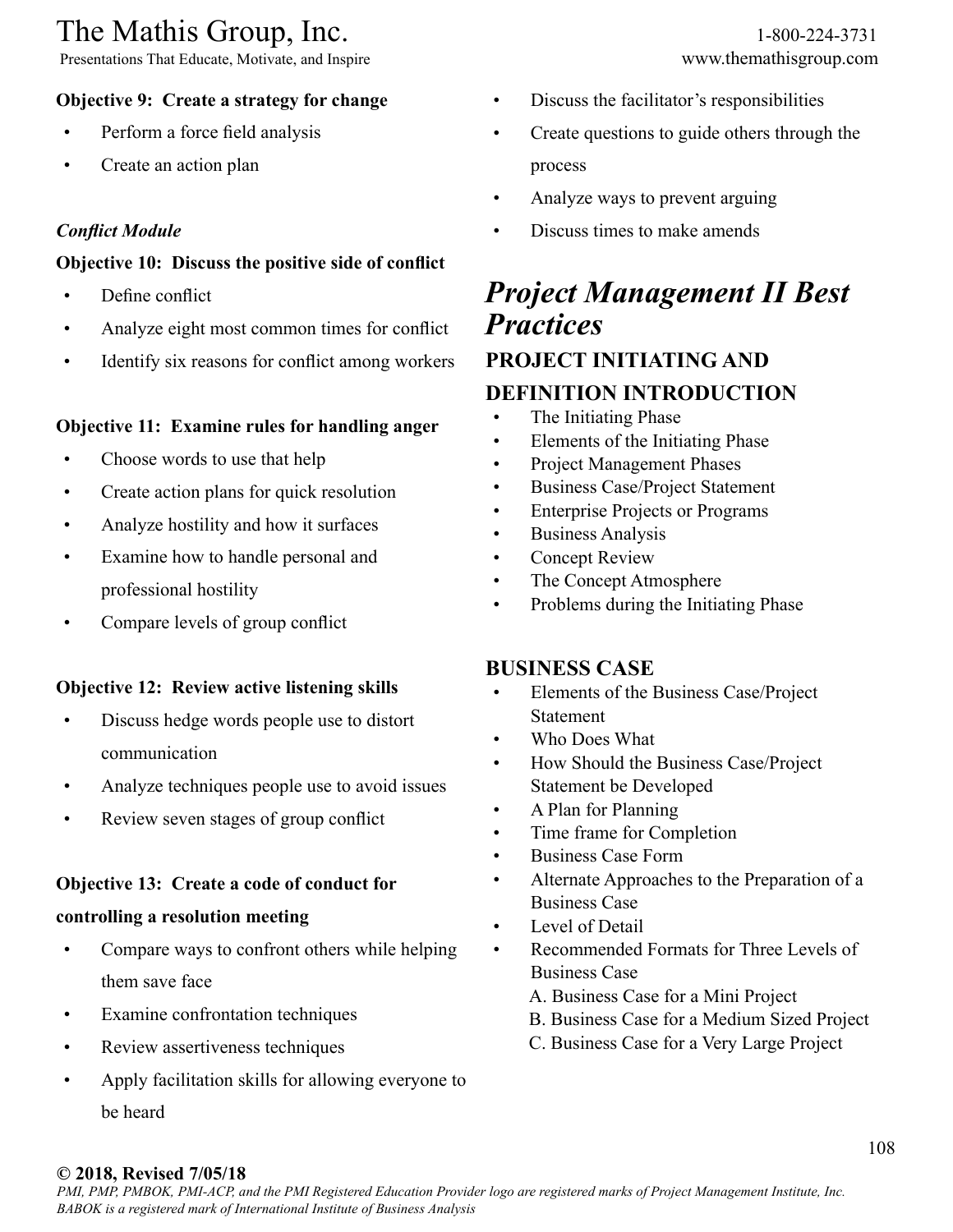**Objective 9: Create a strategy for change**

- Perform a force field analysis
- Create an action plan

***Conflict Module***

**Objective 10: Discuss the positive side of conflict**

- Define conflict
- Analyze eight most common times for conflict
- Identify six reasons for conflict among workers

**Objective 11: Examine rules for handling anger**

- Choose words to use that help
- Create action plans for quick resolution
- Analyze hostility and how it surfaces
- Examine how to handle personal and professional hostility
- Compare levels of group conflict

**Objective 12: Review active listening skills**

- Discuss hedge words people use to distort communication
- Analyze techniques people use to avoid issues
- Review seven stages of group conflict

**Objective 13: Create a code of conduct for controlling a resolution meeting**

- Compare ways to confront others while helping them save face
- Examine confrontation techniques
- Review assertiveness techniques
- Apply facilitation skills for allowing everyone to be heard
- Discuss the facilitator's responsibilities
- Create questions to guide others through the process
- Analyze ways to prevent arguing
- Discuss times to make amends

# *Project Management II Best Practices*

## PROJECT INITIATING AND DEFINITION INTRODUCTION

- The Initiating Phase
- Elements of the Initiating Phase
- Project Management Phases
- Business Case/Project Statement
- Enterprise Projects or Programs
- Business Analysis
- Concept Review
- The Concept Atmosphere
- Problems during the Initiating Phase

## BUSINESS CASE

- Elements of the Business Case/Project Statement
- Who Does What
- How Should the Business Case/Project Statement be Developed
- A Plan for Planning
- Time frame for Completion
- Business Case Form
- Alternate Approaches to the Preparation of a Business Case
- Level of Detail
- Recommended Formats for Three Levels of Business Case
  - A. Business Case for a Mini Project
  - B. Business Case for a Medium Sized Project
  - C. Business Case for a Very Large Project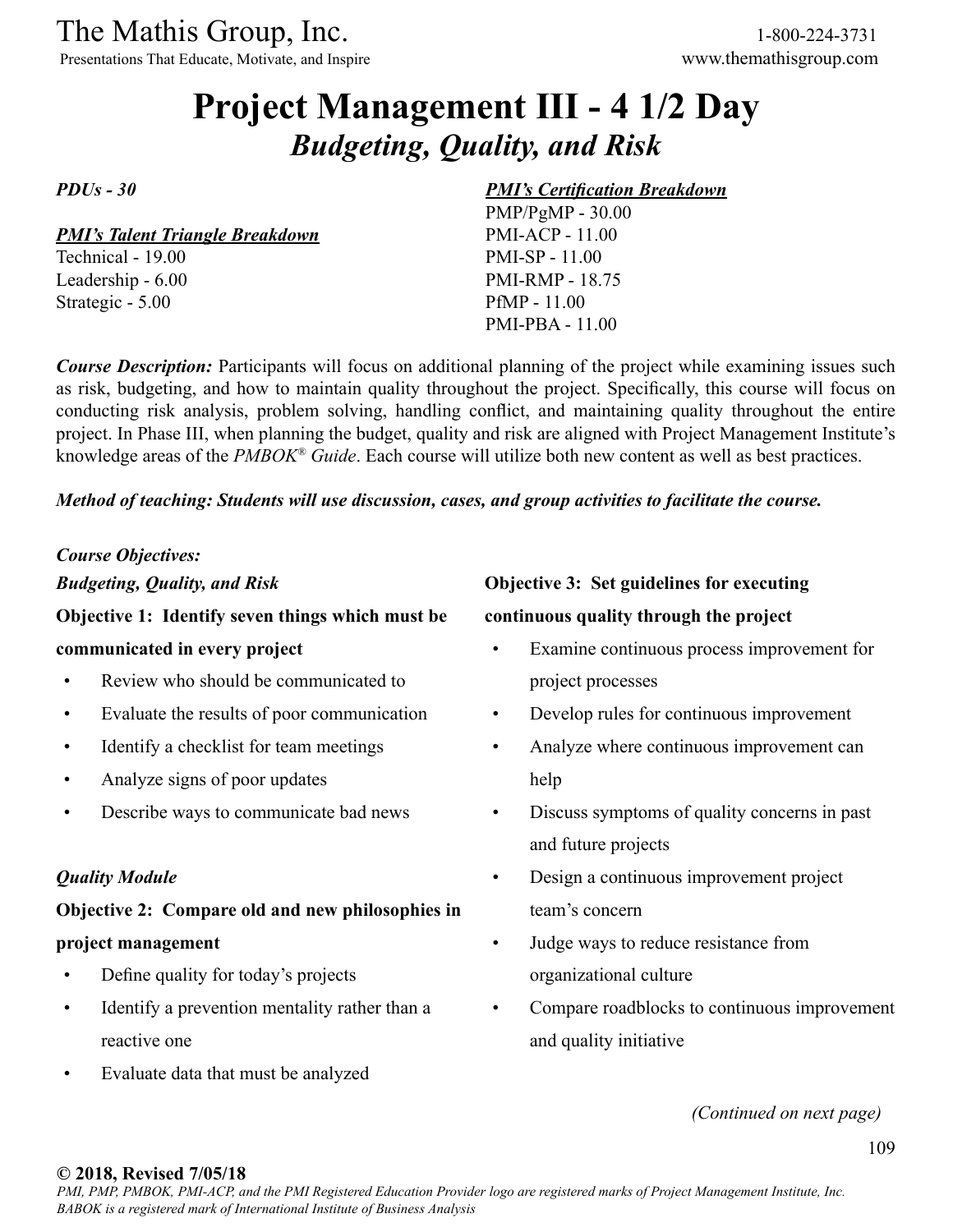# Project Management III - 4 1/2 Day

## *Budgeting, Quality, and Risk*

***PDUs - 30***

***PMI's Talent Triangle Breakdown***

Technical - 19.00
Leadership - 6.00
Strategic - 5.00

***PMI's Certification Breakdown***

PMP/PgMP - 30.00
PMI-ACP - 11.00
PMI-SP - 11.00
PMI-RMP - 18.75
PfMP - 11.00
PMI-PBA - 11.00

***Course Description:*** Participants will focus on additional planning of the project while examining issues such as risk, budgeting, and how to maintain quality throughout the project. Specifically, this course will focus on conducting risk analysis, problem solving, handling conflict, and maintaining quality throughout the entire project. In Phase III, when planning the budget, quality and risk are aligned with Project Management Institute's knowledge areas of the *PMBOK® Guide*. Each course will utilize both new content as well as best practices.

***Method of teaching: Students will use discussion, cases, and group activities to facilitate the course.***

***Course Objectives:***

***Budgeting, Quality, and Risk***

**Objective 1: Identify seven things which must be communicated in every project**

- Review who should be communicated to
- Evaluate the results of poor communication
- Identify a checklist for team meetings
- Analyze signs of poor updates
- Describe ways to communicate bad news

***Quality Module***

**Objective 2: Compare old and new philosophies in project management**

- Define quality for today's projects
- Identify a prevention mentality rather than a reactive one
- Evaluate data that must be analyzed

**Objective 3: Set guidelines for executing continuous quality through the project**

- Examine continuous process improvement for project processes
- Develop rules for continuous improvement
- Analyze where continuous improvement can help
- Discuss symptoms of quality concerns in past and future projects
- Design a continuous improvement project team's concern
- Judge ways to reduce resistance from organizational culture
- Compare roadblocks to continuous improvement and quality initiative

*(Continued on next page)*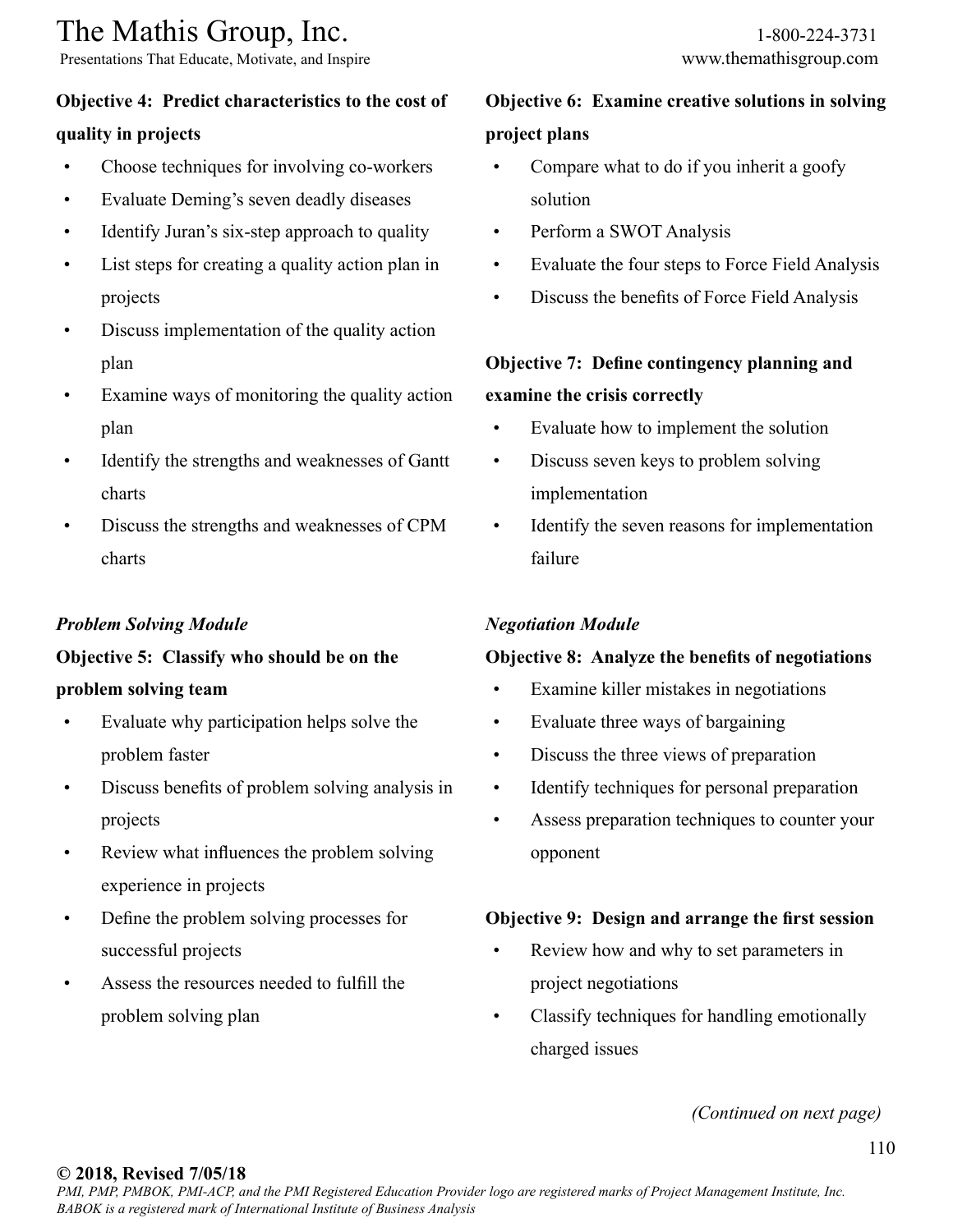**Objective 4: Predict characteristics to the cost of quality in projects**

- Choose techniques for involving co-workers
- Evaluate Deming's seven deadly diseases
- Identify Juran's six-step approach to quality
- List steps for creating a quality action plan in projects
- Discuss implementation of the quality action plan
- Examine ways of monitoring the quality action plan
- Identify the strengths and weaknesses of Gantt charts
- Discuss the strengths and weaknesses of CPM charts

*Problem Solving Module*

**Objective 5: Classify who should be on the problem solving team**

- Evaluate why participation helps solve the problem faster
- Discuss benefits of problem solving analysis in projects
- Review what influences the problem solving experience in projects
- Define the problem solving processes for successful projects
- Assess the resources needed to fulfill the problem solving plan

**Objective 6: Examine creative solutions in solving project plans**

- Compare what to do if you inherit a goofy solution
- Perform a SWOT Analysis
- Evaluate the four steps to Force Field Analysis
- Discuss the benefits of Force Field Analysis

**Objective 7: Define contingency planning and examine the crisis correctly**

- Evaluate how to implement the solution
- Discuss seven keys to problem solving implementation
- Identify the seven reasons for implementation failure

*Negotiation Module*

**Objective 8: Analyze the benefits of negotiations**

- Examine killer mistakes in negotiations
- Evaluate three ways of bargaining
- Discuss the three views of preparation
- Identify techniques for personal preparation
- Assess preparation techniques to counter your opponent

**Objective 9: Design and arrange the first session**

- Review how and why to set parameters in project negotiations
- Classify techniques for handling emotionally charged issues

*(Continued on next page)*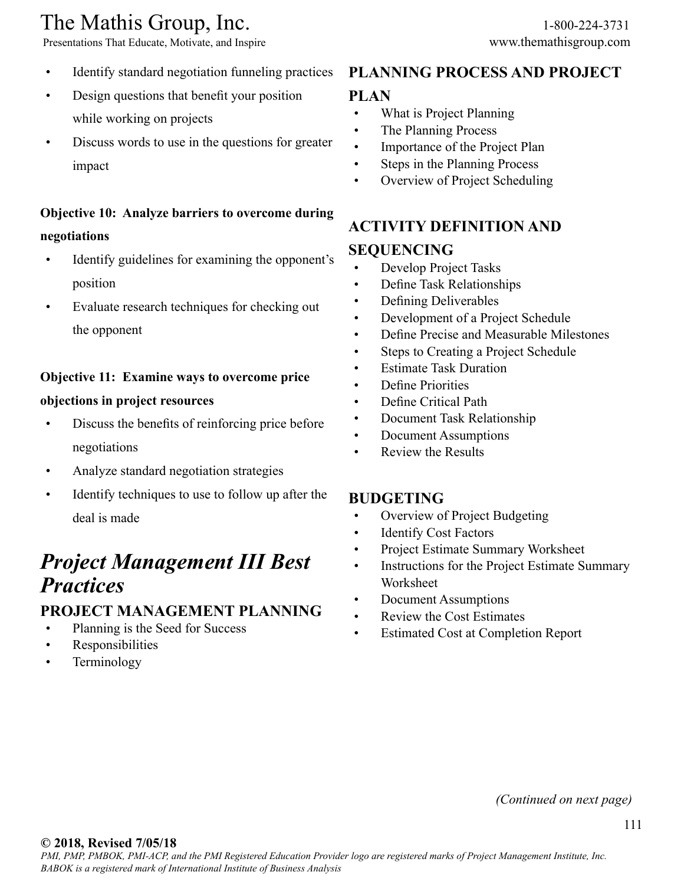- Identify standard negotiation funneling practices
- Design questions that benefit your position while working on projects
- Discuss words to use in the questions for greater impact

**Objective 10: Analyze barriers to overcome during negotiations**

- Identify guidelines for examining the opponent's position
- Evaluate research techniques for checking out the opponent

**Objective 11: Examine ways to overcome price objections in project resources**

- Discuss the benefits of reinforcing price before negotiations
- Analyze standard negotiation strategies
- Identify techniques to use to follow up after the deal is made

# *Project Management III Best Practices*

## PROJECT MANAGEMENT PLANNING

- Planning is the Seed for Success
- Responsibilities
- Terminology

## PLANNING PROCESS AND PROJECT PLAN

- What is Project Planning
- The Planning Process
- Importance of the Project Plan
- Steps in the Planning Process
- Overview of Project Scheduling

## ACTIVITY DEFINITION AND SEQUENCING

- Develop Project Tasks
- Define Task Relationships
- Defining Deliverables
- Development of a Project Schedule
- Define Precise and Measurable Milestones
- Steps to Creating a Project Schedule
- Estimate Task Duration
- Define Priorities
- Define Critical Path
- Document Task Relationship
- Document Assumptions
- Review the Results

## BUDGETING

- Overview of Project Budgeting
- Identify Cost Factors
- Project Estimate Summary Worksheet
- Instructions for the Project Estimate Summary Worksheet
- Document Assumptions
- Review the Cost Estimates
- Estimated Cost at Completion Report

*(Continued on next page)*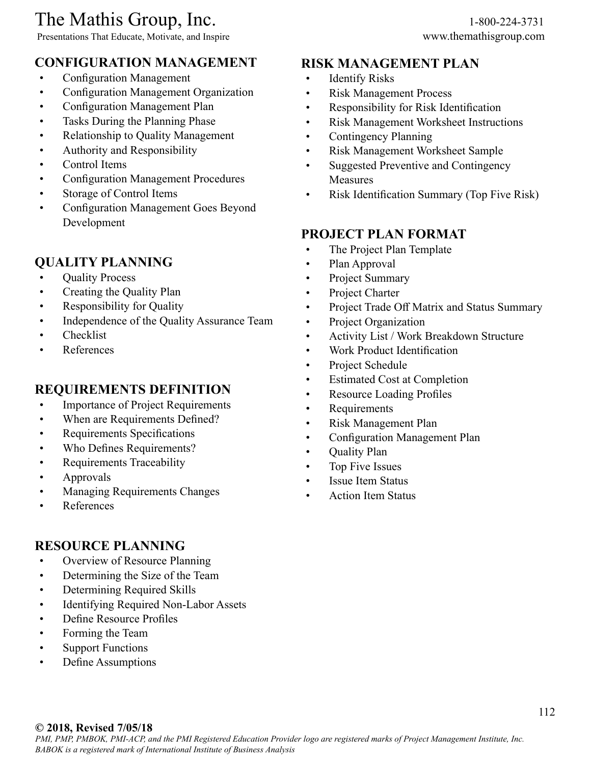## CONFIGURATION MANAGEMENT

- Configuration Management
- Configuration Management Organization
- Configuration Management Plan
- Tasks During the Planning Phase
- Relationship to Quality Management
- Authority and Responsibility
- Control Items
- Configuration Management Procedures
- Storage of Control Items
- Configuration Management Goes Beyond Development

## QUALITY PLANNING

- Quality Process
- Creating the Quality Plan
- Responsibility for Quality
- Independence of the Quality Assurance Team
- Checklist
- References

## REQUIREMENTS DEFINITION

- Importance of Project Requirements
- When are Requirements Defined?
- Requirements Specifications
- Who Defines Requirements?
- Requirements Traceability
- Approvals
- Managing Requirements Changes
- References

## RESOURCE PLANNING

- Overview of Resource Planning
- Determining the Size of the Team
- Determining Required Skills
- Identifying Required Non-Labor Assets
- Define Resource Profiles
- Forming the Team
- Support Functions
- Define Assumptions

## RISK MANAGEMENT PLAN

- Identify Risks
- Risk Management Process
- Responsibility for Risk Identification
- Risk Management Worksheet Instructions
- Contingency Planning
- Risk Management Worksheet Sample
- Suggested Preventive and Contingency Measures
- Risk Identification Summary (Top Five Risk)

## PROJECT PLAN FORMAT

- The Project Plan Template
- Plan Approval
- Project Summary
- Project Charter
- Project Trade Off Matrix and Status Summary
- Project Organization
- Activity List / Work Breakdown Structure
- Work Product Identification
- Project Schedule
- Estimated Cost at Completion
- Resource Loading Profiles
- Requirements
- Risk Management Plan
- Configuration Management Plan
- Quality Plan
- Top Five Issues
- Issue Item Status
- Action Item Status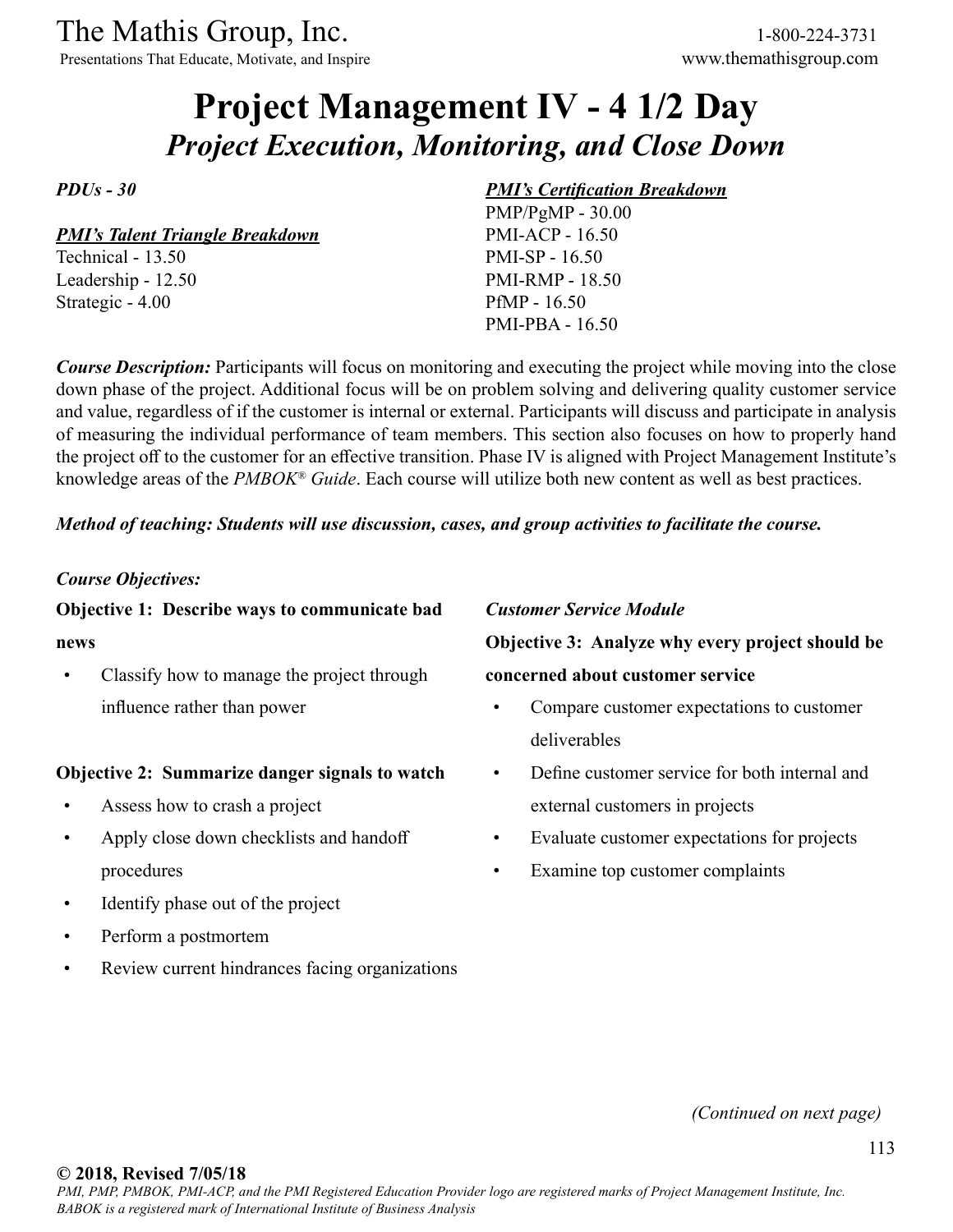# Project Management IV - 4 1/2 Day

## *Project Execution, Monitoring, and Close Down*

*PDUs - 30*

***PMI's Talent Triangle Breakdown***

Technical - 13.50
Leadership - 12.50
Strategic - 4.00

***PMI's Certification Breakdown***

PMP/PgMP - 30.00
PMI-ACP - 16.50
PMI-SP - 16.50
PMI-RMP - 18.50
PfMP - 16.50
PMI-PBA - 16.50

***Course Description:*** Participants will focus on monitoring and executing the project while moving into the close down phase of the project. Additional focus will be on problem solving and delivering quality customer service and value, regardless of if the customer is internal or external. Participants will discuss and participate in analysis of measuring the individual performance of team members. This section also focuses on how to properly hand the project off to the customer for an effective transition. Phase IV is aligned with Project Management Institute's knowledge areas of the *PMBOK® Guide*. Each course will utilize both new content as well as best practices.

***Method of teaching: Students will use discussion, cases, and group activities to facilitate the course.***

***Course Objectives:***

**Objective 1: Describe ways to communicate bad news**

- Classify how to manage the project through influence rather than power

**Objective 2: Summarize danger signals to watch**

- Assess how to crash a project
- Apply close down checklists and handoff procedures
- Identify phase out of the project
- Perform a postmortem
- Review current hindrances facing organizations

***Customer Service Module***

**Objective 3: Analyze why every project should be concerned about customer service**

- Compare customer expectations to customer deliverables
- Define customer service for both internal and external customers in projects
- Evaluate customer expectations for projects
- Examine top customer complaints

*(Continued on next page)*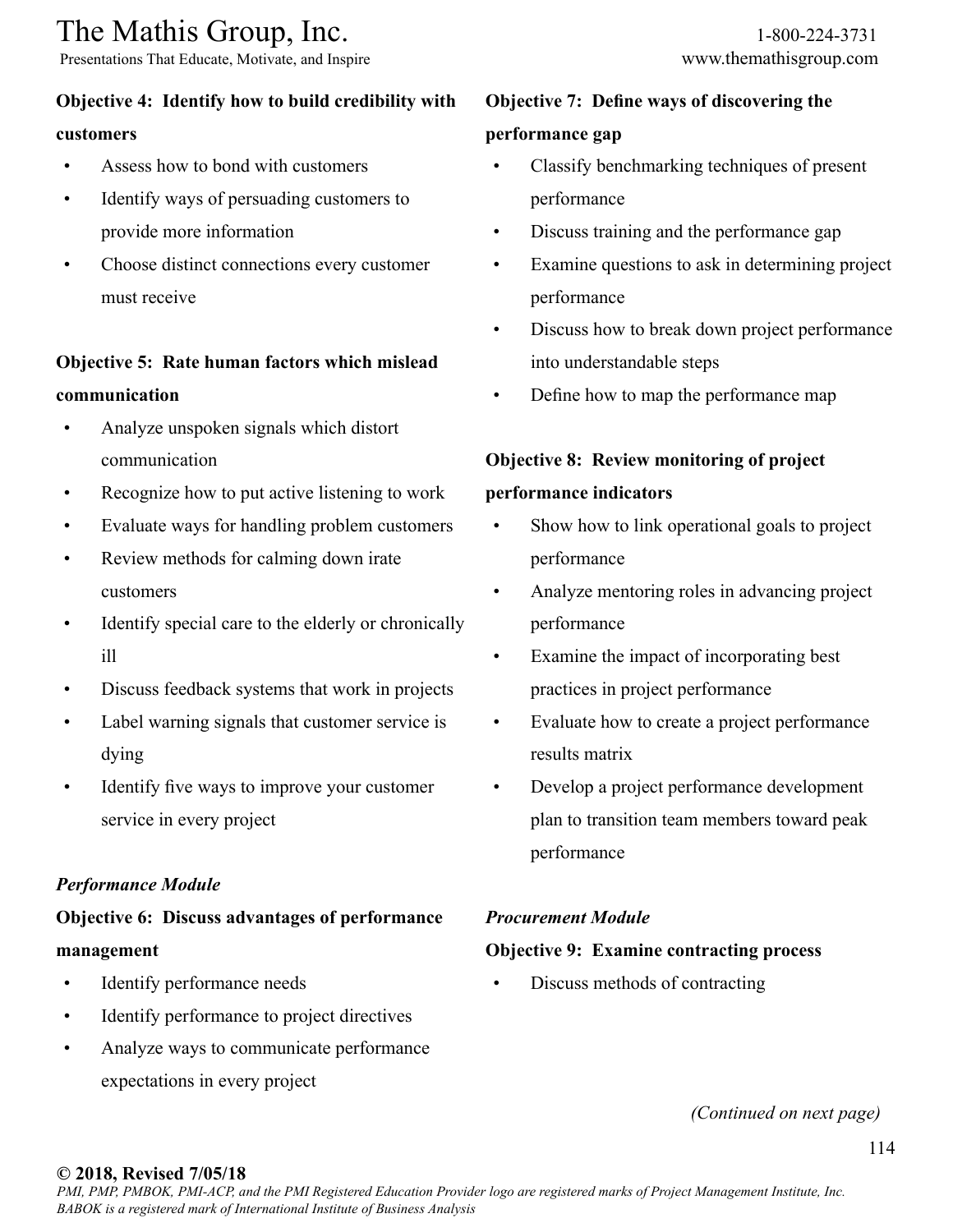**Objective 4: Identify how to build credibility with customers**

- Assess how to bond with customers
- Identify ways of persuading customers to provide more information
- Choose distinct connections every customer must receive

**Objective 5: Rate human factors which mislead communication**

- Analyze unspoken signals which distort communication
- Recognize how to put active listening to work
- Evaluate ways for handling problem customers
- Review methods for calming down irate customers
- Identify special care to the elderly or chronically ill
- Discuss feedback systems that work in projects
- Label warning signals that customer service is dying
- Identify five ways to improve your customer service in every project

***Performance Module***

**Objective 6: Discuss advantages of performance management**

- Identify performance needs
- Identify performance to project directives
- Analyze ways to communicate performance expectations in every project

**Objective 7: Define ways of discovering the performance gap**

- Classify benchmarking techniques of present performance
- Discuss training and the performance gap
- Examine questions to ask in determining project performance
- Discuss how to break down project performance into understandable steps
- Define how to map the performance map

**Objective 8: Review monitoring of project performance indicators**

- Show how to link operational goals to project performance
- Analyze mentoring roles in advancing project performance
- Examine the impact of incorporating best practices in project performance
- Evaluate how to create a project performance results matrix
- Develop a project performance development plan to transition team members toward peak performance

***Procurement Module***

**Objective 9: Examine contracting process**

- Discuss methods of contracting

*(Continued on next page)*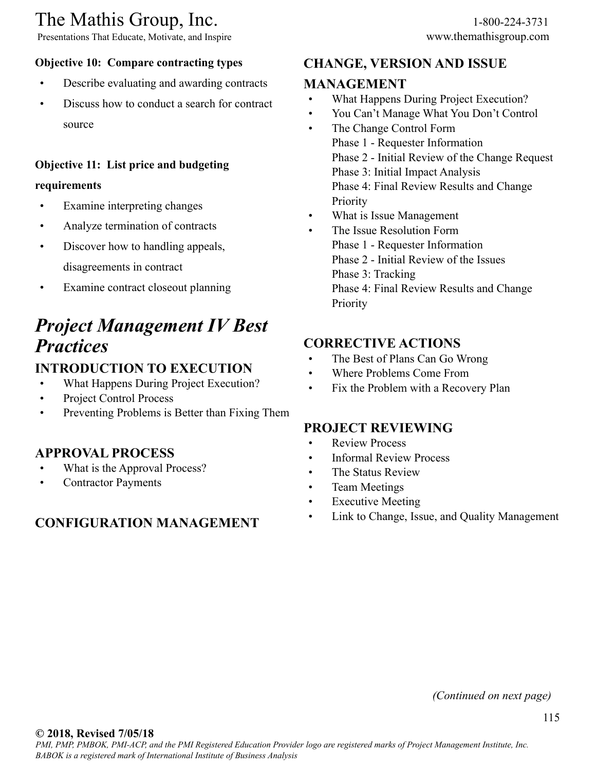**Objective 10: Compare contracting types**

- Describe evaluating and awarding contracts
- Discuss how to conduct a search for contract source

**Objective 11: List price and budgeting requirements**

- Examine interpreting changes
- Analyze termination of contracts
- Discover how to handling appeals, disagreements in contract
- Examine contract closeout planning

# *Project Management IV Best Practices*

## INTRODUCTION TO EXECUTION

- What Happens During Project Execution?
- Project Control Process
- Preventing Problems is Better than Fixing Them

## APPROVAL PROCESS

- What is the Approval Process?
- Contractor Payments

## CONFIGURATION MANAGEMENT

## CHANGE, VERSION AND ISSUE MANAGEMENT

- What Happens During Project Execution?
- You Can't Manage What You Don't Control
- The Change Control Form
  - Phase 1 - Requester Information
  - Phase 2 - Initial Review of the Change Request
  - Phase 3: Initial Impact Analysis
  - Phase 4: Final Review Results and Change Priority
- What is Issue Management
- The Issue Resolution Form
  - Phase 1 - Requester Information
  - Phase 2 - Initial Review of the Issues
  - Phase 3: Tracking
  - Phase 4: Final Review Results and Change Priority

## CORRECTIVE ACTIONS

- The Best of Plans Can Go Wrong
- Where Problems Come From
- Fix the Problem with a Recovery Plan

## PROJECT REVIEWING

- Review Process
- Informal Review Process
- The Status Review
- Team Meetings
- Executive Meeting
- Link to Change, Issue, and Quality Management

*(Continued on next page)*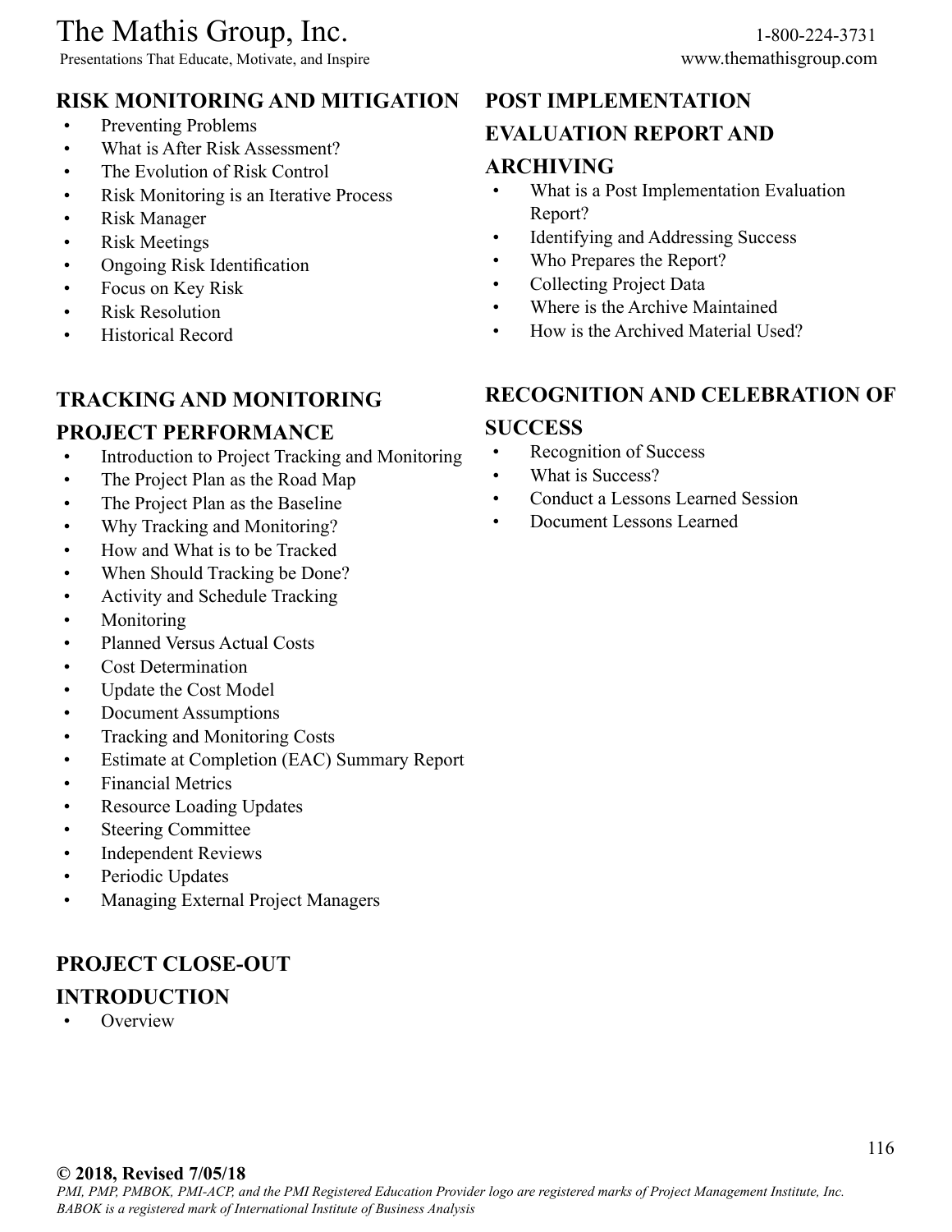## RISK MONITORING AND MITIGATION

- Preventing Problems
- What is After Risk Assessment?
- The Evolution of Risk Control
- Risk Monitoring is an Iterative Process
- Risk Manager
- Risk Meetings
- Ongoing Risk Identification
- Focus on Key Risk
- Risk Resolution
- Historical Record

## TRACKING AND MONITORING PROJECT PERFORMANCE

- Introduction to Project Tracking and Monitoring
- The Project Plan as the Road Map
- The Project Plan as the Baseline
- Why Tracking and Monitoring?
- How and What is to be Tracked
- When Should Tracking be Done?
- Activity and Schedule Tracking
- Monitoring
- Planned Versus Actual Costs
- Cost Determination
- Update the Cost Model
- Document Assumptions
- Tracking and Monitoring Costs
- Estimate at Completion (EAC) Summary Report
- Financial Metrics
- Resource Loading Updates
- Steering Committee
- Independent Reviews
- Periodic Updates
- Managing External Project Managers

## PROJECT CLOSE-OUT INTRODUCTION

- Overview

## POST IMPLEMENTATION EVALUATION REPORT AND ARCHIVING

- What is a Post Implementation Evaluation Report?
- Identifying and Addressing Success
- Who Prepares the Report?
- Collecting Project Data
- Where is the Archive Maintained
- How is the Archived Material Used?

## RECOGNITION AND CELEBRATION OF SUCCESS

- Recognition of Success
- What is Success?
- Conduct a Lessons Learned Session
- Document Lessons Learned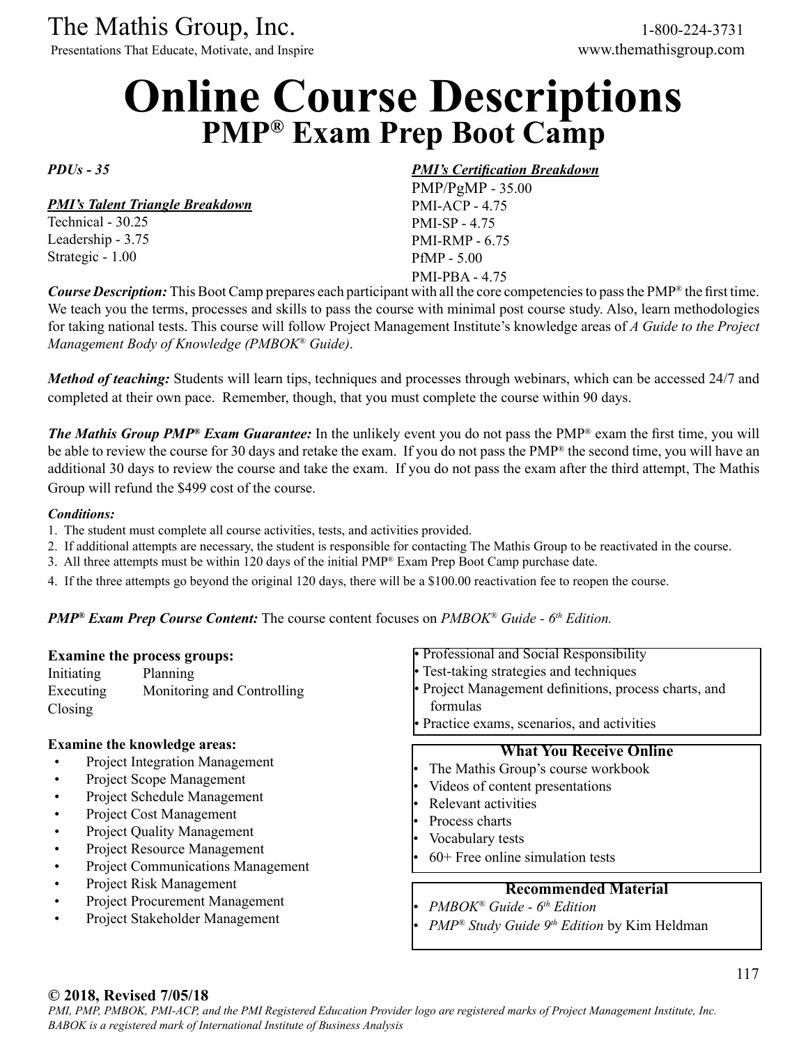# Online Course Descriptions

## PMP® Exam Prep Boot Camp

***PDUs - 35***

***PMI's Talent Triangle Breakdown***

Technical - 30.25
Leadership - 3.75
Strategic - 1.00

***PMI's Certification Breakdown***

PMP/PgMP - 35.00
PMI-ACP - 4.75
PMI-SP - 4.75
PMI-RMP - 6.75
PfMP - 5.00
PMI-PBA - 4.75

***Course Description:*** This Boot Camp prepares each participant with all the core competencies to pass the PMP® the first time. We teach you the terms, processes and skills to pass the course with minimal post course study. Also, learn methodologies for taking national tests. This course will follow Project Management Institute's knowledge areas of *A Guide to the Project Management Body of Knowledge (PMBOK® Guide)*.

***Method of teaching:*** Students will learn tips, techniques and processes through webinars, which can be accessed 24/7 and completed at their own pace. Remember, though, that you must complete the course within 90 days.

***The Mathis Group PMP® Exam Guarantee:*** In the unlikely event you do not pass the PMP® exam the first time, you will be able to review the course for 30 days and retake the exam. If you do not pass the PMP® the second time, you will have an additional 30 days to review the course and take the exam. If you do not pass the exam after the third attempt, The Mathis Group will refund the $499 cost of the course.

***Conditions:***

1. The student must complete all course activities, tests, and activities provided.
2. If additional attempts are necessary, the student is responsible for contacting The Mathis Group to be reactivated in the course.
3. All three attempts must be within 120 days of the initial PMP® Exam Prep Boot Camp purchase date.
4. If the three attempts go beyond the original 120 days, there will be a $100.00 reactivation fee to reopen the course.

***PMP® Exam Prep Course Content:*** The course content focuses on *PMBOK® Guide - 6th Edition.*

**Examine the process groups:**

- Initiating
- Planning
- Executing
- Monitoring and Controlling
- Closing

**Examine the knowledge areas:**

- Project Integration Management
- Project Scope Management
- Project Schedule Management
- Project Cost Management
- Project Quality Management
- Project Resource Management
- Project Communications Management
- Project Risk Management
- Project Procurement Management
- Project Stakeholder Management

- Professional and Social Responsibility
- Test-taking strategies and techniques
- Project Management definitions, process charts, and formulas
- Practice exams, scenarios, and activities

**What You Receive Online**

- The Mathis Group's course workbook
- Videos of content presentations
- Relevant activities
- Process charts
- Vocabulary tests
- 60+ Free online simulation tests

**Recommended Material**

- *PMBOK® Guide - 6th Edition*
- *PMP® Study Guide 9th Edition* by Kim Heldman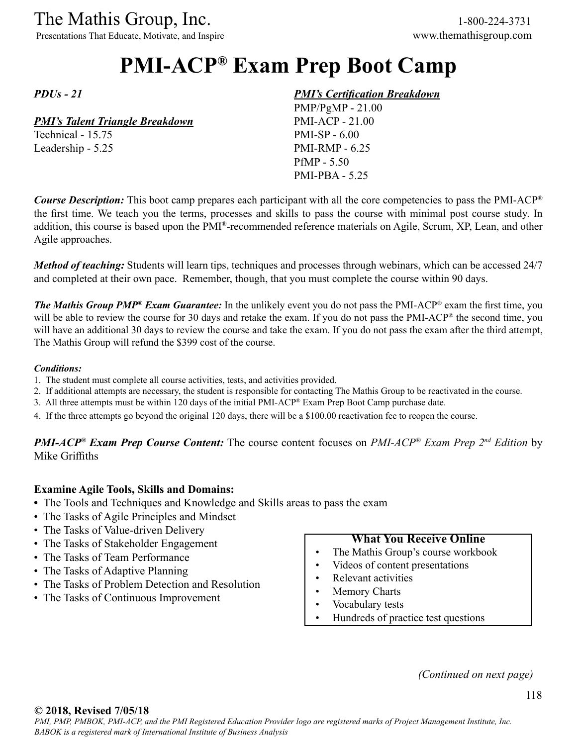# PMI-ACP® Exam Prep Boot Camp

***PDUs - 21***

***PMI's Talent Triangle Breakdown***
Technical - 15.75
Leadership - 5.25

***PMI's Certification Breakdown***
PMP/PgMP - 21.00
PMI-ACP - 21.00
PMI-SP - 6.00
PMI-RMP - 6.25
PfMP - 5.50
PMI-PBA - 5.25

***Course Description:*** This boot camp prepares each participant with all the core competencies to pass the PMI-ACP® the first time. We teach you the terms, processes and skills to pass the course with minimal post course study. In addition, this course is based upon the PMI®-recommended reference materials on Agile, Scrum, XP, Lean, and other Agile approaches.

***Method of teaching:*** Students will learn tips, techniques and processes through webinars, which can be accessed 24/7 and completed at their own pace. Remember, though, that you must complete the course within 90 days.

***The Mathis Group PMP® Exam Guarantee:*** In the unlikely event you do not pass the PMI-ACP® exam the first time, you will be able to review the course for 30 days and retake the exam. If you do not pass the PMI-ACP® the second time, you will have an additional 30 days to review the course and take the exam. If you do not pass the exam after the third attempt, The Mathis Group will refund the $399 cost of the course.

***Conditions:***

1. The student must complete all course activities, tests, and activities provided.
2. If additional attempts are necessary, the student is responsible for contacting The Mathis Group to be reactivated in the course.
3. All three attempts must be within 120 days of the initial PMI-ACP® Exam Prep Boot Camp purchase date.
4. If the three attempts go beyond the original 120 days, there will be a $100.00 reactivation fee to reopen the course.

***PMI-ACP® Exam Prep Course Content:*** The course content focuses on *PMI-ACP® Exam Prep 2nd Edition* by Mike Griffiths

**Examine Agile Tools, Skills and Domains:**

- The Tools and Techniques and Knowledge and Skills areas to pass the exam
- The Tasks of Agile Principles and Mindset
- The Tasks of Value-driven Delivery
- The Tasks of Stakeholder Engagement
- The Tasks of Team Performance
- The Tasks of Adaptive Planning
- The Tasks of Problem Detection and Resolution
- The Tasks of Continuous Improvement

**What You Receive Online**

- The Mathis Group's course workbook
- Videos of content presentations
- Relevant activities
- Memory Charts
- Vocabulary tests
- Hundreds of practice test questions

*(Continued on next page)*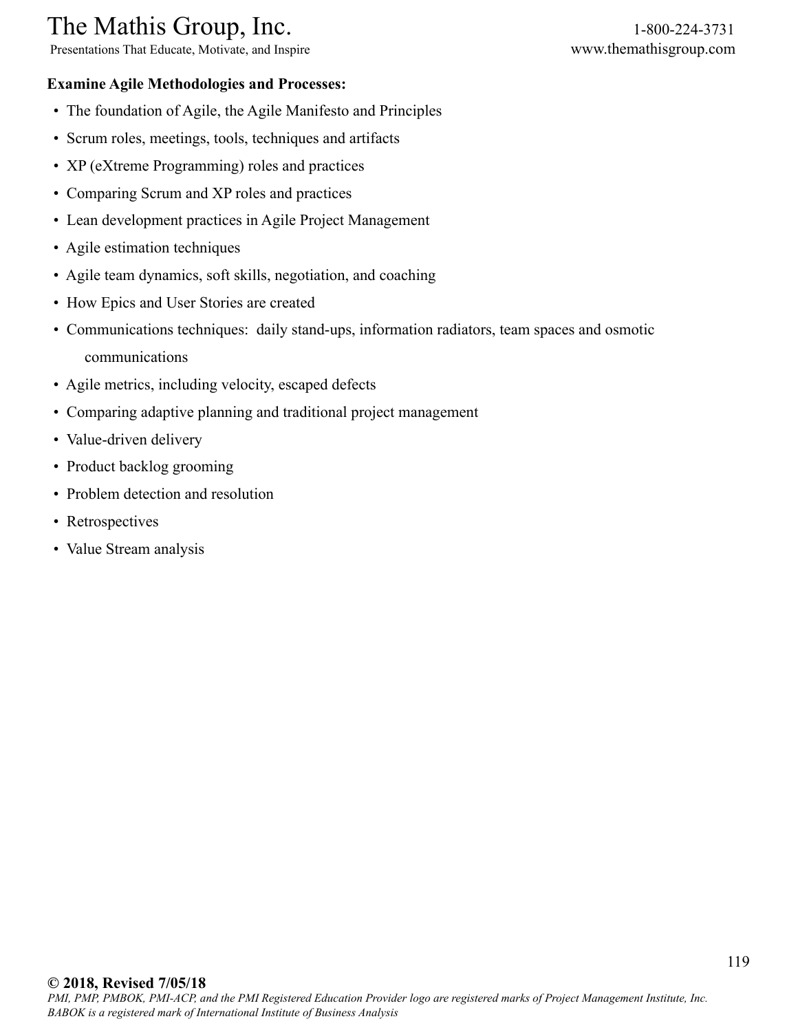**Examine Agile Methodologies and Processes:**

- The foundation of Agile, the Agile Manifesto and Principles
- Scrum roles, meetings, tools, techniques and artifacts
- XP (eXtreme Programming) roles and practices
- Comparing Scrum and XP roles and practices
- Lean development practices in Agile Project Management
- Agile estimation techniques
- Agile team dynamics, soft skills, negotiation, and coaching
- How Epics and User Stories are created
- Communications techniques: daily stand-ups, information radiators, team spaces and osmotic communications
- Agile metrics, including velocity, escaped defects
- Comparing adaptive planning and traditional project management
- Value-driven delivery
- Product backlog grooming
- Problem detection and resolution
- Retrospectives
- Value Stream analysis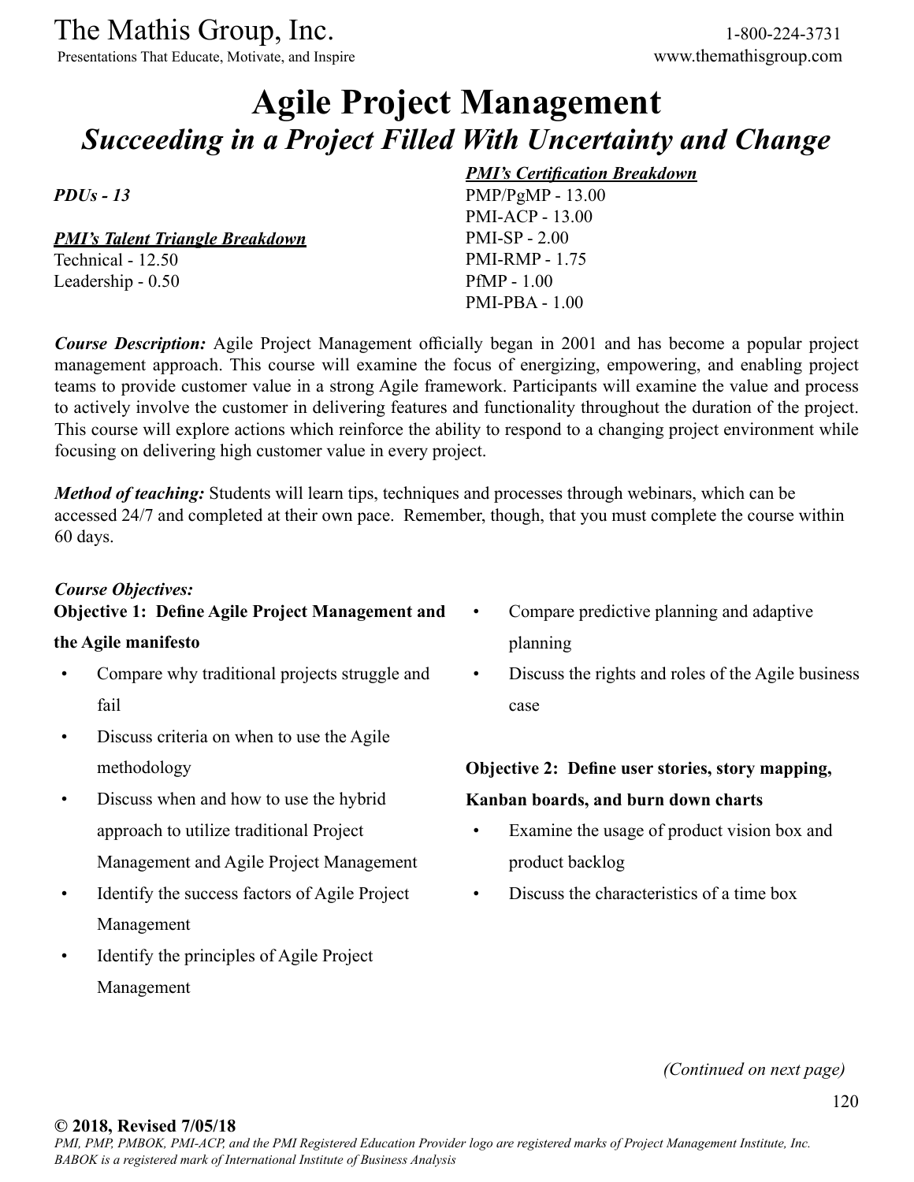# Agile Project Management

## *Succeeding in a Project Filled With Uncertainty and Change*

***PDUs - 13***

***PMI's Talent Triangle Breakdown***
Technical - 12.50
Leadership - 0.50

***PMI's Certification Breakdown***
PMP/PgMP - 13.00
PMI-ACP - 13.00
PMI-SP - 2.00
PMI-RMP - 1.75
PfMP - 1.00
PMI-PBA - 1.00

***Course Description:*** Agile Project Management officially began in 2001 and has become a popular project management approach. This course will examine the focus of energizing, empowering, and enabling project teams to provide customer value in a strong Agile framework. Participants will examine the value and process to actively involve the customer in delivering features and functionality throughout the duration of the project. This course will explore actions which reinforce the ability to respond to a changing project environment while focusing on delivering high customer value in every project.

***Method of teaching:*** Students will learn tips, techniques and processes through webinars, which can be accessed 24/7 and completed at their own pace. Remember, though, that you must complete the course within 60 days.

***Course Objectives:***

**Objective 1: Define Agile Project Management and the Agile manifesto**

- Compare why traditional projects struggle and fail
- Discuss criteria on when to use the Agile methodology
- Discuss when and how to use the hybrid approach to utilize traditional Project Management and Agile Project Management
- Identify the success factors of Agile Project Management
- Identify the principles of Agile Project Management
- Compare predictive planning and adaptive planning
- Discuss the rights and roles of the Agile business case

**Objective 2: Define user stories, story mapping, Kanban boards, and burn down charts**

- Examine the usage of product vision box and product backlog
- Discuss the characteristics of a time box

*(Continued on next page)*

**© 2018, Revised 7/05/18**
*PMI, PMP, PMBOK, PMI-ACP, and the PMI Registered Education Provider logo are registered marks of Project Management Institute, Inc. BABOK is a registered mark of International Institute of Business Analysis*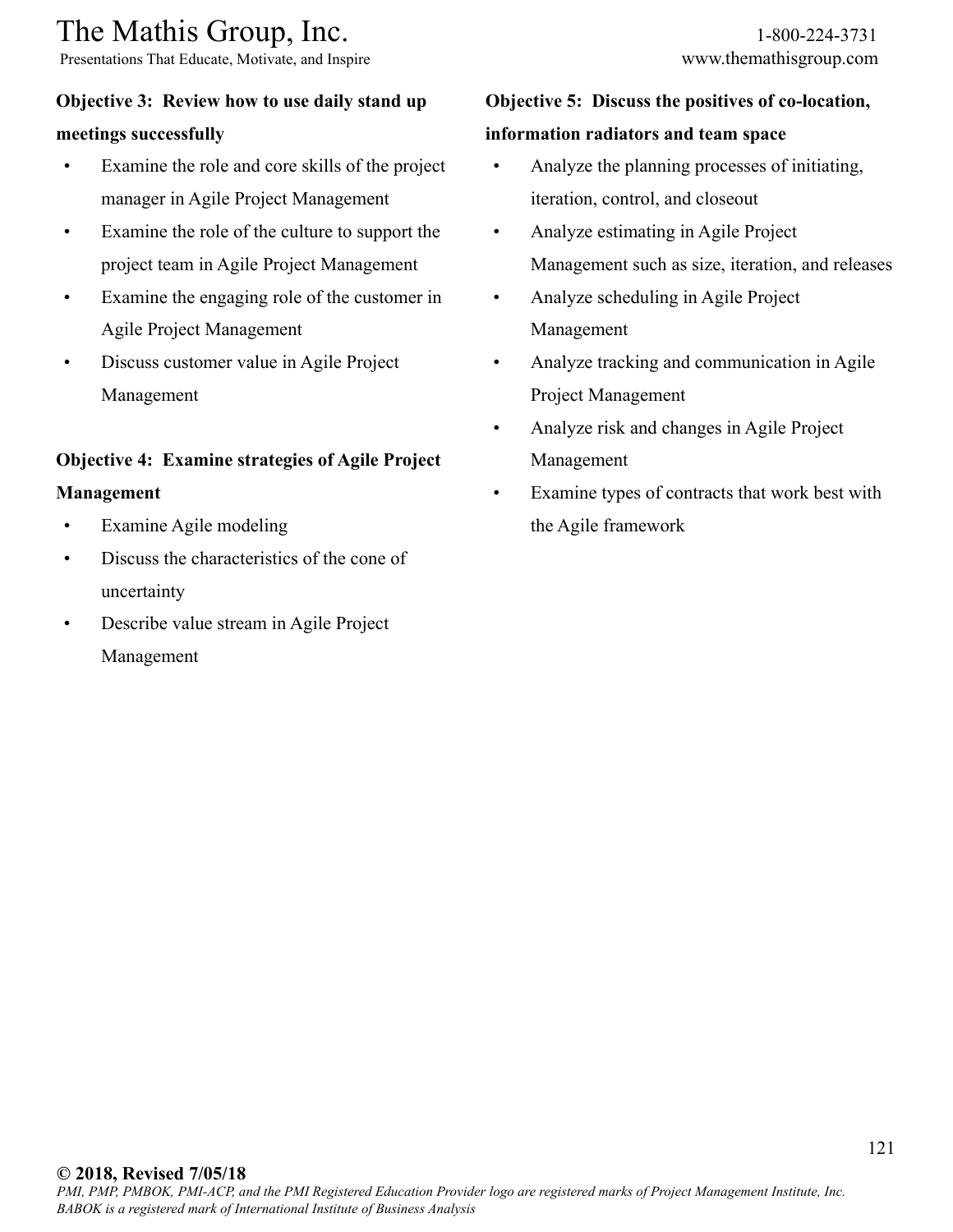**Objective 3: Review how to use daily stand up meetings successfully**

- Examine the role and core skills of the project manager in Agile Project Management
- Examine the role of the culture to support the project team in Agile Project Management
- Examine the engaging role of the customer in Agile Project Management
- Discuss customer value in Agile Project Management

**Objective 4: Examine strategies of Agile Project Management**

- Examine Agile modeling
- Discuss the characteristics of the cone of uncertainty
- Describe value stream in Agile Project Management

**Objective 5: Discuss the positives of co-location, information radiators and team space**

- Analyze the planning processes of initiating, iteration, control, and closeout
- Analyze estimating in Agile Project Management such as size, iteration, and releases
- Analyze scheduling in Agile Project Management
- Analyze tracking and communication in Agile Project Management
- Analyze risk and changes in Agile Project Management
- Examine types of contracts that work best with the Agile framework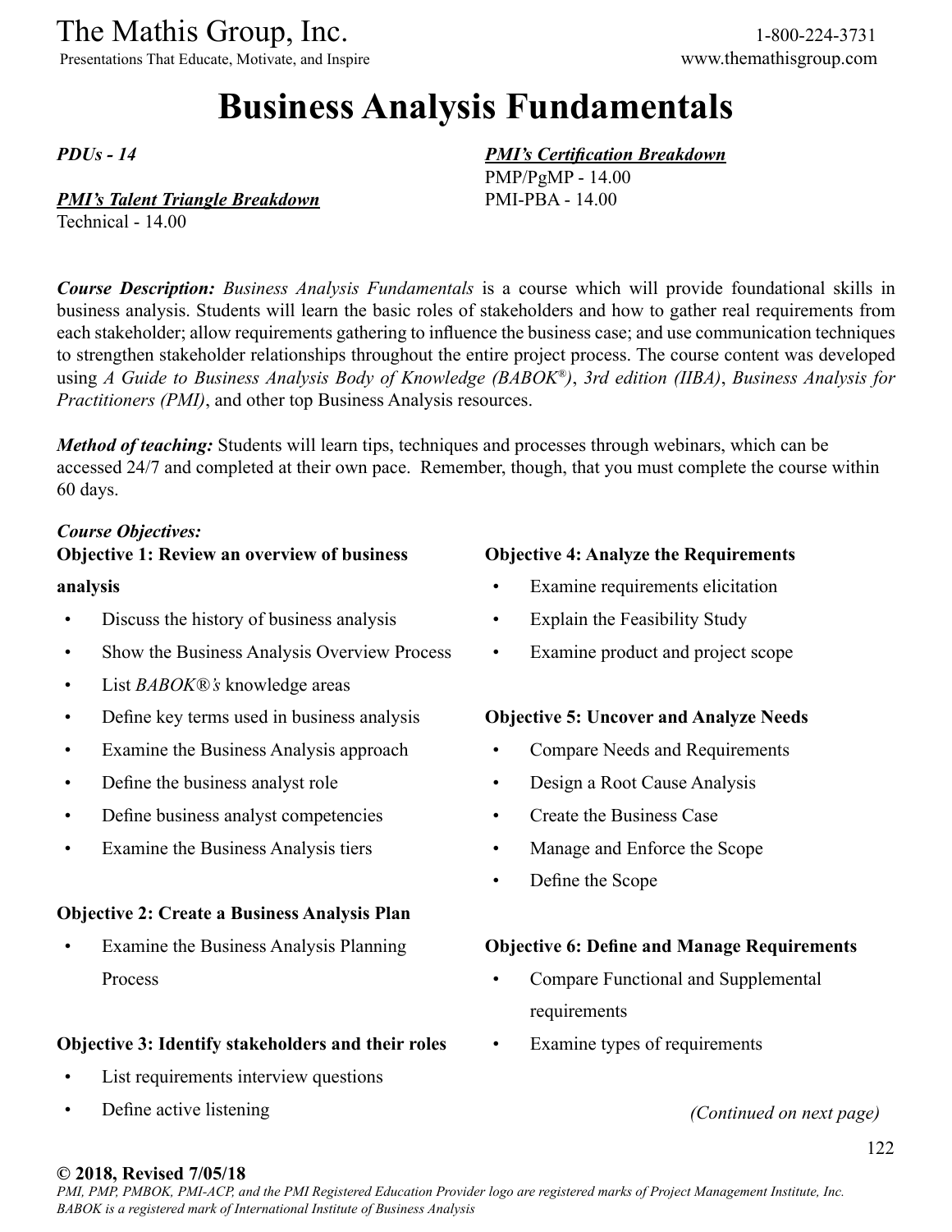# Business Analysis Fundamentals

***PDUs - 14***

***PMI's Talent Triangle Breakdown***
Technical - 14.00

***PMI's Certification Breakdown***
PMP/PgMP - 14.00
PMI-PBA - 14.00

***Course Description:*** *Business Analysis Fundamentals* is a course which will provide foundational skills in business analysis. Students will learn the basic roles of stakeholders and how to gather real requirements from each stakeholder; allow requirements gathering to influence the business case; and use communication techniques to strengthen stakeholder relationships throughout the entire project process. The course content was developed using *A Guide to Business Analysis Body of Knowledge (BABOK®), 3rd edition (IIBA)*, *Business Analysis for Practitioners (PMI)*, and other top Business Analysis resources.

***Method of teaching:*** Students will learn tips, techniques and processes through webinars, which can be accessed 24/7 and completed at their own pace. Remember, though, that you must complete the course within 60 days.

***Course Objectives:***

**Objective 1: Review an overview of business analysis**

- Discuss the history of business analysis
- Show the Business Analysis Overview Process
- List *BABOK®'s* knowledge areas
- Define key terms used in business analysis
- Examine the Business Analysis approach
- Define the business analyst role
- Define business analyst competencies
- Examine the Business Analysis tiers

**Objective 2: Create a Business Analysis Plan**

- Examine the Business Analysis Planning Process

**Objective 3: Identify stakeholders and their roles**

- List requirements interview questions
- Define active listening

**Objective 4: Analyze the Requirements**

- Examine requirements elicitation
- Explain the Feasibility Study
- Examine product and project scope

**Objective 5: Uncover and Analyze Needs**

- Compare Needs and Requirements
- Design a Root Cause Analysis
- Create the Business Case
- Manage and Enforce the Scope
- Define the Scope

**Objective 6: Define and Manage Requirements**

- Compare Functional and Supplemental requirements
- Examine types of requirements

*(Continued on next page)*

**© 2018, Revised 7/05/18**

*PMI, PMP, PMBOK, PMI-ACP, and the PMI Registered Education Provider logo are registered marks of Project Management Institute, Inc. BABOK is a registered mark of International Institute of Business Analysis*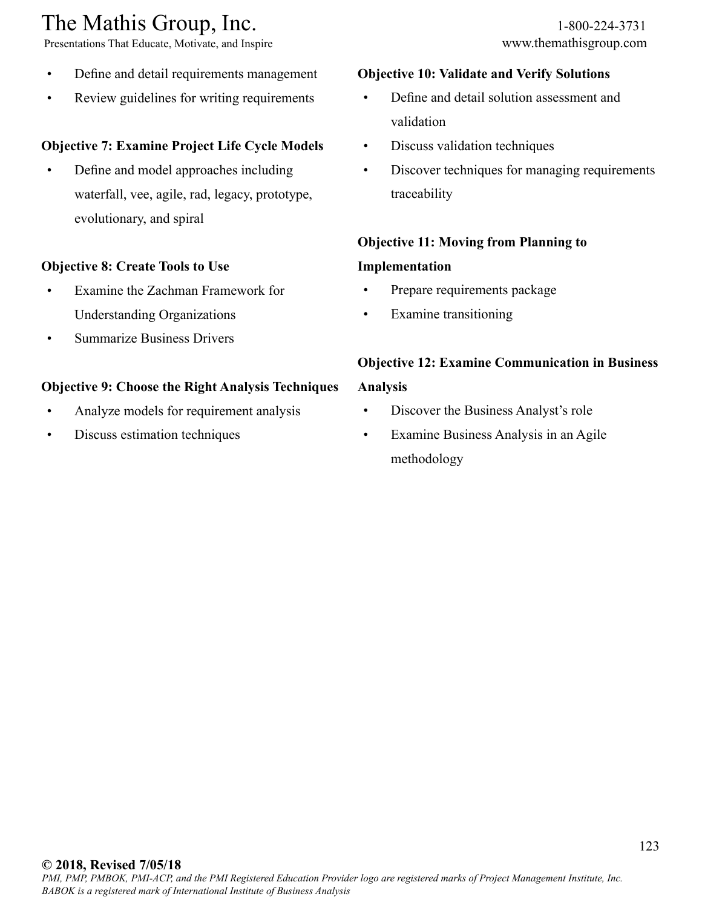- Define and detail requirements management
- Review guidelines for writing requirements

**Objective 7: Examine Project Life Cycle Models**

- Define and model approaches including waterfall, vee, agile, rad, legacy, prototype, evolutionary, and spiral

**Objective 8: Create Tools to Use**

- Examine the Zachman Framework for Understanding Organizations
- Summarize Business Drivers

**Objective 9: Choose the Right Analysis Techniques**

- Analyze models for requirement analysis
- Discuss estimation techniques

**Objective 10: Validate and Verify Solutions**

- Define and detail solution assessment and validation
- Discuss validation techniques
- Discover techniques for managing requirements traceability

**Objective 11: Moving from Planning to Implementation**

- Prepare requirements package
- Examine transitioning

**Objective 12: Examine Communication in Business Analysis**

- Discover the Business Analyst's role
- Examine Business Analysis in an Agile methodology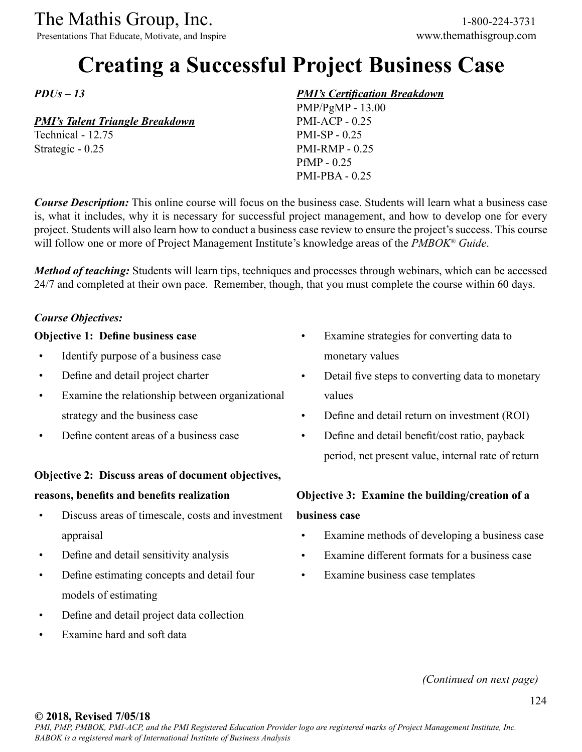# Creating a Successful Project Business Case

***PDUs – 13***

***PMI's Talent Triangle Breakdown***
Technical - 12.75
Strategic - 0.25

***PMI's Certification Breakdown***
PMP/PgMP - 13.00
PMI-ACP - 0.25
PMI-SP - 0.25
PMI-RMP - 0.25
PfMP - 0.25
PMI-PBA - 0.25

***Course Description:*** This online course will focus on the business case. Students will learn what a business case is, what it includes, why it is necessary for successful project management, and how to develop one for every project. Students will also learn how to conduct a business case review to ensure the project's success. This course will follow one or more of Project Management Institute's knowledge areas of the *PMBOK® Guide*.

***Method of teaching:*** Students will learn tips, techniques and processes through webinars, which can be accessed 24/7 and completed at their own pace. Remember, though, that you must complete the course within 60 days.

***Course Objectives:***

**Objective 1: Define business case**

- Identify purpose of a business case
- Define and detail project charter
- Examine the relationship between organizational strategy and the business case
- Define content areas of a business case

**Objective 2: Discuss areas of document objectives, reasons, benefits and benefits realization**

- Discuss areas of timescale, costs and investment appraisal
- Define and detail sensitivity analysis
- Define estimating concepts and detail four models of estimating
- Define and detail project data collection
- Examine hard and soft data
- Examine strategies for converting data to monetary values
- Detail five steps to converting data to monetary values
- Define and detail return on investment (ROI)
- Define and detail benefit/cost ratio, payback period, net present value, internal rate of return

**Objective 3: Examine the building/creation of a business case**

- Examine methods of developing a business case
- Examine different formats for a business case
- Examine business case templates

*(Continued on next page)*

**© 2018, Revised 7/05/18**
*PMI, PMP, PMBOK, PMI-ACP, and the PMI Registered Education Provider logo are registered marks of Project Management Institute, Inc. BABOK is a registered mark of International Institute of Business Analysis*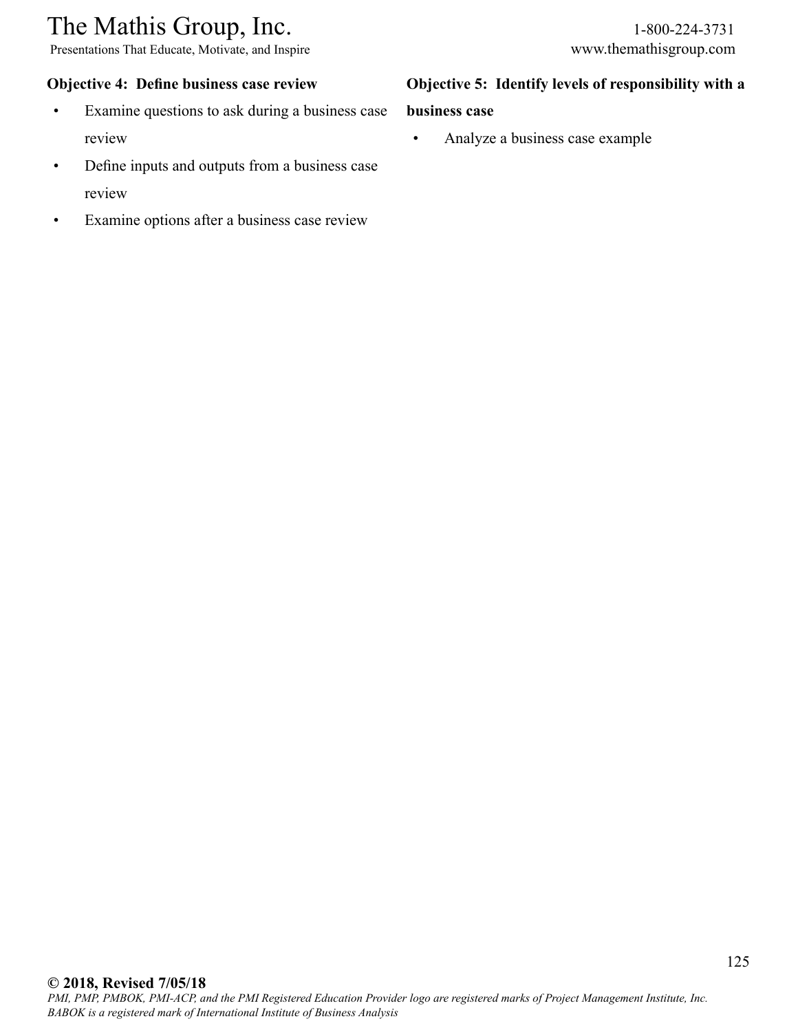**Objective 4: Define business case review**

- Examine questions to ask during a business case review
- Define inputs and outputs from a business case review
- Examine options after a business case review

**Objective 5: Identify levels of responsibility with a business case**

- Analyze a business case example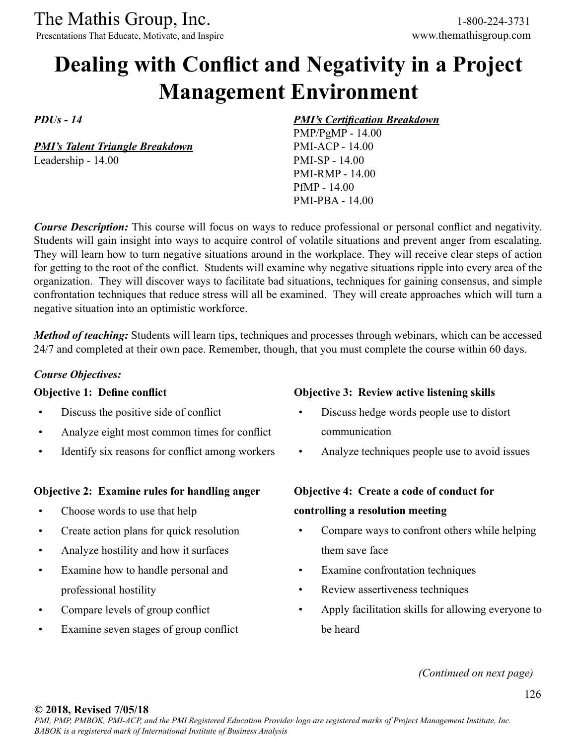# Dealing with Conflict and Negativity in a Project Management Environment

***PDUs - 14***

***PMI's Talent Triangle Breakdown***
Leadership - 14.00

***PMI's Certification Breakdown***
PMP/PgMP - 14.00
PMI-ACP - 14.00
PMI-SP - 14.00
PMI-RMP - 14.00
PfMP - 14.00
PMI-PBA - 14.00

***Course Description:*** This course will focus on ways to reduce professional or personal conflict and negativity. Students will gain insight into ways to acquire control of volatile situations and prevent anger from escalating. They will learn how to turn negative situations around in the workplace. They will receive clear steps of action for getting to the root of the conflict. Students will examine why negative situations ripple into every area of the organization. They will discover ways to facilitate bad situations, techniques for gaining consensus, and simple confrontation techniques that reduce stress will all be examined. They will create approaches which will turn a negative situation into an optimistic workforce.

***Method of teaching:*** Students will learn tips, techniques and processes through webinars, which can be accessed 24/7 and completed at their own pace. Remember, though, that you must complete the course within 60 days.

***Course Objectives:***

**Objective 1: Define conflict**

- Discuss the positive side of conflict
- Analyze eight most common times for conflict
- Identify six reasons for conflict among workers

**Objective 2: Examine rules for handling anger**

- Choose words to use that help
- Create action plans for quick resolution
- Analyze hostility and how it surfaces
- Examine how to handle personal and professional hostility
- Compare levels of group conflict
- Examine seven stages of group conflict

**Objective 3: Review active listening skills**

- Discuss hedge words people use to distort communication
- Analyze techniques people use to avoid issues

**Objective 4: Create a code of conduct for controlling a resolution meeting**

- Compare ways to confront others while helping them save face
- Examine confrontation techniques
- Review assertiveness techniques
- Apply facilitation skills for allowing everyone to be heard

*(Continued on next page)*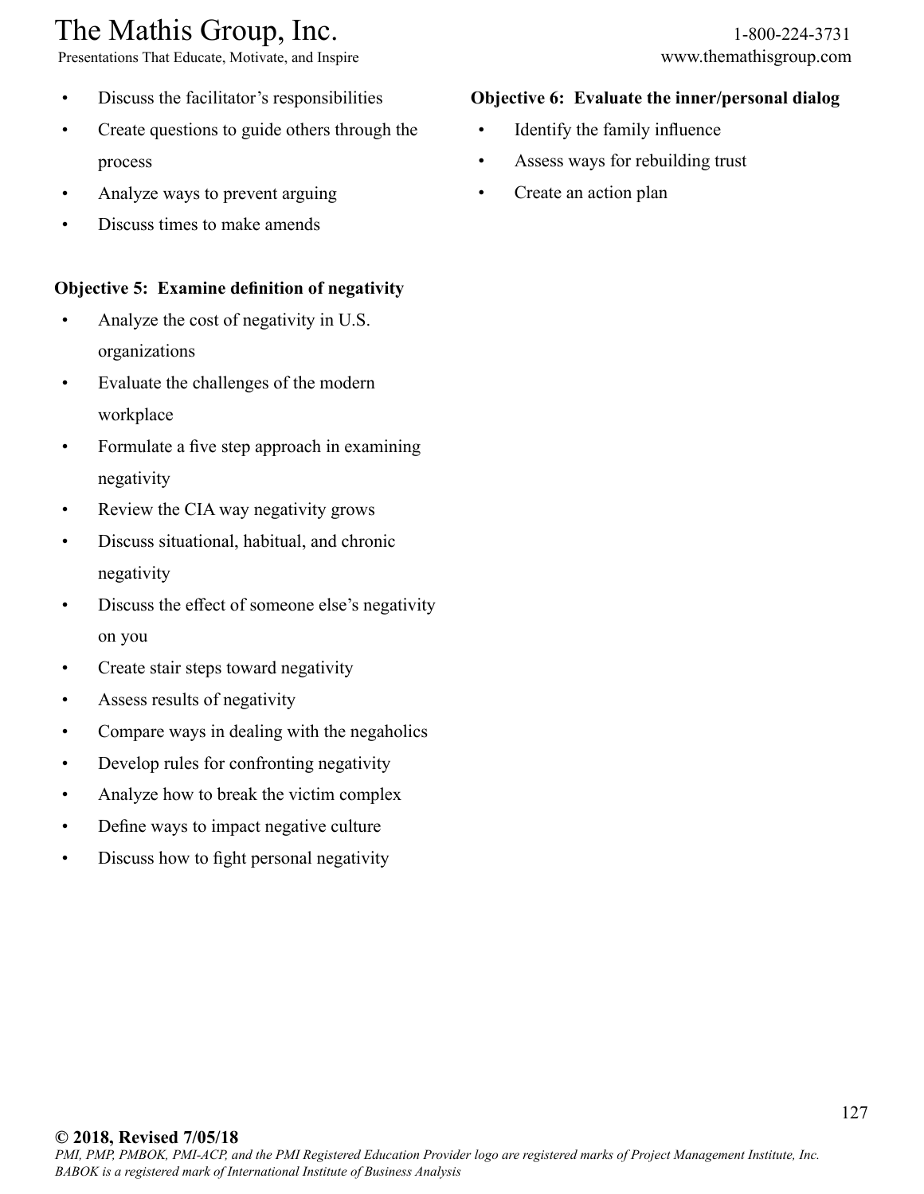- Discuss the facilitator's responsibilities
- Create questions to guide others through the process
- Analyze ways to prevent arguing
- Discuss times to make amends

**Objective 5: Examine definition of negativity**

- Analyze the cost of negativity in U.S. organizations
- Evaluate the challenges of the modern workplace
- Formulate a five step approach in examining negativity
- Review the CIA way negativity grows
- Discuss situational, habitual, and chronic negativity
- Discuss the effect of someone else's negativity on you
- Create stair steps toward negativity
- Assess results of negativity
- Compare ways in dealing with the negaholics
- Develop rules for confronting negativity
- Analyze how to break the victim complex
- Define ways to impact negative culture
- Discuss how to fight personal negativity

**Objective 6: Evaluate the inner/personal dialog**

- Identify the family influence
- Assess ways for rebuilding trust
- Create an action plan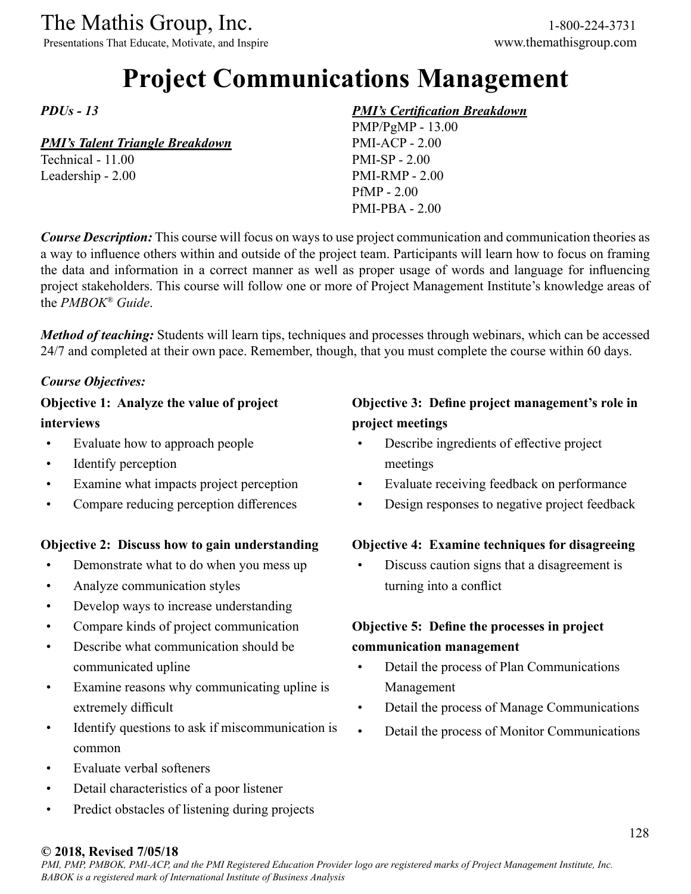# Project Communications Management

***PDUs - 13***

***PMI's Talent Triangle Breakdown***

Technical - 11.00
Leadership - 2.00

***PMI's Certification Breakdown***

PMP/PgMP - 13.00
PMI-ACP - 2.00
PMI-SP - 2.00
PMI-RMP - 2.00
PfMP - 2.00
PMI-PBA - 2.00

***Course Description:*** This course will focus on ways to use project communication and communication theories as a way to influence others within and outside of the project team. Participants will learn how to focus on framing the data and information in a correct manner as well as proper usage of words and language for influencing project stakeholders. This course will follow one or more of Project Management Institute's knowledge areas of the *PMBOK® Guide*.

***Method of teaching:*** Students will learn tips, techniques and processes through webinars, which can be accessed 24/7 and completed at their own pace. Remember, though, that you must complete the course within 60 days.

***Course Objectives:***

**Objective 1: Analyze the value of project interviews**

- Evaluate how to approach people
- Identify perception
- Examine what impacts project perception
- Compare reducing perception differences

**Objective 2: Discuss how to gain understanding**

- Demonstrate what to do when you mess up
- Analyze communication styles
- Develop ways to increase understanding
- Compare kinds of project communication
- Describe what communication should be communicated upline
- Examine reasons why communicating upline is extremely difficult
- Identify questions to ask if miscommunication is common
- Evaluate verbal softeners
- Detail characteristics of a poor listener
- Predict obstacles of listening during projects

**Objective 3: Define project management's role in project meetings**

- Describe ingredients of effective project meetings
- Evaluate receiving feedback on performance
- Design responses to negative project feedback

**Objective 4: Examine techniques for disagreeing**

- Discuss caution signs that a disagreement is turning into a conflict

**Objective 5: Define the processes in project communication management**

- Detail the process of Plan Communications Management
- Detail the process of Manage Communications
- Detail the process of Monitor Communications

**© 2018, Revised 7/05/18**

*PMI, PMP, PMBOK, PMI-ACP, and the PMI Registered Education Provider logo are registered marks of Project Management Institute, Inc. BABOK is a registered mark of International Institute of Business Analysis*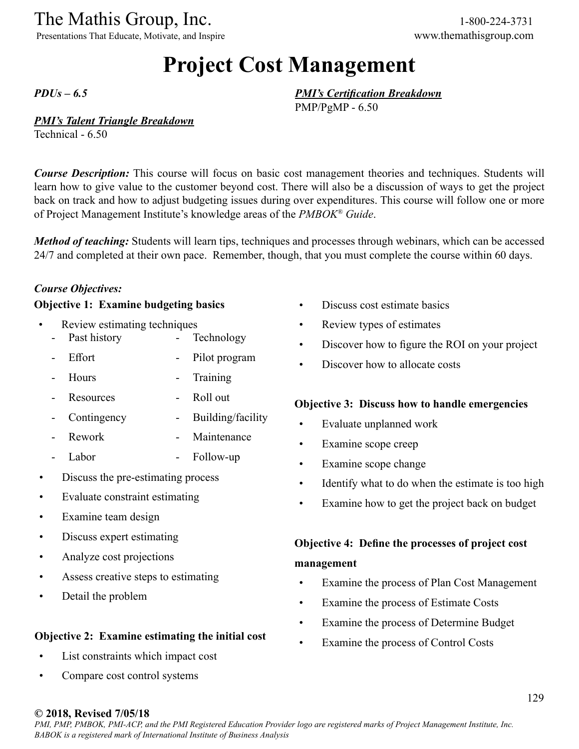# Project Cost Management

***PDUs – 6.5***

***PMI's Certification Breakdown***
PMP/PgMP - 6.50

***PMI's Talent Triangle Breakdown***
Technical - 6.50

***Course Description:*** This course will focus on basic cost management theories and techniques. Students will learn how to give value to the customer beyond cost. There will also be a discussion of ways to get the project back on track and how to adjust budgeting issues during over expenditures. This course will follow one or more of Project Management Institute's knowledge areas of the *PMBOK® Guide*.

***Method of teaching:*** Students will learn tips, techniques and processes through webinars, which can be accessed 24/7 and completed at their own pace. Remember, though, that you must complete the course within 60 days.

***Course Objectives:***

**Objective 1: Examine budgeting basics**

- Review estimating techniques
  - Past history
  - Effort
  - Hours
  - Resources
  - Contingency
  - Rework
  - Labor
  - Technology
  - Pilot program
  - Training
  - Roll out
  - Building/facility
  - Maintenance
  - Follow-up
- Discuss the pre-estimating process
- Evaluate constraint estimating
- Examine team design
- Discuss expert estimating
- Analyze cost projections
- Assess creative steps to estimating
- Detail the problem

**Objective 2: Examine estimating the initial cost**

- List constraints which impact cost
- Compare cost control systems
- Discuss cost estimate basics
- Review types of estimates
- Discover how to figure the ROI on your project
- Discover how to allocate costs

**Objective 3: Discuss how to handle emergencies**

- Evaluate unplanned work
- Examine scope creep
- Examine scope change
- Identify what to do when the estimate is too high
- Examine how to get the project back on budget

**Objective 4: Define the processes of project cost management**

- Examine the process of Plan Cost Management
- Examine the process of Estimate Costs
- Examine the process of Determine Budget
- Examine the process of Control Costs

**© 2018, Revised 7/05/18**

*PMI, PMP, PMBOK, PMI-ACP, and the PMI Registered Education Provider logo are registered marks of Project Management Institute, Inc. BABOK is a registered mark of International Institute of Business Analysis*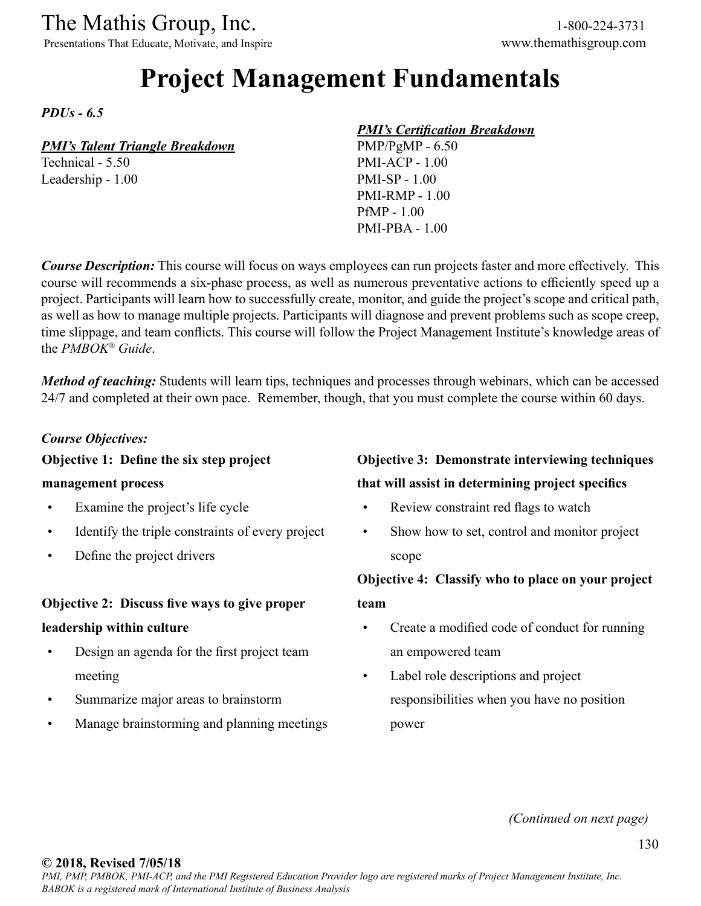# Project Management Fundamentals

***PDUs - 6.5***

***PMI's Talent Triangle Breakdown***

Technical - 5.50
Leadership - 1.00

***PMI's Certification Breakdown***

PMP/PgMP - 6.50
PMI-ACP - 1.00
PMI-SP - 1.00
PMI-RMP - 1.00
PfMP - 1.00
PMI-PBA - 1.00

***Course Description:*** This course will focus on ways employees can run projects faster and more effectively. This course will recommends a six-phase process, as well as numerous preventative actions to efficiently speed up a project. Participants will learn how to successfully create, monitor, and guide the project's scope and critical path, as well as how to manage multiple projects. Participants will diagnose and prevent problems such as scope creep, time slippage, and team conflicts. This course will follow the Project Management Institute's knowledge areas of the *PMBOK® Guide*.

***Method of teaching:*** Students will learn tips, techniques and processes through webinars, which can be accessed 24/7 and completed at their own pace. Remember, though, that you must complete the course within 60 days.

***Course Objectives:***

**Objective 1: Define the six step project management process**

- Examine the project's life cycle
- Identify the triple constraints of every project
- Define the project drivers

**Objective 2: Discuss five ways to give proper leadership within culture**

- Design an agenda for the first project team meeting
- Summarize major areas to brainstorm
- Manage brainstorming and planning meetings

**Objective 3: Demonstrate interviewing techniques that will assist in determining project specifics**

- Review constraint red flags to watch
- Show how to set, control and monitor project scope

**Objective 4: Classify who to place on your project team**

- Create a modified code of conduct for running an empowered team
- Label role descriptions and project responsibilities when you have no position power

*(Continued on next page)*

**© 2018, Revised 7/05/18**
*PMI, PMP, PMBOK, PMI-ACP, and the PMI Registered Education Provider logo are registered marks of Project Management Institute, Inc. BABOK is a registered mark of International Institute of Business Analysis*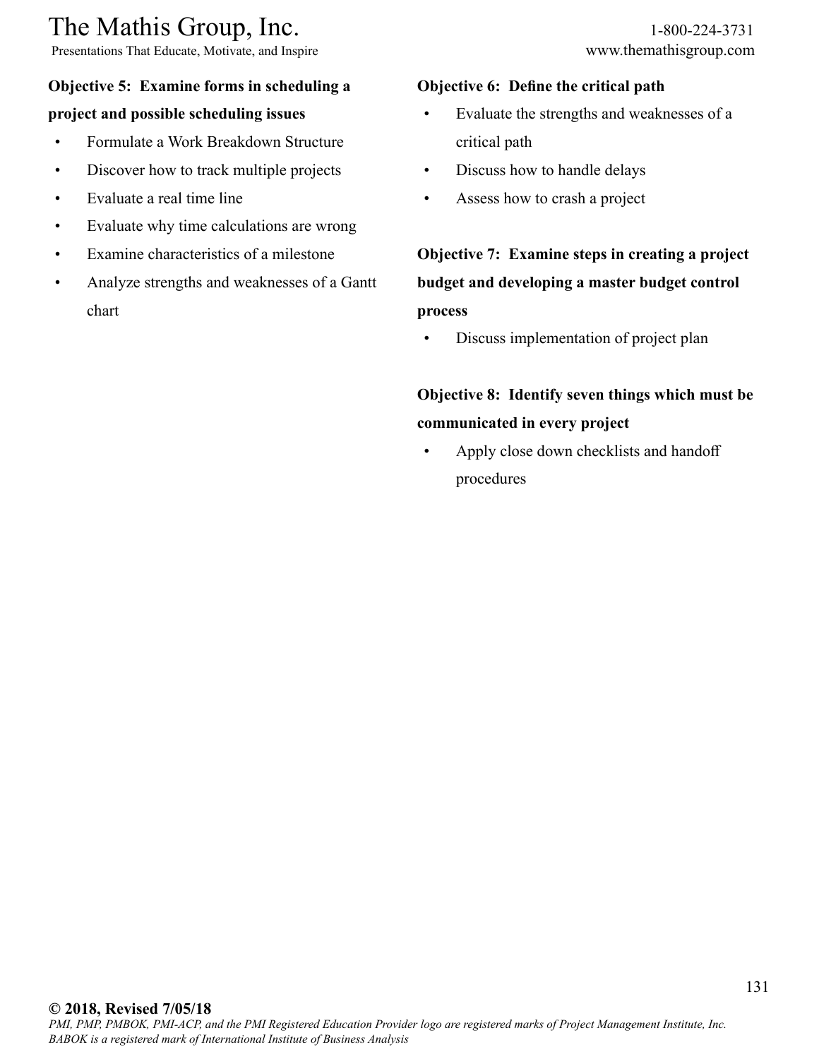**Objective 5: Examine forms in scheduling a project and possible scheduling issues**

- Formulate a Work Breakdown Structure
- Discover how to track multiple projects
- Evaluate a real time line
- Evaluate why time calculations are wrong
- Examine characteristics of a milestone
- Analyze strengths and weaknesses of a Gantt chart

**Objective 6: Define the critical path**

- Evaluate the strengths and weaknesses of a critical path
- Discuss how to handle delays
- Assess how to crash a project

**Objective 7: Examine steps in creating a project budget and developing a master budget control process**

- Discuss implementation of project plan

**Objective 8: Identify seven things which must be communicated in every project**

- Apply close down checklists and handoff procedures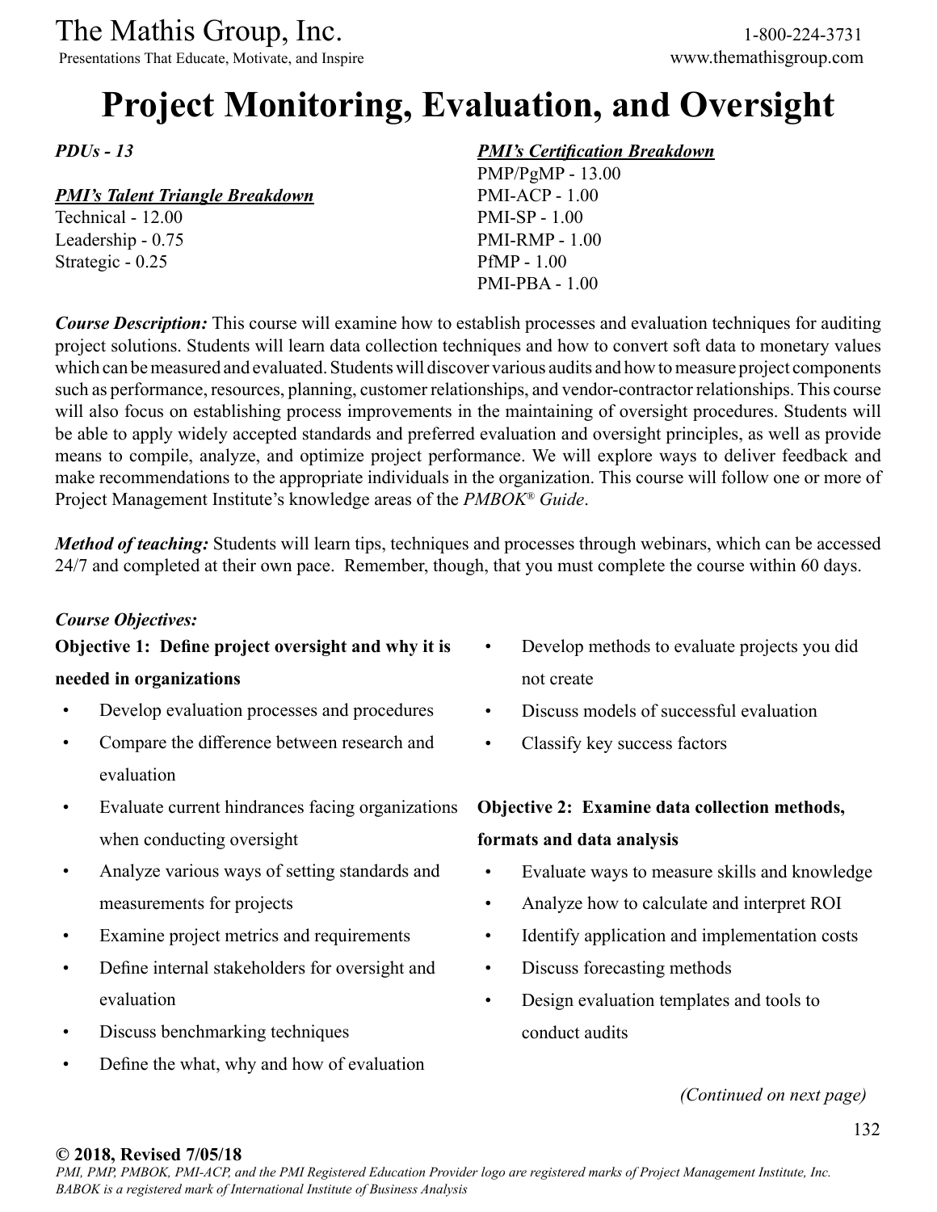# Project Monitoring, Evaluation, and Oversight

***PDUs - 13***

***PMI's Talent Triangle Breakdown***

Technical - 12.00
Leadership - 0.75
Strategic - 0.25

***PMI's Certification Breakdown***

PMP/PgMP - 13.00
PMI-ACP - 1.00
PMI-SP - 1.00
PMI-RMP - 1.00
PfMP - 1.00
PMI-PBA - 1.00

***Course Description:*** This course will examine how to establish processes and evaluation techniques for auditing project solutions. Students will learn data collection techniques and how to convert soft data to monetary values which can be measured and evaluated. Students will discover various audits and how to measure project components such as performance, resources, planning, customer relationships, and vendor-contractor relationships. This course will also focus on establishing process improvements in the maintaining of oversight procedures. Students will be able to apply widely accepted standards and preferred evaluation and oversight principles, as well as provide means to compile, analyze, and optimize project performance. We will explore ways to deliver feedback and make recommendations to the appropriate individuals in the organization. This course will follow one or more of Project Management Institute's knowledge areas of the *PMBOK® Guide*.

***Method of teaching:*** Students will learn tips, techniques and processes through webinars, which can be accessed 24/7 and completed at their own pace. Remember, though, that you must complete the course within 60 days.

***Course Objectives:***

**Objective 1: Define project oversight and why it is needed in organizations**

- Develop evaluation processes and procedures
- Compare the difference between research and evaluation
- Evaluate current hindrances facing organizations when conducting oversight
- Analyze various ways of setting standards and measurements for projects
- Examine project metrics and requirements
- Define internal stakeholders for oversight and evaluation
- Discuss benchmarking techniques
- Define the what, why and how of evaluation
- Develop methods to evaluate projects you did not create
- Discuss models of successful evaluation
- Classify key success factors

**Objective 2: Examine data collection methods, formats and data analysis**

- Evaluate ways to measure skills and knowledge
- Analyze how to calculate and interpret ROI
- Identify application and implementation costs
- Discuss forecasting methods
- Design evaluation templates and tools to conduct audits

*(Continued on next page)*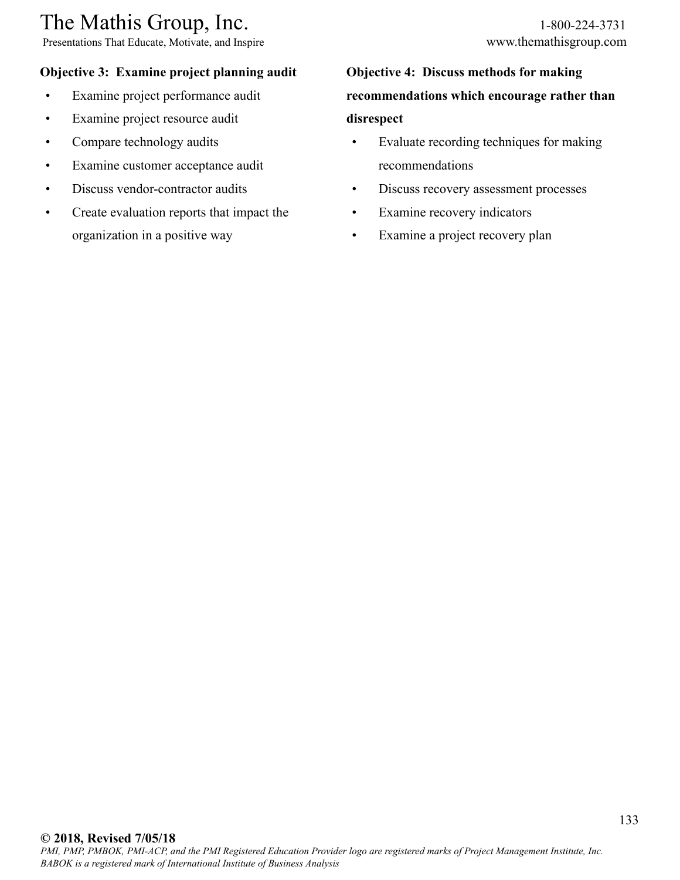**Objective 3: Examine project planning audit**

- Examine project performance audit
- Examine project resource audit
- Compare technology audits
- Examine customer acceptance audit
- Discuss vendor-contractor audits
- Create evaluation reports that impact the organization in a positive way

**Objective 4: Discuss methods for making recommendations which encourage rather than disrespect**

- Evaluate recording techniques for making recommendations
- Discuss recovery assessment processes
- Examine recovery indicators
- Examine a project recovery plan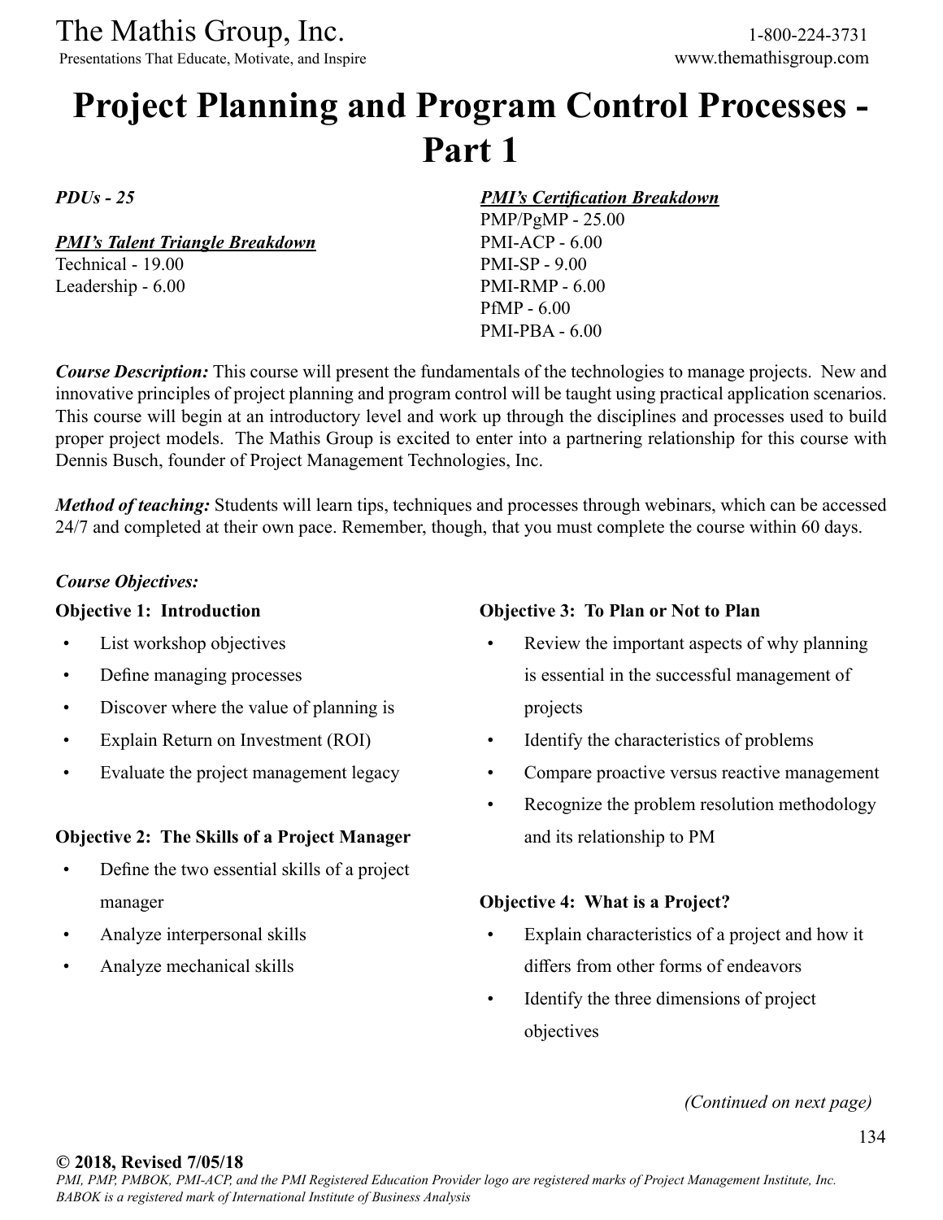# Project Planning and Program Control Processes - Part 1

***PDUs - 25***

***PMI's Talent Triangle Breakdown***
Technical - 19.00
Leadership - 6.00

***PMI's Certification Breakdown***
PMP/PgMP - 25.00
PMI-ACP - 6.00
PMI-SP - 9.00
PMI-RMP - 6.00
PfMP - 6.00
PMI-PBA - 6.00

***Course Description:*** This course will present the fundamentals of the technologies to manage projects. New and innovative principles of project planning and program control will be taught using practical application scenarios. This course will begin at an introductory level and work up through the disciplines and processes used to build proper project models. The Mathis Group is excited to enter into a partnering relationship for this course with Dennis Busch, founder of Project Management Technologies, Inc.

***Method of teaching:*** Students will learn tips, techniques and processes through webinars, which can be accessed 24/7 and completed at their own pace. Remember, though, that you must complete the course within 60 days.

***Course Objectives:***

**Objective 1: Introduction**

- List workshop objectives
- Define managing processes
- Discover where the value of planning is
- Explain Return on Investment (ROI)
- Evaluate the project management legacy

**Objective 2: The Skills of a Project Manager**

- Define the two essential skills of a project manager
- Analyze interpersonal skills
- Analyze mechanical skills

**Objective 3: To Plan or Not to Plan**

- Review the important aspects of why planning is essential in the successful management of projects
- Identify the characteristics of problems
- Compare proactive versus reactive management
- Recognize the problem resolution methodology and its relationship to PM

**Objective 4: What is a Project?**

- Explain characteristics of a project and how it differs from other forms of endeavors
- Identify the three dimensions of project objectives

*(Continued on next page)*

**© 2018, Revised 7/05/18**
*PMI, PMP, PMBOK, PMI-ACP, and the PMI Registered Education Provider logo are registered marks of Project Management Institute, Inc. BABOK is a registered mark of International Institute of Business Analysis*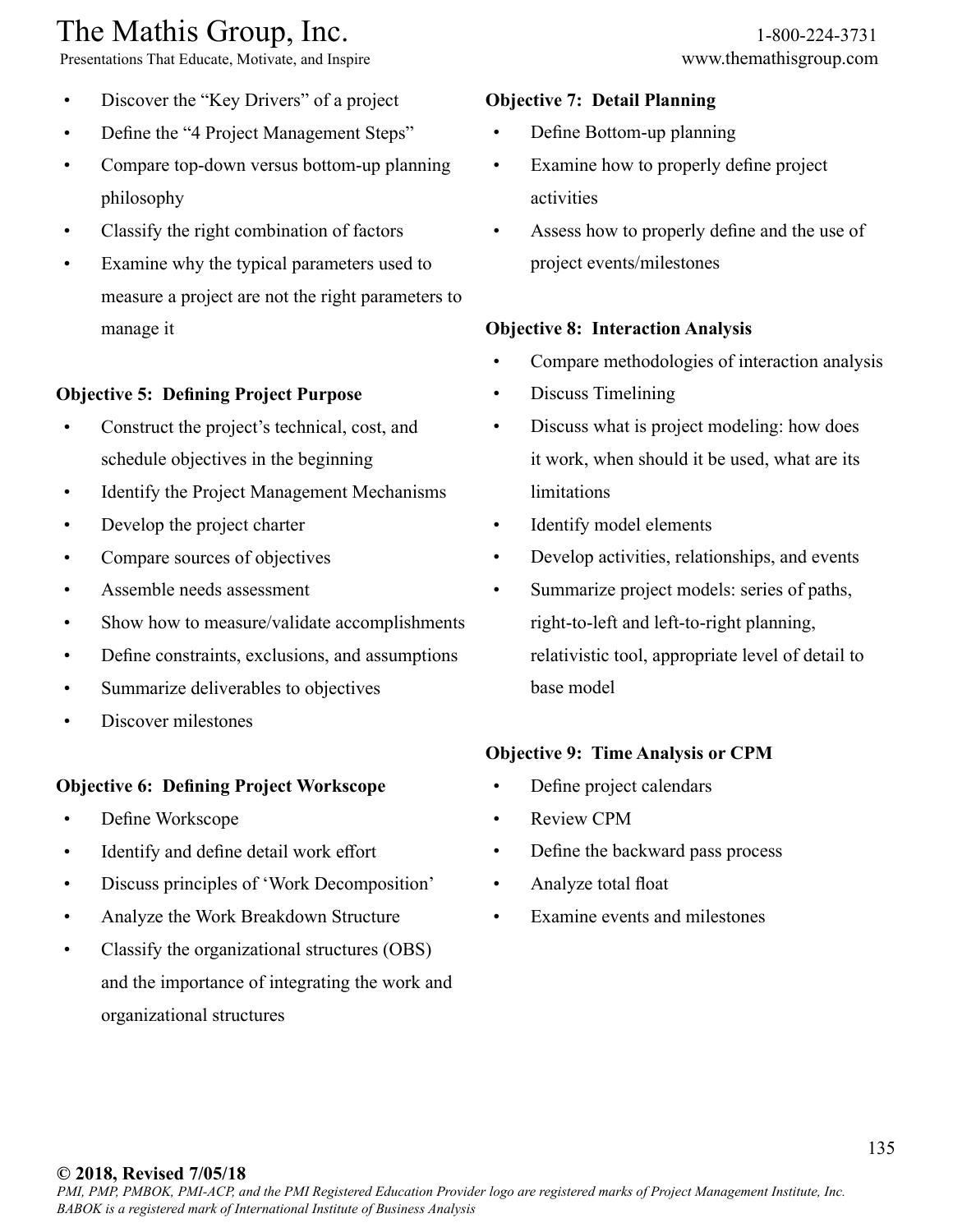- Discover the "Key Drivers" of a project
- Define the "4 Project Management Steps"
- Compare top-down versus bottom-up planning philosophy
- Classify the right combination of factors
- Examine why the typical parameters used to measure a project are not the right parameters to manage it

**Objective 5: Defining Project Purpose**

- Construct the project's technical, cost, and schedule objectives in the beginning
- Identify the Project Management Mechanisms
- Develop the project charter
- Compare sources of objectives
- Assemble needs assessment
- Show how to measure/validate accomplishments
- Define constraints, exclusions, and assumptions
- Summarize deliverables to objectives
- Discover milestones

**Objective 6: Defining Project Workscope**

- Define Workscope
- Identify and define detail work effort
- Discuss principles of 'Work Decomposition'
- Analyze the Work Breakdown Structure
- Classify the organizational structures (OBS) and the importance of integrating the work and organizational structures

**Objective 7: Detail Planning**

- Define Bottom-up planning
- Examine how to properly define project activities
- Assess how to properly define and the use of project events/milestones

**Objective 8: Interaction Analysis**

- Compare methodologies of interaction analysis
- Discuss Timelining
- Discuss what is project modeling: how does it work, when should it be used, what are its limitations
- Identify model elements
- Develop activities, relationships, and events
- Summarize project models: series of paths, right-to-left and left-to-right planning, relativistic tool, appropriate level of detail to base model

**Objective 9: Time Analysis or CPM**

- Define project calendars
- Review CPM
- Define the backward pass process
- Analyze total float
- Examine events and milestones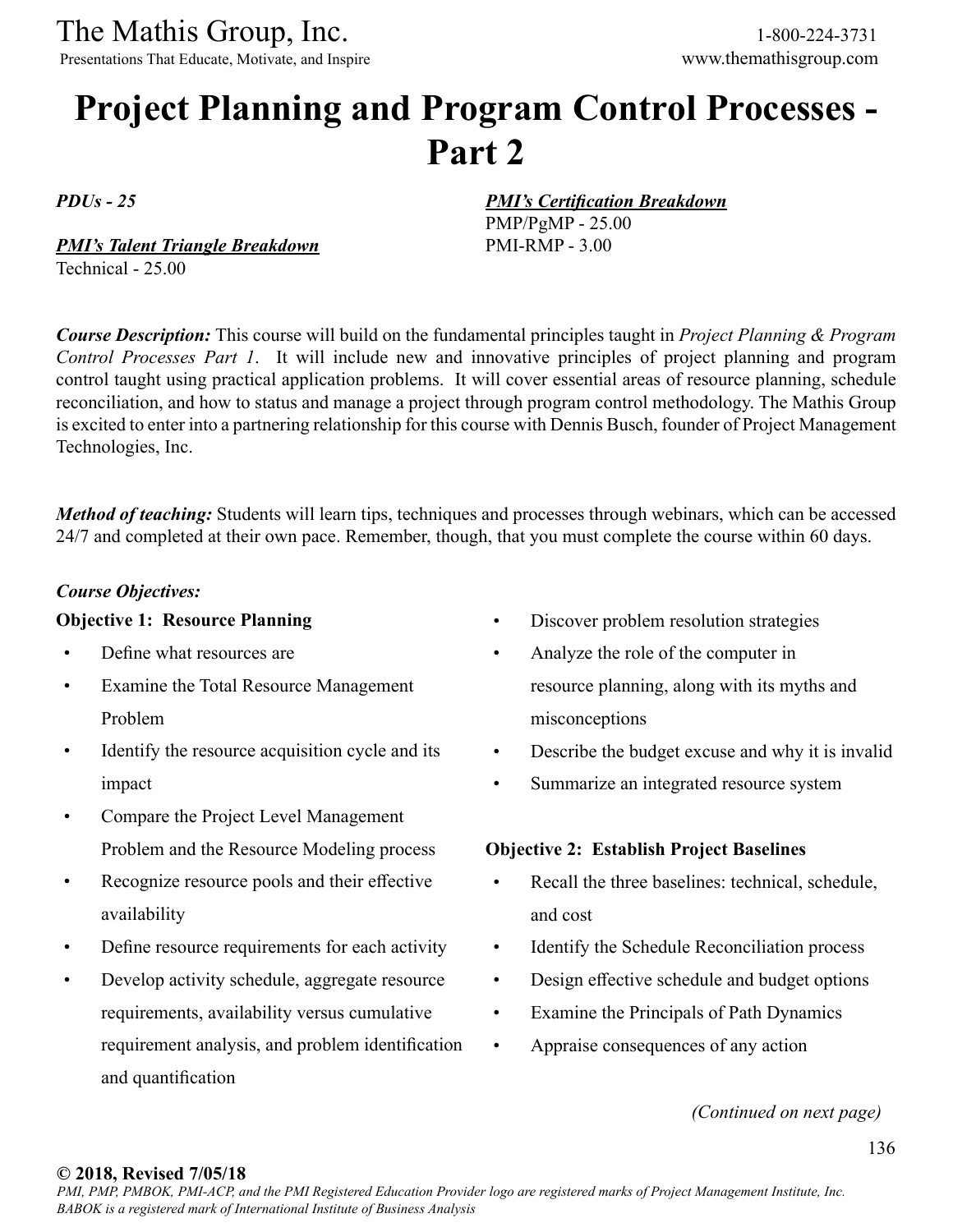# Project Planning and Program Control Processes - Part 2

***PDUs - 25***

***PMI's Talent Triangle Breakdown***
Technical - 25.00

***PMI's Certification Breakdown***
PMP/PgMP - 25.00
PMI-RMP - 3.00

***Course Description:*** This course will build on the fundamental principles taught in *Project Planning & Program Control Processes Part 1*. It will include new and innovative principles of project planning and program control taught using practical application problems. It will cover essential areas of resource planning, schedule reconciliation, and how to status and manage a project through program control methodology. The Mathis Group is excited to enter into a partnering relationship for this course with Dennis Busch, founder of Project Management Technologies, Inc.

***Method of teaching:*** Students will learn tips, techniques and processes through webinars, which can be accessed 24/7 and completed at their own pace. Remember, though, that you must complete the course within 60 days.

***Course Objectives:***

**Objective 1: Resource Planning**

- Define what resources are
- Examine the Total Resource Management Problem
- Identify the resource acquisition cycle and its impact
- Compare the Project Level Management Problem and the Resource Modeling process
- Recognize resource pools and their effective availability
- Define resource requirements for each activity
- Develop activity schedule, aggregate resource requirements, availability versus cumulative requirement analysis, and problem identification and quantification
- Discover problem resolution strategies
- Analyze the role of the computer in resource planning, along with its myths and misconceptions
- Describe the budget excuse and why it is invalid
- Summarize an integrated resource system

**Objective 2: Establish Project Baselines**

- Recall the three baselines: technical, schedule, and cost
- Identify the Schedule Reconciliation process
- Design effective schedule and budget options
- Examine the Principals of Path Dynamics
- Appraise consequences of any action

*(Continued on next page)*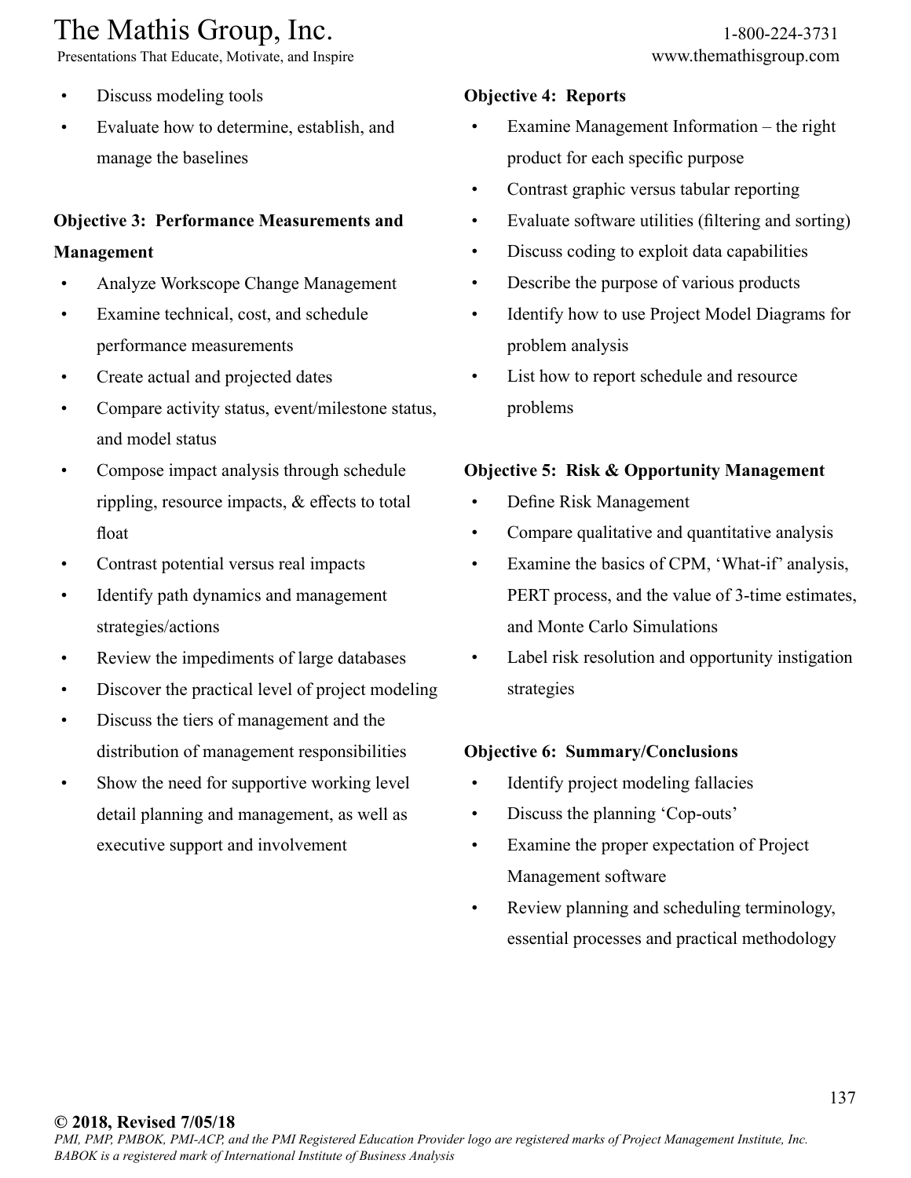- Discuss modeling tools
- Evaluate how to determine, establish, and manage the baselines

**Objective 3: Performance Measurements and Management**

- Analyze Workscope Change Management
- Examine technical, cost, and schedule performance measurements
- Create actual and projected dates
- Compare activity status, event/milestone status, and model status
- Compose impact analysis through schedule rippling, resource impacts, & effects to total float
- Contrast potential versus real impacts
- Identify path dynamics and management strategies/actions
- Review the impediments of large databases
- Discover the practical level of project modeling
- Discuss the tiers of management and the distribution of management responsibilities
- Show the need for supportive working level detail planning and management, as well as executive support and involvement

**Objective 4: Reports**

- Examine Management Information – the right product for each specific purpose
- Contrast graphic versus tabular reporting
- Evaluate software utilities (filtering and sorting)
- Discuss coding to exploit data capabilities
- Describe the purpose of various products
- Identify how to use Project Model Diagrams for problem analysis
- List how to report schedule and resource problems

**Objective 5: Risk & Opportunity Management**

- Define Risk Management
- Compare qualitative and quantitative analysis
- Examine the basics of CPM, 'What-if' analysis, PERT process, and the value of 3-time estimates, and Monte Carlo Simulations
- Label risk resolution and opportunity instigation strategies

**Objective 6: Summary/Conclusions**

- Identify project modeling fallacies
- Discuss the planning 'Cop-outs'
- Examine the proper expectation of Project Management software
- Review planning and scheduling terminology, essential processes and practical methodology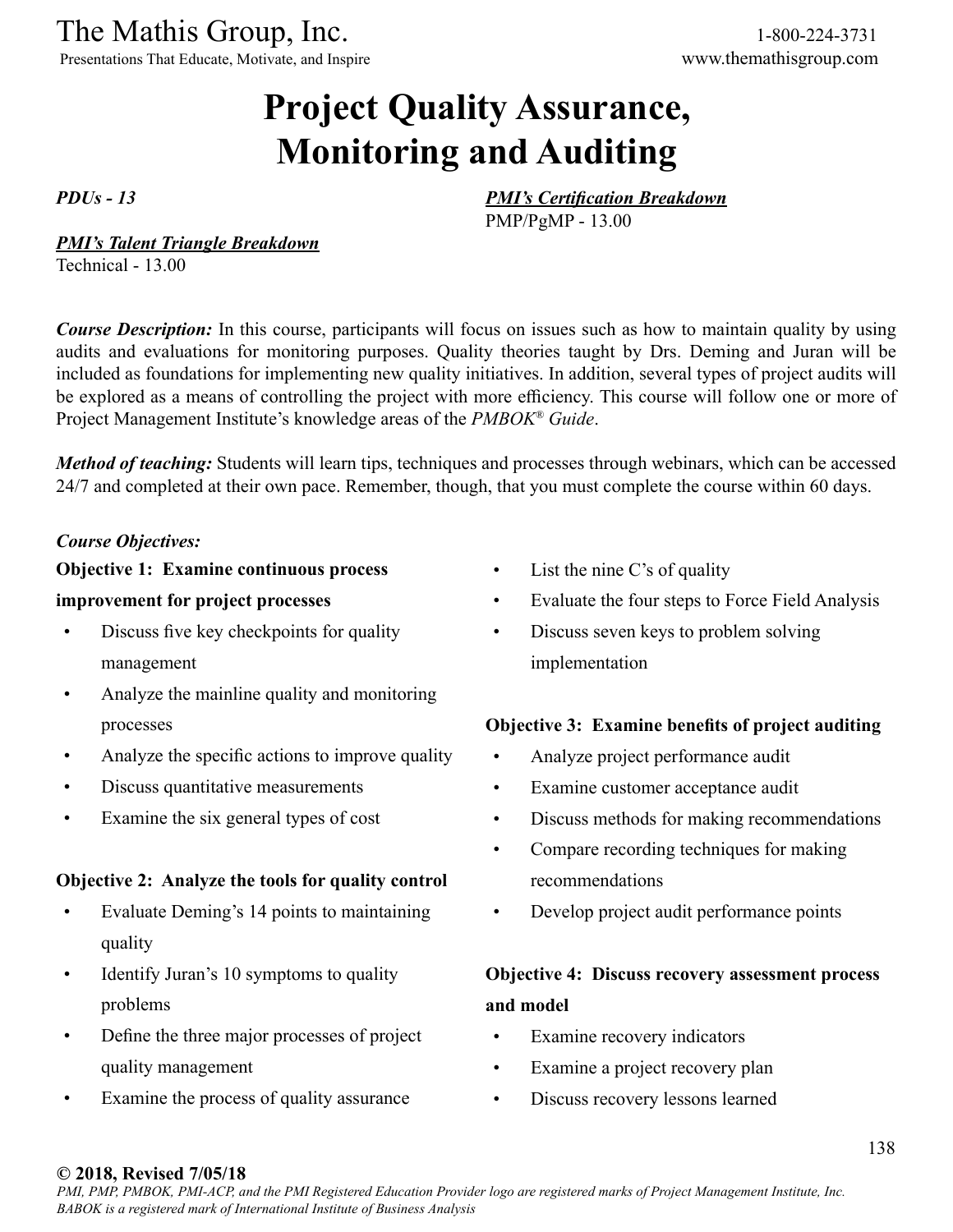# Project Quality Assurance, Monitoring and Auditing

*PDUs - 13*

***PMI's Certification Breakdown***
PMP/PgMP - 13.00

***PMI's Talent Triangle Breakdown***
Technical - 13.00

***Course Description:*** In this course, participants will focus on issues such as how to maintain quality by using audits and evaluations for monitoring purposes. Quality theories taught by Drs. Deming and Juran will be included as foundations for implementing new quality initiatives. In addition, several types of project audits will be explored as a means of controlling the project with more efficiency. This course will follow one or more of Project Management Institute's knowledge areas of the *PMBOK® Guide*.

***Method of teaching:*** Students will learn tips, techniques and processes through webinars, which can be accessed 24/7 and completed at their own pace. Remember, though, that you must complete the course within 60 days.

***Course Objectives:***

**Objective 1: Examine continuous process improvement for project processes**

- Discuss five key checkpoints for quality management
- Analyze the mainline quality and monitoring processes
- Analyze the specific actions to improve quality
- Discuss quantitative measurements
- Examine the six general types of cost

**Objective 2: Analyze the tools for quality control**

- Evaluate Deming's 14 points to maintaining quality
- Identify Juran's 10 symptoms to quality problems
- Define the three major processes of project quality management
- Examine the process of quality assurance
- List the nine C's of quality
- Evaluate the four steps to Force Field Analysis
- Discuss seven keys to problem solving implementation

**Objective 3: Examine benefits of project auditing**

- Analyze project performance audit
- Examine customer acceptance audit
- Discuss methods for making recommendations
- Compare recording techniques for making recommendations
- Develop project audit performance points

**Objective 4: Discuss recovery assessment process and model**

- Examine recovery indicators
- Examine a project recovery plan
- Discuss recovery lessons learned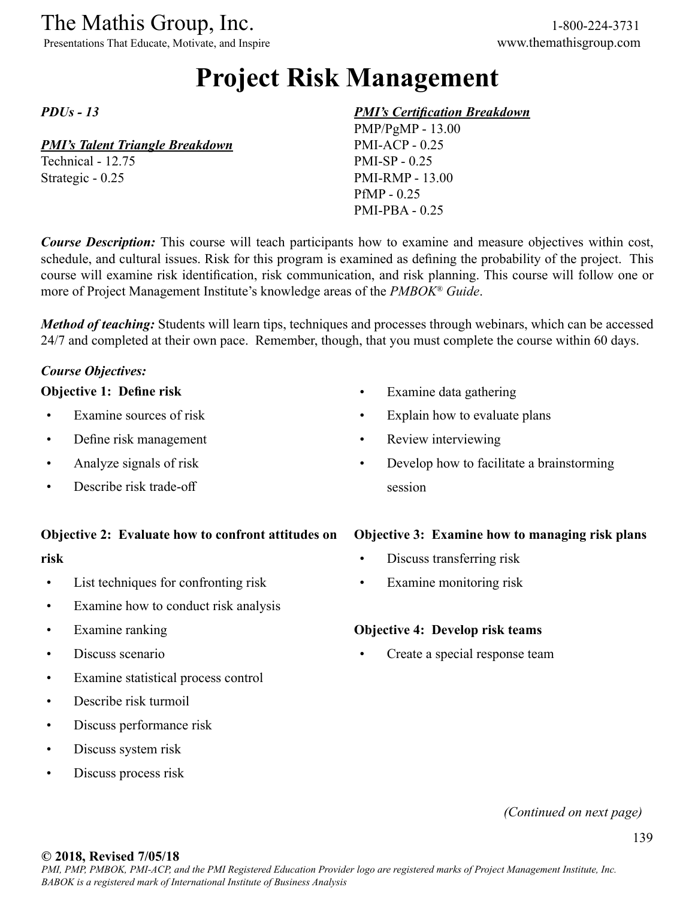# Project Risk Management

*PDUs - 13*

***PMI's Talent Triangle Breakdown***
Technical - 12.75
Strategic - 0.25

***PMI's Certification Breakdown***
PMP/PgMP - 13.00
PMI-ACP - 0.25
PMI-SP - 0.25
PMI-RMP - 13.00
PfMP - 0.25
PMI-PBA - 0.25

***Course Description:*** This course will teach participants how to examine and measure objectives within cost, schedule, and cultural issues. Risk for this program is examined as defining the probability of the project. This course will examine risk identification, risk communication, and risk planning. This course will follow one or more of Project Management Institute's knowledge areas of the *PMBOK® Guide*.

***Method of teaching:*** Students will learn tips, techniques and processes through webinars, which can be accessed 24/7 and completed at their own pace. Remember, though, that you must complete the course within 60 days.

***Course Objectives:***

**Objective 1: Define risk**

- Examine sources of risk
- Define risk management
- Analyze signals of risk
- Describe risk trade-off
- Examine data gathering
- Explain how to evaluate plans
- Review interviewing
- Develop how to facilitate a brainstorming session

**Objective 2: Evaluate how to confront attitudes on risk**

- List techniques for confronting risk
- Examine how to conduct risk analysis
- Examine ranking
- Discuss scenario
- Examine statistical process control
- Describe risk turmoil
- Discuss performance risk
- Discuss system risk
- Discuss process risk

**Objective 3: Examine how to managing risk plans**

- Discuss transferring risk
- Examine monitoring risk

**Objective 4: Develop risk teams**

- Create a special response team

*(Continued on next page)*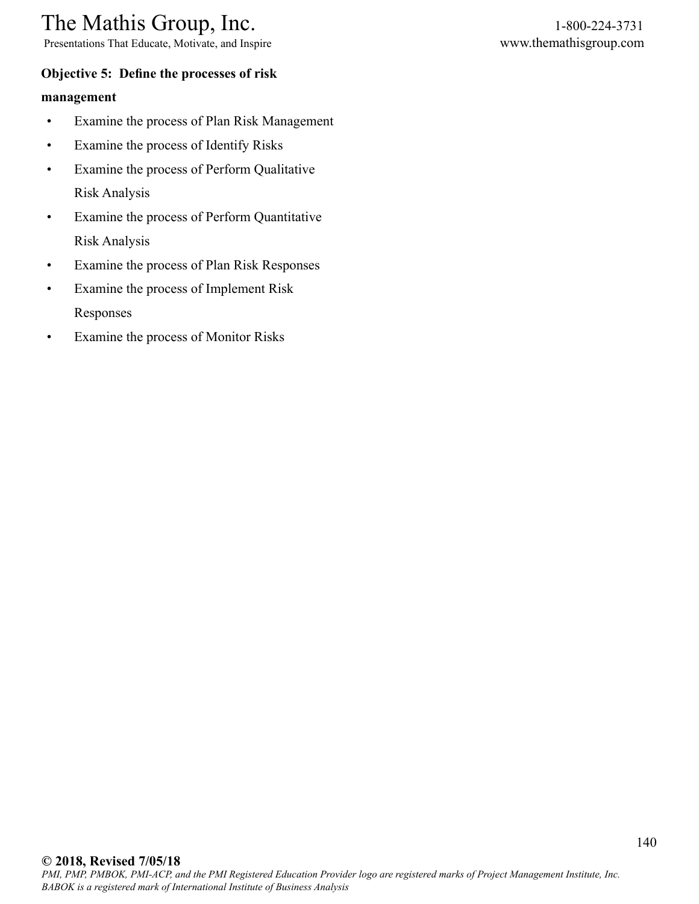**Objective 5: Define the processes of risk management**

- Examine the process of Plan Risk Management
- Examine the process of Identify Risks
- Examine the process of Perform Qualitative Risk Analysis
- Examine the process of Perform Quantitative Risk Analysis
- Examine the process of Plan Risk Responses
- Examine the process of Implement Risk Responses
- Examine the process of Monitor Risks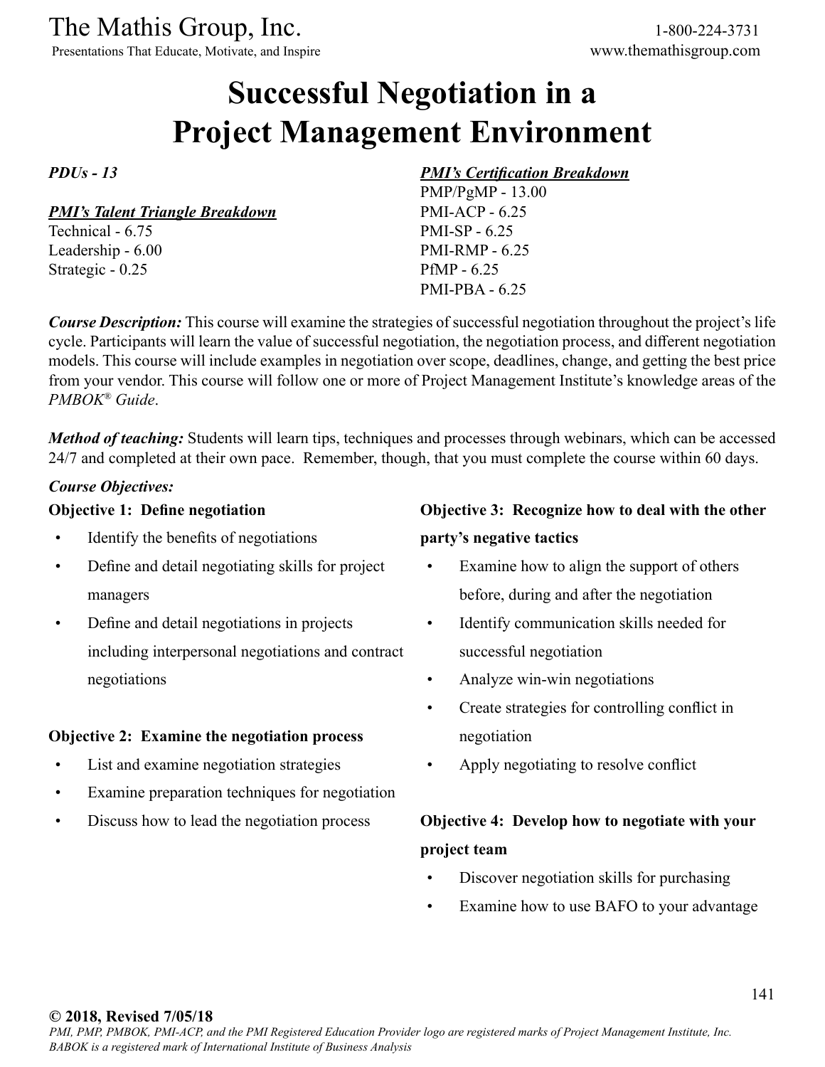# Successful Negotiation in a Project Management Environment

***PDUs - 13***

***PMI's Talent Triangle Breakdown***

Technical - 6.75
Leadership - 6.00
Strategic - 0.25

***PMI's Certification Breakdown***

PMP/PgMP - 13.00
PMI-ACP - 6.25
PMI-SP - 6.25
PMI-RMP - 6.25
PfMP - 6.25
PMI-PBA - 6.25

***Course Description:*** This course will examine the strategies of successful negotiation throughout the project's life cycle. Participants will learn the value of successful negotiation, the negotiation process, and different negotiation models. This course will include examples in negotiation over scope, deadlines, change, and getting the best price from your vendor. This course will follow one or more of Project Management Institute's knowledge areas of the *PMBOK® Guide*.

***Method of teaching:*** Students will learn tips, techniques and processes through webinars, which can be accessed 24/7 and completed at their own pace. Remember, though, that you must complete the course within 60 days.

***Course Objectives:***

**Objective 1: Define negotiation**

- Identify the benefits of negotiations
- Define and detail negotiating skills for project managers
- Define and detail negotiations in projects including interpersonal negotiations and contract negotiations

**Objective 2: Examine the negotiation process**

- List and examine negotiation strategies
- Examine preparation techniques for negotiation
- Discuss how to lead the negotiation process

**Objective 3: Recognize how to deal with the other party's negative tactics**

- Examine how to align the support of others before, during and after the negotiation
- Identify communication skills needed for successful negotiation
- Analyze win-win negotiations
- Create strategies for controlling conflict in negotiation
- Apply negotiating to resolve conflict

**Objective 4: Develop how to negotiate with your project team**

- Discover negotiation skills for purchasing
- Examine how to use BAFO to your advantage

**© 2018, Revised 7/05/18**

*PMI, PMP, PMBOK, PMI-ACP, and the PMI Registered Education Provider logo are registered marks of Project Management Institute, Inc. BABOK is a registered mark of International Institute of Business Analysis*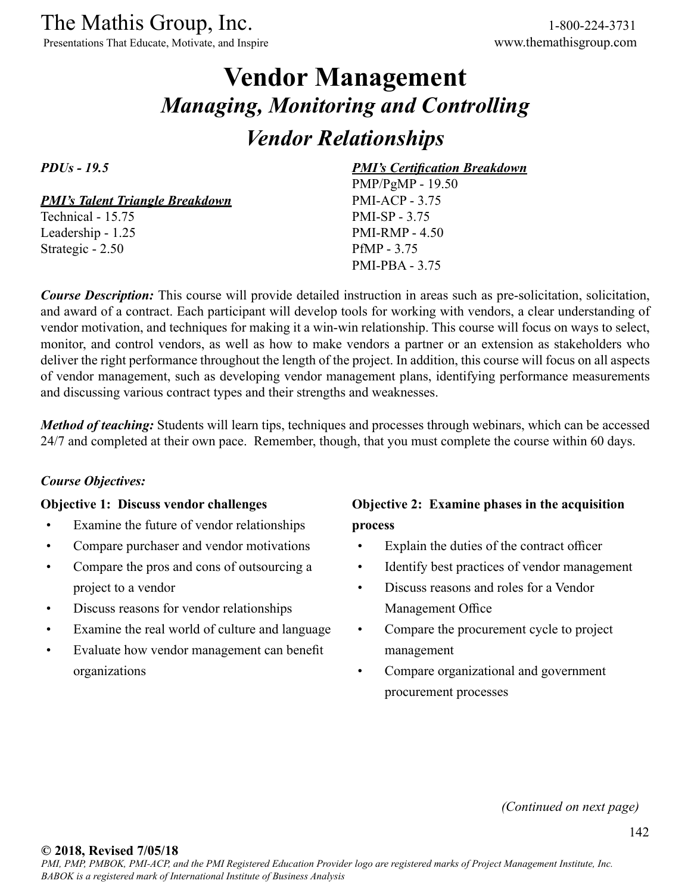# Vendor Management

## *Managing, Monitoring and Controlling Vendor Relationships*

***PDUs - 19.5***

***PMI's Talent Triangle Breakdown***
Technical - 15.75
Leadership - 1.25
Strategic - 2.50

***PMI's Certification Breakdown***
PMP/PgMP - 19.50
PMI-ACP - 3.75
PMI-SP - 3.75
PMI-RMP - 4.50
PfMP - 3.75
PMI-PBA - 3.75

***Course Description:*** This course will provide detailed instruction in areas such as pre-solicitation, solicitation, and award of a contract. Each participant will develop tools for working with vendors, a clear understanding of vendor motivation, and techniques for making it a win-win relationship. This course will focus on ways to select, monitor, and control vendors, as well as how to make vendors a partner or an extension as stakeholders who deliver the right performance throughout the length of the project. In addition, this course will focus on all aspects of vendor management, such as developing vendor management plans, identifying performance measurements and discussing various contract types and their strengths and weaknesses.

***Method of teaching:*** Students will learn tips, techniques and processes through webinars, which can be accessed 24/7 and completed at their own pace. Remember, though, that you must complete the course within 60 days.

***Course Objectives:***

**Objective 1: Discuss vendor challenges**

- Examine the future of vendor relationships
- Compare purchaser and vendor motivations
- Compare the pros and cons of outsourcing a project to a vendor
- Discuss reasons for vendor relationships
- Examine the real world of culture and language
- Evaluate how vendor management can benefit organizations

**Objective 2: Examine phases in the acquisition process**

- Explain the duties of the contract officer
- Identify best practices of vendor management
- Discuss reasons and roles for a Vendor Management Office
- Compare the procurement cycle to project management
- Compare organizational and government procurement processes

*(Continued on next page)*

**© 2018, Revised 7/05/18**
*PMI, PMP, PMBOK, PMI-ACP, and the PMI Registered Education Provider logo are registered marks of Project Management Institute, Inc. BABOK is a registered mark of International Institute of Business Analysis*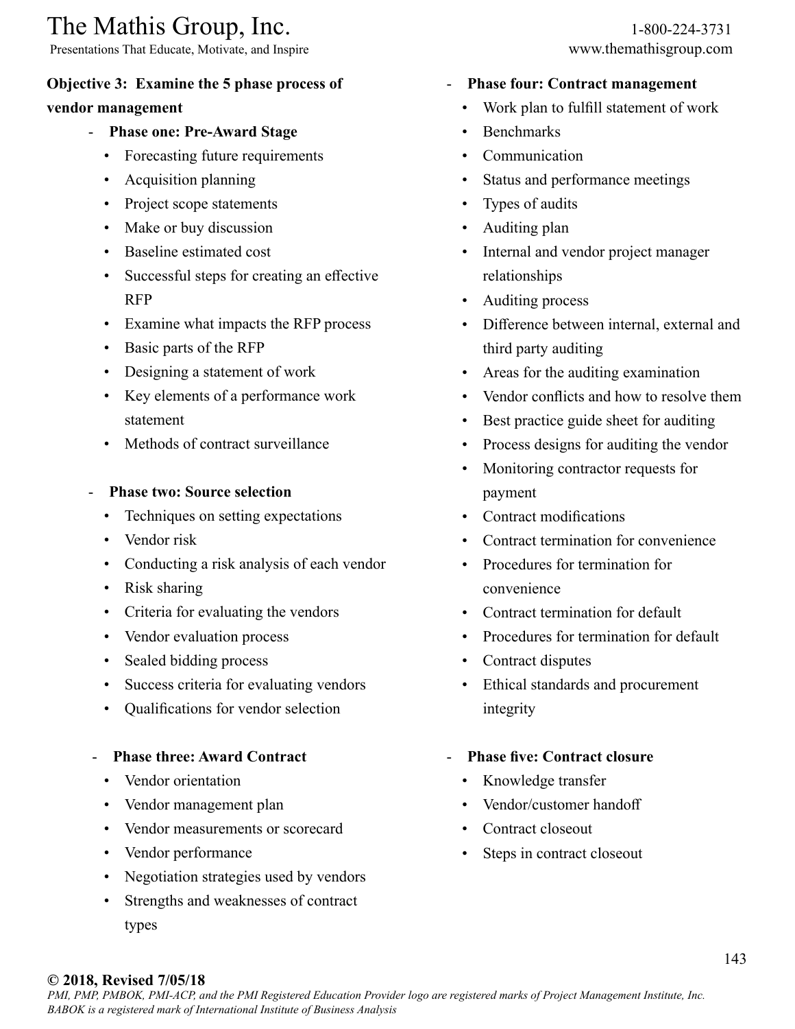**Objective 3: Examine the 5 phase process of vendor management**

- **Phase one: Pre-Award Stage**
  - Forecasting future requirements
  - Acquisition planning
  - Project scope statements
  - Make or buy discussion
  - Baseline estimated cost
  - Successful steps for creating an effective RFP
  - Examine what impacts the RFP process
  - Basic parts of the RFP
  - Designing a statement of work
  - Key elements of a performance work statement
  - Methods of contract surveillance

- **Phase two: Source selection**
  - Techniques on setting expectations
  - Vendor risk
  - Conducting a risk analysis of each vendor
  - Risk sharing
  - Criteria for evaluating the vendors
  - Vendor evaluation process
  - Sealed bidding process
  - Success criteria for evaluating vendors
  - Qualifications for vendor selection

- **Phase three: Award Contract**
  - Vendor orientation
  - Vendor management plan
  - Vendor measurements or scorecard
  - Vendor performance
  - Negotiation strategies used by vendors
  - Strengths and weaknesses of contract types

- **Phase four: Contract management**
  - Work plan to fulfill statement of work
  - Benchmarks
  - Communication
  - Status and performance meetings
  - Types of audits
  - Auditing plan
  - Internal and vendor project manager relationships
  - Auditing process
  - Difference between internal, external and third party auditing
  - Areas for the auditing examination
  - Vendor conflicts and how to resolve them
  - Best practice guide sheet for auditing
  - Process designs for auditing the vendor
  - Monitoring contractor requests for payment
  - Contract modifications
  - Contract termination for convenience
  - Procedures for termination for convenience
  - Contract termination for default
  - Procedures for termination for default
  - Contract disputes
  - Ethical standards and procurement integrity

- **Phase five: Contract closure**
  - Knowledge transfer
  - Vendor/customer handoff
  - Contract closeout
  - Steps in contract closeout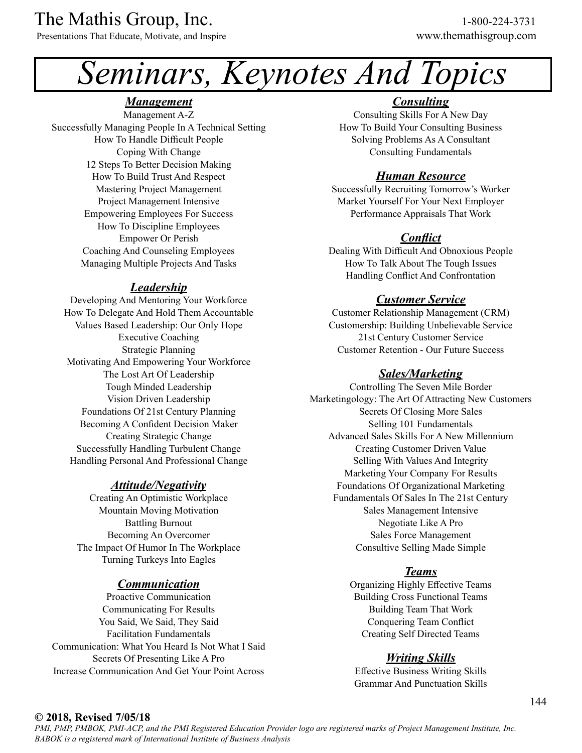The Mathis Group, Inc.
Presentations That Educate, Motivate, and Inspire

1-800-224-3731
www.themathisgroup.com

# Seminars, Keynotes And Topics

### ***Management***

Management A-Z
Successfully Managing People In A Technical Setting
How To Handle Difficult People
Coping With Change
12 Steps To Better Decision Making
How To Build Trust And Respect
Mastering Project Management
Project Management Intensive
Empowering Employees For Success
How To Discipline Employees
Empower Or Perish
Coaching And Counseling Employees
Managing Multiple Projects And Tasks

### ***Leadership***

Developing And Mentoring Your Workforce
How To Delegate And Hold Them Accountable
Values Based Leadership: Our Only Hope
Executive Coaching
Strategic Planning
Motivating And Empowering Your Workforce
The Lost Art Of Leadership
Tough Minded Leadership
Vision Driven Leadership
Foundations Of 21st Century Planning
Becoming A Confident Decision Maker
Creating Strategic Change
Successfully Handling Turbulent Change
Handling Personal And Professional Change

### ***Attitude/Negativity***

Creating An Optimistic Workplace
Mountain Moving Motivation
Battling Burnout
Becoming An Overcomer
The Impact Of Humor In The Workplace
Turning Turkeys Into Eagles

### ***Communication***

Proactive Communication
Communicating For Results
You Said, We Said, They Said
Facilitation Fundamentals
Communication: What You Heard Is Not What I Said
Secrets Of Presenting Like A Pro
Increase Communication And Get Your Point Across

### ***Consulting***

Consulting Skills For A New Day
How To Build Your Consulting Business
Solving Problems As A Consultant
Consulting Fundamentals

### ***Human Resource***

Successfully Recruiting Tomorrow's Worker
Market Yourself For Your Next Employer
Performance Appraisals That Work

### ***Conflict***

Dealing With Difficult And Obnoxious People
How To Talk About The Tough Issues
Handling Conflict And Confrontation

### ***Customer Service***

Customer Relationship Management (CRM)
Customership: Building Unbelievable Service
21st Century Customer Service
Customer Retention - Our Future Success

### ***Sales/Marketing***

Controlling The Seven Mile Border
Marketingology: The Art Of Attracting New Customers
Secrets Of Closing More Sales
Selling 101 Fundamentals
Advanced Sales Skills For A New Millennium
Creating Customer Driven Value
Selling With Values And Integrity
Marketing Your Company For Results
Foundations Of Organizational Marketing
Fundamentals Of Sales In The 21st Century
Sales Management Intensive
Negotiate Like A Pro
Sales Force Management
Consultive Selling Made Simple

### ***Teams***

Organizing Highly Effective Teams
Building Cross Functional Teams
Building Team That Work
Conquering Team Conflict
Creating Self Directed Teams

### ***Writing Skills***

Effective Business Writing Skills
Grammar And Punctuation Skills

**© 2018, Revised 7/05/18**

*PMI, PMP, PMBOK, PMI-ACP, and the PMI Registered Education Provider logo are registered marks of Project Management Institute, Inc.*
*BABOK is a registered mark of International Institute of Business Analysis*